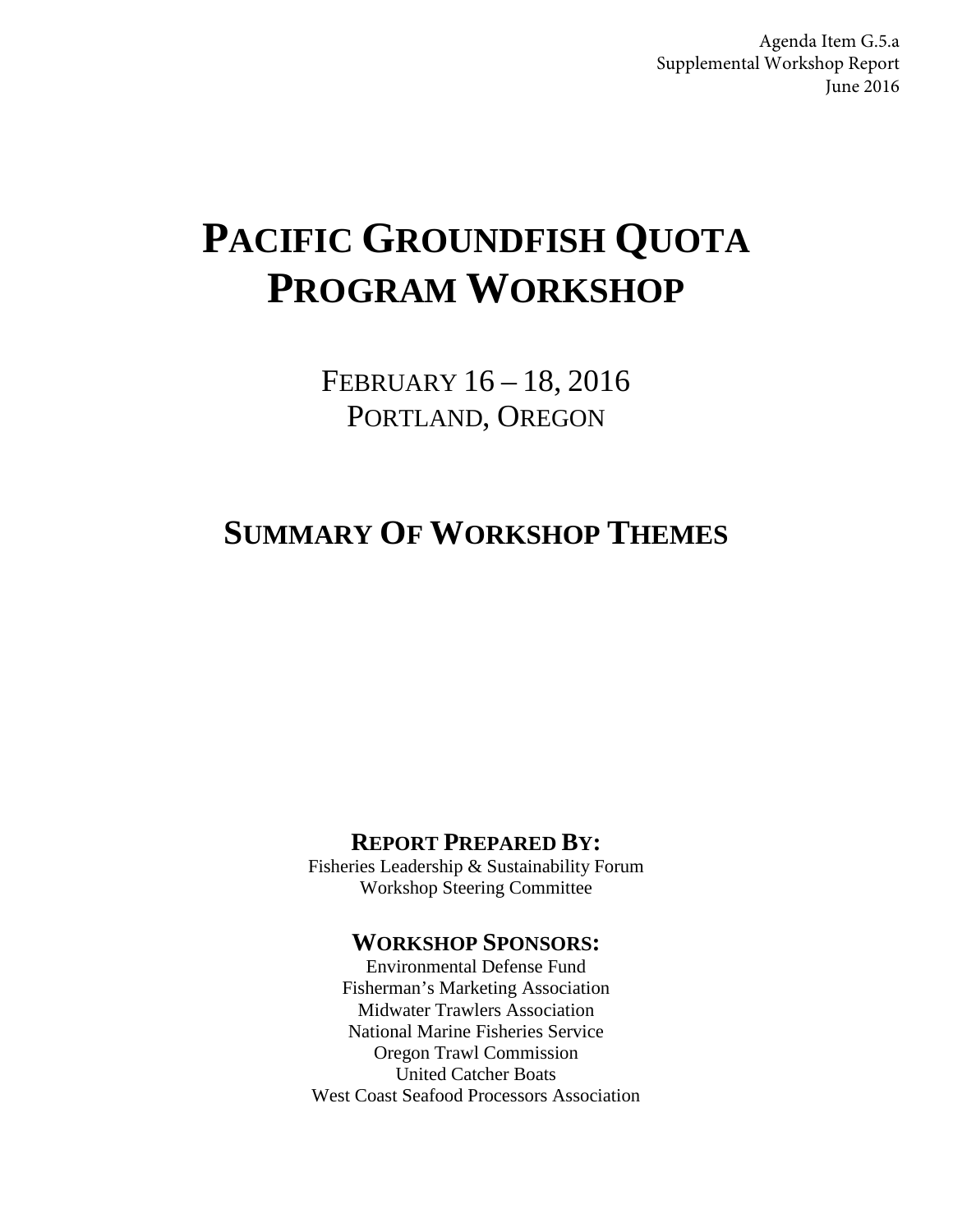Agenda Item G.5.a
Supplemental Workshop Report
June 2016

# PACIFIC GROUNDFISH QUOTA PROGRAM WORKSHOP

FEBRUARY 16 – 18, 2016
PORTLAND, OREGON

## SUMMARY OF WORKSHOP THEMES

**REPORT PREPARED BY:**
Fisheries Leadership & Sustainability Forum
Workshop Steering Committee

**WORKSHOP SPONSORS:**
Environmental Defense Fund
Fisherman's Marketing Association
Midwater Trawlers Association
National Marine Fisheries Service
Oregon Trawl Commission
United Catcher Boats
West Coast Seafood Processors Association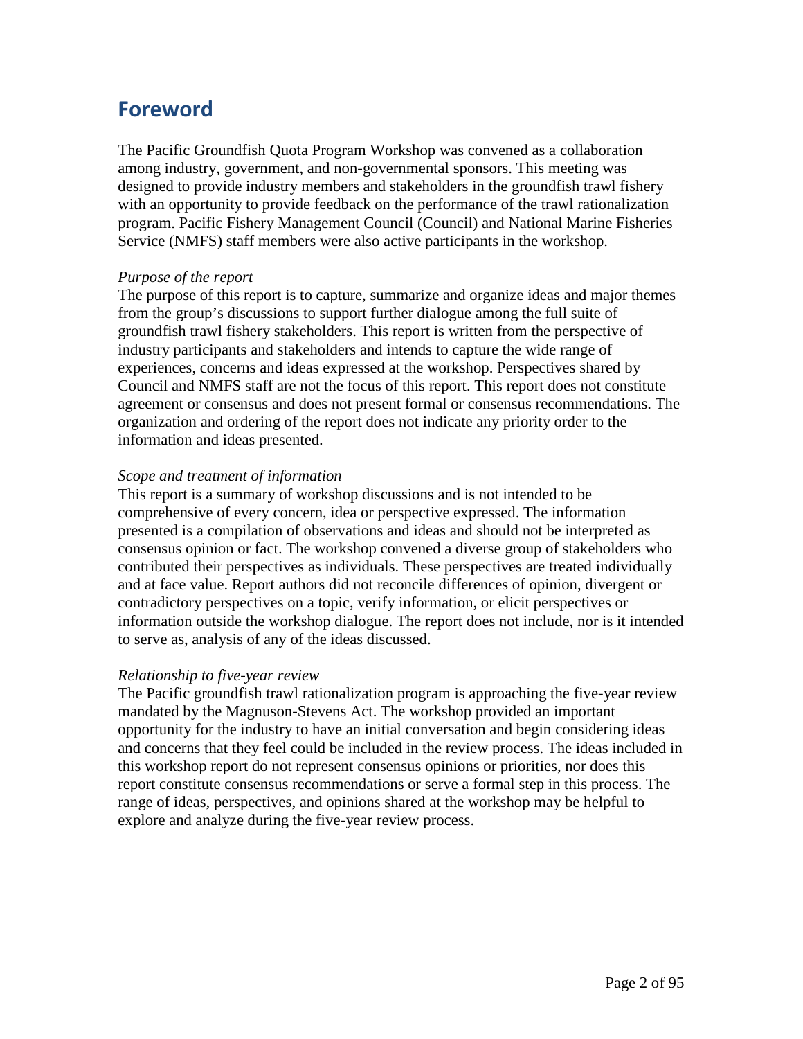# Foreword

The Pacific Groundfish Quota Program Workshop was convened as a collaboration among industry, government, and non-governmental sponsors. This meeting was designed to provide industry members and stakeholders in the groundfish trawl fishery with an opportunity to provide feedback on the performance of the trawl rationalization program. Pacific Fishery Management Council (Council) and National Marine Fisheries Service (NMFS) staff members were also active participants in the workshop.

*Purpose of the report*

The purpose of this report is to capture, summarize and organize ideas and major themes from the group's discussions to support further dialogue among the full suite of groundfish trawl fishery stakeholders. This report is written from the perspective of industry participants and stakeholders and intends to capture the wide range of experiences, concerns and ideas expressed at the workshop. Perspectives shared by Council and NMFS staff are not the focus of this report. This report does not constitute agreement or consensus and does not present formal or consensus recommendations. The organization and ordering of the report does not indicate any priority order to the information and ideas presented.

*Scope and treatment of information*

This report is a summary of workshop discussions and is not intended to be comprehensive of every concern, idea or perspective expressed. The information presented is a compilation of observations and ideas and should not be interpreted as consensus opinion or fact. The workshop convened a diverse group of stakeholders who contributed their perspectives as individuals. These perspectives are treated individually and at face value. Report authors did not reconcile differences of opinion, divergent or contradictory perspectives on a topic, verify information, or elicit perspectives or information outside the workshop dialogue. The report does not include, nor is it intended to serve as, analysis of any of the ideas discussed.

*Relationship to five-year review*

The Pacific groundfish trawl rationalization program is approaching the five-year review mandated by the Magnuson-Stevens Act. The workshop provided an important opportunity for the industry to have an initial conversation and begin considering ideas and concerns that they feel could be included in the review process. The ideas included in this workshop report do not represent consensus opinions or priorities, nor does this report constitute consensus recommendations or serve a formal step in this process. The range of ideas, perspectives, and opinions shared at the workshop may be helpful to explore and analyze during the five-year review process.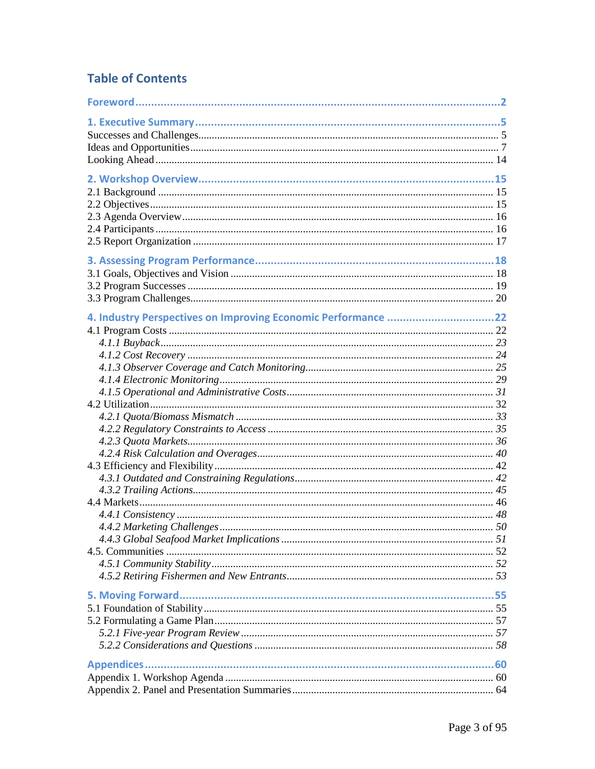# Table of Contents

**Foreword** ..... 2

**1. Executive Summary** ..... 5

Successes and Challenges ..... 5

Ideas and Opportunities ..... 7

Looking Ahead ..... 14

**2. Workshop Overview** ..... 15

2.1 Background ..... 15

2.2 Objectives ..... 15

2.3 Agenda Overview ..... 16

2.4 Participants ..... 16

2.5 Report Organization ..... 17

**3. Assessing Program Performance** ..... 18

3.1 Goals, Objectives and Vision ..... 18

3.2 Program Successes ..... 19

3.3 Program Challenges ..... 20

**4. Industry Perspectives on Improving Economic Performance** ..... 22

4.1 Program Costs ..... 22

*4.1.1 Buyback* ..... 23

*4.1.2 Cost Recovery* ..... 24

*4.1.3 Observer Coverage and Catch Monitoring* ..... 25

*4.1.4 Electronic Monitoring* ..... 29

*4.1.5 Operational and Administrative Costs* ..... 31

4.2 Utilization ..... 32

*4.2.1 Quota/Biomass Mismatch* ..... 33

*4.2.2 Regulatory Constraints to Access* ..... 35

*4.2.3 Quota Markets* ..... 36

*4.2.4 Risk Calculation and Overages* ..... 40

4.3 Efficiency and Flexibility ..... 42

*4.3.1 Outdated and Constraining Regulations* ..... 42

*4.3.2 Trailing Actions* ..... 45

4.4 Markets ..... 46

*4.4.1 Consistency* ..... 48

*4.4.2 Marketing Challenges* ..... 50

*4.4.3 Global Seafood Market Implications* ..... 51

4.5. Communities ..... 52

*4.5.1 Community Stability* ..... 52

*4.5.2 Retiring Fishermen and New Entrants* ..... 53

**5. Moving Forward** ..... 55

5.1 Foundation of Stability ..... 55

5.2 Formulating a Game Plan ..... 57

*5.2.1 Five-year Program Review* ..... 57

*5.2.2 Considerations and Questions* ..... 58

**Appendices** ..... 60

Appendix 1. Workshop Agenda ..... 60

Appendix 2. Panel and Presentation Summaries ..... 64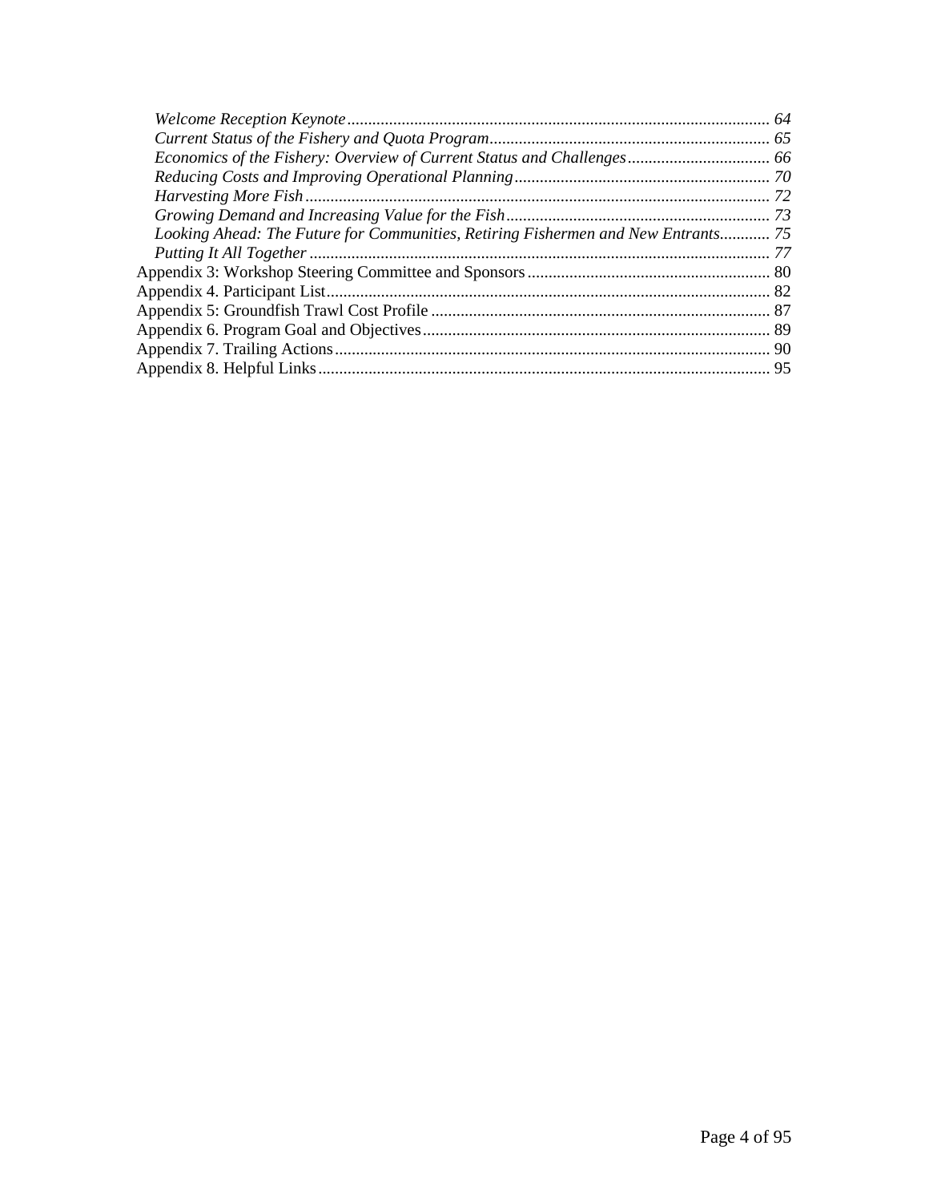*Welcome Reception Keynote* ..................................................................................................... 64
*Current Status of the Fishery and Quota Program* ................................................................... 65
*Economics of the Fishery: Overview of Current Status and Challenges* .................................. 66
*Reducing Costs and Improving Operational Planning* ............................................................. 70
*Harvesting More Fish* ............................................................................................................... 72
*Growing Demand and Increasing Value for the Fish* ............................................................... 73
*Looking Ahead: The Future for Communities, Retiring Fishermen and New Entrants* ............ 75
*Putting It All Together* ............................................................................................................. 77
Appendix 3: Workshop Steering Committee and Sponsors .......................................................... 80
Appendix 4. Participant List .......................................................................................................... 82
Appendix 5: Groundfish Trawl Cost Profile ................................................................................. 87
Appendix 6. Program Goal and Objectives ................................................................................... 89
Appendix 7. Trailing Actions ........................................................................................................ 90
Appendix 8. Helpful Links ............................................................................................................ 95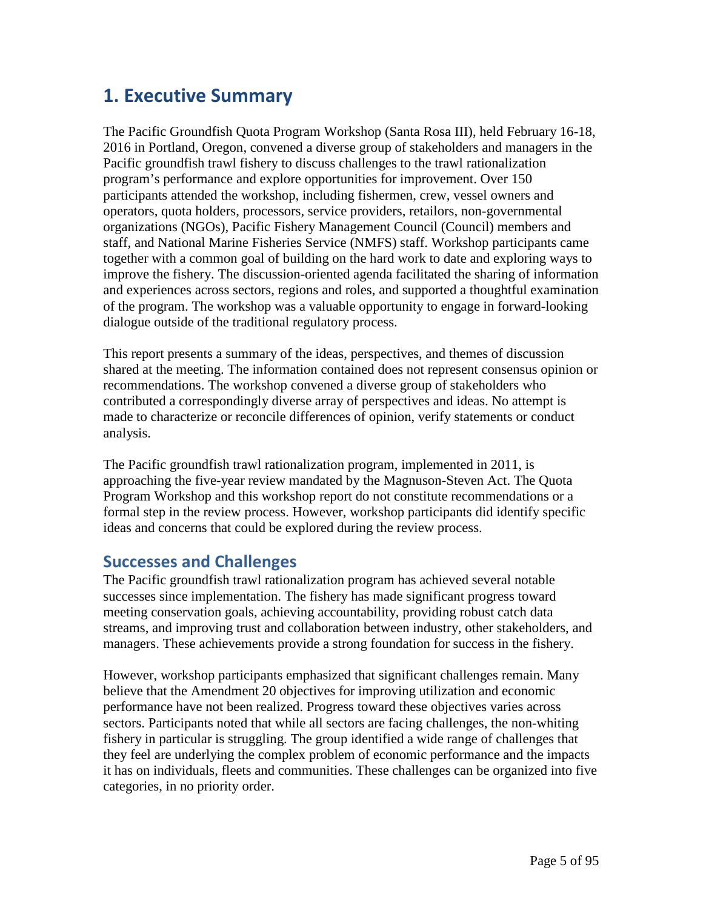# 1. Executive Summary

The Pacific Groundfish Quota Program Workshop (Santa Rosa III), held February 16-18, 2016 in Portland, Oregon, convened a diverse group of stakeholders and managers in the Pacific groundfish trawl fishery to discuss challenges to the trawl rationalization program's performance and explore opportunities for improvement. Over 150 participants attended the workshop, including fishermen, crew, vessel owners and operators, quota holders, processors, service providers, retailors, non-governmental organizations (NGOs), Pacific Fishery Management Council (Council) members and staff, and National Marine Fisheries Service (NMFS) staff. Workshop participants came together with a common goal of building on the hard work to date and exploring ways to improve the fishery. The discussion-oriented agenda facilitated the sharing of information and experiences across sectors, regions and roles, and supported a thoughtful examination of the program. The workshop was a valuable opportunity to engage in forward-looking dialogue outside of the traditional regulatory process.

This report presents a summary of the ideas, perspectives, and themes of discussion shared at the meeting. The information contained does not represent consensus opinion or recommendations. The workshop convened a diverse group of stakeholders who contributed a correspondingly diverse array of perspectives and ideas. No attempt is made to characterize or reconcile differences of opinion, verify statements or conduct analysis.

The Pacific groundfish trawl rationalization program, implemented in 2011, is approaching the five-year review mandated by the Magnuson-Steven Act. The Quota Program Workshop and this workshop report do not constitute recommendations or a formal step in the review process. However, workshop participants did identify specific ideas and concerns that could be explored during the review process.

## Successes and Challenges

The Pacific groundfish trawl rationalization program has achieved several notable successes since implementation. The fishery has made significant progress toward meeting conservation goals, achieving accountability, providing robust catch data streams, and improving trust and collaboration between industry, other stakeholders, and managers. These achievements provide a strong foundation for success in the fishery.

However, workshop participants emphasized that significant challenges remain. Many believe that the Amendment 20 objectives for improving utilization and economic performance have not been realized. Progress toward these objectives varies across sectors. Participants noted that while all sectors are facing challenges, the non-whiting fishery in particular is struggling. The group identified a wide range of challenges that they feel are underlying the complex problem of economic performance and the impacts it has on individuals, fleets and communities. These challenges can be organized into five categories, in no priority order.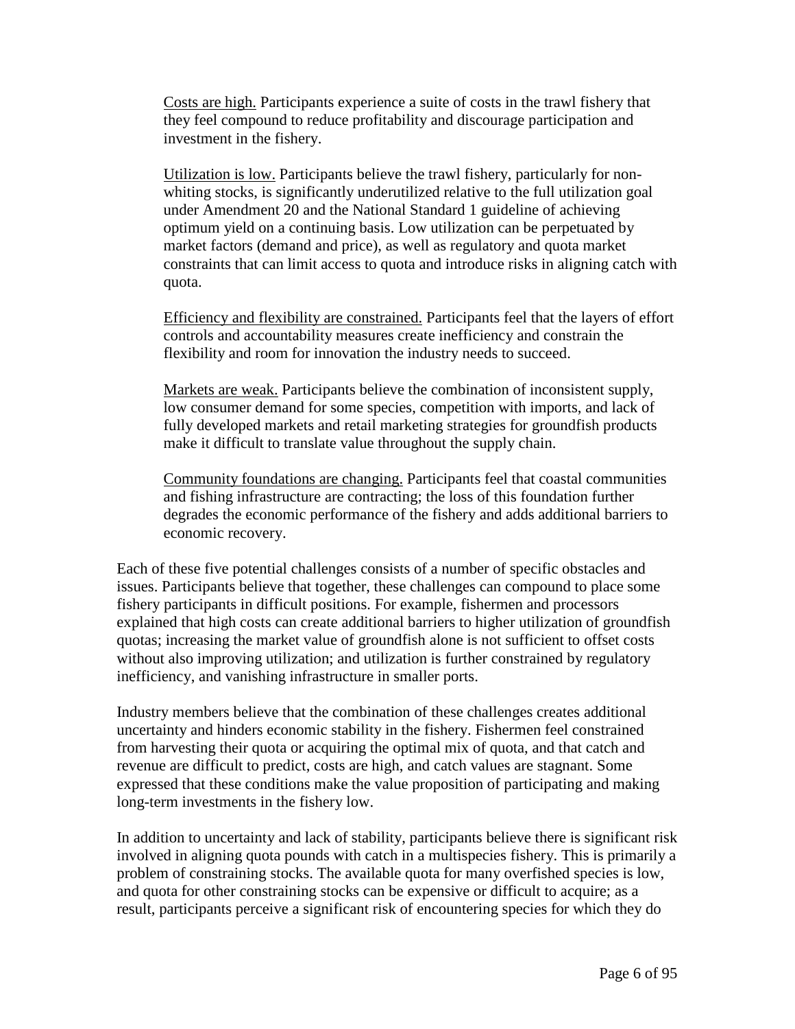Costs are high. Participants experience a suite of costs in the trawl fishery that they feel compound to reduce profitability and discourage participation and investment in the fishery.

Utilization is low. Participants believe the trawl fishery, particularly for non-whiting stocks, is significantly underutilized relative to the full utilization goal under Amendment 20 and the National Standard 1 guideline of achieving optimum yield on a continuing basis. Low utilization can be perpetuated by market factors (demand and price), as well as regulatory and quota market constraints that can limit access to quota and introduce risks in aligning catch with quota.

Efficiency and flexibility are constrained. Participants feel that the layers of effort controls and accountability measures create inefficiency and constrain the flexibility and room for innovation the industry needs to succeed.

Markets are weak. Participants believe the combination of inconsistent supply, low consumer demand for some species, competition with imports, and lack of fully developed markets and retail marketing strategies for groundfish products make it difficult to translate value throughout the supply chain.

Community foundations are changing. Participants feel that coastal communities and fishing infrastructure are contracting; the loss of this foundation further degrades the economic performance of the fishery and adds additional barriers to economic recovery.

Each of these five potential challenges consists of a number of specific obstacles and issues. Participants believe that together, these challenges can compound to place some fishery participants in difficult positions. For example, fishermen and processors explained that high costs can create additional barriers to higher utilization of groundfish quotas; increasing the market value of groundfish alone is not sufficient to offset costs without also improving utilization; and utilization is further constrained by regulatory inefficiency, and vanishing infrastructure in smaller ports.

Industry members believe that the combination of these challenges creates additional uncertainty and hinders economic stability in the fishery. Fishermen feel constrained from harvesting their quota or acquiring the optimal mix of quota, and that catch and revenue are difficult to predict, costs are high, and catch values are stagnant. Some expressed that these conditions make the value proposition of participating and making long-term investments in the fishery low.

In addition to uncertainty and lack of stability, participants believe there is significant risk involved in aligning quota pounds with catch in a multispecies fishery. This is primarily a problem of constraining stocks. The available quota for many overfished species is low, and quota for other constraining stocks can be expensive or difficult to acquire; as a result, participants perceive a significant risk of encountering species for which they do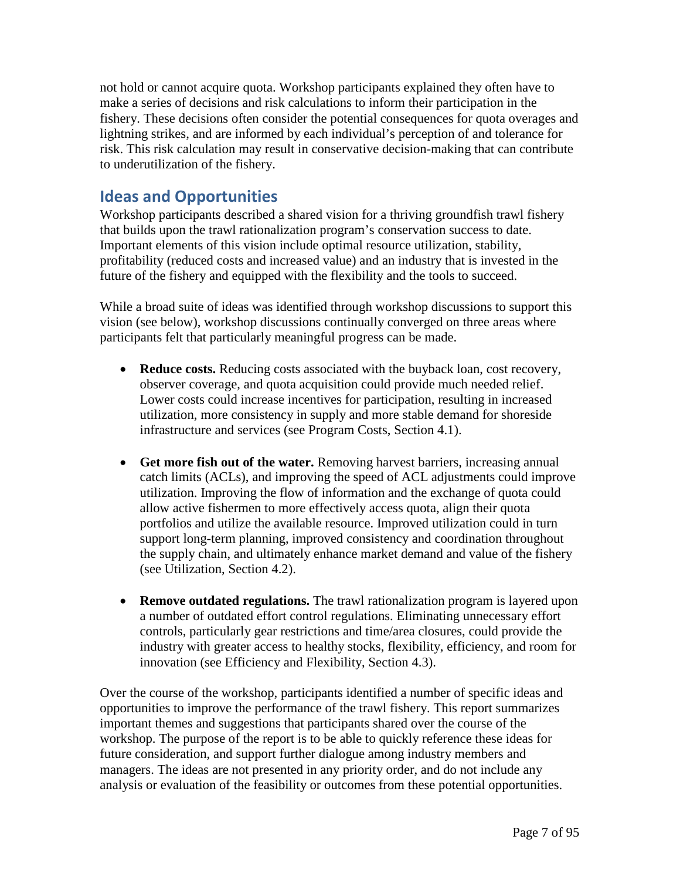not hold or cannot acquire quota. Workshop participants explained they often have to make a series of decisions and risk calculations to inform their participation in the fishery. These decisions often consider the potential consequences for quota overages and lightning strikes, and are informed by each individual's perception of and tolerance for risk. This risk calculation may result in conservative decision-making that can contribute to underutilization of the fishery.

## Ideas and Opportunities

Workshop participants described a shared vision for a thriving groundfish trawl fishery that builds upon the trawl rationalization program's conservation success to date. Important elements of this vision include optimal resource utilization, stability, profitability (reduced costs and increased value) and an industry that is invested in the future of the fishery and equipped with the flexibility and the tools to succeed.

While a broad suite of ideas was identified through workshop discussions to support this vision (see below), workshop discussions continually converged on three areas where participants felt that particularly meaningful progress can be made.

- **Reduce costs.** Reducing costs associated with the buyback loan, cost recovery, observer coverage, and quota acquisition could provide much needed relief. Lower costs could increase incentives for participation, resulting in increased utilization, more consistency in supply and more stable demand for shoreside infrastructure and services (see Program Costs, Section 4.1).

- **Get more fish out of the water.** Removing harvest barriers, increasing annual catch limits (ACLs), and improving the speed of ACL adjustments could improve utilization. Improving the flow of information and the exchange of quota could allow active fishermen to more effectively access quota, align their quota portfolios and utilize the available resource. Improved utilization could in turn support long-term planning, improved consistency and coordination throughout the supply chain, and ultimately enhance market demand and value of the fishery (see Utilization, Section 4.2).

- **Remove outdated regulations.** The trawl rationalization program is layered upon a number of outdated effort control regulations. Eliminating unnecessary effort controls, particularly gear restrictions and time/area closures, could provide the industry with greater access to healthy stocks, flexibility, efficiency, and room for innovation (see Efficiency and Flexibility, Section 4.3).

Over the course of the workshop, participants identified a number of specific ideas and opportunities to improve the performance of the trawl fishery. This report summarizes important themes and suggestions that participants shared over the course of the workshop. The purpose of the report is to be able to quickly reference these ideas for future consideration, and support further dialogue among industry members and managers. The ideas are not presented in any priority order, and do not include any analysis or evaluation of the feasibility or outcomes from these potential opportunities.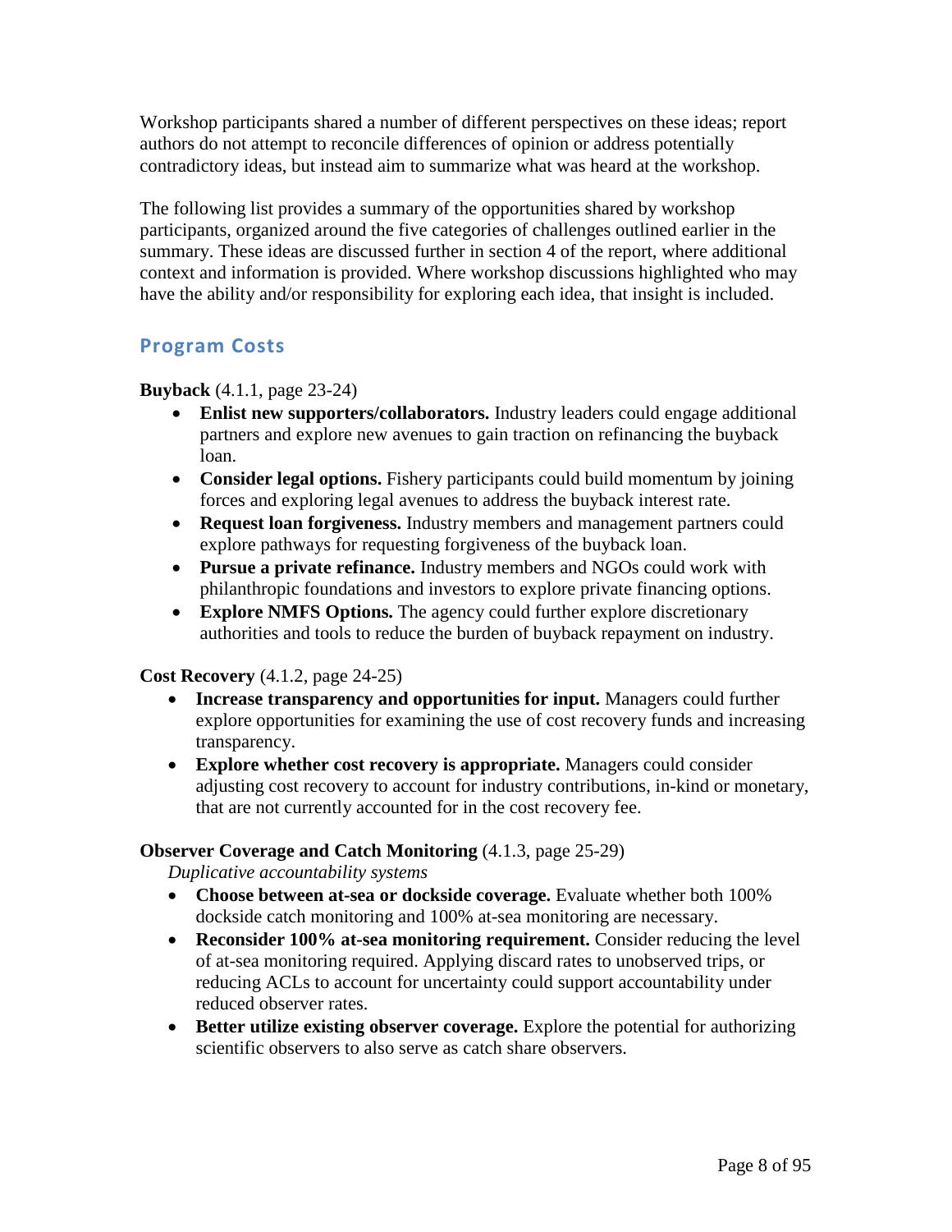Workshop participants shared a number of different perspectives on these ideas; report authors do not attempt to reconcile differences of opinion or address potentially contradictory ideas, but instead aim to summarize what was heard at the workshop.

The following list provides a summary of the opportunities shared by workshop participants, organized around the five categories of challenges outlined earlier in the summary. These ideas are discussed further in section 4 of the report, where additional context and information is provided. Where workshop discussions highlighted who may have the ability and/or responsibility for exploring each idea, that insight is included.

## Program Costs

**Buyback** (4.1.1, page 23-24)

- **Enlist new supporters/collaborators.** Industry leaders could engage additional partners and explore new avenues to gain traction on refinancing the buyback loan.
- **Consider legal options.** Fishery participants could build momentum by joining forces and exploring legal avenues to address the buyback interest rate.
- **Request loan forgiveness.** Industry members and management partners could explore pathways for requesting forgiveness of the buyback loan.
- **Pursue a private refinance.** Industry members and NGOs could work with philanthropic foundations and investors to explore private financing options.
- **Explore NMFS Options.** The agency could further explore discretionary authorities and tools to reduce the burden of buyback repayment on industry.

**Cost Recovery** (4.1.2, page 24-25)

- **Increase transparency and opportunities for input.** Managers could further explore opportunities for examining the use of cost recovery funds and increasing transparency.
- **Explore whether cost recovery is appropriate.** Managers could consider adjusting cost recovery to account for industry contributions, in-kind or monetary, that are not currently accounted for in the cost recovery fee.

**Observer Coverage and Catch Monitoring** (4.1.3, page 25-29)

*Duplicative accountability systems*

- **Choose between at-sea or dockside coverage.** Evaluate whether both 100% dockside catch monitoring and 100% at-sea monitoring are necessary.
- **Reconsider 100% at-sea monitoring requirement.** Consider reducing the level of at-sea monitoring required. Applying discard rates to unobserved trips, or reducing ACLs to account for uncertainty could support accountability under reduced observer rates.
- **Better utilize existing observer coverage.** Explore the potential for authorizing scientific observers to also serve as catch share observers.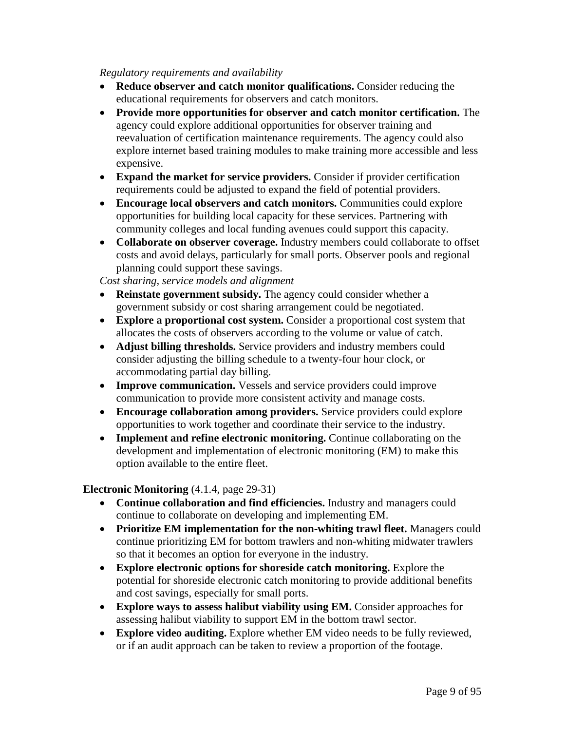*Regulatory requirements and availability*

- **Reduce observer and catch monitor qualifications.** Consider reducing the educational requirements for observers and catch monitors.
- **Provide more opportunities for observer and catch monitor certification.** The agency could explore additional opportunities for observer training and reevaluation of certification maintenance requirements. The agency could also explore internet based training modules to make training more accessible and less expensive.
- **Expand the market for service providers.** Consider if provider certification requirements could be adjusted to expand the field of potential providers.
- **Encourage local observers and catch monitors.** Communities could explore opportunities for building local capacity for these services. Partnering with community colleges and local funding avenues could support this capacity.
- **Collaborate on observer coverage.** Industry members could collaborate to offset costs and avoid delays, particularly for small ports. Observer pools and regional planning could support these savings.

*Cost sharing, service models and alignment*

- **Reinstate government subsidy.** The agency could consider whether a government subsidy or cost sharing arrangement could be negotiated.
- **Explore a proportional cost system.** Consider a proportional cost system that allocates the costs of observers according to the volume or value of catch.
- **Adjust billing thresholds.** Service providers and industry members could consider adjusting the billing schedule to a twenty-four hour clock, or accommodating partial day billing.
- **Improve communication.** Vessels and service providers could improve communication to provide more consistent activity and manage costs.
- **Encourage collaboration among providers.** Service providers could explore opportunities to work together and coordinate their service to the industry.
- **Implement and refine electronic monitoring.** Continue collaborating on the development and implementation of electronic monitoring (EM) to make this option available to the entire fleet.

**Electronic Monitoring** (4.1.4, page 29-31)

- **Continue collaboration and find efficiencies.** Industry and managers could continue to collaborate on developing and implementing EM.
- **Prioritize EM implementation for the non-whiting trawl fleet.** Managers could continue prioritizing EM for bottom trawlers and non-whiting midwater trawlers so that it becomes an option for everyone in the industry.
- **Explore electronic options for shoreside catch monitoring.** Explore the potential for shoreside electronic catch monitoring to provide additional benefits and cost savings, especially for small ports.
- **Explore ways to assess halibut viability using EM.** Consider approaches for assessing halibut viability to support EM in the bottom trawl sector.
- **Explore video auditing.** Explore whether EM video needs to be fully reviewed, or if an audit approach can be taken to review a proportion of the footage.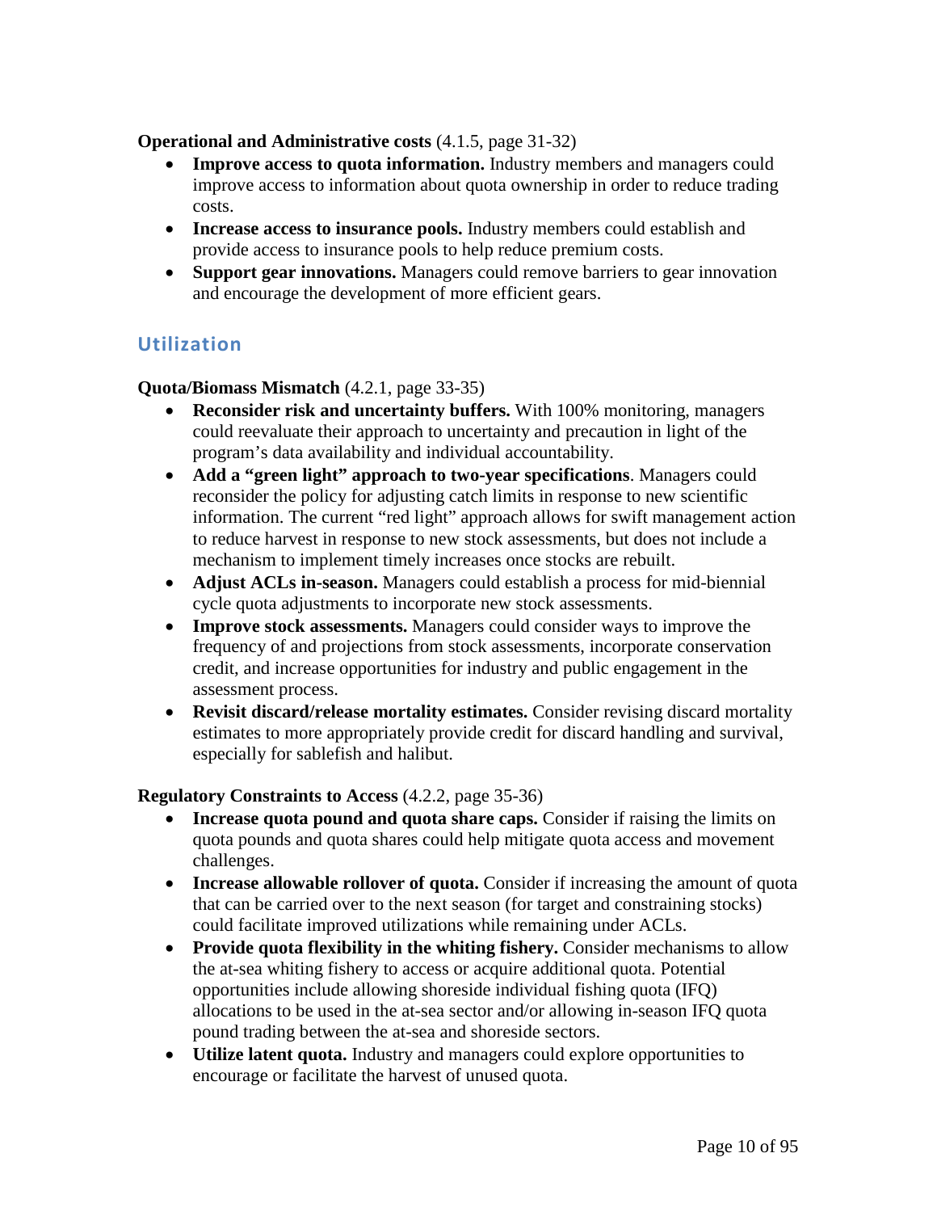**Operational and Administrative costs** (4.1.5, page 31-32)

- **Improve access to quota information.** Industry members and managers could improve access to information about quota ownership in order to reduce trading costs.
- **Increase access to insurance pools.** Industry members could establish and provide access to insurance pools to help reduce premium costs.
- **Support gear innovations.** Managers could remove barriers to gear innovation and encourage the development of more efficient gears.

## Utilization

**Quota/Biomass Mismatch** (4.2.1, page 33-35)

- **Reconsider risk and uncertainty buffers.** With 100% monitoring, managers could reevaluate their approach to uncertainty and precaution in light of the program's data availability and individual accountability.
- **Add a "green light" approach to two-year specifications**. Managers could reconsider the policy for adjusting catch limits in response to new scientific information. The current "red light" approach allows for swift management action to reduce harvest in response to new stock assessments, but does not include a mechanism to implement timely increases once stocks are rebuilt.
- **Adjust ACLs in-season.** Managers could establish a process for mid-biennial cycle quota adjustments to incorporate new stock assessments.
- **Improve stock assessments.** Managers could consider ways to improve the frequency of and projections from stock assessments, incorporate conservation credit, and increase opportunities for industry and public engagement in the assessment process.
- **Revisit discard/release mortality estimates.** Consider revising discard mortality estimates to more appropriately provide credit for discard handling and survival, especially for sablefish and halibut.

**Regulatory Constraints to Access** (4.2.2, page 35-36)

- **Increase quota pound and quota share caps.** Consider if raising the limits on quota pounds and quota shares could help mitigate quota access and movement challenges.
- **Increase allowable rollover of quota.** Consider if increasing the amount of quota that can be carried over to the next season (for target and constraining stocks) could facilitate improved utilizations while remaining under ACLs.
- **Provide quota flexibility in the whiting fishery.** Consider mechanisms to allow the at-sea whiting fishery to access or acquire additional quota. Potential opportunities include allowing shoreside individual fishing quota (IFQ) allocations to be used in the at-sea sector and/or allowing in-season IFQ quota pound trading between the at-sea and shoreside sectors.
- **Utilize latent quota.** Industry and managers could explore opportunities to encourage or facilitate the harvest of unused quota.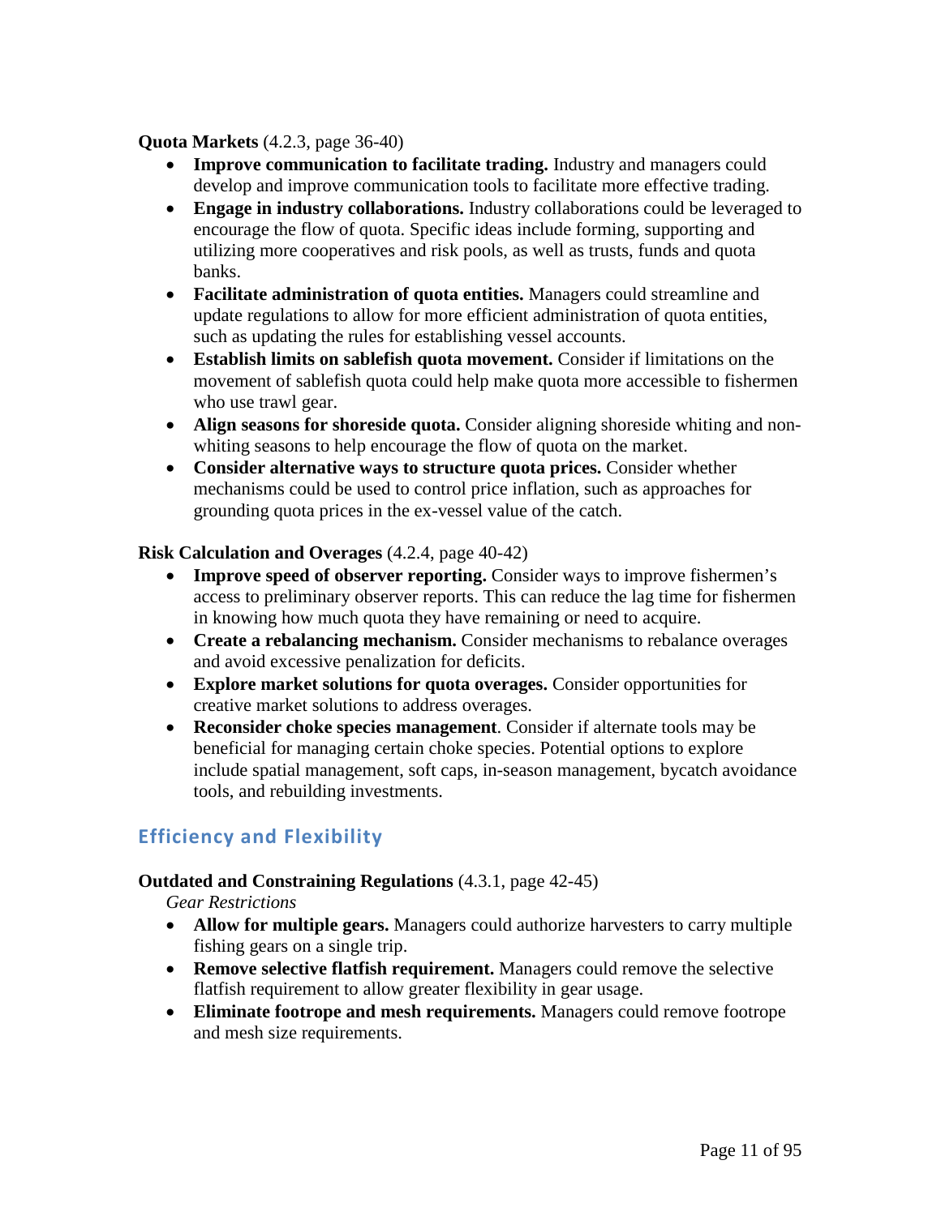**Quota Markets** (4.2.3, page 36-40)

- **Improve communication to facilitate trading.** Industry and managers could develop and improve communication tools to facilitate more effective trading.
- **Engage in industry collaborations.** Industry collaborations could be leveraged to encourage the flow of quota. Specific ideas include forming, supporting and utilizing more cooperatives and risk pools, as well as trusts, funds and quota banks.
- **Facilitate administration of quota entities.** Managers could streamline and update regulations to allow for more efficient administration of quota entities, such as updating the rules for establishing vessel accounts.
- **Establish limits on sablefish quota movement.** Consider if limitations on the movement of sablefish quota could help make quota more accessible to fishermen who use trawl gear.
- **Align seasons for shoreside quota.** Consider aligning shoreside whiting and non-whiting seasons to help encourage the flow of quota on the market.
- **Consider alternative ways to structure quota prices.** Consider whether mechanisms could be used to control price inflation, such as approaches for grounding quota prices in the ex-vessel value of the catch.

**Risk Calculation and Overages** (4.2.4, page 40-42)

- **Improve speed of observer reporting.** Consider ways to improve fishermen's access to preliminary observer reports. This can reduce the lag time for fishermen in knowing how much quota they have remaining or need to acquire.
- **Create a rebalancing mechanism.** Consider mechanisms to rebalance overages and avoid excessive penalization for deficits.
- **Explore market solutions for quota overages.** Consider opportunities for creative market solutions to address overages.
- **Reconsider choke species management**. Consider if alternate tools may be beneficial for managing certain choke species. Potential options to explore include spatial management, soft caps, in-season management, bycatch avoidance tools, and rebuilding investments.

## Efficiency and Flexibility

**Outdated and Constraining Regulations** (4.3.1, page 42-45)

*Gear Restrictions*

- **Allow for multiple gears.** Managers could authorize harvesters to carry multiple fishing gears on a single trip.
- **Remove selective flatfish requirement.** Managers could remove the selective flatfish requirement to allow greater flexibility in gear usage.
- **Eliminate footrope and mesh requirements.** Managers could remove footrope and mesh size requirements.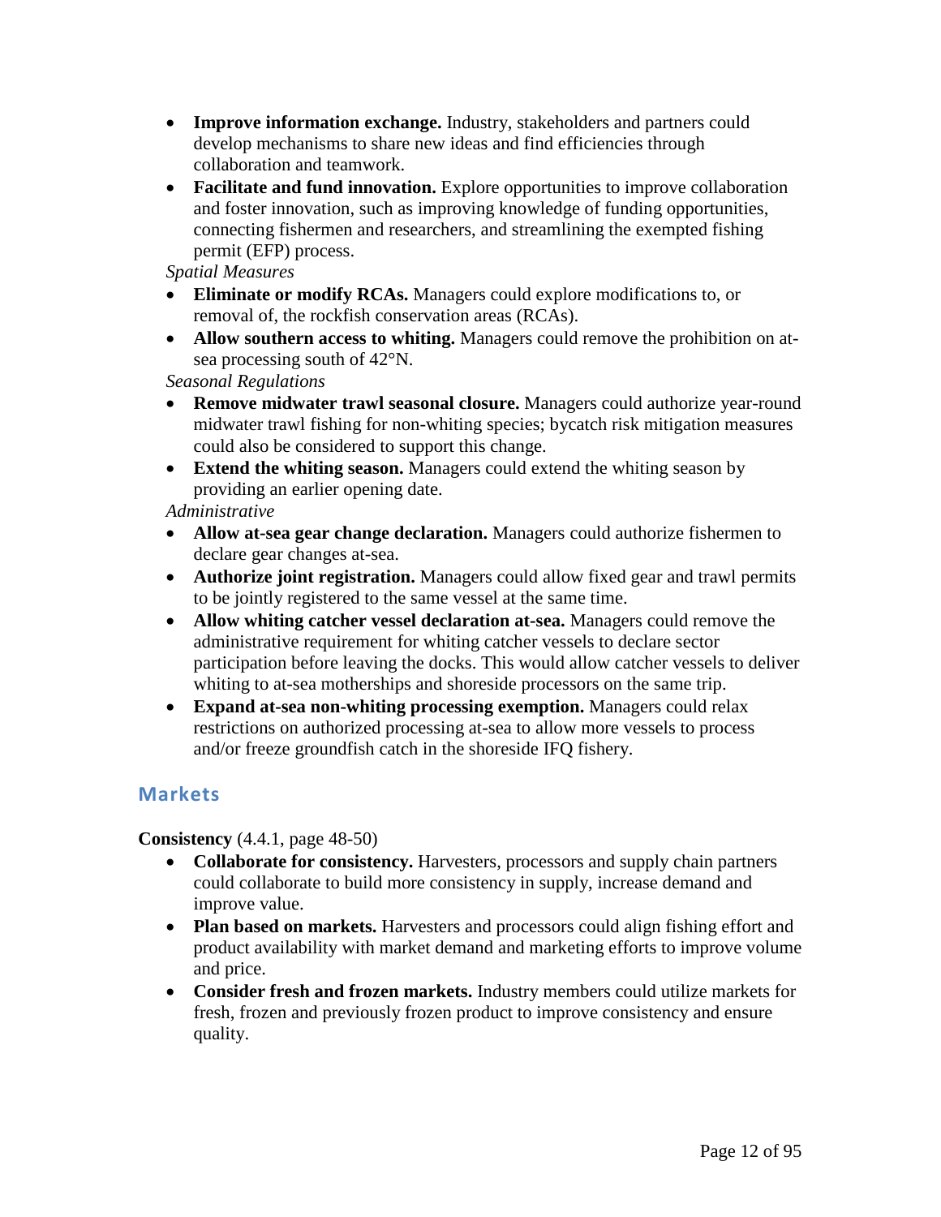- **Improve information exchange.** Industry, stakeholders and partners could develop mechanisms to share new ideas and find efficiencies through collaboration and teamwork.
- **Facilitate and fund innovation.** Explore opportunities to improve collaboration and foster innovation, such as improving knowledge of funding opportunities, connecting fishermen and researchers, and streamlining the exempted fishing permit (EFP) process.

*Spatial Measures*

- **Eliminate or modify RCAs.** Managers could explore modifications to, or removal of, the rockfish conservation areas (RCAs).
- **Allow southern access to whiting.** Managers could remove the prohibition on at-sea processing south of 42°N.

*Seasonal Regulations*

- **Remove midwater trawl seasonal closure.** Managers could authorize year-round midwater trawl fishing for non-whiting species; bycatch risk mitigation measures could also be considered to support this change.
- **Extend the whiting season.** Managers could extend the whiting season by providing an earlier opening date.

*Administrative*

- **Allow at-sea gear change declaration.** Managers could authorize fishermen to declare gear changes at-sea.
- **Authorize joint registration.** Managers could allow fixed gear and trawl permits to be jointly registered to the same vessel at the same time.
- **Allow whiting catcher vessel declaration at-sea.** Managers could remove the administrative requirement for whiting catcher vessels to declare sector participation before leaving the docks. This would allow catcher vessels to deliver whiting to at-sea motherships and shoreside processors on the same trip.
- **Expand at-sea non-whiting processing exemption.** Managers could relax restrictions on authorized processing at-sea to allow more vessels to process and/or freeze groundfish catch in the shoreside IFQ fishery.

## Markets

**Consistency** (4.4.1, page 48-50)

- **Collaborate for consistency.** Harvesters, processors and supply chain partners could collaborate to build more consistency in supply, increase demand and improve value.
- **Plan based on markets.** Harvesters and processors could align fishing effort and product availability with market demand and marketing efforts to improve volume and price.
- **Consider fresh and frozen markets.** Industry members could utilize markets for fresh, frozen and previously frozen product to improve consistency and ensure quality.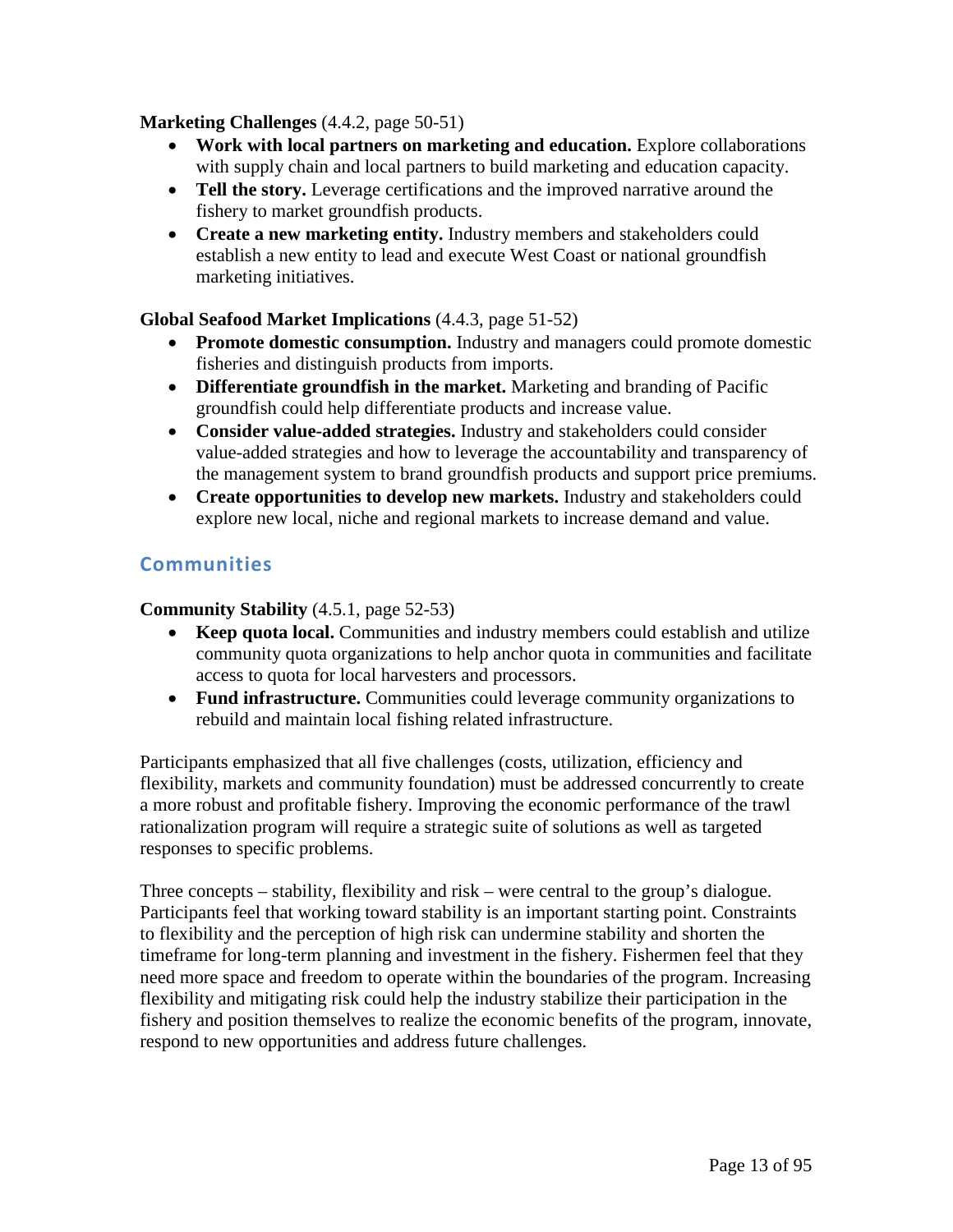**Marketing Challenges** (4.4.2, page 50-51)

- **Work with local partners on marketing and education.** Explore collaborations with supply chain and local partners to build marketing and education capacity.
- **Tell the story.** Leverage certifications and the improved narrative around the fishery to market groundfish products.
- **Create a new marketing entity.** Industry members and stakeholders could establish a new entity to lead and execute West Coast or national groundfish marketing initiatives.

**Global Seafood Market Implications** (4.4.3, page 51-52)

- **Promote domestic consumption.** Industry and managers could promote domestic fisheries and distinguish products from imports.
- **Differentiate groundfish in the market.** Marketing and branding of Pacific groundfish could help differentiate products and increase value.
- **Consider value-added strategies.** Industry and stakeholders could consider value-added strategies and how to leverage the accountability and transparency of the management system to brand groundfish products and support price premiums.
- **Create opportunities to develop new markets.** Industry and stakeholders could explore new local, niche and regional markets to increase demand and value.

## Communities

**Community Stability** (4.5.1, page 52-53)

- **Keep quota local.** Communities and industry members could establish and utilize community quota organizations to help anchor quota in communities and facilitate access to quota for local harvesters and processors.
- **Fund infrastructure.** Communities could leverage community organizations to rebuild and maintain local fishing related infrastructure.

Participants emphasized that all five challenges (costs, utilization, efficiency and flexibility, markets and community foundation) must be addressed concurrently to create a more robust and profitable fishery. Improving the economic performance of the trawl rationalization program will require a strategic suite of solutions as well as targeted responses to specific problems.

Three concepts – stability, flexibility and risk – were central to the group's dialogue. Participants feel that working toward stability is an important starting point. Constraints to flexibility and the perception of high risk can undermine stability and shorten the timeframe for long-term planning and investment in the fishery. Fishermen feel that they need more space and freedom to operate within the boundaries of the program. Increasing flexibility and mitigating risk could help the industry stabilize their participation in the fishery and position themselves to realize the economic benefits of the program, innovate, respond to new opportunities and address future challenges.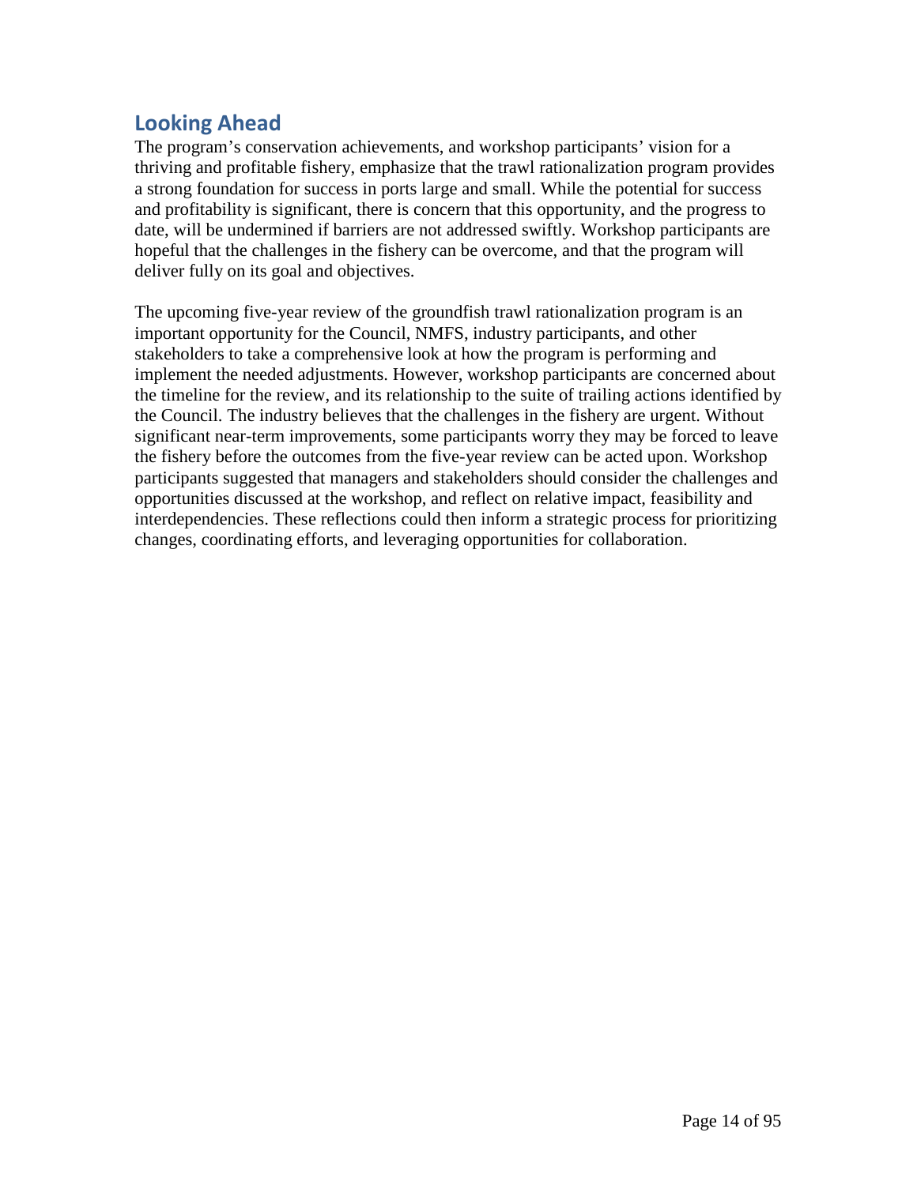## Looking Ahead

The program's conservation achievements, and workshop participants' vision for a thriving and profitable fishery, emphasize that the trawl rationalization program provides a strong foundation for success in ports large and small. While the potential for success and profitability is significant, there is concern that this opportunity, and the progress to date, will be undermined if barriers are not addressed swiftly. Workshop participants are hopeful that the challenges in the fishery can be overcome, and that the program will deliver fully on its goal and objectives.

The upcoming five-year review of the groundfish trawl rationalization program is an important opportunity for the Council, NMFS, industry participants, and other stakeholders to take a comprehensive look at how the program is performing and implement the needed adjustments. However, workshop participants are concerned about the timeline for the review, and its relationship to the suite of trailing actions identified by the Council. The industry believes that the challenges in the fishery are urgent. Without significant near-term improvements, some participants worry they may be forced to leave the fishery before the outcomes from the five-year review can be acted upon. Workshop participants suggested that managers and stakeholders should consider the challenges and opportunities discussed at the workshop, and reflect on relative impact, feasibility and interdependencies. These reflections could then inform a strategic process for prioritizing changes, coordinating efforts, and leveraging opportunities for collaboration.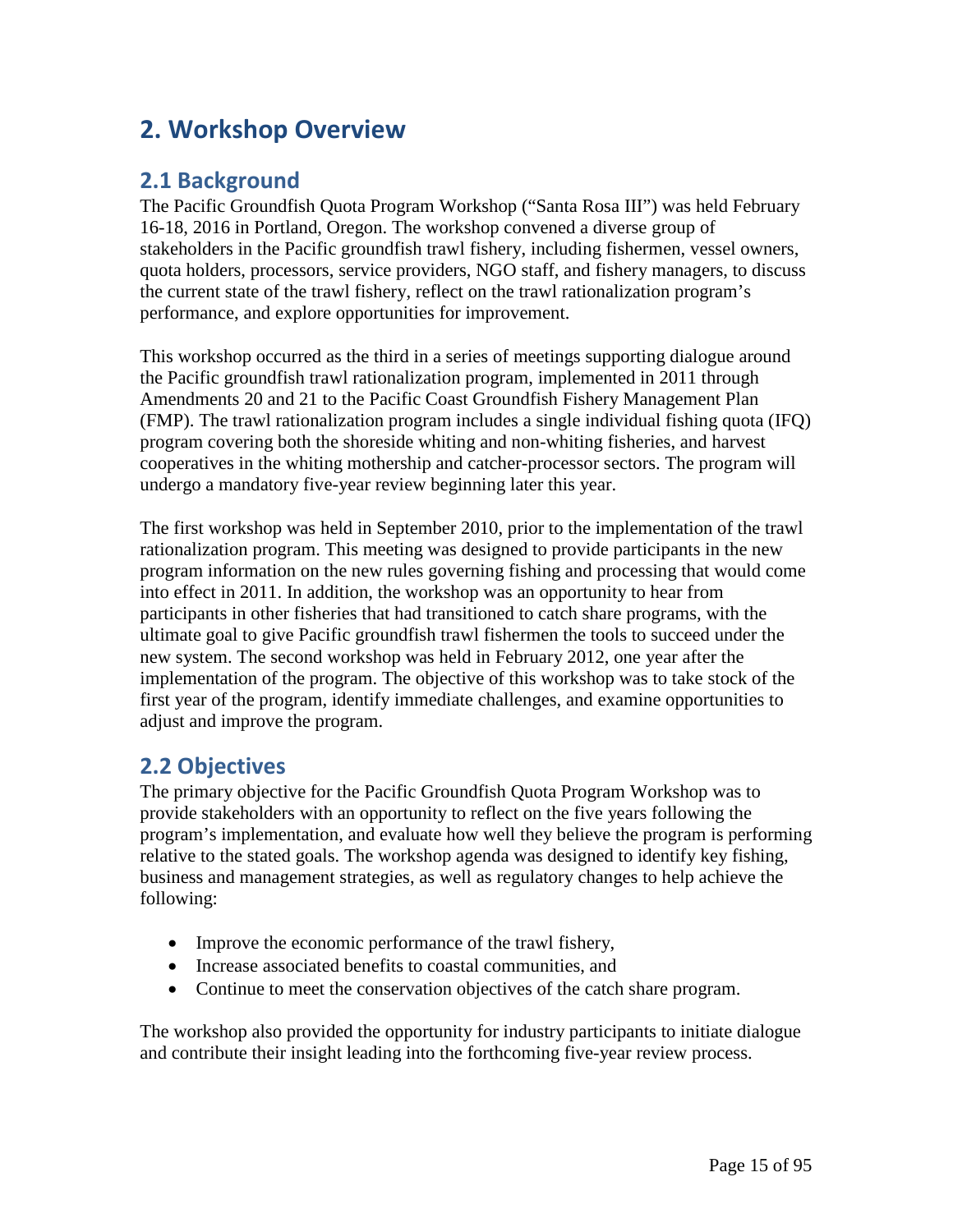# 2. Workshop Overview

## 2.1 Background

The Pacific Groundfish Quota Program Workshop ("Santa Rosa III") was held February 16-18, 2016 in Portland, Oregon. The workshop convened a diverse group of stakeholders in the Pacific groundfish trawl fishery, including fishermen, vessel owners, quota holders, processors, service providers, NGO staff, and fishery managers, to discuss the current state of the trawl fishery, reflect on the trawl rationalization program's performance, and explore opportunities for improvement.

This workshop occurred as the third in a series of meetings supporting dialogue around the Pacific groundfish trawl rationalization program, implemented in 2011 through Amendments 20 and 21 to the Pacific Coast Groundfish Fishery Management Plan (FMP). The trawl rationalization program includes a single individual fishing quota (IFQ) program covering both the shoreside whiting and non-whiting fisheries, and harvest cooperatives in the whiting mothership and catcher-processor sectors. The program will undergo a mandatory five-year review beginning later this year.

The first workshop was held in September 2010, prior to the implementation of the trawl rationalization program. This meeting was designed to provide participants in the new program information on the new rules governing fishing and processing that would come into effect in 2011. In addition, the workshop was an opportunity to hear from participants in other fisheries that had transitioned to catch share programs, with the ultimate goal to give Pacific groundfish trawl fishermen the tools to succeed under the new system. The second workshop was held in February 2012, one year after the implementation of the program. The objective of this workshop was to take stock of the first year of the program, identify immediate challenges, and examine opportunities to adjust and improve the program.

## 2.2 Objectives

The primary objective for the Pacific Groundfish Quota Program Workshop was to provide stakeholders with an opportunity to reflect on the five years following the program's implementation, and evaluate how well they believe the program is performing relative to the stated goals. The workshop agenda was designed to identify key fishing, business and management strategies, as well as regulatory changes to help achieve the following:

- Improve the economic performance of the trawl fishery,
- Increase associated benefits to coastal communities, and
- Continue to meet the conservation objectives of the catch share program.

The workshop also provided the opportunity for industry participants to initiate dialogue and contribute their insight leading into the forthcoming five-year review process.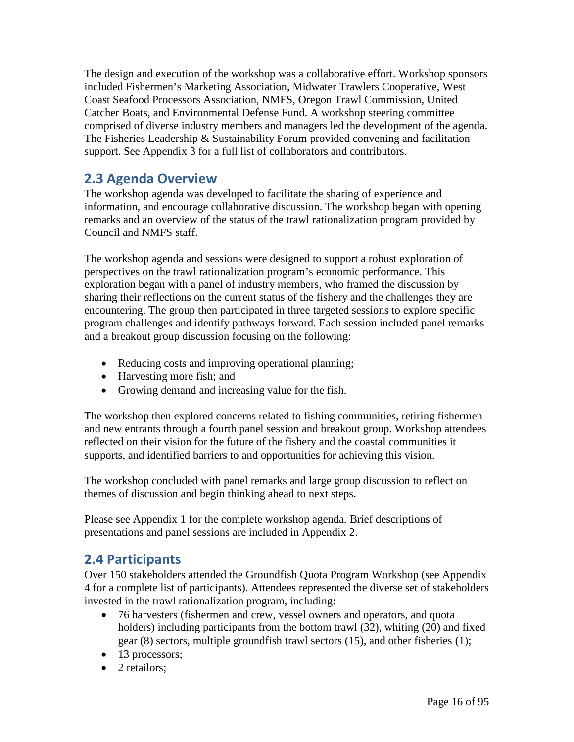The design and execution of the workshop was a collaborative effort. Workshop sponsors included Fishermen's Marketing Association, Midwater Trawlers Cooperative, West Coast Seafood Processors Association, NMFS, Oregon Trawl Commission, United Catcher Boats, and Environmental Defense Fund. A workshop steering committee comprised of diverse industry members and managers led the development of the agenda. The Fisheries Leadership & Sustainability Forum provided convening and facilitation support. See Appendix 3 for a full list of collaborators and contributors.

## 2.3 Agenda Overview

The workshop agenda was developed to facilitate the sharing of experience and information, and encourage collaborative discussion. The workshop began with opening remarks and an overview of the status of the trawl rationalization program provided by Council and NMFS staff.

The workshop agenda and sessions were designed to support a robust exploration of perspectives on the trawl rationalization program's economic performance. This exploration began with a panel of industry members, who framed the discussion by sharing their reflections on the current status of the fishery and the challenges they are encountering. The group then participated in three targeted sessions to explore specific program challenges and identify pathways forward. Each session included panel remarks and a breakout group discussion focusing on the following:

- Reducing costs and improving operational planning;
- Harvesting more fish; and
- Growing demand and increasing value for the fish.

The workshop then explored concerns related to fishing communities, retiring fishermen and new entrants through a fourth panel session and breakout group. Workshop attendees reflected on their vision for the future of the fishery and the coastal communities it supports, and identified barriers to and opportunities for achieving this vision.

The workshop concluded with panel remarks and large group discussion to reflect on themes of discussion and begin thinking ahead to next steps.

Please see Appendix 1 for the complete workshop agenda. Brief descriptions of presentations and panel sessions are included in Appendix 2.

## 2.4 Participants

Over 150 stakeholders attended the Groundfish Quota Program Workshop (see Appendix 4 for a complete list of participants). Attendees represented the diverse set of stakeholders invested in the trawl rationalization program, including:

- 76 harvesters (fishermen and crew, vessel owners and operators, and quota holders) including participants from the bottom trawl (32), whiting (20) and fixed gear (8) sectors, multiple groundfish trawl sectors (15), and other fisheries (1);
- 13 processors;
- 2 retailors;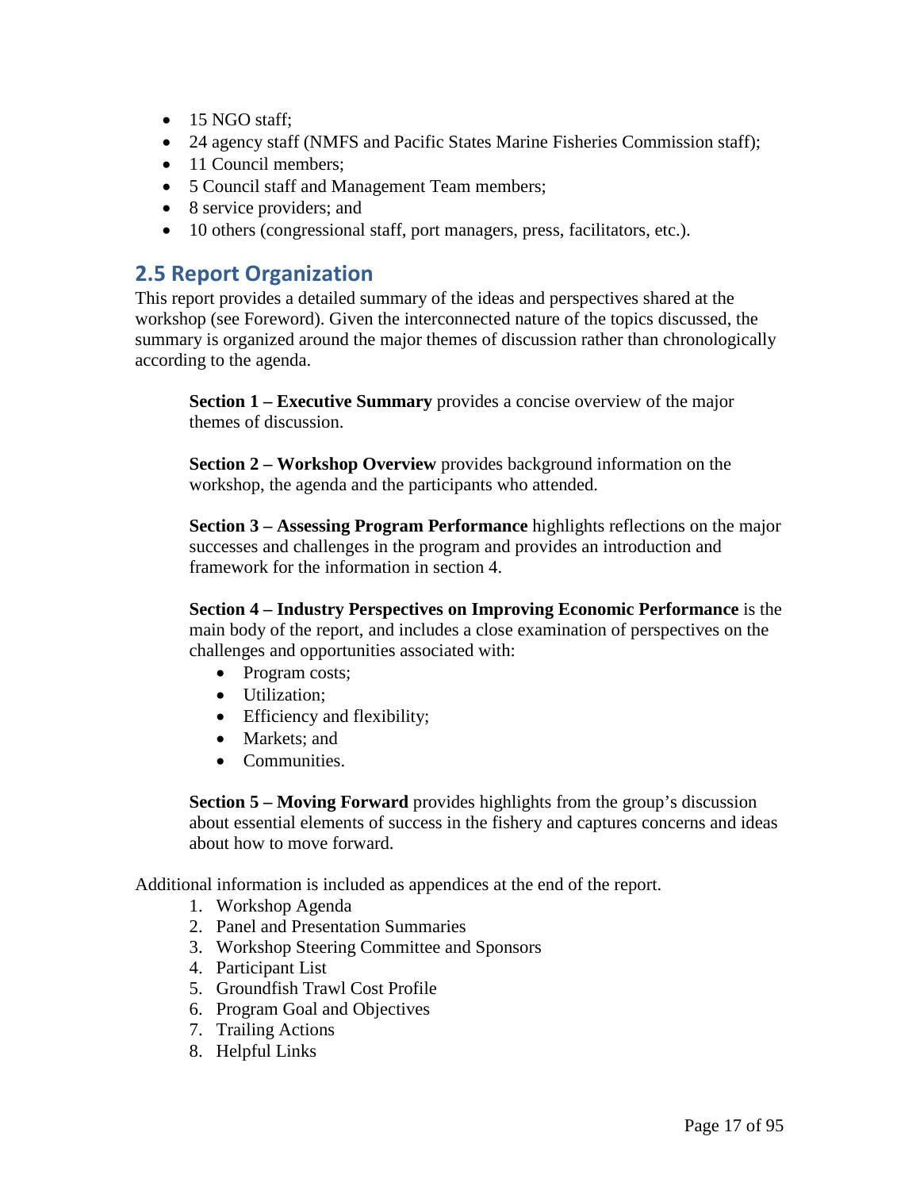- 15 NGO staff;
- 24 agency staff (NMFS and Pacific States Marine Fisheries Commission staff);
- 11 Council members;
- 5 Council staff and Management Team members;
- 8 service providers; and
- 10 others (congressional staff, port managers, press, facilitators, etc.).

## 2.5 Report Organization

This report provides a detailed summary of the ideas and perspectives shared at the workshop (see Foreword). Given the interconnected nature of the topics discussed, the summary is organized around the major themes of discussion rather than chronologically according to the agenda.

**Section 1 – Executive Summary** provides a concise overview of the major themes of discussion.

**Section 2 – Workshop Overview** provides background information on the workshop, the agenda and the participants who attended.

**Section 3 – Assessing Program Performance** highlights reflections on the major successes and challenges in the program and provides an introduction and framework for the information in section 4.

**Section 4 – Industry Perspectives on Improving Economic Performance** is the main body of the report, and includes a close examination of perspectives on the challenges and opportunities associated with:

- Program costs;
- Utilization;
- Efficiency and flexibility;
- Markets; and
- Communities.

**Section 5 – Moving Forward** provides highlights from the group's discussion about essential elements of success in the fishery and captures concerns and ideas about how to move forward.

Additional information is included as appendices at the end of the report.

1. Workshop Agenda
2. Panel and Presentation Summaries
3. Workshop Steering Committee and Sponsors
4. Participant List
5. Groundfish Trawl Cost Profile
6. Program Goal and Objectives
7. Trailing Actions
8. Helpful Links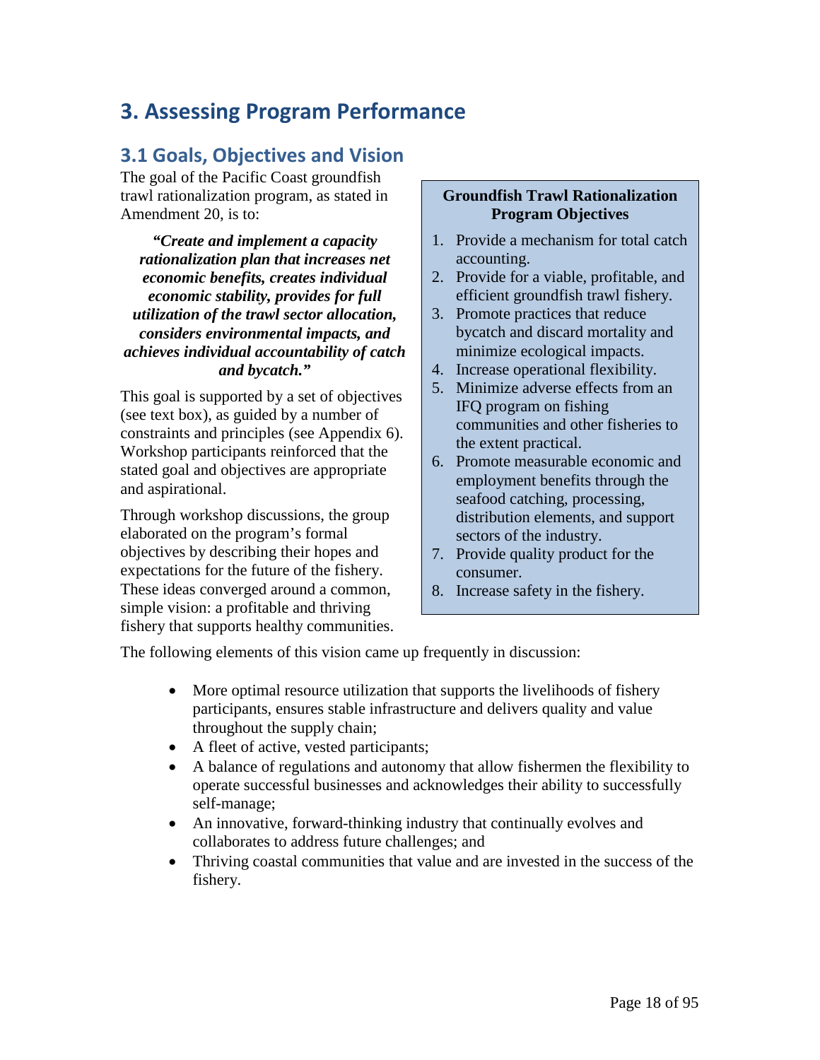# 3. Assessing Program Performance

## 3.1 Goals, Objectives and Vision

The goal of the Pacific Coast groundfish trawl rationalization program, as stated in Amendment 20, is to:

> ***"Create and implement a capacity rationalization plan that increases net economic benefits, creates individual economic stability, provides for full utilization of the trawl sector allocation, considers environmental impacts, and achieves individual accountability of catch and bycatch."***

This goal is supported by a set of objectives (see text box), as guided by a number of constraints and principles (see Appendix 6). Workshop participants reinforced that the stated goal and objectives are appropriate and aspirational.

Through workshop discussions, the group elaborated on the program's formal objectives by describing their hopes and expectations for the future of the fishery. These ideas converged around a common, simple vision: a profitable and thriving fishery that supports healthy communities.

**Groundfish Trawl Rationalization Program Objectives**

1. Provide a mechanism for total catch accounting.
2. Provide for a viable, profitable, and efficient groundfish trawl fishery.
3. Promote practices that reduce bycatch and discard mortality and minimize ecological impacts.
4. Increase operational flexibility.
5. Minimize adverse effects from an IFQ program on fishing communities and other fisheries to the extent practical.
6. Promote measurable economic and employment benefits through the seafood catching, processing, distribution elements, and support sectors of the industry.
7. Provide quality product for the consumer.
8. Increase safety in the fishery.

The following elements of this vision came up frequently in discussion:

- More optimal resource utilization that supports the livelihoods of fishery participants, ensures stable infrastructure and delivers quality and value throughout the supply chain;
- A fleet of active, vested participants;
- A balance of regulations and autonomy that allow fishermen the flexibility to operate successful businesses and acknowledges their ability to successfully self-manage;
- An innovative, forward-thinking industry that continually evolves and collaborates to address future challenges; and
- Thriving coastal communities that value and are invested in the success of the fishery.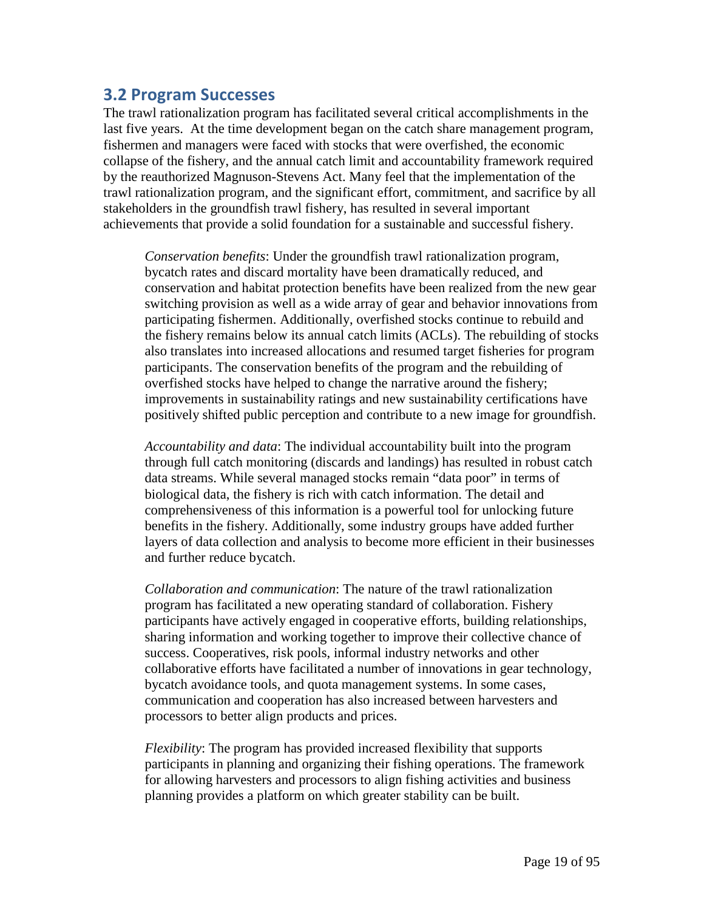## 3.2 Program Successes

The trawl rationalization program has facilitated several critical accomplishments in the last five years. At the time development began on the catch share management program, fishermen and managers were faced with stocks that were overfished, the economic collapse of the fishery, and the annual catch limit and accountability framework required by the reauthorized Magnuson-Stevens Act. Many feel that the implementation of the trawl rationalization program, and the significant effort, commitment, and sacrifice by all stakeholders in the groundfish trawl fishery, has resulted in several important achievements that provide a solid foundation for a sustainable and successful fishery.

*Conservation benefits*: Under the groundfish trawl rationalization program, bycatch rates and discard mortality have been dramatically reduced, and conservation and habitat protection benefits have been realized from the new gear switching provision as well as a wide array of gear and behavior innovations from participating fishermen. Additionally, overfished stocks continue to rebuild and the fishery remains below its annual catch limits (ACLs). The rebuilding of stocks also translates into increased allocations and resumed target fisheries for program participants. The conservation benefits of the program and the rebuilding of overfished stocks have helped to change the narrative around the fishery; improvements in sustainability ratings and new sustainability certifications have positively shifted public perception and contribute to a new image for groundfish.

*Accountability and data*: The individual accountability built into the program through full catch monitoring (discards and landings) has resulted in robust catch data streams. While several managed stocks remain "data poor" in terms of biological data, the fishery is rich with catch information. The detail and comprehensiveness of this information is a powerful tool for unlocking future benefits in the fishery. Additionally, some industry groups have added further layers of data collection and analysis to become more efficient in their businesses and further reduce bycatch.

*Collaboration and communication*: The nature of the trawl rationalization program has facilitated a new operating standard of collaboration. Fishery participants have actively engaged in cooperative efforts, building relationships, sharing information and working together to improve their collective chance of success. Cooperatives, risk pools, informal industry networks and other collaborative efforts have facilitated a number of innovations in gear technology, bycatch avoidance tools, and quota management systems. In some cases, communication and cooperation has also increased between harvesters and processors to better align products and prices.

*Flexibility*: The program has provided increased flexibility that supports participants in planning and organizing their fishing operations. The framework for allowing harvesters and processors to align fishing activities and business planning provides a platform on which greater stability can be built.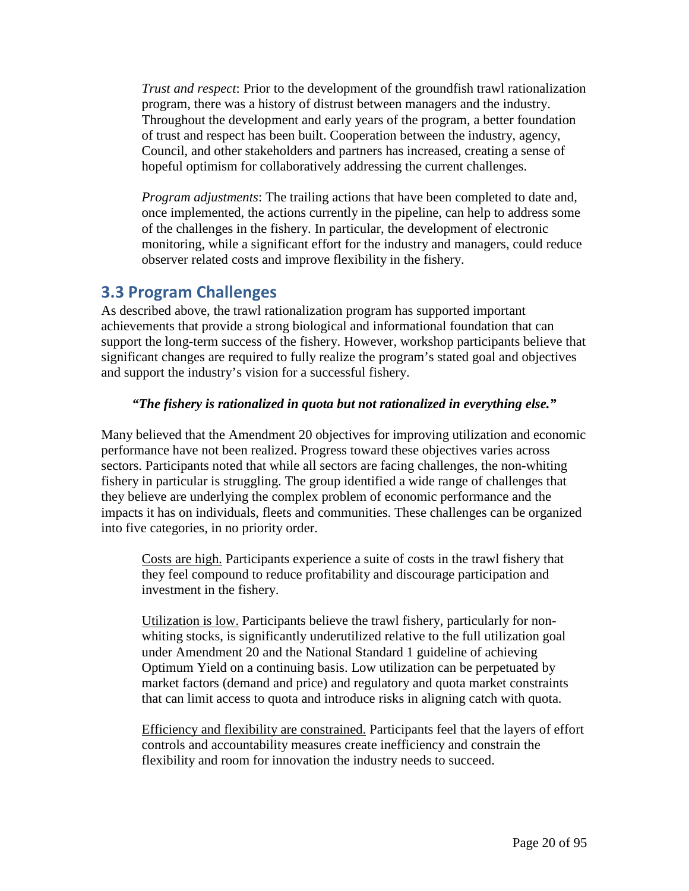*Trust and respect*: Prior to the development of the groundfish trawl rationalization program, there was a history of distrust between managers and the industry. Throughout the development and early years of the program, a better foundation of trust and respect has been built. Cooperation between the industry, agency, Council, and other stakeholders and partners has increased, creating a sense of hopeful optimism for collaboratively addressing the current challenges.

*Program adjustments*: The trailing actions that have been completed to date and, once implemented, the actions currently in the pipeline, can help to address some of the challenges in the fishery. In particular, the development of electronic monitoring, while a significant effort for the industry and managers, could reduce observer related costs and improve flexibility in the fishery.

## 3.3 Program Challenges

As described above, the trawl rationalization program has supported important achievements that provide a strong biological and informational foundation that can support the long-term success of the fishery. However, workshop participants believe that significant changes are required to fully realize the program's stated goal and objectives and support the industry's vision for a successful fishery.

***"The fishery is rationalized in quota but not rationalized in everything else."***

Many believed that the Amendment 20 objectives for improving utilization and economic performance have not been realized. Progress toward these objectives varies across sectors. Participants noted that while all sectors are facing challenges, the non-whiting fishery in particular is struggling. The group identified a wide range of challenges that they believe are underlying the complex problem of economic performance and the impacts it has on individuals, fleets and communities. These challenges can be organized into five categories, in no priority order.

<u>Costs are high.</u> Participants experience a suite of costs in the trawl fishery that they feel compound to reduce profitability and discourage participation and investment in the fishery.

<u>Utilization is low.</u> Participants believe the trawl fishery, particularly for non-whiting stocks, is significantly underutilized relative to the full utilization goal under Amendment 20 and the National Standard 1 guideline of achieving Optimum Yield on a continuing basis. Low utilization can be perpetuated by market factors (demand and price) and regulatory and quota market constraints that can limit access to quota and introduce risks in aligning catch with quota.

<u>Efficiency and flexibility are constrained.</u> Participants feel that the layers of effort controls and accountability measures create inefficiency and constrain the flexibility and room for innovation the industry needs to succeed.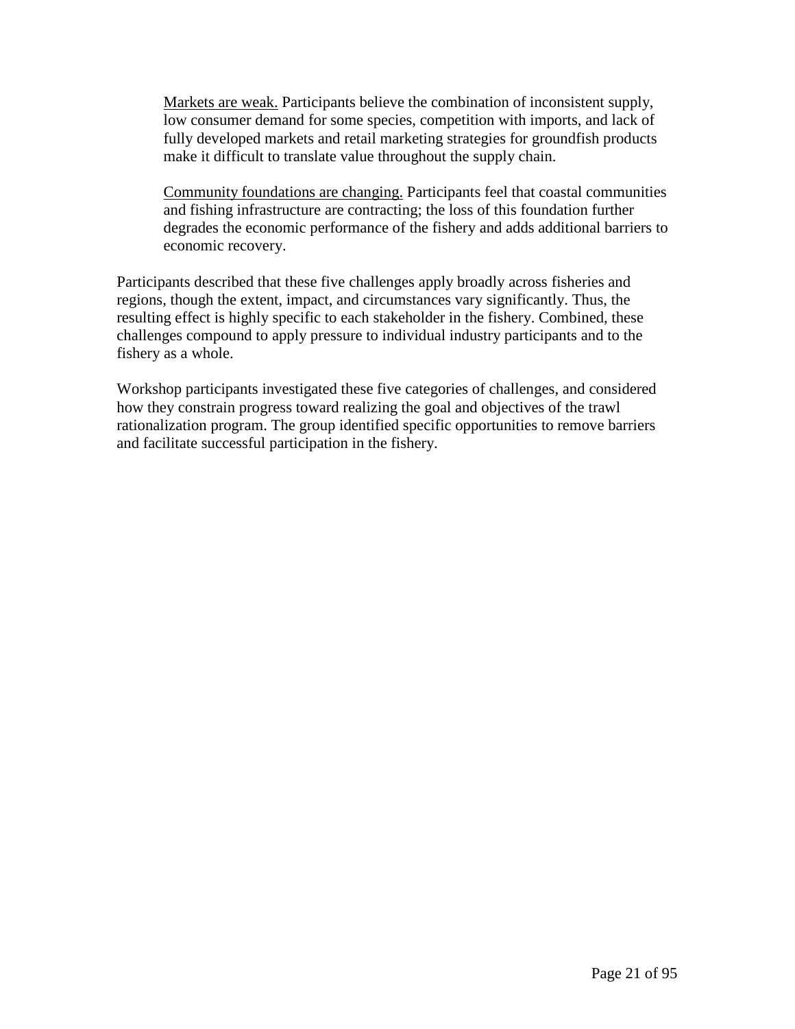Markets are weak. Participants believe the combination of inconsistent supply, low consumer demand for some species, competition with imports, and lack of fully developed markets and retail marketing strategies for groundfish products make it difficult to translate value throughout the supply chain.

Community foundations are changing. Participants feel that coastal communities and fishing infrastructure are contracting; the loss of this foundation further degrades the economic performance of the fishery and adds additional barriers to economic recovery.

Participants described that these five challenges apply broadly across fisheries and regions, though the extent, impact, and circumstances vary significantly. Thus, the resulting effect is highly specific to each stakeholder in the fishery. Combined, these challenges compound to apply pressure to individual industry participants and to the fishery as a whole.

Workshop participants investigated these five categories of challenges, and considered how they constrain progress toward realizing the goal and objectives of the trawl rationalization program. The group identified specific opportunities to remove barriers and facilitate successful participation in the fishery.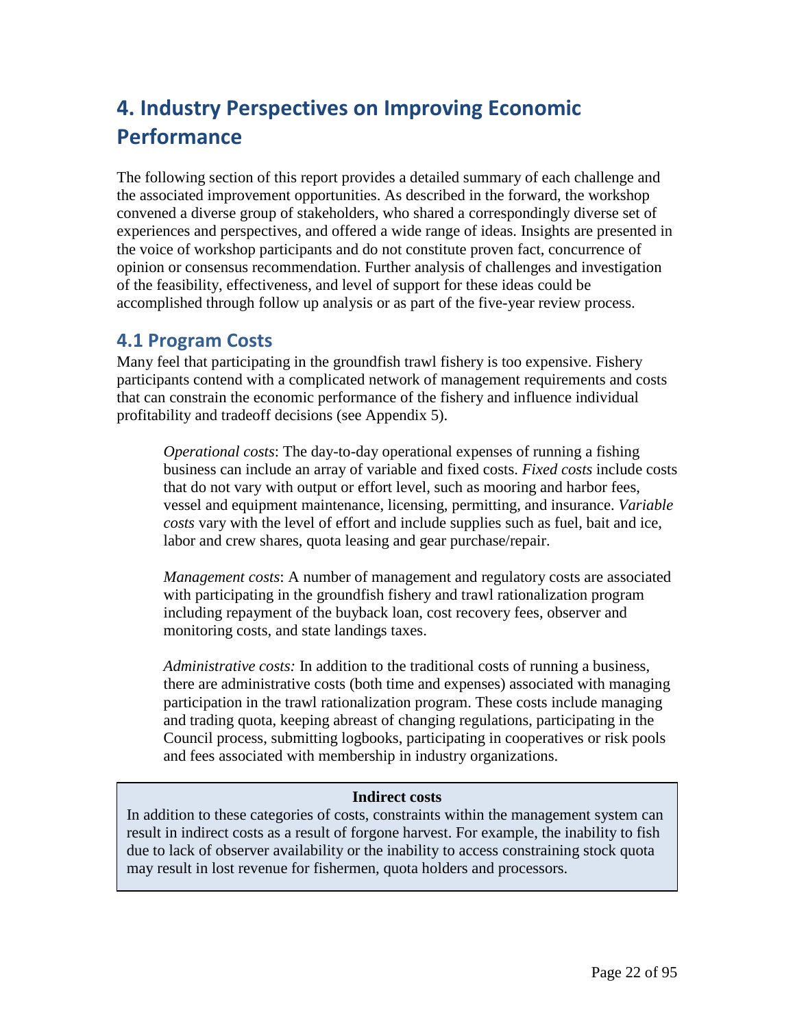# 4. Industry Perspectives on Improving Economic Performance

The following section of this report provides a detailed summary of each challenge and the associated improvement opportunities. As described in the forward, the workshop convened a diverse group of stakeholders, who shared a correspondingly diverse set of experiences and perspectives, and offered a wide range of ideas. Insights are presented in the voice of workshop participants and do not constitute proven fact, concurrence of opinion or consensus recommendation. Further analysis of challenges and investigation of the feasibility, effectiveness, and level of support for these ideas could be accomplished through follow up analysis or as part of the five-year review process.

## 4.1 Program Costs

Many feel that participating in the groundfish trawl fishery is too expensive. Fishery participants contend with a complicated network of management requirements and costs that can constrain the economic performance of the fishery and influence individual profitability and tradeoff decisions (see Appendix 5).

> *Operational costs*: The day-to-day operational expenses of running a fishing business can include an array of variable and fixed costs. *Fixed costs* include costs that do not vary with output or effort level, such as mooring and harbor fees, vessel and equipment maintenance, licensing, permitting, and insurance. *Variable costs* vary with the level of effort and include supplies such as fuel, bait and ice, labor and crew shares, quota leasing and gear purchase/repair.
>
> *Management costs*: A number of management and regulatory costs are associated with participating in the groundfish fishery and trawl rationalization program including repayment of the buyback loan, cost recovery fees, observer and monitoring costs, and state landings taxes.
>
> *Administrative costs:* In addition to the traditional costs of running a business, there are administrative costs (both time and expenses) associated with managing participation in the trawl rationalization program. These costs include managing and trading quota, keeping abreast of changing regulations, participating in the Council process, submitting logbooks, participating in cooperatives or risk pools and fees associated with membership in industry organizations.

**Indirect costs**

In addition to these categories of costs, constraints within the management system can result in indirect costs as a result of forgone harvest. For example, the inability to fish due to lack of observer availability or the inability to access constraining stock quota may result in lost revenue for fishermen, quota holders and processors.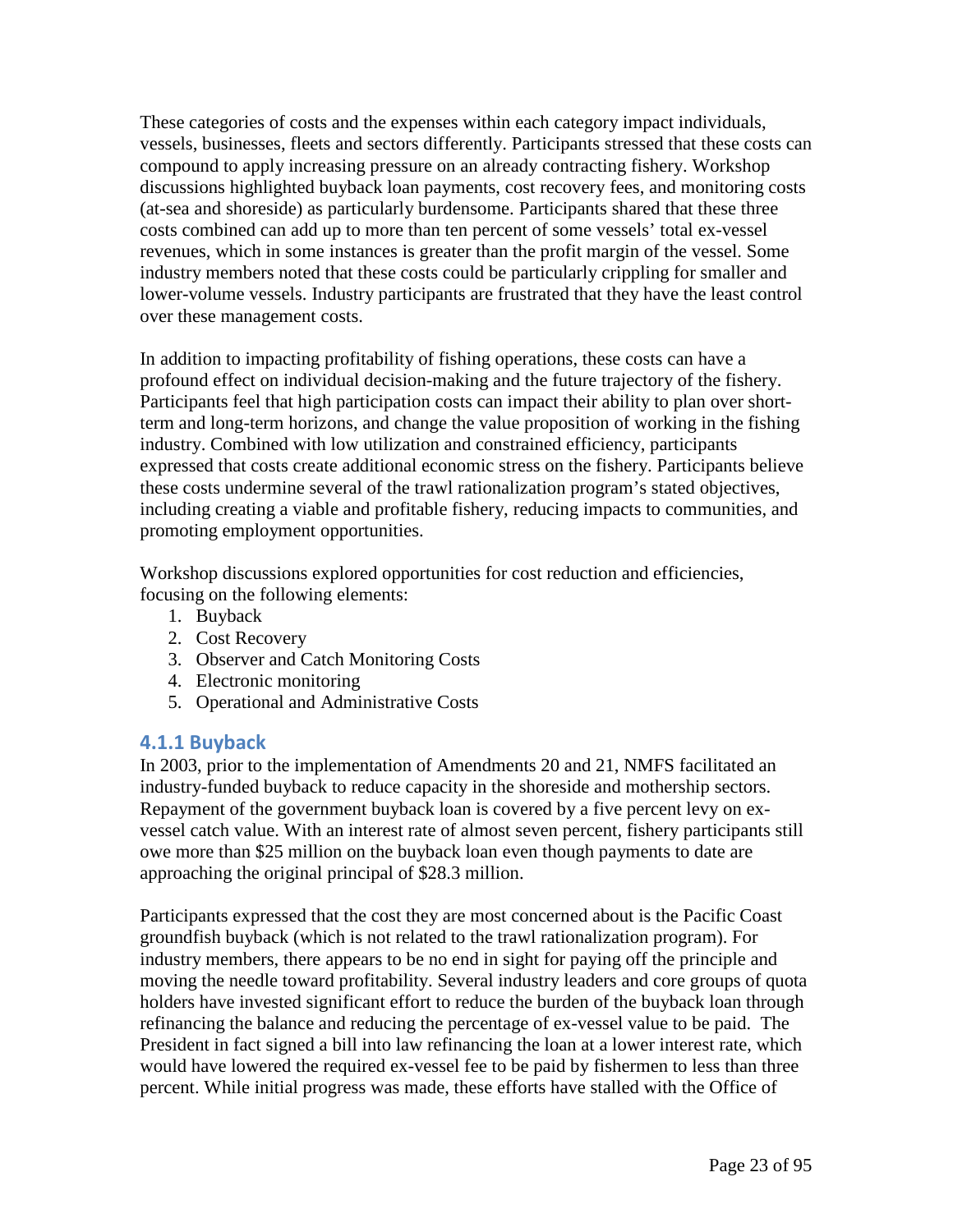These categories of costs and the expenses within each category impact individuals, vessels, businesses, fleets and sectors differently. Participants stressed that these costs can compound to apply increasing pressure on an already contracting fishery. Workshop discussions highlighted buyback loan payments, cost recovery fees, and monitoring costs (at-sea and shoreside) as particularly burdensome. Participants shared that these three costs combined can add up to more than ten percent of some vessels' total ex-vessel revenues, which in some instances is greater than the profit margin of the vessel. Some industry members noted that these costs could be particularly crippling for smaller and lower-volume vessels. Industry participants are frustrated that they have the least control over these management costs.

In addition to impacting profitability of fishing operations, these costs can have a profound effect on individual decision-making and the future trajectory of the fishery. Participants feel that high participation costs can impact their ability to plan over short-term and long-term horizons, and change the value proposition of working in the fishing industry. Combined with low utilization and constrained efficiency, participants expressed that costs create additional economic stress on the fishery. Participants believe these costs undermine several of the trawl rationalization program's stated objectives, including creating a viable and profitable fishery, reducing impacts to communities, and promoting employment opportunities.

Workshop discussions explored opportunities for cost reduction and efficiencies, focusing on the following elements:

1. Buyback
2. Cost Recovery
3. Observer and Catch Monitoring Costs
4. Electronic monitoring
5. Operational and Administrative Costs

### 4.1.1 Buyback

In 2003, prior to the implementation of Amendments 20 and 21, NMFS facilitated an industry-funded buyback to reduce capacity in the shoreside and mothership sectors. Repayment of the government buyback loan is covered by a five percent levy on ex-vessel catch value. With an interest rate of almost seven percent, fishery participants still owe more than $25 million on the buyback loan even though payments to date are approaching the original principal of $28.3 million.

Participants expressed that the cost they are most concerned about is the Pacific Coast groundfish buyback (which is not related to the trawl rationalization program). For industry members, there appears to be no end in sight for paying off the principle and moving the needle toward profitability. Several industry leaders and core groups of quota holders have invested significant effort to reduce the burden of the buyback loan through refinancing the balance and reducing the percentage of ex-vessel value to be paid. The President in fact signed a bill into law refinancing the loan at a lower interest rate, which would have lowered the required ex-vessel fee to be paid by fishermen to less than three percent. While initial progress was made, these efforts have stalled with the Office of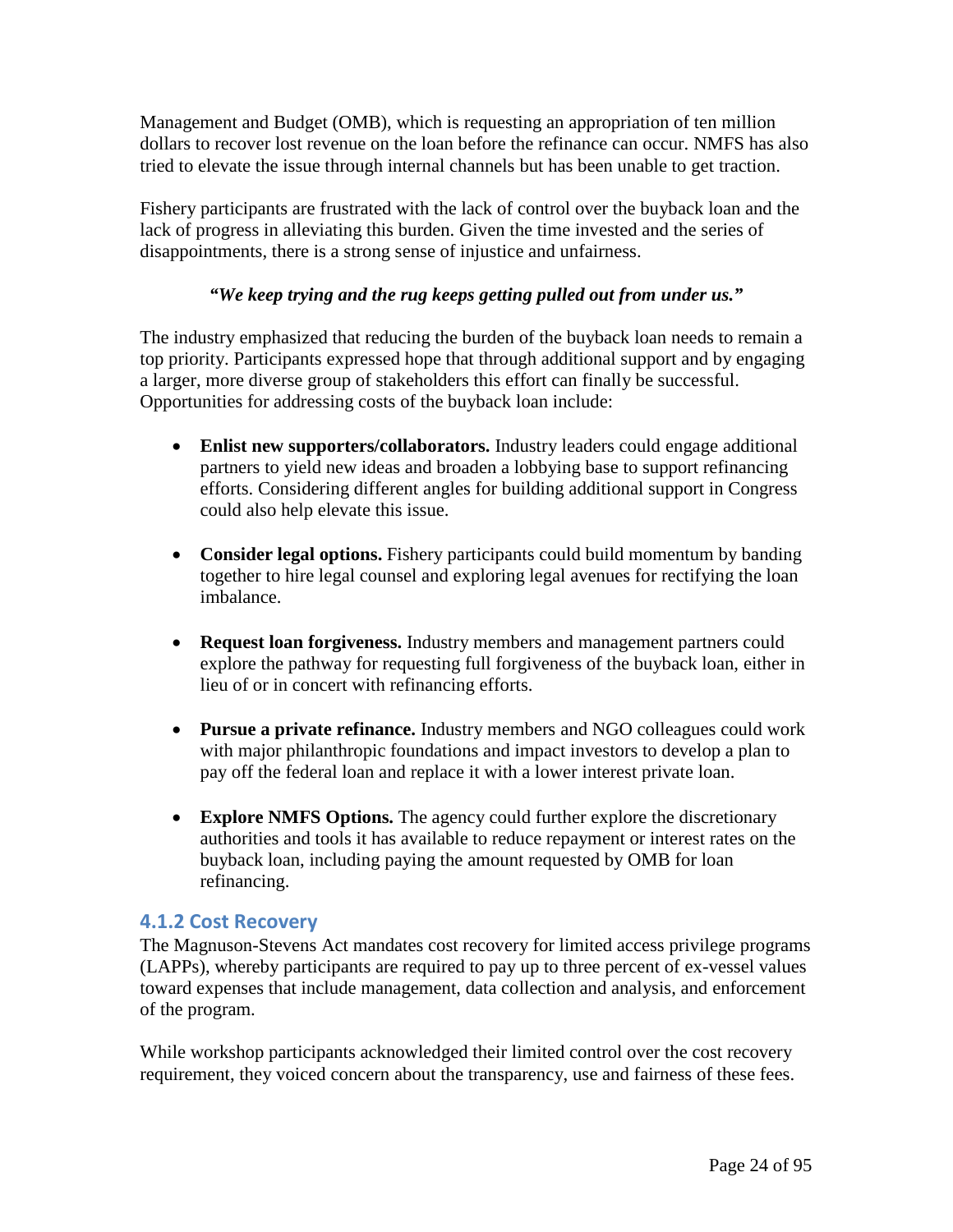Management and Budget (OMB), which is requesting an appropriation of ten million dollars to recover lost revenue on the loan before the refinance can occur. NMFS has also tried to elevate the issue through internal channels but has been unable to get traction.

Fishery participants are frustrated with the lack of control over the buyback loan and the lack of progress in alleviating this burden. Given the time invested and the series of disappointments, there is a strong sense of injustice and unfairness.

***"We keep trying and the rug keeps getting pulled out from under us."***

The industry emphasized that reducing the burden of the buyback loan needs to remain a top priority. Participants expressed hope that through additional support and by engaging a larger, more diverse group of stakeholders this effort can finally be successful. Opportunities for addressing costs of the buyback loan include:

- **Enlist new supporters/collaborators.** Industry leaders could engage additional partners to yield new ideas and broaden a lobbying base to support refinancing efforts. Considering different angles for building additional support in Congress could also help elevate this issue.
- **Consider legal options.** Fishery participants could build momentum by banding together to hire legal counsel and exploring legal avenues for rectifying the loan imbalance.
- **Request loan forgiveness.** Industry members and management partners could explore the pathway for requesting full forgiveness of the buyback loan, either in lieu of or in concert with refinancing efforts.
- **Pursue a private refinance.** Industry members and NGO colleagues could work with major philanthropic foundations and impact investors to develop a plan to pay off the federal loan and replace it with a lower interest private loan.
- **Explore NMFS Options.** The agency could further explore the discretionary authorities and tools it has available to reduce repayment or interest rates on the buyback loan, including paying the amount requested by OMB for loan refinancing.

### 4.1.2 Cost Recovery

The Magnuson-Stevens Act mandates cost recovery for limited access privilege programs (LAPPs), whereby participants are required to pay up to three percent of ex-vessel values toward expenses that include management, data collection and analysis, and enforcement of the program.

While workshop participants acknowledged their limited control over the cost recovery requirement, they voiced concern about the transparency, use and fairness of these fees.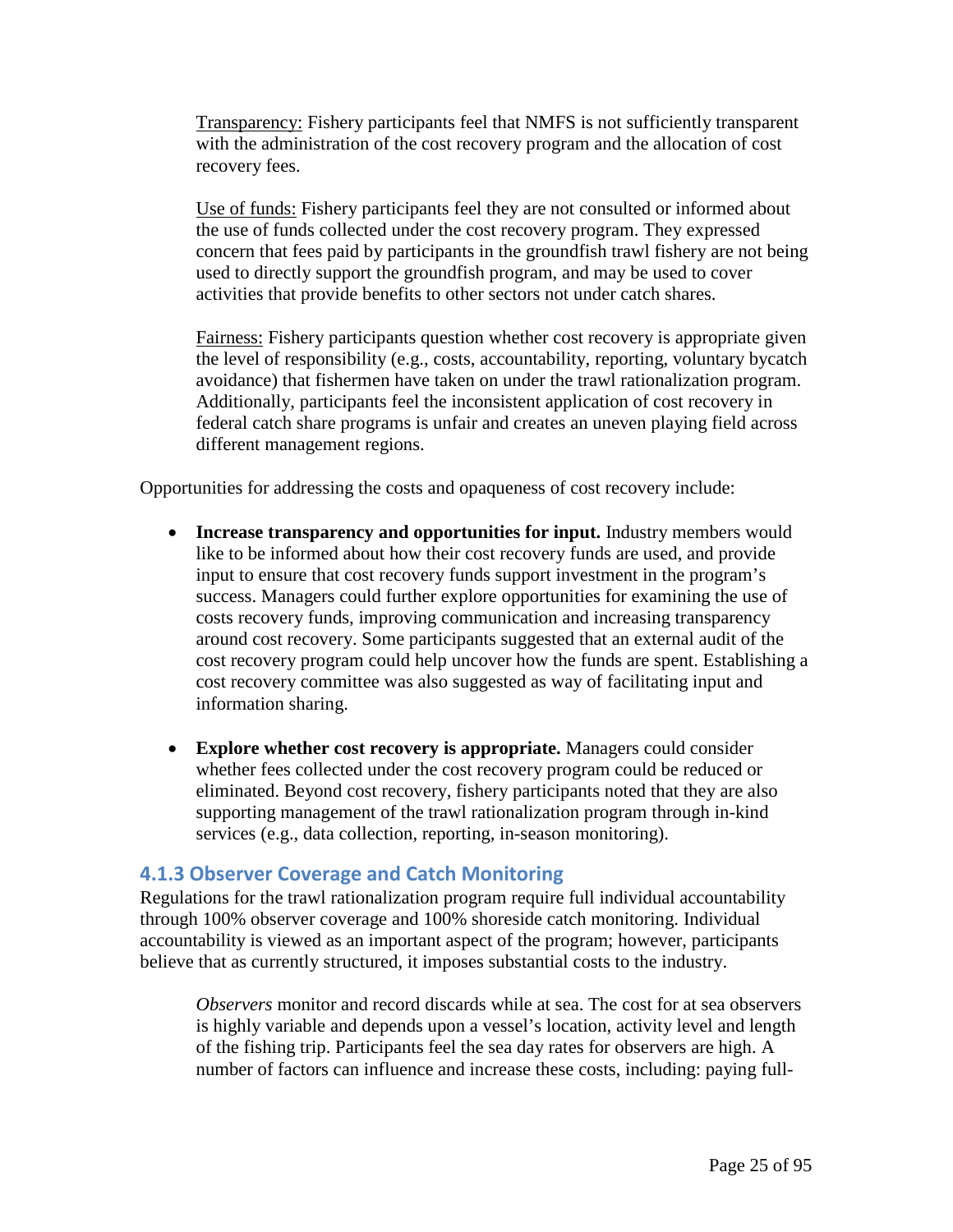Transparency: Fishery participants feel that NMFS is not sufficiently transparent with the administration of the cost recovery program and the allocation of cost recovery fees.

Use of funds: Fishery participants feel they are not consulted or informed about the use of funds collected under the cost recovery program. They expressed concern that fees paid by participants in the groundfish trawl fishery are not being used to directly support the groundfish program, and may be used to cover activities that provide benefits to other sectors not under catch shares.

Fairness: Fishery participants question whether cost recovery is appropriate given the level of responsibility (e.g., costs, accountability, reporting, voluntary bycatch avoidance) that fishermen have taken on under the trawl rationalization program. Additionally, participants feel the inconsistent application of cost recovery in federal catch share programs is unfair and creates an uneven playing field across different management regions.

Opportunities for addressing the costs and opaqueness of cost recovery include:

- **Increase transparency and opportunities for input.** Industry members would like to be informed about how their cost recovery funds are used, and provide input to ensure that cost recovery funds support investment in the program's success. Managers could further explore opportunities for examining the use of costs recovery funds, improving communication and increasing transparency around cost recovery. Some participants suggested that an external audit of the cost recovery program could help uncover how the funds are spent. Establishing a cost recovery committee was also suggested as way of facilitating input and information sharing.
- **Explore whether cost recovery is appropriate.** Managers could consider whether fees collected under the cost recovery program could be reduced or eliminated. Beyond cost recovery, fishery participants noted that they are also supporting management of the trawl rationalization program through in-kind services (e.g., data collection, reporting, in-season monitoring).

### 4.1.3 Observer Coverage and Catch Monitoring

Regulations for the trawl rationalization program require full individual accountability through 100% observer coverage and 100% shoreside catch monitoring. Individual accountability is viewed as an important aspect of the program; however, participants believe that as currently structured, it imposes substantial costs to the industry.

*Observers* monitor and record discards while at sea. The cost for at sea observers is highly variable and depends upon a vessel's location, activity level and length of the fishing trip. Participants feel the sea day rates for observers are high. A number of factors can influence and increase these costs, including: paying full-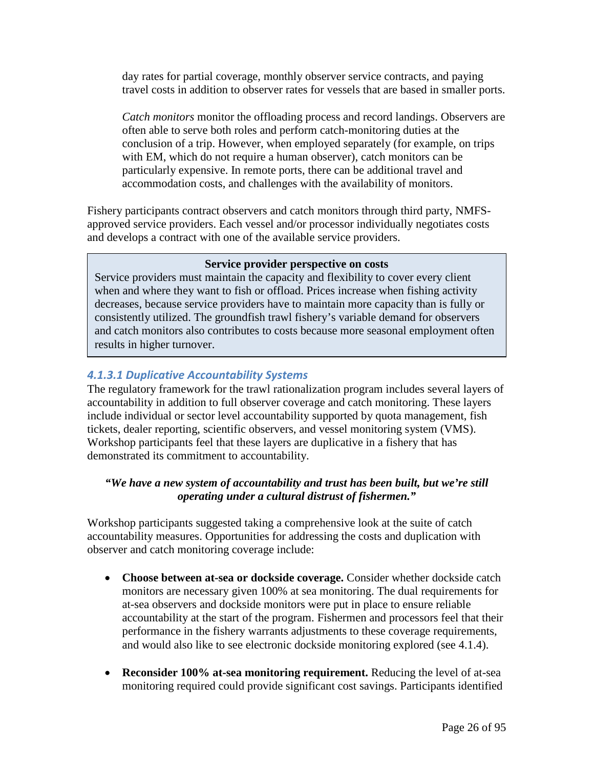day rates for partial coverage, monthly observer service contracts, and paying travel costs in addition to observer rates for vessels that are based in smaller ports.

*Catch monitors* monitor the offloading process and record landings. Observers are often able to serve both roles and perform catch-monitoring duties at the conclusion of a trip. However, when employed separately (for example, on trips with EM, which do not require a human observer), catch monitors can be particularly expensive. In remote ports, there can be additional travel and accommodation costs, and challenges with the availability of monitors.

Fishery participants contract observers and catch monitors through third party, NMFS-approved service providers. Each vessel and/or processor individually negotiates costs and develops a contract with one of the available service providers.

> **Service provider perspective on costs**
>
> Service providers must maintain the capacity and flexibility to cover every client when and where they want to fish or offload. Prices increase when fishing activity decreases, because service providers have to maintain more capacity than is fully or consistently utilized. The groundfish trawl fishery's variable demand for observers and catch monitors also contributes to costs because more seasonal employment often results in higher turnover.

#### *4.1.3.1 Duplicative Accountability Systems*

The regulatory framework for the trawl rationalization program includes several layers of accountability in addition to full observer coverage and catch monitoring. These layers include individual or sector level accountability supported by quota management, fish tickets, dealer reporting, scientific observers, and vessel monitoring system (VMS). Workshop participants feel that these layers are duplicative in a fishery that has demonstrated its commitment to accountability.

***"We have a new system of accountability and trust has been built, but we're still operating under a cultural distrust of fishermen."***

Workshop participants suggested taking a comprehensive look at the suite of catch accountability measures. Opportunities for addressing the costs and duplication with observer and catch monitoring coverage include:

- **Choose between at-sea or dockside coverage.** Consider whether dockside catch monitors are necessary given 100% at sea monitoring. The dual requirements for at-sea observers and dockside monitors were put in place to ensure reliable accountability at the start of the program. Fishermen and processors feel that their performance in the fishery warrants adjustments to these coverage requirements, and would also like to see electronic dockside monitoring explored (see 4.1.4).
- **Reconsider 100% at-sea monitoring requirement.** Reducing the level of at-sea monitoring required could provide significant cost savings. Participants identified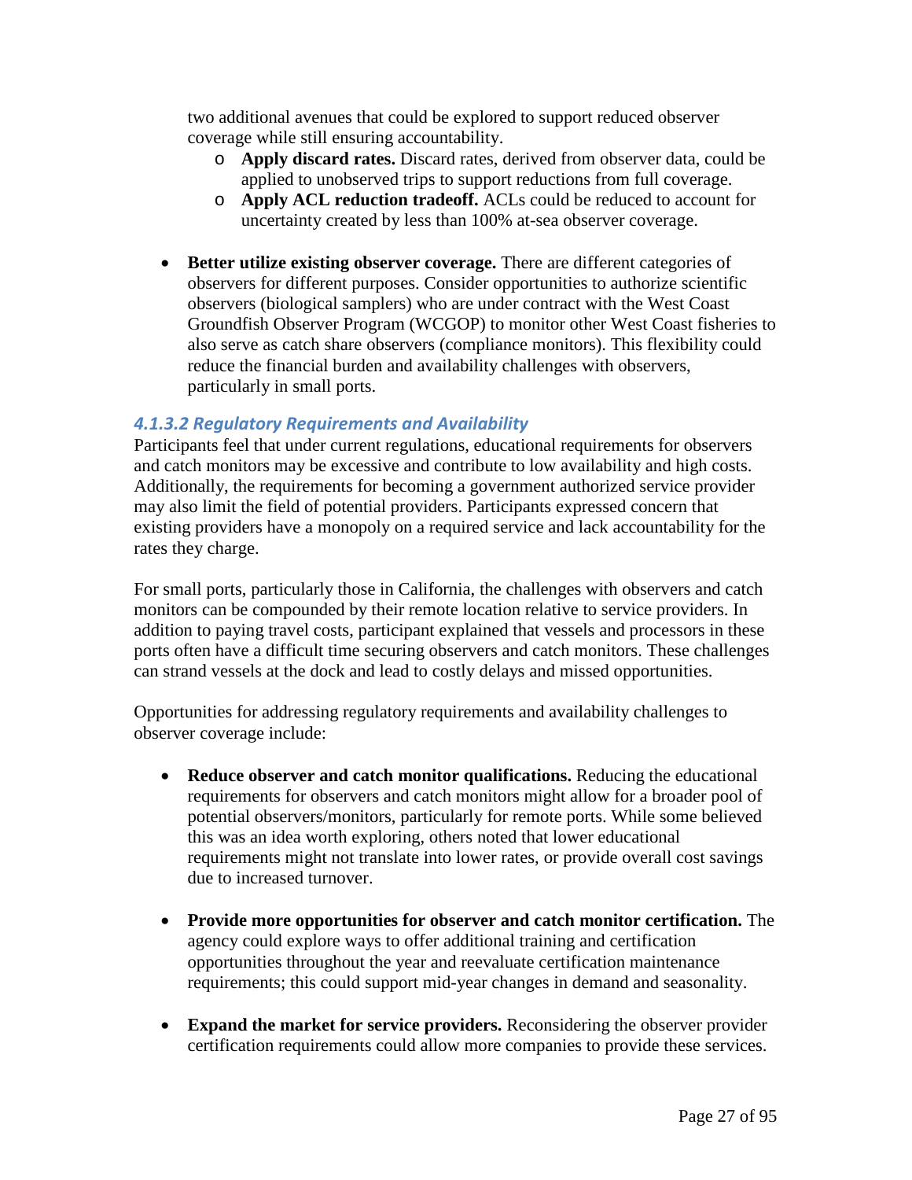two additional avenues that could be explored to support reduced observer coverage while still ensuring accountability.

- **Apply discard rates.** Discard rates, derived from observer data, could be applied to unobserved trips to support reductions from full coverage.
- **Apply ACL reduction tradeoff.** ACLs could be reduced to account for uncertainty created by less than 100% at-sea observer coverage.

- **Better utilize existing observer coverage.** There are different categories of observers for different purposes. Consider opportunities to authorize scientific observers (biological samplers) who are under contract with the West Coast Groundfish Observer Program (WCGOP) to monitor other West Coast fisheries to also serve as catch share observers (compliance monitors). This flexibility could reduce the financial burden and availability challenges with observers, particularly in small ports.

#### *4.1.3.2 Regulatory Requirements and Availability*

Participants feel that under current regulations, educational requirements for observers and catch monitors may be excessive and contribute to low availability and high costs. Additionally, the requirements for becoming a government authorized service provider may also limit the field of potential providers. Participants expressed concern that existing providers have a monopoly on a required service and lack accountability for the rates they charge.

For small ports, particularly those in California, the challenges with observers and catch monitors can be compounded by their remote location relative to service providers. In addition to paying travel costs, participant explained that vessels and processors in these ports often have a difficult time securing observers and catch monitors. These challenges can strand vessels at the dock and lead to costly delays and missed opportunities.

Opportunities for addressing regulatory requirements and availability challenges to observer coverage include:

- **Reduce observer and catch monitor qualifications.** Reducing the educational requirements for observers and catch monitors might allow for a broader pool of potential observers/monitors, particularly for remote ports. While some believed this was an idea worth exploring, others noted that lower educational requirements might not translate into lower rates, or provide overall cost savings due to increased turnover.

- **Provide more opportunities for observer and catch monitor certification.** The agency could explore ways to offer additional training and certification opportunities throughout the year and reevaluate certification maintenance requirements; this could support mid-year changes in demand and seasonality.

- **Expand the market for service providers.** Reconsidering the observer provider certification requirements could allow more companies to provide these services.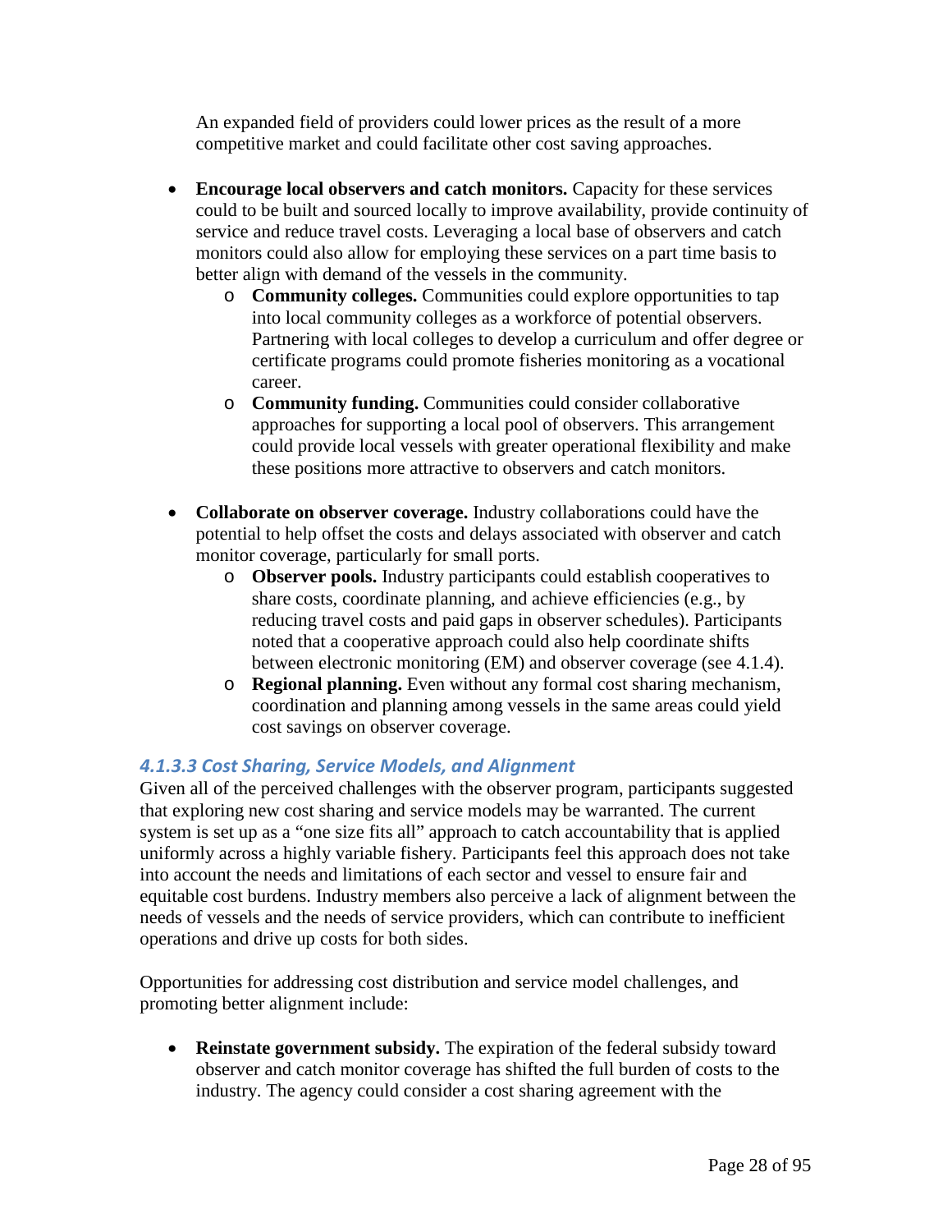An expanded field of providers could lower prices as the result of a more competitive market and could facilitate other cost saving approaches.

- **Encourage local observers and catch monitors.** Capacity for these services could to be built and sourced locally to improve availability, provide continuity of service and reduce travel costs. Leveraging a local base of observers and catch monitors could also allow for employing these services on a part time basis to better align with demand of the vessels in the community.
    - **Community colleges.** Communities could explore opportunities to tap into local community colleges as a workforce of potential observers. Partnering with local colleges to develop a curriculum and offer degree or certificate programs could promote fisheries monitoring as a vocational career.
    - **Community funding.** Communities could consider collaborative approaches for supporting a local pool of observers. This arrangement could provide local vessels with greater operational flexibility and make these positions more attractive to observers and catch monitors.

- **Collaborate on observer coverage.** Industry collaborations could have the potential to help offset the costs and delays associated with observer and catch monitor coverage, particularly for small ports.
    - **Observer pools.** Industry participants could establish cooperatives to share costs, coordinate planning, and achieve efficiencies (e.g., by reducing travel costs and paid gaps in observer schedules). Participants noted that a cooperative approach could also help coordinate shifts between electronic monitoring (EM) and observer coverage (see 4.1.4).
    - **Regional planning.** Even without any formal cost sharing mechanism, coordination and planning among vessels in the same areas could yield cost savings on observer coverage.

#### *4.1.3.3 Cost Sharing, Service Models, and Alignment*

Given all of the perceived challenges with the observer program, participants suggested that exploring new cost sharing and service models may be warranted. The current system is set up as a "one size fits all" approach to catch accountability that is applied uniformly across a highly variable fishery. Participants feel this approach does not take into account the needs and limitations of each sector and vessel to ensure fair and equitable cost burdens. Industry members also perceive a lack of alignment between the needs of vessels and the needs of service providers, which can contribute to inefficient operations and drive up costs for both sides.

Opportunities for addressing cost distribution and service model challenges, and promoting better alignment include:

- **Reinstate government subsidy.** The expiration of the federal subsidy toward observer and catch monitor coverage has shifted the full burden of costs to the industry. The agency could consider a cost sharing agreement with the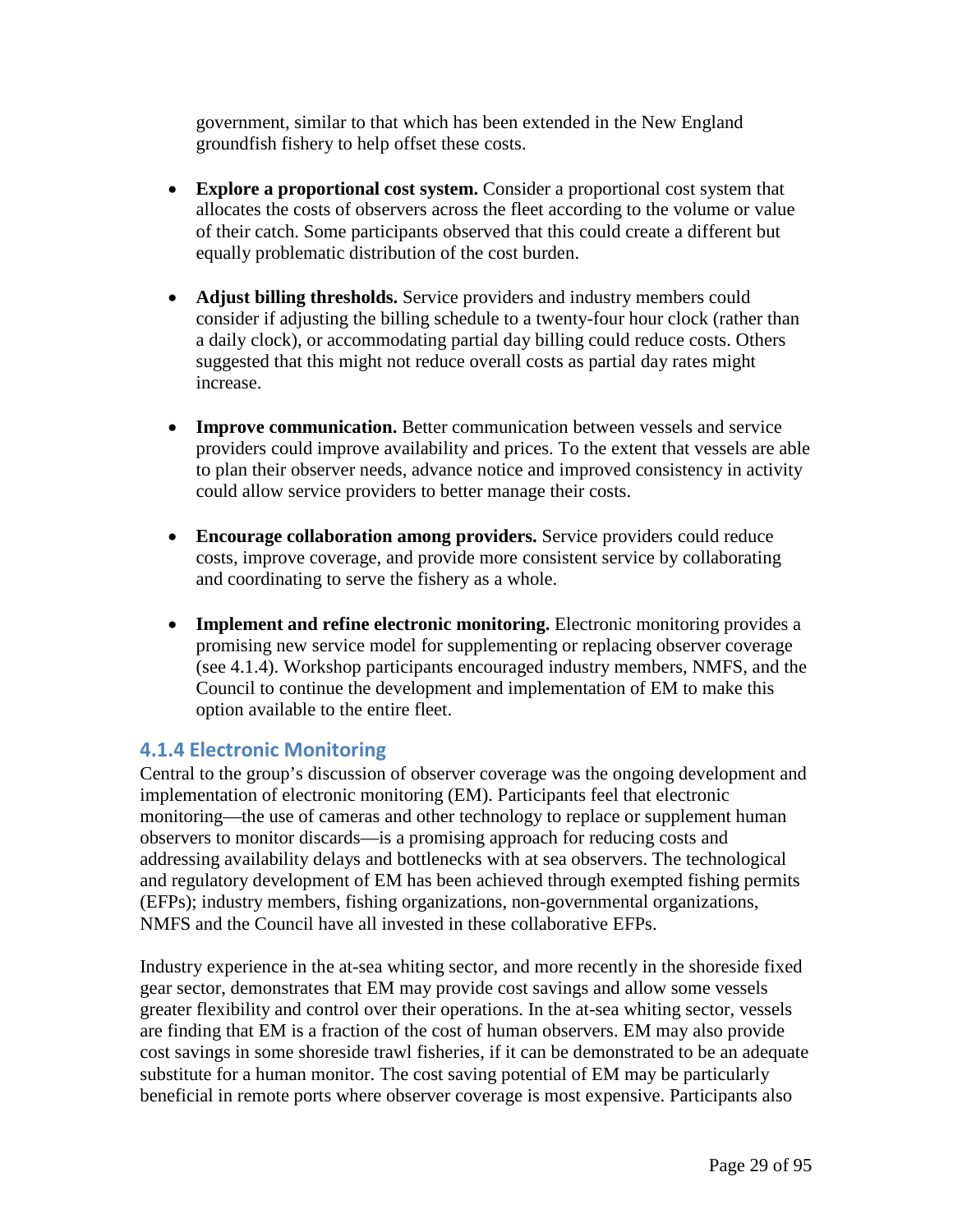government, similar to that which has been extended in the New England groundfish fishery to help offset these costs.

- **Explore a proportional cost system.** Consider a proportional cost system that allocates the costs of observers across the fleet according to the volume or value of their catch. Some participants observed that this could create a different but equally problematic distribution of the cost burden.

- **Adjust billing thresholds.** Service providers and industry members could consider if adjusting the billing schedule to a twenty-four hour clock (rather than a daily clock), or accommodating partial day billing could reduce costs. Others suggested that this might not reduce overall costs as partial day rates might increase.

- **Improve communication.** Better communication between vessels and service providers could improve availability and prices. To the extent that vessels are able to plan their observer needs, advance notice and improved consistency in activity could allow service providers to better manage their costs.

- **Encourage collaboration among providers.** Service providers could reduce costs, improve coverage, and provide more consistent service by collaborating and coordinating to serve the fishery as a whole.

- **Implement and refine electronic monitoring.** Electronic monitoring provides a promising new service model for supplementing or replacing observer coverage (see 4.1.4). Workshop participants encouraged industry members, NMFS, and the Council to continue the development and implementation of EM to make this option available to the entire fleet.

### 4.1.4 Electronic Monitoring

Central to the group's discussion of observer coverage was the ongoing development and implementation of electronic monitoring (EM). Participants feel that electronic monitoring—the use of cameras and other technology to replace or supplement human observers to monitor discards—is a promising approach for reducing costs and addressing availability delays and bottlenecks with at sea observers. The technological and regulatory development of EM has been achieved through exempted fishing permits (EFPs); industry members, fishing organizations, non-governmental organizations, NMFS and the Council have all invested in these collaborative EFPs.

Industry experience in the at-sea whiting sector, and more recently in the shoreside fixed gear sector, demonstrates that EM may provide cost savings and allow some vessels greater flexibility and control over their operations. In the at-sea whiting sector, vessels are finding that EM is a fraction of the cost of human observers. EM may also provide cost savings in some shoreside trawl fisheries, if it can be demonstrated to be an adequate substitute for a human monitor. The cost saving potential of EM may be particularly beneficial in remote ports where observer coverage is most expensive. Participants also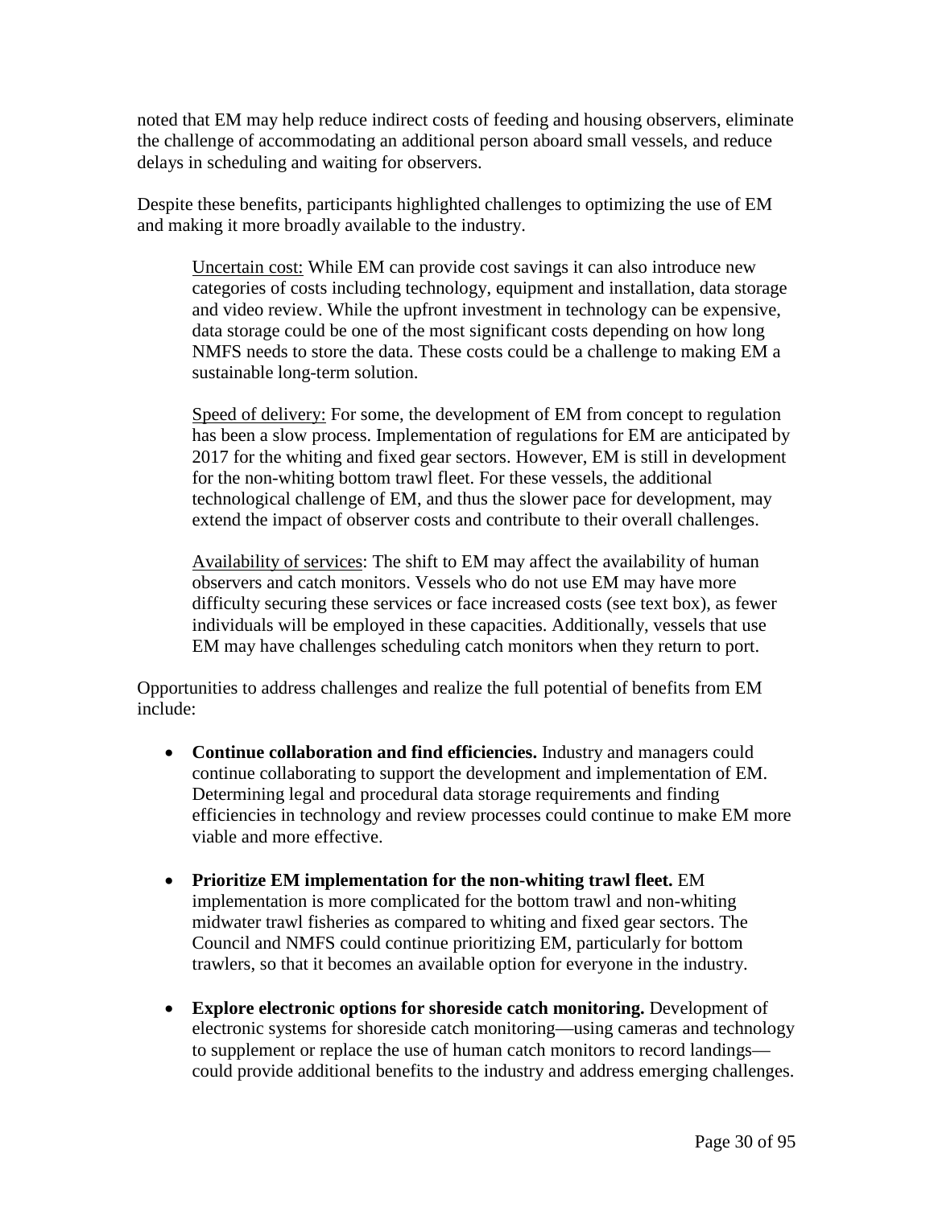noted that EM may help reduce indirect costs of feeding and housing observers, eliminate the challenge of accommodating an additional person aboard small vessels, and reduce delays in scheduling and waiting for observers.

Despite these benefits, participants highlighted challenges to optimizing the use of EM and making it more broadly available to the industry.

> Uncertain cost: While EM can provide cost savings it can also introduce new categories of costs including technology, equipment and installation, data storage and video review. While the upfront investment in technology can be expensive, data storage could be one of the most significant costs depending on how long NMFS needs to store the data. These costs could be a challenge to making EM a sustainable long-term solution.
>
> Speed of delivery: For some, the development of EM from concept to regulation has been a slow process. Implementation of regulations for EM are anticipated by 2017 for the whiting and fixed gear sectors. However, EM is still in development for the non-whiting bottom trawl fleet. For these vessels, the additional technological challenge of EM, and thus the slower pace for development, may extend the impact of observer costs and contribute to their overall challenges.
>
> Availability of services: The shift to EM may affect the availability of human observers and catch monitors. Vessels who do not use EM may have more difficulty securing these services or face increased costs (see text box), as fewer individuals will be employed in these capacities. Additionally, vessels that use EM may have challenges scheduling catch monitors when they return to port.

Opportunities to address challenges and realize the full potential of benefits from EM include:

- **Continue collaboration and find efficiencies.** Industry and managers could continue collaborating to support the development and implementation of EM. Determining legal and procedural data storage requirements and finding efficiencies in technology and review processes could continue to make EM more viable and more effective.

- **Prioritize EM implementation for the non-whiting trawl fleet.** EM implementation is more complicated for the bottom trawl and non-whiting midwater trawl fisheries as compared to whiting and fixed gear sectors. The Council and NMFS could continue prioritizing EM, particularly for bottom trawlers, so that it becomes an available option for everyone in the industry.

- **Explore electronic options for shoreside catch monitoring.** Development of electronic systems for shoreside catch monitoring—using cameras and technology to supplement or replace the use of human catch monitors to record landings—could provide additional benefits to the industry and address emerging challenges.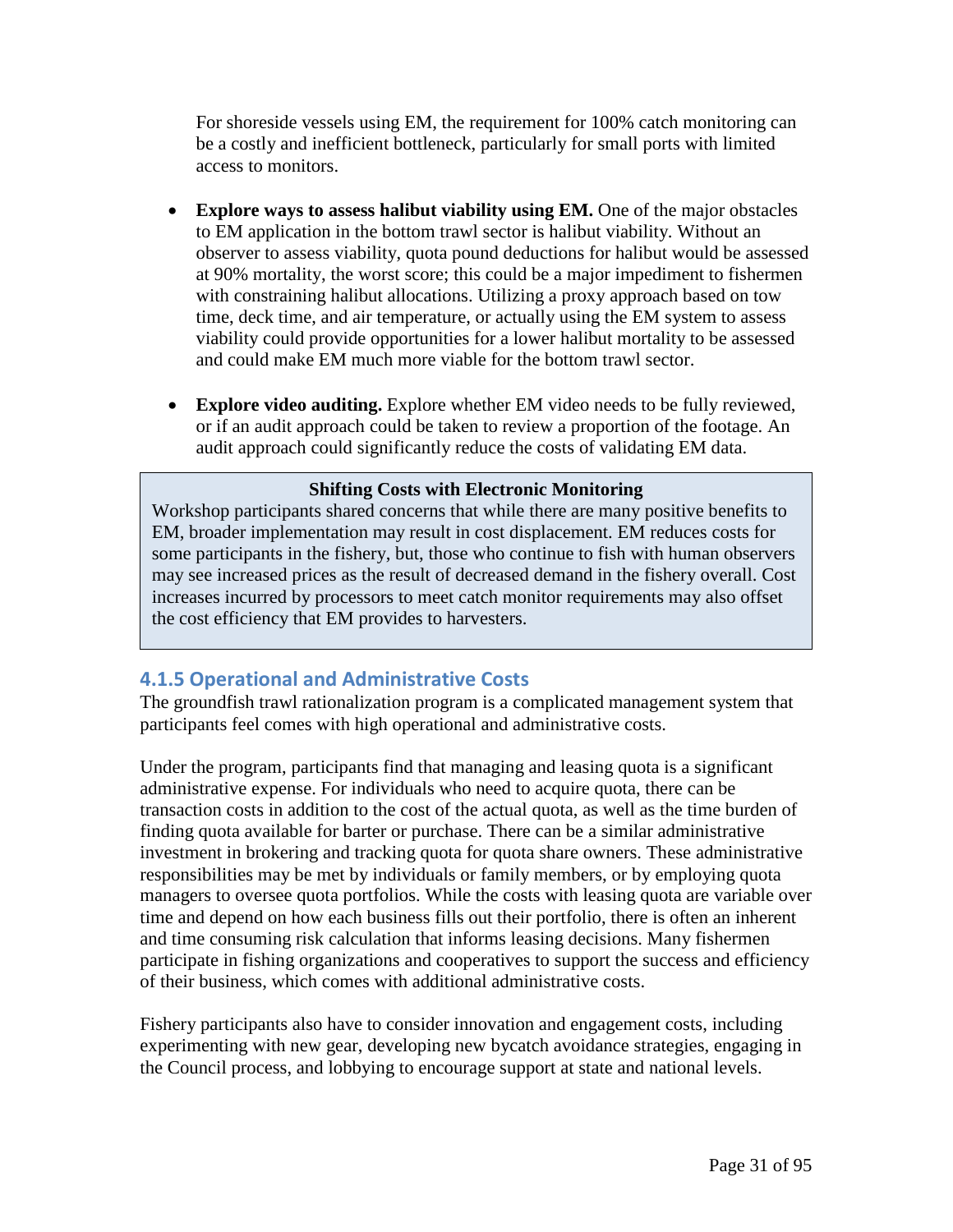For shoreside vessels using EM, the requirement for 100% catch monitoring can be a costly and inefficient bottleneck, particularly for small ports with limited access to monitors.

- **Explore ways to assess halibut viability using EM.** One of the major obstacles to EM application in the bottom trawl sector is halibut viability. Without an observer to assess viability, quota pound deductions for halibut would be assessed at 90% mortality, the worst score; this could be a major impediment to fishermen with constraining halibut allocations. Utilizing a proxy approach based on tow time, deck time, and air temperature, or actually using the EM system to assess viability could provide opportunities for a lower halibut mortality to be assessed and could make EM much more viable for the bottom trawl sector.

- **Explore video auditing.** Explore whether EM video needs to be fully reviewed, or if an audit approach could be taken to review a proportion of the footage. An audit approach could significantly reduce the costs of validating EM data.

> **Shifting Costs with Electronic Monitoring**
>
> Workshop participants shared concerns that while there are many positive benefits to EM, broader implementation may result in cost displacement. EM reduces costs for some participants in the fishery, but, those who continue to fish with human observers may see increased prices as the result of decreased demand in the fishery overall. Cost increases incurred by processors to meet catch monitor requirements may also offset the cost efficiency that EM provides to harvesters.

### 4.1.5 Operational and Administrative Costs

The groundfish trawl rationalization program is a complicated management system that participants feel comes with high operational and administrative costs.

Under the program, participants find that managing and leasing quota is a significant administrative expense. For individuals who need to acquire quota, there can be transaction costs in addition to the cost of the actual quota, as well as the time burden of finding quota available for barter or purchase. There can be a similar administrative investment in brokering and tracking quota for quota share owners. These administrative responsibilities may be met by individuals or family members, or by employing quota managers to oversee quota portfolios. While the costs with leasing quota are variable over time and depend on how each business fills out their portfolio, there is often an inherent and time consuming risk calculation that informs leasing decisions. Many fishermen participate in fishing organizations and cooperatives to support the success and efficiency of their business, which comes with additional administrative costs.

Fishery participants also have to consider innovation and engagement costs, including experimenting with new gear, developing new bycatch avoidance strategies, engaging in the Council process, and lobbying to encourage support at state and national levels.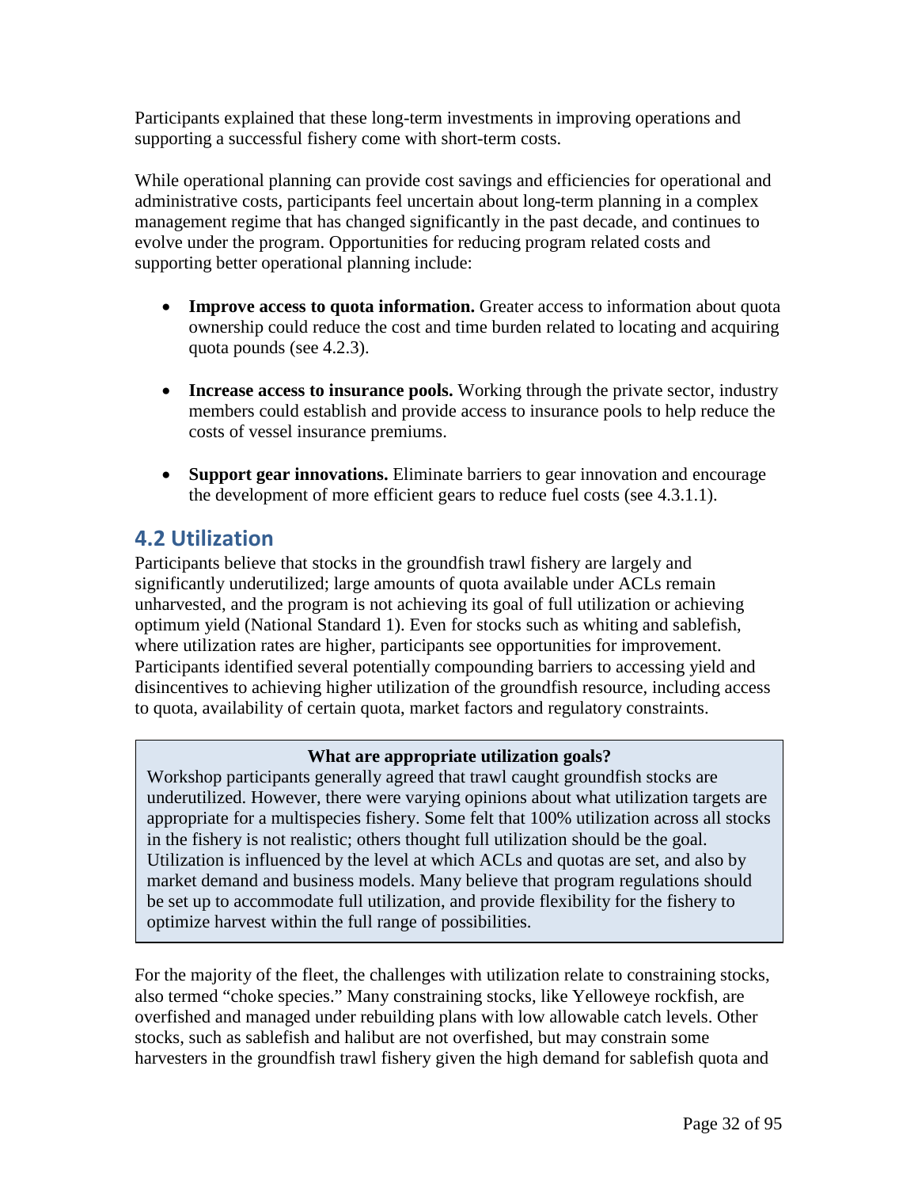Participants explained that these long-term investments in improving operations and supporting a successful fishery come with short-term costs.

While operational planning can provide cost savings and efficiencies for operational and administrative costs, participants feel uncertain about long-term planning in a complex management regime that has changed significantly in the past decade, and continues to evolve under the program. Opportunities for reducing program related costs and supporting better operational planning include:

- **Improve access to quota information.** Greater access to information about quota ownership could reduce the cost and time burden related to locating and acquiring quota pounds (see 4.2.3).
- **Increase access to insurance pools.** Working through the private sector, industry members could establish and provide access to insurance pools to help reduce the costs of vessel insurance premiums.
- **Support gear innovations.** Eliminate barriers to gear innovation and encourage the development of more efficient gears to reduce fuel costs (see 4.3.1.1).

## 4.2 Utilization

Participants believe that stocks in the groundfish trawl fishery are largely and significantly underutilized; large amounts of quota available under ACLs remain unharvested, and the program is not achieving its goal of full utilization or achieving optimum yield (National Standard 1). Even for stocks such as whiting and sablefish, where utilization rates are higher, participants see opportunities for improvement. Participants identified several potentially compounding barriers to accessing yield and disincentives to achieving higher utilization of the groundfish resource, including access to quota, availability of certain quota, market factors and regulatory constraints.

> **What are appropriate utilization goals?**
>
> Workshop participants generally agreed that trawl caught groundfish stocks are underutilized. However, there were varying opinions about what utilization targets are appropriate for a multispecies fishery. Some felt that 100% utilization across all stocks in the fishery is not realistic; others thought full utilization should be the goal. Utilization is influenced by the level at which ACLs and quotas are set, and also by market demand and business models. Many believe that program regulations should be set up to accommodate full utilization, and provide flexibility for the fishery to optimize harvest within the full range of possibilities.

For the majority of the fleet, the challenges with utilization relate to constraining stocks, also termed "choke species." Many constraining stocks, like Yelloweye rockfish, are overfished and managed under rebuilding plans with low allowable catch levels. Other stocks, such as sablefish and halibut are not overfished, but may constrain some harvesters in the groundfish trawl fishery given the high demand for sablefish quota and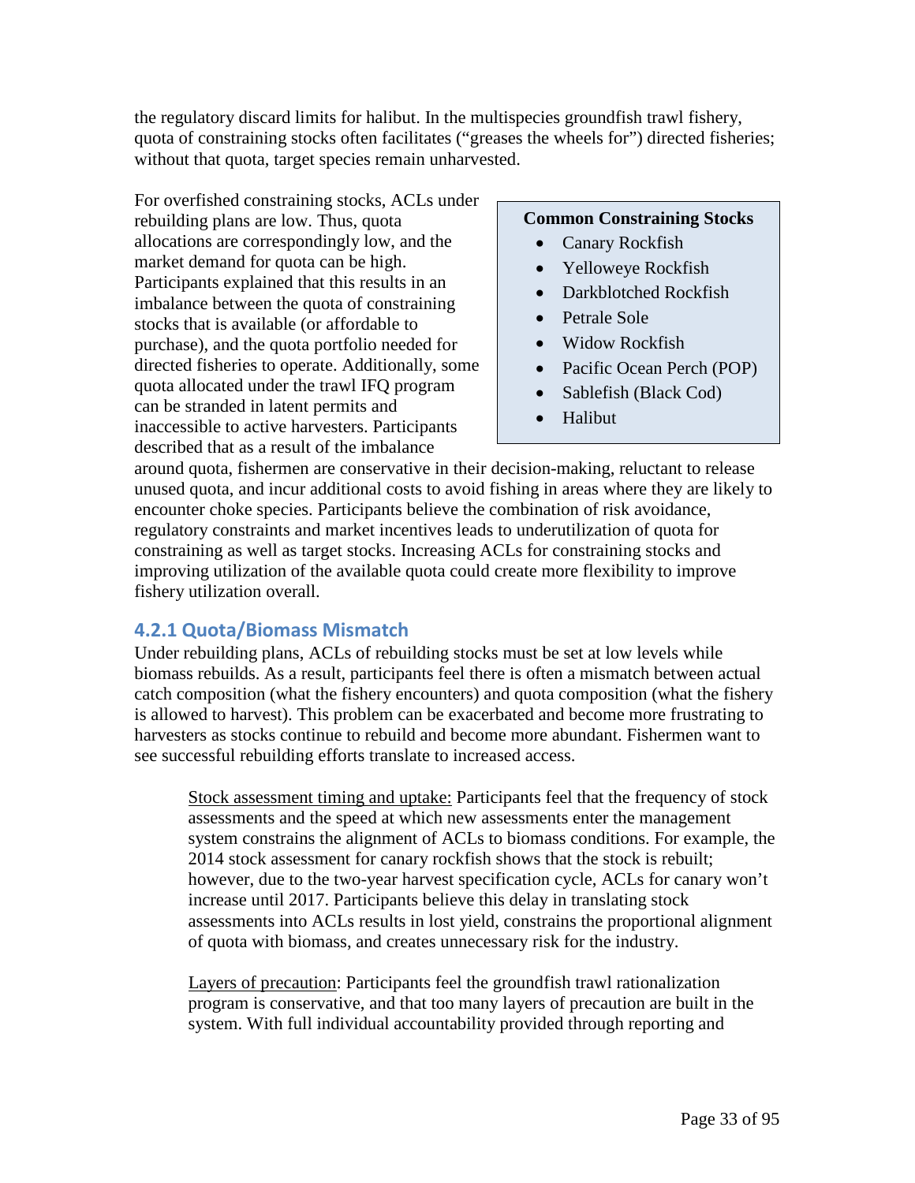the regulatory discard limits for halibut. In the multispecies groundfish trawl fishery, quota of constraining stocks often facilitates ("greases the wheels for") directed fisheries; without that quota, target species remain unharvested.

For overfished constraining stocks, ACLs under rebuilding plans are low. Thus, quota allocations are correspondingly low, and the market demand for quota can be high. Participants explained that this results in an imbalance between the quota of constraining stocks that is available (or affordable to purchase), and the quota portfolio needed for directed fisheries to operate. Additionally, some quota allocated under the trawl IFQ program can be stranded in latent permits and inaccessible to active harvesters. Participants described that as a result of the imbalance around quota, fishermen are conservative in their decision-making, reluctant to release unused quota, and incur additional costs to avoid fishing in areas where they are likely to encounter choke species. Participants believe the combination of risk avoidance, regulatory constraints and market incentives leads to underutilization of quota for constraining as well as target stocks. Increasing ACLs for constraining stocks and improving utilization of the available quota could create more flexibility to improve fishery utilization overall.

**Common Constraining Stocks**

- Canary Rockfish
- Yelloweye Rockfish
- Darkblotched Rockfish
- Petrale Sole
- Widow Rockfish
- Pacific Ocean Perch (POP)
- Sablefish (Black Cod)
- Halibut

### 4.2.1 Quota/Biomass Mismatch

Under rebuilding plans, ACLs of rebuilding stocks must be set at low levels while biomass rebuilds. As a result, participants feel there is often a mismatch between actual catch composition (what the fishery encounters) and quota composition (what the fishery is allowed to harvest). This problem can be exacerbated and become more frustrating to harvesters as stocks continue to rebuild and become more abundant. Fishermen want to see successful rebuilding efforts translate to increased access.

Stock assessment timing and uptake: Participants feel that the frequency of stock assessments and the speed at which new assessments enter the management system constrains the alignment of ACLs to biomass conditions. For example, the 2014 stock assessment for canary rockfish shows that the stock is rebuilt; however, due to the two-year harvest specification cycle, ACLs for canary won't increase until 2017. Participants believe this delay in translating stock assessments into ACLs results in lost yield, constrains the proportional alignment of quota with biomass, and creates unnecessary risk for the industry.

Layers of precaution: Participants feel the groundfish trawl rationalization program is conservative, and that too many layers of precaution are built in the system. With full individual accountability provided through reporting and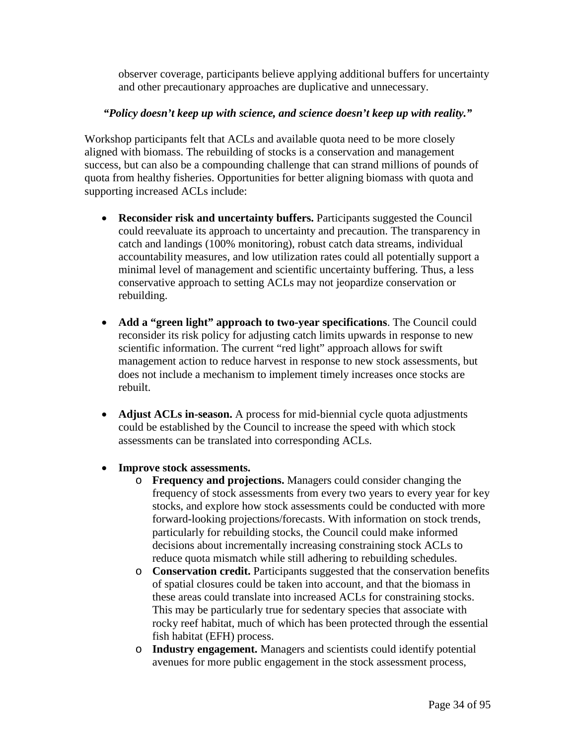observer coverage, participants believe applying additional buffers for uncertainty and other precautionary approaches are duplicative and unnecessary.

***"Policy doesn't keep up with science, and science doesn't keep up with reality."***

Workshop participants felt that ACLs and available quota need to be more closely aligned with biomass. The rebuilding of stocks is a conservation and management success, but can also be a compounding challenge that can strand millions of pounds of quota from healthy fisheries. Opportunities for better aligning biomass with quota and supporting increased ACLs include:

- **Reconsider risk and uncertainty buffers.** Participants suggested the Council could reevaluate its approach to uncertainty and precaution. The transparency in catch and landings (100% monitoring), robust catch data streams, individual accountability measures, and low utilization rates could all potentially support a minimal level of management and scientific uncertainty buffering. Thus, a less conservative approach to setting ACLs may not jeopardize conservation or rebuilding.

- **Add a "green light" approach to two-year specifications**. The Council could reconsider its risk policy for adjusting catch limits upwards in response to new scientific information. The current "red light" approach allows for swift management action to reduce harvest in response to new stock assessments, but does not include a mechanism to implement timely increases once stocks are rebuilt.

- **Adjust ACLs in-season.** A process for mid-biennial cycle quota adjustments could be established by the Council to increase the speed with which stock assessments can be translated into corresponding ACLs.

- **Improve stock assessments.**
  - **Frequency and projections.** Managers could consider changing the frequency of stock assessments from every two years to every year for key stocks, and explore how stock assessments could be conducted with more forward-looking projections/forecasts. With information on stock trends, particularly for rebuilding stocks, the Council could make informed decisions about incrementally increasing constraining stock ACLs to reduce quota mismatch while still adhering to rebuilding schedules.
  - **Conservation credit.** Participants suggested that the conservation benefits of spatial closures could be taken into account, and that the biomass in these areas could translate into increased ACLs for constraining stocks. This may be particularly true for sedentary species that associate with rocky reef habitat, much of which has been protected through the essential fish habitat (EFH) process.
  - **Industry engagement.** Managers and scientists could identify potential avenues for more public engagement in the stock assessment process,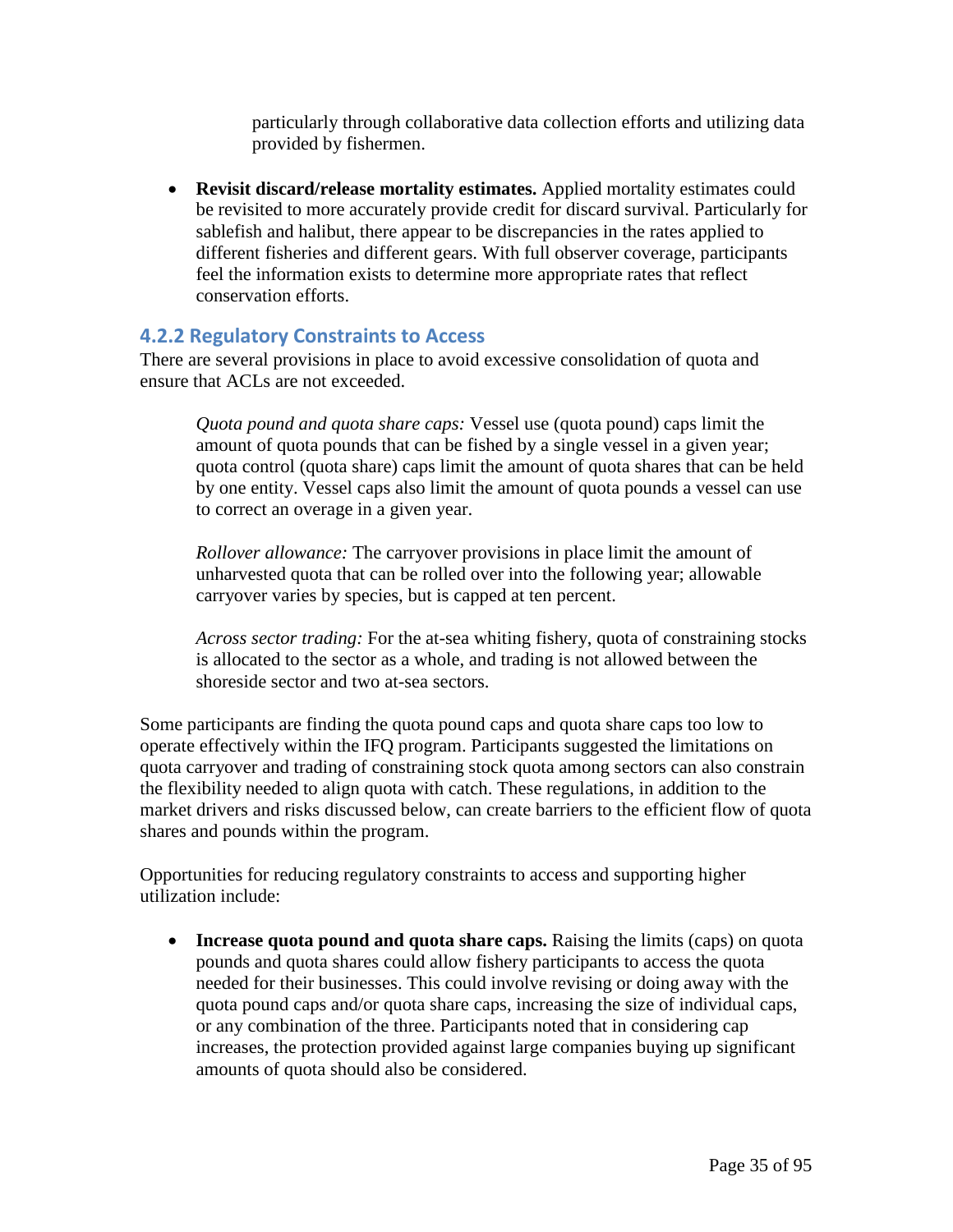particularly through collaborative data collection efforts and utilizing data provided by fishermen.

- **Revisit discard/release mortality estimates.** Applied mortality estimates could be revisited to more accurately provide credit for discard survival. Particularly for sablefish and halibut, there appear to be discrepancies in the rates applied to different fisheries and different gears. With full observer coverage, participants feel the information exists to determine more appropriate rates that reflect conservation efforts.

### 4.2.2 Regulatory Constraints to Access

There are several provisions in place to avoid excessive consolidation of quota and ensure that ACLs are not exceeded.

*Quota pound and quota share caps:* Vessel use (quota pound) caps limit the amount of quota pounds that can be fished by a single vessel in a given year; quota control (quota share) caps limit the amount of quota shares that can be held by one entity. Vessel caps also limit the amount of quota pounds a vessel can use to correct an overage in a given year.

*Rollover allowance:* The carryover provisions in place limit the amount of unharvested quota that can be rolled over into the following year; allowable carryover varies by species, but is capped at ten percent.

*Across sector trading:* For the at-sea whiting fishery, quota of constraining stocks is allocated to the sector as a whole, and trading is not allowed between the shoreside sector and two at-sea sectors.

Some participants are finding the quota pound caps and quota share caps too low to operate effectively within the IFQ program. Participants suggested the limitations on quota carryover and trading of constraining stock quota among sectors can also constrain the flexibility needed to align quota with catch. These regulations, in addition to the market drivers and risks discussed below, can create barriers to the efficient flow of quota shares and pounds within the program.

Opportunities for reducing regulatory constraints to access and supporting higher utilization include:

- **Increase quota pound and quota share caps.** Raising the limits (caps) on quota pounds and quota shares could allow fishery participants to access the quota needed for their businesses. This could involve revising or doing away with the quota pound caps and/or quota share caps, increasing the size of individual caps, or any combination of the three. Participants noted that in considering cap increases, the protection provided against large companies buying up significant amounts of quota should also be considered.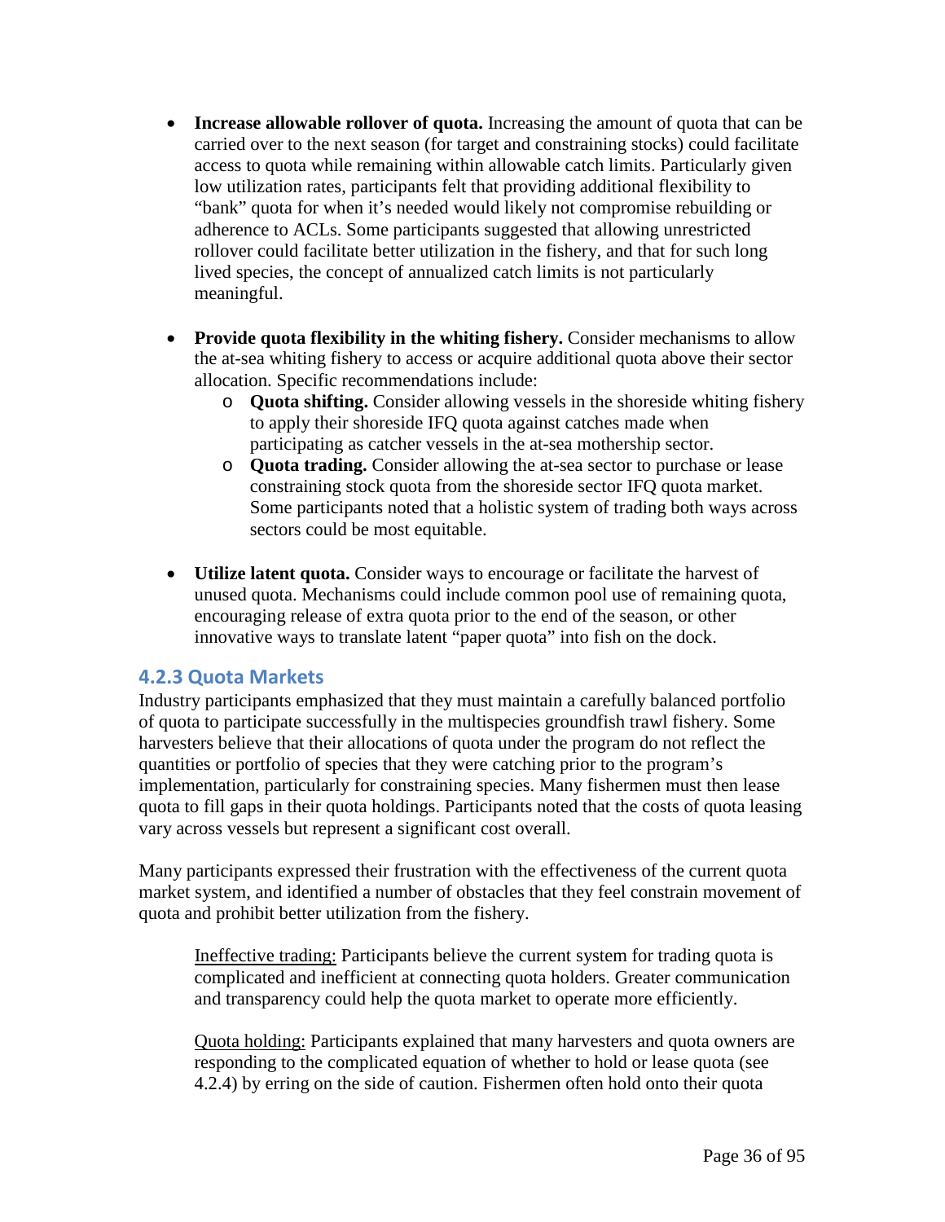- **Increase allowable rollover of quota.** Increasing the amount of quota that can be carried over to the next season (for target and constraining stocks) could facilitate access to quota while remaining within allowable catch limits. Particularly given low utilization rates, participants felt that providing additional flexibility to "bank" quota for when it's needed would likely not compromise rebuilding or adherence to ACLs. Some participants suggested that allowing unrestricted rollover could facilitate better utilization in the fishery, and that for such long lived species, the concept of annualized catch limits is not particularly meaningful.

- **Provide quota flexibility in the whiting fishery.** Consider mechanisms to allow the at-sea whiting fishery to access or acquire additional quota above their sector allocation. Specific recommendations include:
    - **Quota shifting.** Consider allowing vessels in the shoreside whiting fishery to apply their shoreside IFQ quota against catches made when participating as catcher vessels in the at-sea mothership sector.
    - **Quota trading.** Consider allowing the at-sea sector to purchase or lease constraining stock quota from the shoreside sector IFQ quota market. Some participants noted that a holistic system of trading both ways across sectors could be most equitable.

- **Utilize latent quota.** Consider ways to encourage or facilitate the harvest of unused quota. Mechanisms could include common pool use of remaining quota, encouraging release of extra quota prior to the end of the season, or other innovative ways to translate latent "paper quota" into fish on the dock.

### 4.2.3 Quota Markets

Industry participants emphasized that they must maintain a carefully balanced portfolio of quota to participate successfully in the multispecies groundfish trawl fishery. Some harvesters believe that their allocations of quota under the program do not reflect the quantities or portfolio of species that they were catching prior to the program's implementation, particularly for constraining species. Many fishermen must then lease quota to fill gaps in their quota holdings. Participants noted that the costs of quota leasing vary across vessels but represent a significant cost overall.

Many participants expressed their frustration with the effectiveness of the current quota market system, and identified a number of obstacles that they feel constrain movement of quota and prohibit better utilization from the fishery.

> <u>Ineffective trading:</u> Participants believe the current system for trading quota is complicated and inefficient at connecting quota holders. Greater communication and transparency could help the quota market to operate more efficiently.
>
> <u>Quota holding:</u> Participants explained that many harvesters and quota owners are responding to the complicated equation of whether to hold or lease quota (see 4.2.4) by erring on the side of caution. Fishermen often hold onto their quota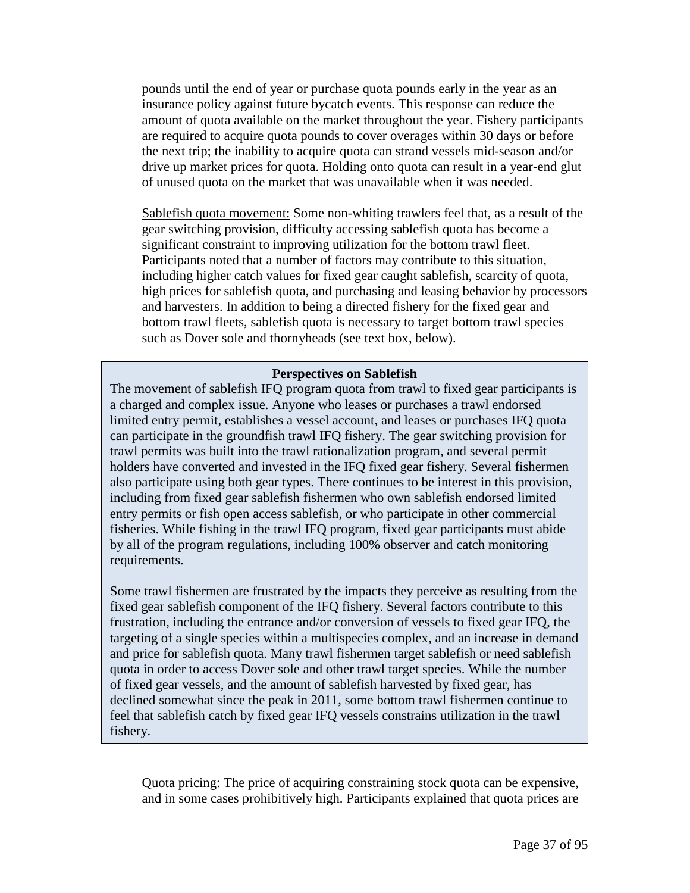pounds until the end of year or purchase quota pounds early in the year as an insurance policy against future bycatch events. This response can reduce the amount of quota available on the market throughout the year. Fishery participants are required to acquire quota pounds to cover overages within 30 days or before the next trip; the inability to acquire quota can strand vessels mid-season and/or drive up market prices for quota. Holding onto quota can result in a year-end glut of unused quota on the market that was unavailable when it was needed.

Sablefish quota movement: Some non-whiting trawlers feel that, as a result of the gear switching provision, difficulty accessing sablefish quota has become a significant constraint to improving utilization for the bottom trawl fleet. Participants noted that a number of factors may contribute to this situation, including higher catch values for fixed gear caught sablefish, scarcity of quota, high prices for sablefish quota, and purchasing and leasing behavior by processors and harvesters. In addition to being a directed fishery for the fixed gear and bottom trawl fleets, sablefish quota is necessary to target bottom trawl species such as Dover sole and thornyheads (see text box, below).

**Perspectives on Sablefish**

The movement of sablefish IFQ program quota from trawl to fixed gear participants is a charged and complex issue. Anyone who leases or purchases a trawl endorsed limited entry permit, establishes a vessel account, and leases or purchases IFQ quota can participate in the groundfish trawl IFQ fishery. The gear switching provision for trawl permits was built into the trawl rationalization program, and several permit holders have converted and invested in the IFQ fixed gear fishery. Several fishermen also participate using both gear types. There continues to be interest in this provision, including from fixed gear sablefish fishermen who own sablefish endorsed limited entry permits or fish open access sablefish, or who participate in other commercial fisheries. While fishing in the trawl IFQ program, fixed gear participants must abide by all of the program regulations, including 100% observer and catch monitoring requirements.

Some trawl fishermen are frustrated by the impacts they perceive as resulting from the fixed gear sablefish component of the IFQ fishery. Several factors contribute to this frustration, including the entrance and/or conversion of vessels to fixed gear IFQ, the targeting of a single species within a multispecies complex, and an increase in demand and price for sablefish quota. Many trawl fishermen target sablefish or need sablefish quota in order to access Dover sole and other trawl target species. While the number of fixed gear vessels, and the amount of sablefish harvested by fixed gear, has declined somewhat since the peak in 2011, some bottom trawl fishermen continue to feel that sablefish catch by fixed gear IFQ vessels constrains utilization in the trawl fishery.

Quota pricing: The price of acquiring constraining stock quota can be expensive, and in some cases prohibitively high. Participants explained that quota prices are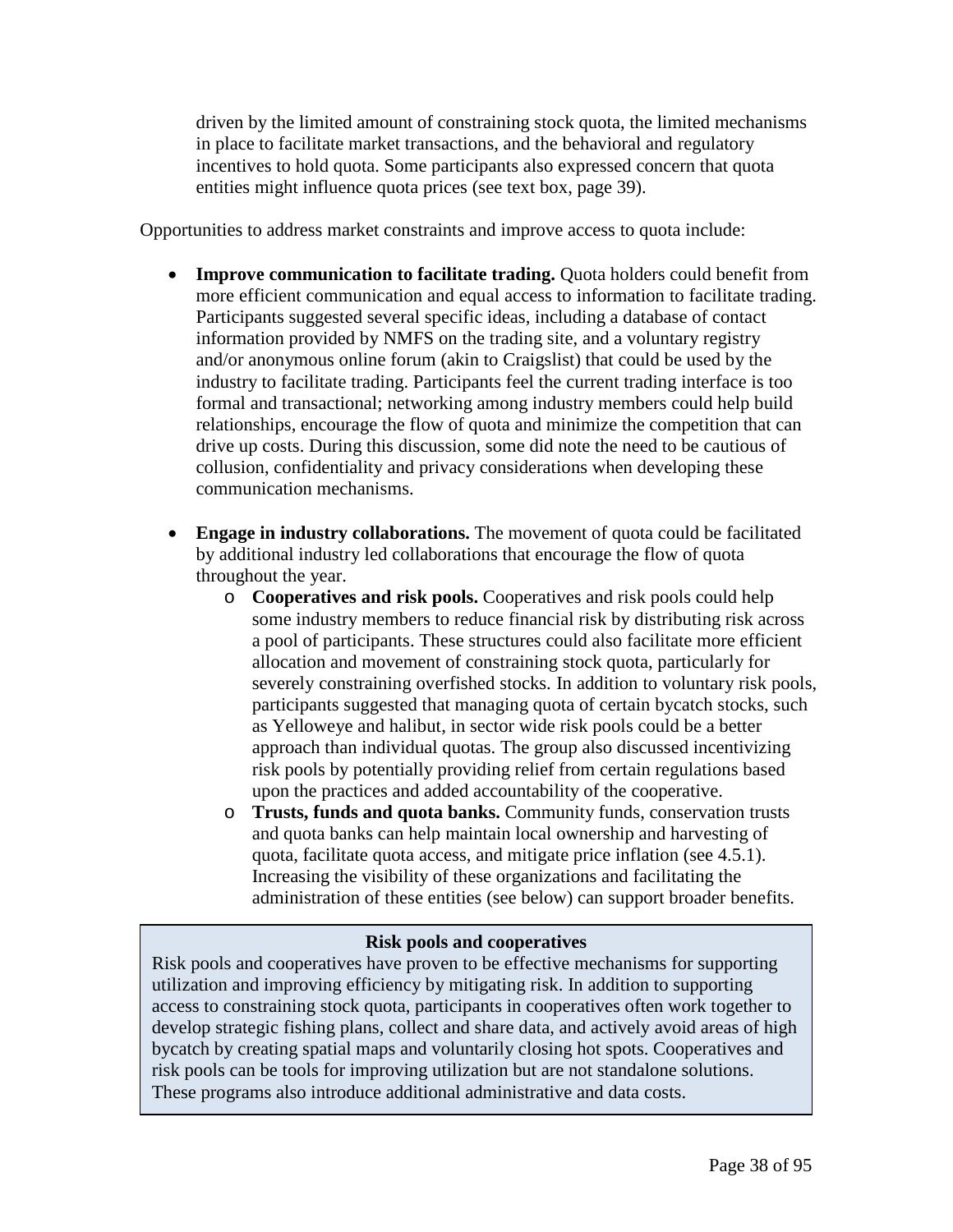driven by the limited amount of constraining stock quota, the limited mechanisms in place to facilitate market transactions, and the behavioral and regulatory incentives to hold quota. Some participants also expressed concern that quota entities might influence quota prices (see text box, page 39).

Opportunities to address market constraints and improve access to quota include:

- **Improve communication to facilitate trading.** Quota holders could benefit from more efficient communication and equal access to information to facilitate trading. Participants suggested several specific ideas, including a database of contact information provided by NMFS on the trading site, and a voluntary registry and/or anonymous online forum (akin to Craigslist) that could be used by the industry to facilitate trading. Participants feel the current trading interface is too formal and transactional; networking among industry members could help build relationships, encourage the flow of quota and minimize the competition that can drive up costs. During this discussion, some did note the need to be cautious of collusion, confidentiality and privacy considerations when developing these communication mechanisms.

- **Engage in industry collaborations.** The movement of quota could be facilitated by additional industry led collaborations that encourage the flow of quota throughout the year.
  - **Cooperatives and risk pools.** Cooperatives and risk pools could help some industry members to reduce financial risk by distributing risk across a pool of participants. These structures could also facilitate more efficient allocation and movement of constraining stock quota, particularly for severely constraining overfished stocks. In addition to voluntary risk pools, participants suggested that managing quota of certain bycatch stocks, such as Yelloweye and halibut, in sector wide risk pools could be a better approach than individual quotas. The group also discussed incentivizing risk pools by potentially providing relief from certain regulations based upon the practices and added accountability of the cooperative.
  - **Trusts, funds and quota banks.** Community funds, conservation trusts and quota banks can help maintain local ownership and harvesting of quota, facilitate quota access, and mitigate price inflation (see 4.5.1). Increasing the visibility of these organizations and facilitating the administration of these entities (see below) can support broader benefits.

**Risk pools and cooperatives**

Risk pools and cooperatives have proven to be effective mechanisms for supporting utilization and improving efficiency by mitigating risk. In addition to supporting access to constraining stock quota, participants in cooperatives often work together to develop strategic fishing plans, collect and share data, and actively avoid areas of high bycatch by creating spatial maps and voluntarily closing hot spots. Cooperatives and risk pools can be tools for improving utilization but are not standalone solutions. These programs also introduce additional administrative and data costs.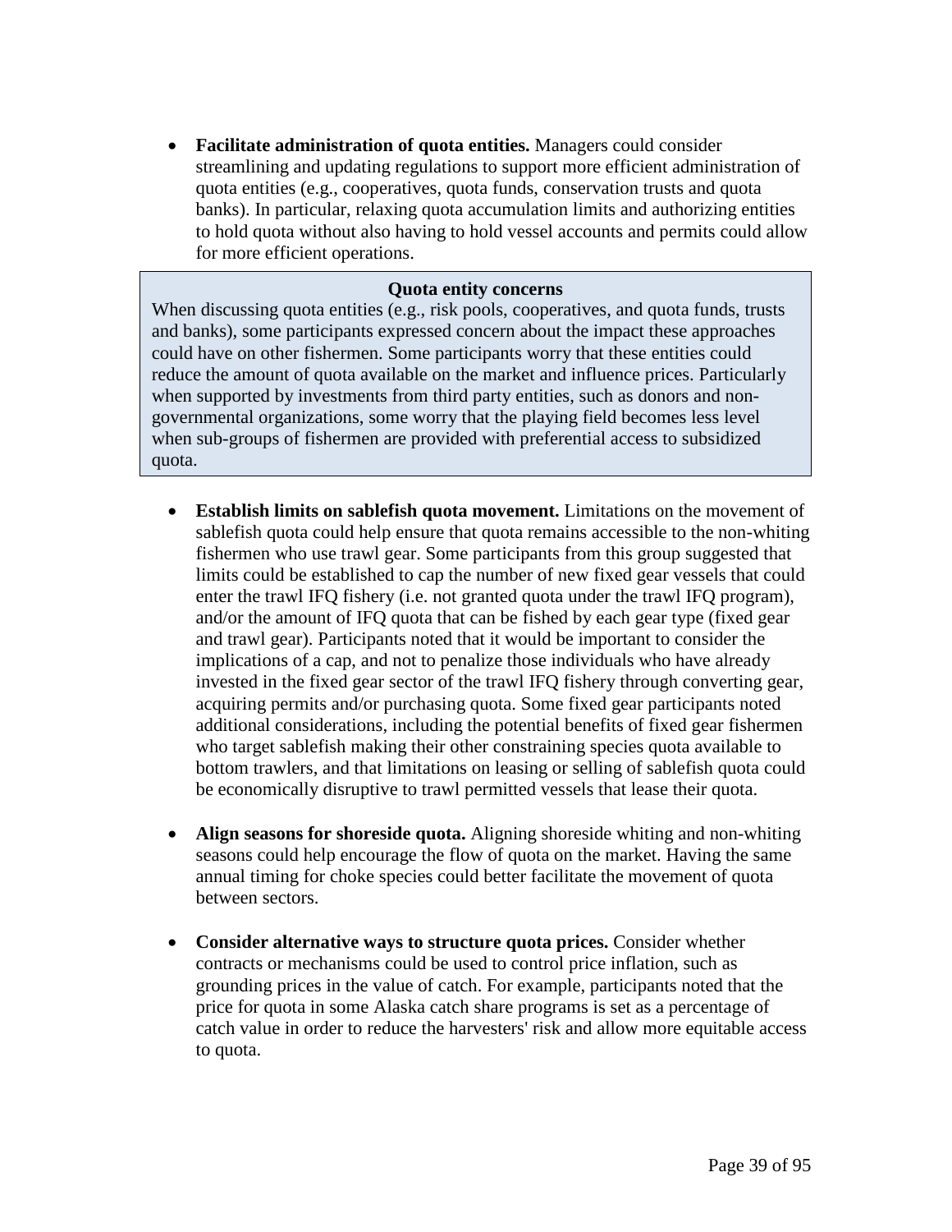- **Facilitate administration of quota entities.** Managers could consider streamlining and updating regulations to support more efficient administration of quota entities (e.g., cooperatives, quota funds, conservation trusts and quota banks). In particular, relaxing quota accumulation limits and authorizing entities to hold quota without also having to hold vessel accounts and permits could allow for more efficient operations.

> **Quota entity concerns**
>
> When discussing quota entities (e.g., risk pools, cooperatives, and quota funds, trusts and banks), some participants expressed concern about the impact these approaches could have on other fishermen. Some participants worry that these entities could reduce the amount of quota available on the market and influence prices. Particularly when supported by investments from third party entities, such as donors and non-governmental organizations, some worry that the playing field becomes less level when sub-groups of fishermen are provided with preferential access to subsidized quota.

- **Establish limits on sablefish quota movement.** Limitations on the movement of sablefish quota could help ensure that quota remains accessible to the non-whiting fishermen who use trawl gear. Some participants from this group suggested that limits could be established to cap the number of new fixed gear vessels that could enter the trawl IFQ fishery (i.e. not granted quota under the trawl IFQ program), and/or the amount of IFQ quota that can be fished by each gear type (fixed gear and trawl gear). Participants noted that it would be important to consider the implications of a cap, and not to penalize those individuals who have already invested in the fixed gear sector of the trawl IFQ fishery through converting gear, acquiring permits and/or purchasing quota. Some fixed gear participants noted additional considerations, including the potential benefits of fixed gear fishermen who target sablefish making their other constraining species quota available to bottom trawlers, and that limitations on leasing or selling of sablefish quota could be economically disruptive to trawl permitted vessels that lease their quota.

- **Align seasons for shoreside quota.** Aligning shoreside whiting and non-whiting seasons could help encourage the flow of quota on the market. Having the same annual timing for choke species could better facilitate the movement of quota between sectors.

- **Consider alternative ways to structure quota prices.** Consider whether contracts or mechanisms could be used to control price inflation, such as grounding prices in the value of catch. For example, participants noted that the price for quota in some Alaska catch share programs is set as a percentage of catch value in order to reduce the harvesters' risk and allow more equitable access to quota.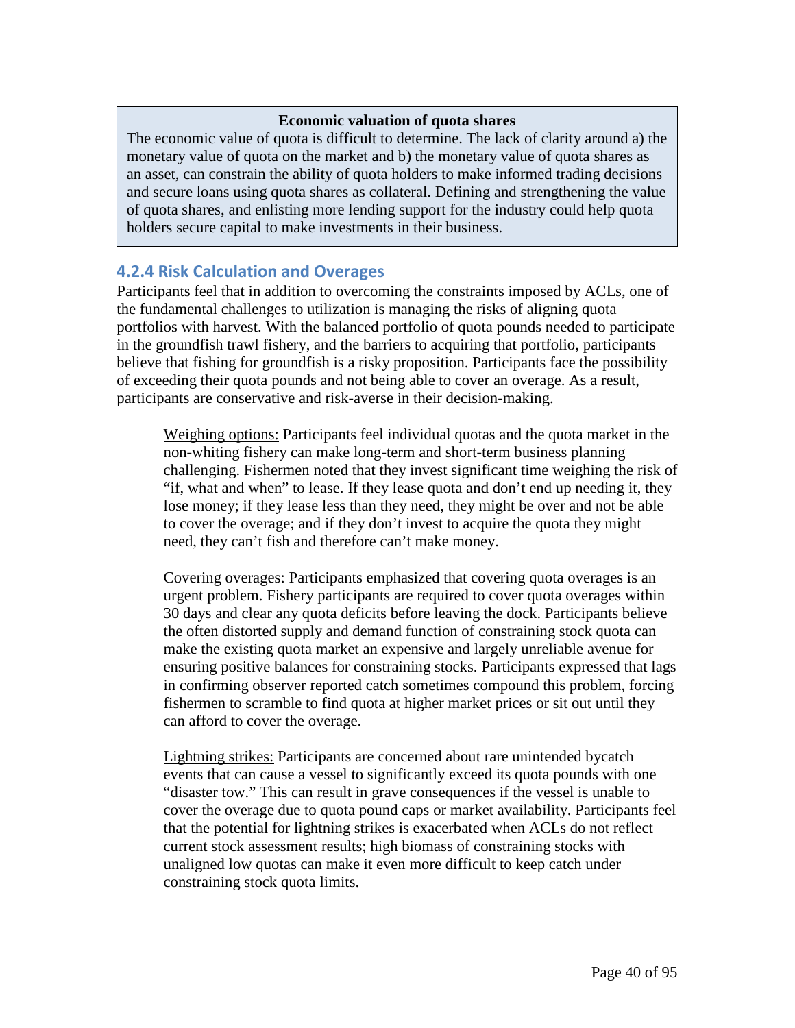**Economic valuation of quota shares**

The economic value of quota is difficult to determine. The lack of clarity around a) the monetary value of quota on the market and b) the monetary value of quota shares as an asset, can constrain the ability of quota holders to make informed trading decisions and secure loans using quota shares as collateral. Defining and strengthening the value of quota shares, and enlisting more lending support for the industry could help quota holders secure capital to make investments in their business.

### 4.2.4 Risk Calculation and Overages

Participants feel that in addition to overcoming the constraints imposed by ACLs, one of the fundamental challenges to utilization is managing the risks of aligning quota portfolios with harvest. With the balanced portfolio of quota pounds needed to participate in the groundfish trawl fishery, and the barriers to acquiring that portfolio, participants believe that fishing for groundfish is a risky proposition. Participants face the possibility of exceeding their quota pounds and not being able to cover an overage. As a result, participants are conservative and risk-averse in their decision-making.

Weighing options: Participants feel individual quotas and the quota market in the non-whiting fishery can make long-term and short-term business planning challenging. Fishermen noted that they invest significant time weighing the risk of "if, what and when" to lease. If they lease quota and don't end up needing it, they lose money; if they lease less than they need, they might be over and not be able to cover the overage; and if they don't invest to acquire the quota they might need, they can't fish and therefore can't make money.

Covering overages: Participants emphasized that covering quota overages is an urgent problem. Fishery participants are required to cover quota overages within 30 days and clear any quota deficits before leaving the dock. Participants believe the often distorted supply and demand function of constraining stock quota can make the existing quota market an expensive and largely unreliable avenue for ensuring positive balances for constraining stocks. Participants expressed that lags in confirming observer reported catch sometimes compound this problem, forcing fishermen to scramble to find quota at higher market prices or sit out until they can afford to cover the overage.

Lightning strikes: Participants are concerned about rare unintended bycatch events that can cause a vessel to significantly exceed its quota pounds with one "disaster tow." This can result in grave consequences if the vessel is unable to cover the overage due to quota pound caps or market availability. Participants feel that the potential for lightning strikes is exacerbated when ACLs do not reflect current stock assessment results; high biomass of constraining stocks with unaligned low quotas can make it even more difficult to keep catch under constraining stock quota limits.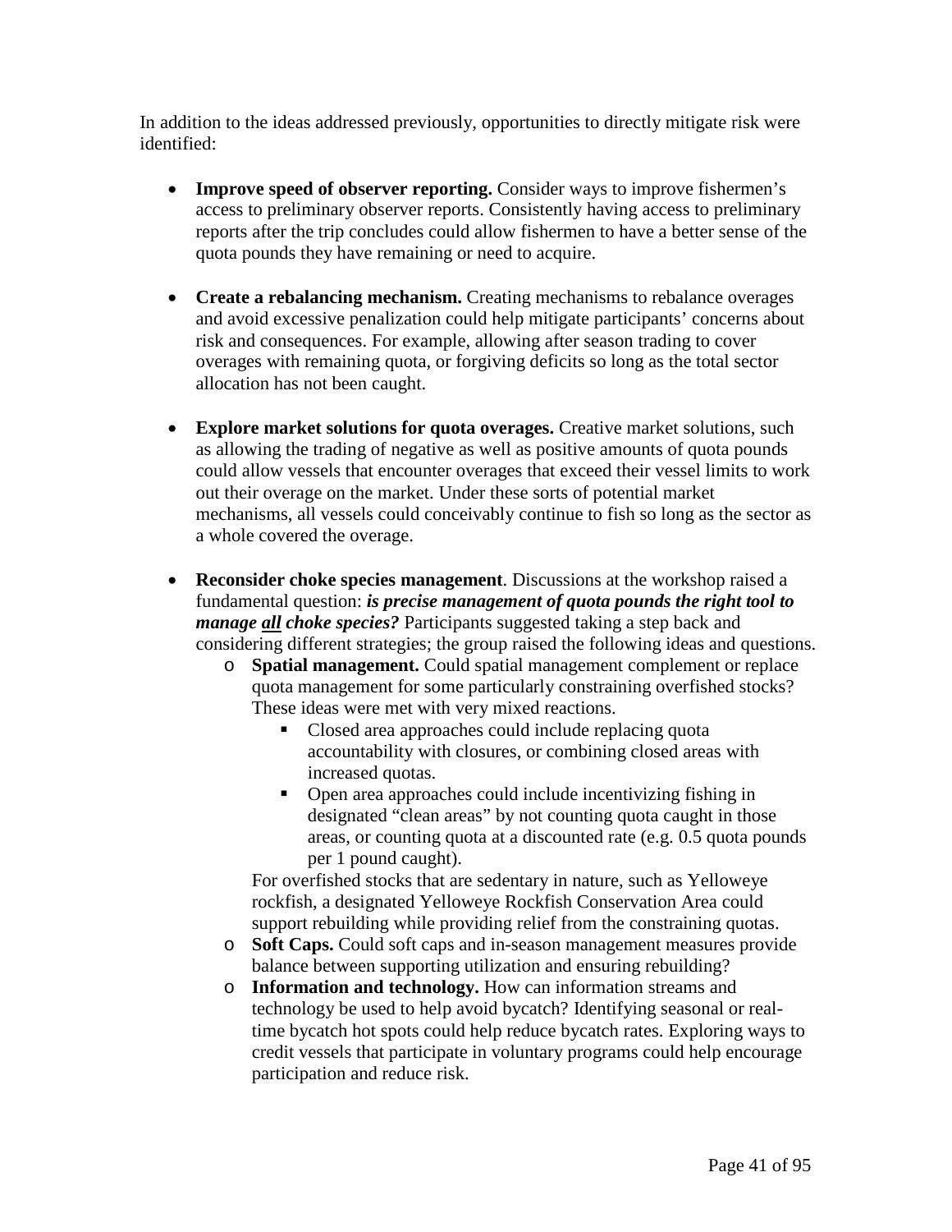In addition to the ideas addressed previously, opportunities to directly mitigate risk were identified:

- **Improve speed of observer reporting.** Consider ways to improve fishermen's access to preliminary observer reports. Consistently having access to preliminary reports after the trip concludes could allow fishermen to have a better sense of the quota pounds they have remaining or need to acquire.

- **Create a rebalancing mechanism.** Creating mechanisms to rebalance overages and avoid excessive penalization could help mitigate participants' concerns about risk and consequences. For example, allowing after season trading to cover overages with remaining quota, or forgiving deficits so long as the total sector allocation has not been caught.

- **Explore market solutions for quota overages.** Creative market solutions, such as allowing the trading of negative as well as positive amounts of quota pounds could allow vessels that encounter overages that exceed their vessel limits to work out their overage on the market. Under these sorts of potential market mechanisms, all vessels could conceivably continue to fish so long as the sector as a whole covered the overage.

- **Reconsider choke species management**. Discussions at the workshop raised a fundamental question: ***is precise management of quota pounds the right tool to manage <u>all</u> choke species?*** Participants suggested taking a step back and considering different strategies; the group raised the following ideas and questions.
  - **Spatial management.** Could spatial management complement or replace quota management for some particularly constraining overfished stocks? These ideas were met with very mixed reactions.
    - Closed area approaches could include replacing quota accountability with closures, or combining closed areas with increased quotas.
    - Open area approaches could include incentivizing fishing in designated "clean areas" by not counting quota caught in those areas, or counting quota at a discounted rate (e.g. 0.5 quota pounds per 1 pound caught).

    For overfished stocks that are sedentary in nature, such as Yelloweye rockfish, a designated Yelloweye Rockfish Conservation Area could support rebuilding while providing relief from the constraining quotas.
  - **Soft Caps.** Could soft caps and in-season management measures provide balance between supporting utilization and ensuring rebuilding?
  - **Information and technology.** How can information streams and technology be used to help avoid bycatch? Identifying seasonal or real-time bycatch hot spots could help reduce bycatch rates. Exploring ways to credit vessels that participate in voluntary programs could help encourage participation and reduce risk.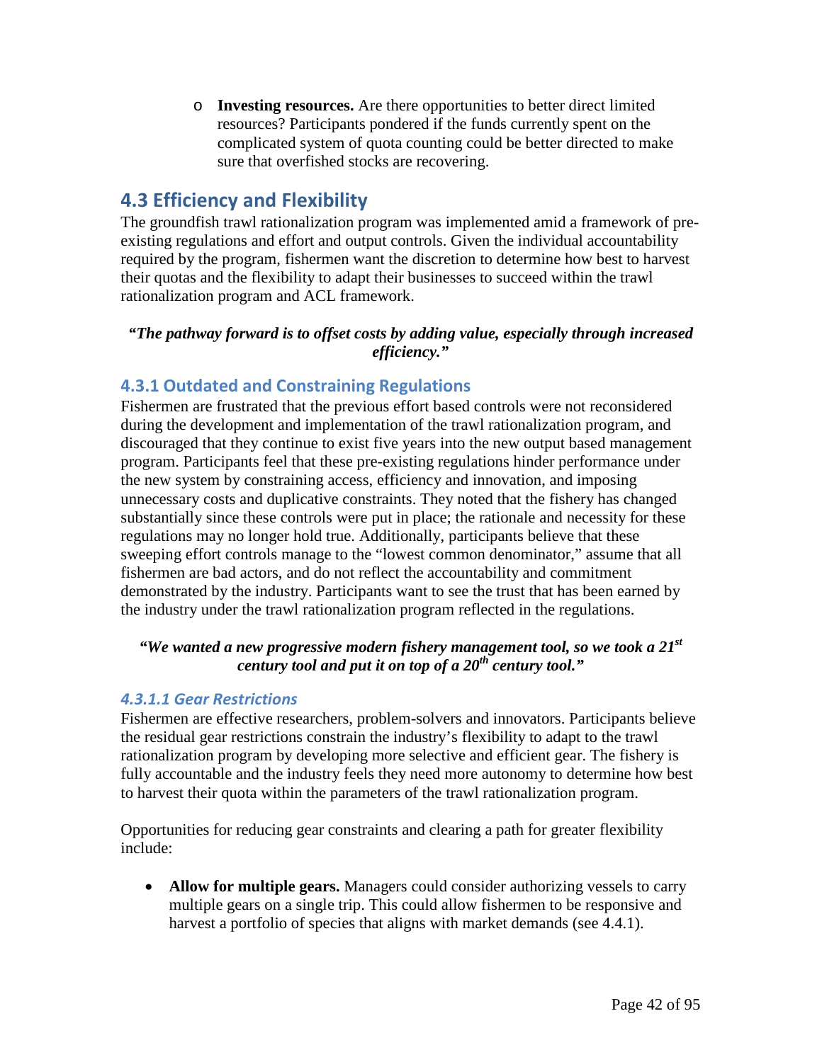- **Investing resources.** Are there opportunities to better direct limited resources? Participants pondered if the funds currently spent on the complicated system of quota counting could be better directed to make sure that overfished stocks are recovering.

## 4.3 Efficiency and Flexibility

The groundfish trawl rationalization program was implemented amid a framework of pre-existing regulations and effort and output controls. Given the individual accountability required by the program, fishermen want the discretion to determine how best to harvest their quotas and the flexibility to adapt their businesses to succeed within the trawl rationalization program and ACL framework.

***"The pathway forward is to offset costs by adding value, especially through increased efficiency."***

### 4.3.1 Outdated and Constraining Regulations

Fishermen are frustrated that the previous effort based controls were not reconsidered during the development and implementation of the trawl rationalization program, and discouraged that they continue to exist five years into the new output based management program. Participants feel that these pre-existing regulations hinder performance under the new system by constraining access, efficiency and innovation, and imposing unnecessary costs and duplicative constraints. They noted that the fishery has changed substantially since these controls were put in place; the rationale and necessity for these regulations may no longer hold true. Additionally, participants believe that these sweeping effort controls manage to the "lowest common denominator," assume that all fishermen are bad actors, and do not reflect the accountability and commitment demonstrated by the industry. Participants want to see the trust that has been earned by the industry under the trawl rationalization program reflected in the regulations.

***"We wanted a new progressive modern fishery management tool, so we took a 21st century tool and put it on top of a 20th century tool."***

#### *4.3.1.1 Gear Restrictions*

Fishermen are effective researchers, problem-solvers and innovators. Participants believe the residual gear restrictions constrain the industry's flexibility to adapt to the trawl rationalization program by developing more selective and efficient gear. The fishery is fully accountable and the industry feels they need more autonomy to determine how best to harvest their quota within the parameters of the trawl rationalization program.

Opportunities for reducing gear constraints and clearing a path for greater flexibility include:

- **Allow for multiple gears.** Managers could consider authorizing vessels to carry multiple gears on a single trip. This could allow fishermen to be responsive and harvest a portfolio of species that aligns with market demands (see 4.4.1).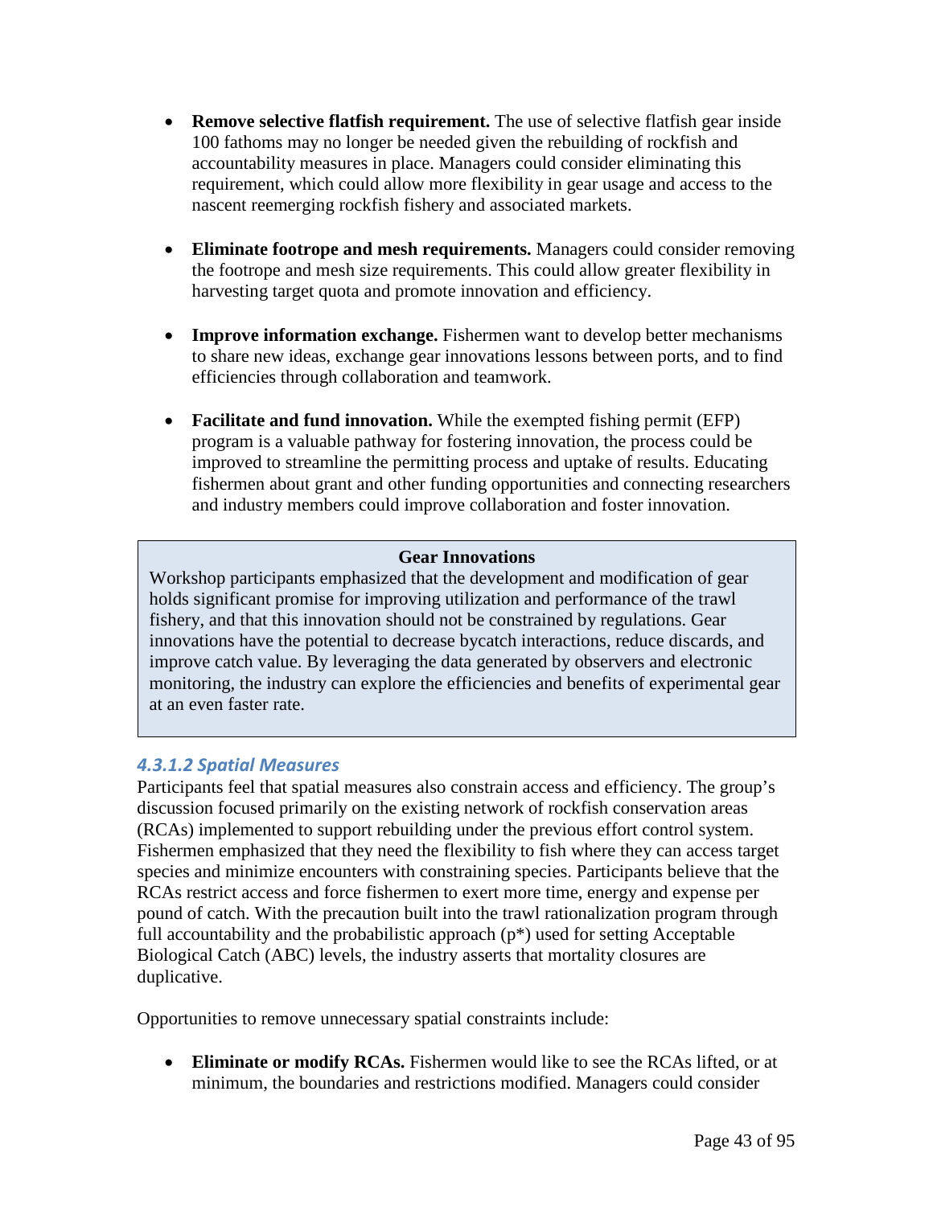- **Remove selective flatfish requirement.** The use of selective flatfish gear inside 100 fathoms may no longer be needed given the rebuilding of rockfish and accountability measures in place. Managers could consider eliminating this requirement, which could allow more flexibility in gear usage and access to the nascent reemerging rockfish fishery and associated markets.

- **Eliminate footrope and mesh requirements.** Managers could consider removing the footrope and mesh size requirements. This could allow greater flexibility in harvesting target quota and promote innovation and efficiency.

- **Improve information exchange.** Fishermen want to develop better mechanisms to share new ideas, exchange gear innovations lessons between ports, and to find efficiencies through collaboration and teamwork.

- **Facilitate and fund innovation.** While the exempted fishing permit (EFP) program is a valuable pathway for fostering innovation, the process could be improved to streamline the permitting process and uptake of results. Educating fishermen about grant and other funding opportunities and connecting researchers and industry members could improve collaboration and foster innovation.

> **Gear Innovations**
>
> Workshop participants emphasized that the development and modification of gear holds significant promise for improving utilization and performance of the trawl fishery, and that this innovation should not be constrained by regulations. Gear innovations have the potential to decrease bycatch interactions, reduce discards, and improve catch value. By leveraging the data generated by observers and electronic monitoring, the industry can explore the efficiencies and benefits of experimental gear at an even faster rate.

#### *4.3.1.2 Spatial Measures*

Participants feel that spatial measures also constrain access and efficiency. The group's discussion focused primarily on the existing network of rockfish conservation areas (RCAs) implemented to support rebuilding under the previous effort control system. Fishermen emphasized that they need the flexibility to fish where they can access target species and minimize encounters with constraining species. Participants believe that the RCAs restrict access and force fishermen to exert more time, energy and expense per pound of catch. With the precaution built into the trawl rationalization program through full accountability and the probabilistic approach (p*) used for setting Acceptable Biological Catch (ABC) levels, the industry asserts that mortality closures are duplicative.

Opportunities to remove unnecessary spatial constraints include:

- **Eliminate or modify RCAs.** Fishermen would like to see the RCAs lifted, or at minimum, the boundaries and restrictions modified. Managers could consider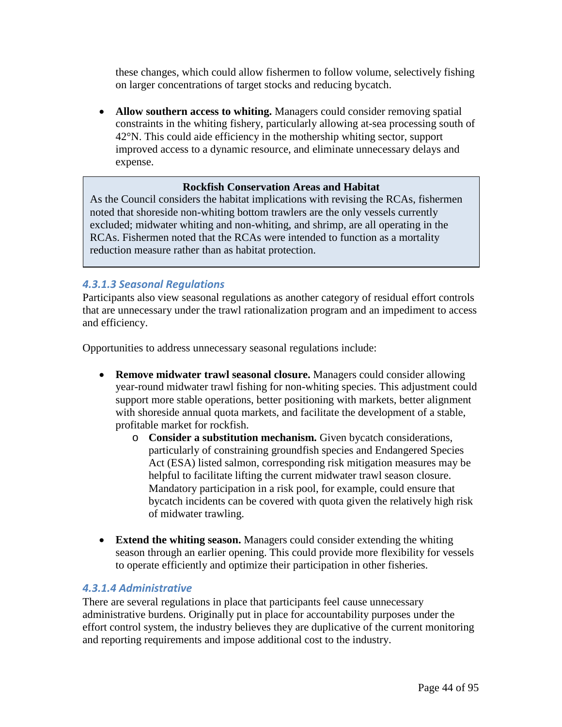these changes, which could allow fishermen to follow volume, selectively fishing on larger concentrations of target stocks and reducing bycatch.

- **Allow southern access to whiting.** Managers could consider removing spatial constraints in the whiting fishery, particularly allowing at-sea processing south of 42°N. This could aide efficiency in the mothership whiting sector, support improved access to a dynamic resource, and eliminate unnecessary delays and expense.

> **Rockfish Conservation Areas and Habitat**
>
> As the Council considers the habitat implications with revising the RCAs, fishermen noted that shoreside non-whiting bottom trawlers are the only vessels currently excluded; midwater whiting and non-whiting, and shrimp, are all operating in the RCAs. Fishermen noted that the RCAs were intended to function as a mortality reduction measure rather than as habitat protection.

#### *4.3.1.3 Seasonal Regulations*

Participants also view seasonal regulations as another category of residual effort controls that are unnecessary under the trawl rationalization program and an impediment to access and efficiency.

Opportunities to address unnecessary seasonal regulations include:

- **Remove midwater trawl seasonal closure.** Managers could consider allowing year-round midwater trawl fishing for non-whiting species. This adjustment could support more stable operations, better positioning with markets, better alignment with shoreside annual quota markets, and facilitate the development of a stable, profitable market for rockfish.
  - **Consider a substitution mechanism.** Given bycatch considerations, particularly of constraining groundfish species and Endangered Species Act (ESA) listed salmon, corresponding risk mitigation measures may be helpful to facilitate lifting the current midwater trawl season closure. Mandatory participation in a risk pool, for example, could ensure that bycatch incidents can be covered with quota given the relatively high risk of midwater trawling.

- **Extend the whiting season.** Managers could consider extending the whiting season through an earlier opening. This could provide more flexibility for vessels to operate efficiently and optimize their participation in other fisheries.

#### *4.3.1.4 Administrative*

There are several regulations in place that participants feel cause unnecessary administrative burdens. Originally put in place for accountability purposes under the effort control system, the industry believes they are duplicative of the current monitoring and reporting requirements and impose additional cost to the industry.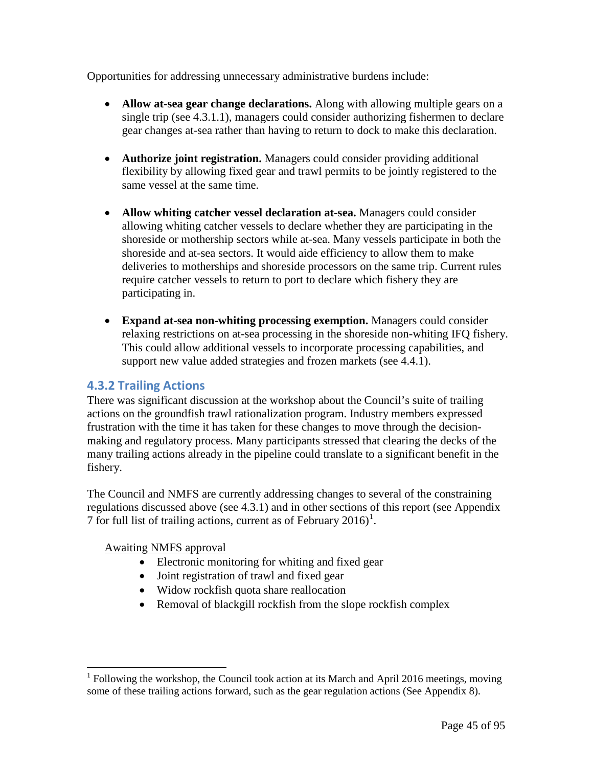Opportunities for addressing unnecessary administrative burdens include:

- **Allow at-sea gear change declarations.** Along with allowing multiple gears on a single trip (see 4.3.1.1), managers could consider authorizing fishermen to declare gear changes at-sea rather than having to return to dock to make this declaration.

- **Authorize joint registration.** Managers could consider providing additional flexibility by allowing fixed gear and trawl permits to be jointly registered to the same vessel at the same time.

- **Allow whiting catcher vessel declaration at-sea.** Managers could consider allowing whiting catcher vessels to declare whether they are participating in the shoreside or mothership sectors while at-sea. Many vessels participate in both the shoreside and at-sea sectors. It would aide efficiency to allow them to make deliveries to motherships and shoreside processors on the same trip. Current rules require catcher vessels to return to port to declare which fishery they are participating in.

- **Expand at-sea non-whiting processing exemption.** Managers could consider relaxing restrictions on at-sea processing in the shoreside non-whiting IFQ fishery. This could allow additional vessels to incorporate processing capabilities, and support new value added strategies and frozen markets (see 4.4.1).

### 4.3.2 Trailing Actions

There was significant discussion at the workshop about the Council's suite of trailing actions on the groundfish trawl rationalization program. Industry members expressed frustration with the time it has taken for these changes to move through the decision-making and regulatory process. Many participants stressed that clearing the decks of the many trailing actions already in the pipeline could translate to a significant benefit in the fishery.

The Council and NMFS are currently addressing changes to several of the constraining regulations discussed above (see 4.3.1) and in other sections of this report (see Appendix 7 for full list of trailing actions, current as of February 2016)[1].

Awaiting NMFS approval

- Electronic monitoring for whiting and fixed gear
- Joint registration of trawl and fixed gear
- Widow rockfish quota share reallocation
- Removal of blackgill rockfish from the slope rockfish complex

[1] Following the workshop, the Council took action at its March and April 2016 meetings, moving some of these trailing actions forward, such as the gear regulation actions (See Appendix 8).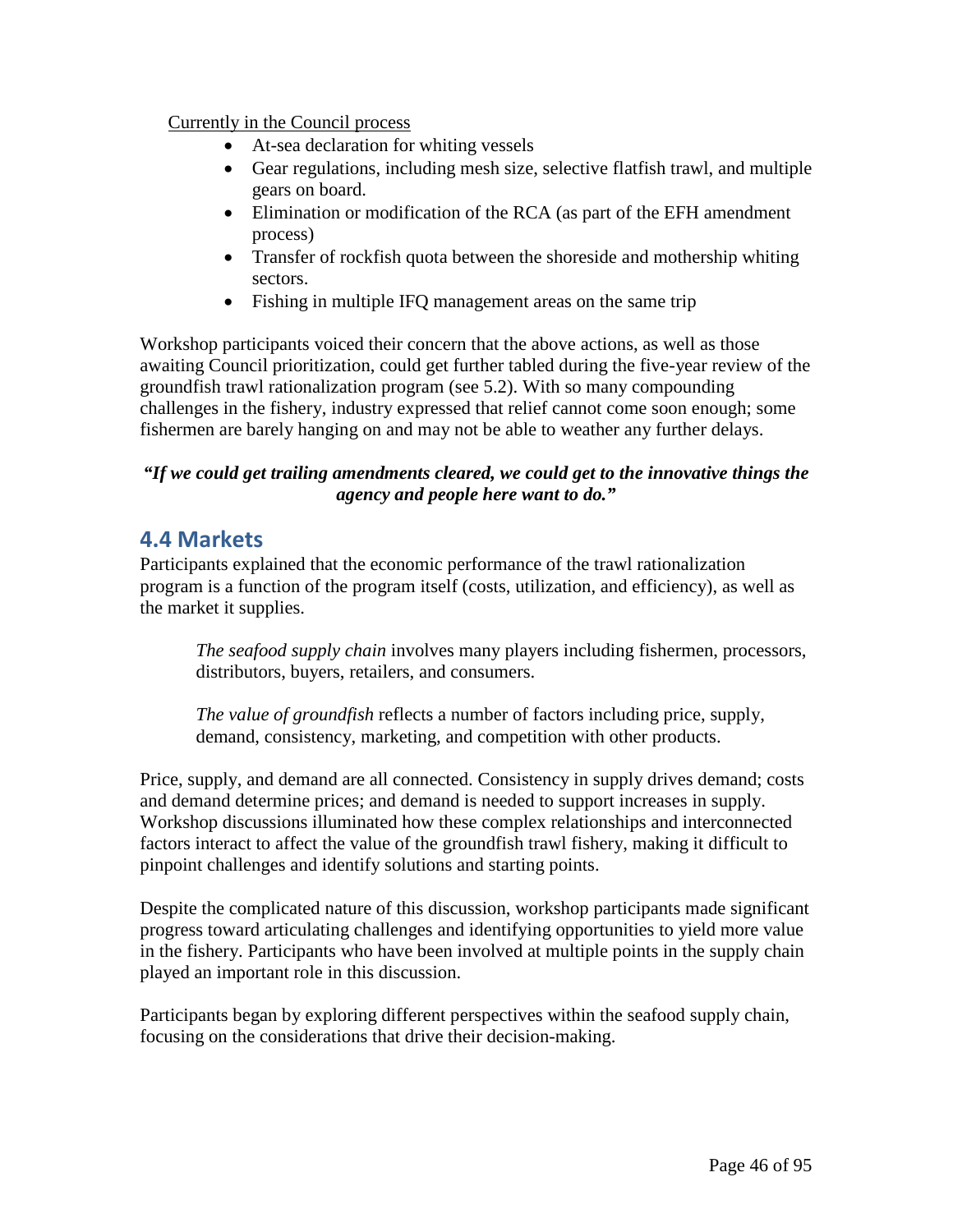<u>Currently in the Council process</u>

- At-sea declaration for whiting vessels
- Gear regulations, including mesh size, selective flatfish trawl, and multiple gears on board.
- Elimination or modification of the RCA (as part of the EFH amendment process)
- Transfer of rockfish quota between the shoreside and mothership whiting sectors.
- Fishing in multiple IFQ management areas on the same trip

Workshop participants voiced their concern that the above actions, as well as those awaiting Council prioritization, could get further tabled during the five-year review of the groundfish trawl rationalization program (see 5.2). With so many compounding challenges in the fishery, industry expressed that relief cannot come soon enough; some fishermen are barely hanging on and may not be able to weather any further delays.

***"If we could get trailing amendments cleared, we could get to the innovative things the agency and people here want to do."***

## 4.4 Markets

Participants explained that the economic performance of the trawl rationalization program is a function of the program itself (costs, utilization, and efficiency), as well as the market it supplies.

> *The seafood supply chain* involves many players including fishermen, processors, distributors, buyers, retailers, and consumers.
>
> *The value of groundfish* reflects a number of factors including price, supply, demand, consistency, marketing, and competition with other products.

Price, supply, and demand are all connected. Consistency in supply drives demand; costs and demand determine prices; and demand is needed to support increases in supply. Workshop discussions illuminated how these complex relationships and interconnected factors interact to affect the value of the groundfish trawl fishery, making it difficult to pinpoint challenges and identify solutions and starting points.

Despite the complicated nature of this discussion, workshop participants made significant progress toward articulating challenges and identifying opportunities to yield more value in the fishery. Participants who have been involved at multiple points in the supply chain played an important role in this discussion.

Participants began by exploring different perspectives within the seafood supply chain, focusing on the considerations that drive their decision-making.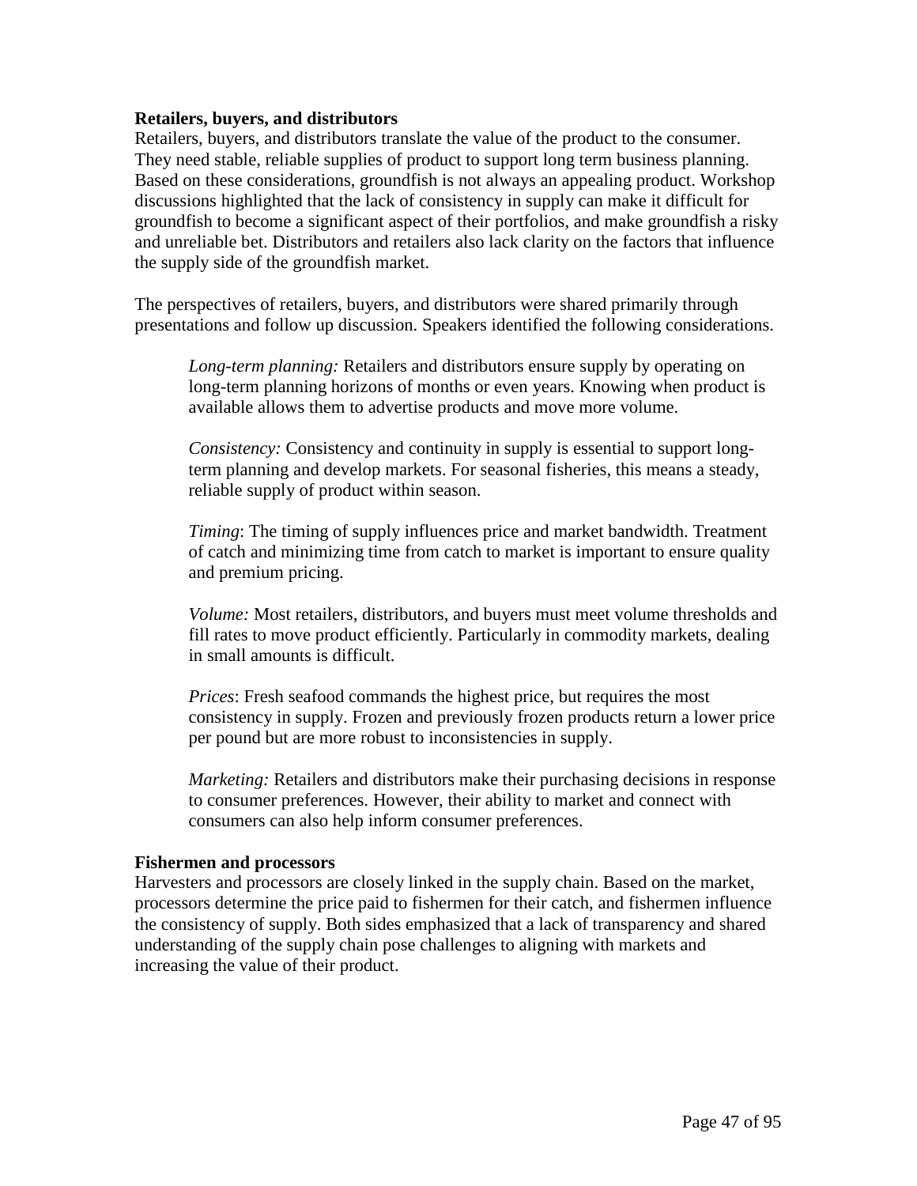**Retailers, buyers, and distributors**

Retailers, buyers, and distributors translate the value of the product to the consumer. They need stable, reliable supplies of product to support long term business planning. Based on these considerations, groundfish is not always an appealing product. Workshop discussions highlighted that the lack of consistency in supply can make it difficult for groundfish to become a significant aspect of their portfolios, and make groundfish a risky and unreliable bet. Distributors and retailers also lack clarity on the factors that influence the supply side of the groundfish market.

The perspectives of retailers, buyers, and distributors were shared primarily through presentations and follow up discussion. Speakers identified the following considerations.

> *Long-term planning:* Retailers and distributors ensure supply by operating on long-term planning horizons of months or even years. Knowing when product is available allows them to advertise products and move more volume.
>
> *Consistency:* Consistency and continuity in supply is essential to support long-term planning and develop markets. For seasonal fisheries, this means a steady, reliable supply of product within season.
>
> *Timing*: The timing of supply influences price and market bandwidth. Treatment of catch and minimizing time from catch to market is important to ensure quality and premium pricing.
>
> *Volume:* Most retailers, distributors, and buyers must meet volume thresholds and fill rates to move product efficiently. Particularly in commodity markets, dealing in small amounts is difficult.
>
> *Prices*: Fresh seafood commands the highest price, but requires the most consistency in supply. Frozen and previously frozen products return a lower price per pound but are more robust to inconsistencies in supply.
>
> *Marketing:* Retailers and distributors make their purchasing decisions in response to consumer preferences. However, their ability to market and connect with consumers can also help inform consumer preferences.

**Fishermen and processors**

Harvesters and processors are closely linked in the supply chain. Based on the market, processors determine the price paid to fishermen for their catch, and fishermen influence the consistency of supply. Both sides emphasized that a lack of transparency and shared understanding of the supply chain pose challenges to aligning with markets and increasing the value of their product.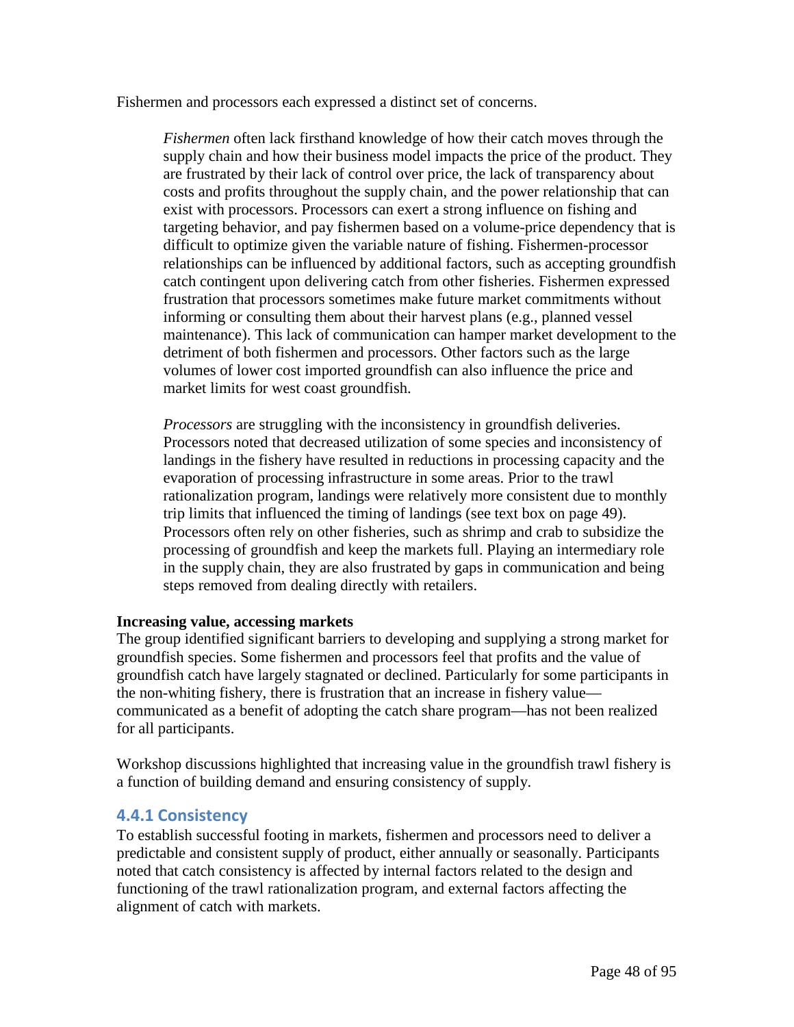Fishermen and processors each expressed a distinct set of concerns.

> *Fishermen* often lack firsthand knowledge of how their catch moves through the supply chain and how their business model impacts the price of the product. They are frustrated by their lack of control over price, the lack of transparency about costs and profits throughout the supply chain, and the power relationship that can exist with processors. Processors can exert a strong influence on fishing and targeting behavior, and pay fishermen based on a volume-price dependency that is difficult to optimize given the variable nature of fishing. Fishermen-processor relationships can be influenced by additional factors, such as accepting groundfish catch contingent upon delivering catch from other fisheries. Fishermen expressed frustration that processors sometimes make future market commitments without informing or consulting them about their harvest plans (e.g., planned vessel maintenance). This lack of communication can hamper market development to the detriment of both fishermen and processors. Other factors such as the large volumes of lower cost imported groundfish can also influence the price and market limits for west coast groundfish.
>
> *Processors* are struggling with the inconsistency in groundfish deliveries. Processors noted that decreased utilization of some species and inconsistency of landings in the fishery have resulted in reductions in processing capacity and the evaporation of processing infrastructure in some areas. Prior to the trawl rationalization program, landings were relatively more consistent due to monthly trip limits that influenced the timing of landings (see text box on page 49). Processors often rely on other fisheries, such as shrimp and crab to subsidize the processing of groundfish and keep the markets full. Playing an intermediary role in the supply chain, they are also frustrated by gaps in communication and being steps removed from dealing directly with retailers.

**Increasing value, accessing markets**

The group identified significant barriers to developing and supplying a strong market for groundfish species. Some fishermen and processors feel that profits and the value of groundfish catch have largely stagnated or declined. Particularly for some participants in the non-whiting fishery, there is frustration that an increase in fishery value—communicated as a benefit of adopting the catch share program—has not been realized for all participants.

Workshop discussions highlighted that increasing value in the groundfish trawl fishery is a function of building demand and ensuring consistency of supply.

### 4.4.1 Consistency

To establish successful footing in markets, fishermen and processors need to deliver a predictable and consistent supply of product, either annually or seasonally. Participants noted that catch consistency is affected by internal factors related to the design and functioning of the trawl rationalization program, and external factors affecting the alignment of catch with markets.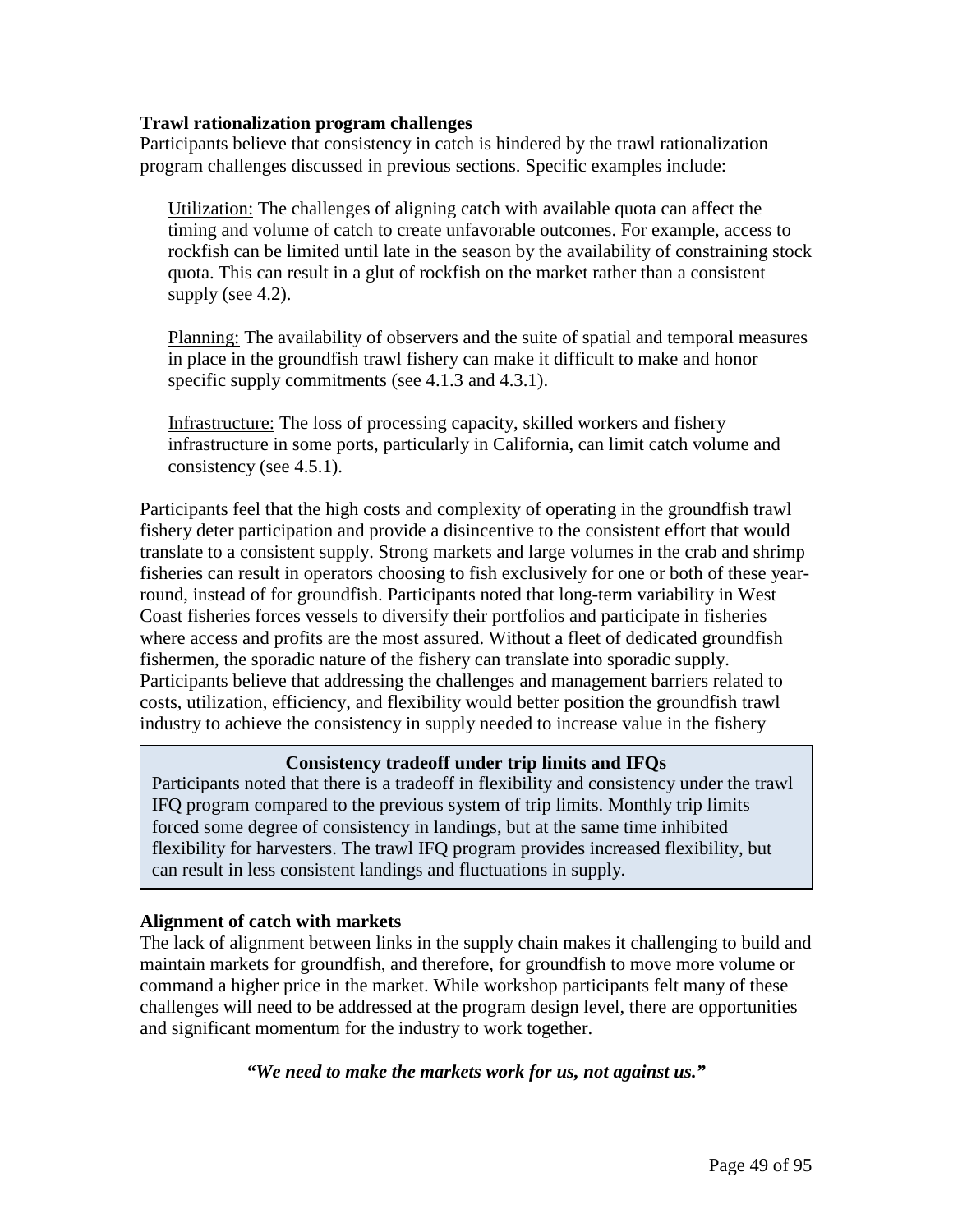**Trawl rationalization program challenges**

Participants believe that consistency in catch is hindered by the trawl rationalization program challenges discussed in previous sections. Specific examples include:

Utilization: The challenges of aligning catch with available quota can affect the timing and volume of catch to create unfavorable outcomes. For example, access to rockfish can be limited until late in the season by the availability of constraining stock quota. This can result in a glut of rockfish on the market rather than a consistent supply (see 4.2).

Planning: The availability of observers and the suite of spatial and temporal measures in place in the groundfish trawl fishery can make it difficult to make and honor specific supply commitments (see 4.1.3 and 4.3.1).

Infrastructure: The loss of processing capacity, skilled workers and fishery infrastructure in some ports, particularly in California, can limit catch volume and consistency (see 4.5.1).

Participants feel that the high costs and complexity of operating in the groundfish trawl fishery deter participation and provide a disincentive to the consistent effort that would translate to a consistent supply. Strong markets and large volumes in the crab and shrimp fisheries can result in operators choosing to fish exclusively for one or both of these year-round, instead of for groundfish. Participants noted that long-term variability in West Coast fisheries forces vessels to diversify their portfolios and participate in fisheries where access and profits are the most assured. Without a fleet of dedicated groundfish fishermen, the sporadic nature of the fishery can translate into sporadic supply. Participants believe that addressing the challenges and management barriers related to costs, utilization, efficiency, and flexibility would better position the groundfish trawl industry to achieve the consistency in supply needed to increase value in the fishery

**Consistency tradeoff under trip limits and IFQs**

Participants noted that there is a tradeoff in flexibility and consistency under the trawl IFQ program compared to the previous system of trip limits. Monthly trip limits forced some degree of consistency in landings, but at the same time inhibited flexibility for harvesters. The trawl IFQ program provides increased flexibility, but can result in less consistent landings and fluctuations in supply.

**Alignment of catch with markets**

The lack of alignment between links in the supply chain makes it challenging to build and maintain markets for groundfish, and therefore, for groundfish to move more volume or command a higher price in the market. While workshop participants felt many of these challenges will need to be addressed at the program design level, there are opportunities and significant momentum for the industry to work together.

***"We need to make the markets work for us, not against us."***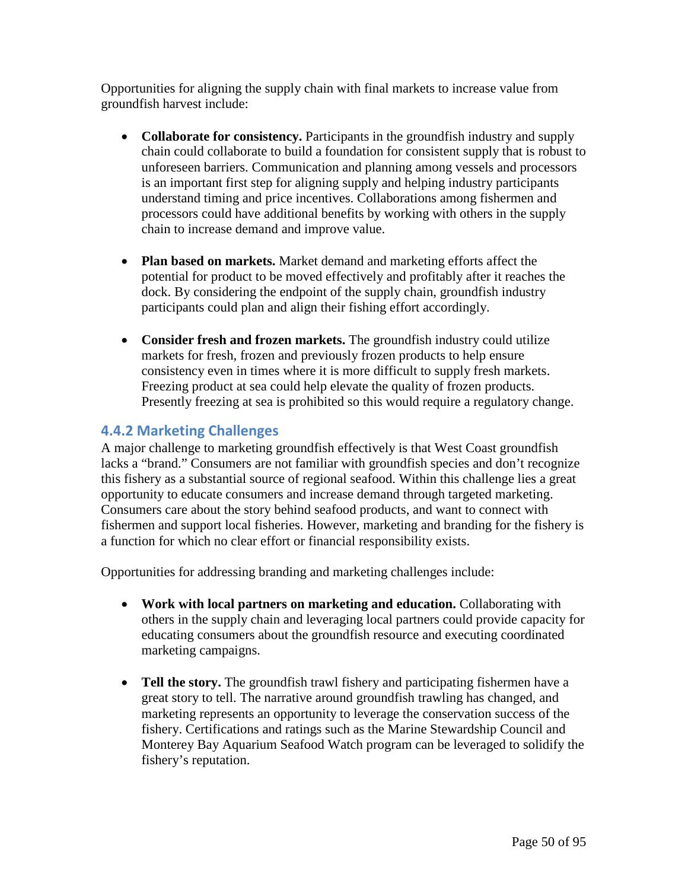Opportunities for aligning the supply chain with final markets to increase value from groundfish harvest include:

- **Collaborate for consistency.** Participants in the groundfish industry and supply chain could collaborate to build a foundation for consistent supply that is robust to unforeseen barriers. Communication and planning among vessels and processors is an important first step for aligning supply and helping industry participants understand timing and price incentives. Collaborations among fishermen and processors could have additional benefits by working with others in the supply chain to increase demand and improve value.

- **Plan based on markets.** Market demand and marketing efforts affect the potential for product to be moved effectively and profitably after it reaches the dock. By considering the endpoint of the supply chain, groundfish industry participants could plan and align their fishing effort accordingly.

- **Consider fresh and frozen markets.** The groundfish industry could utilize markets for fresh, frozen and previously frozen products to help ensure consistency even in times where it is more difficult to supply fresh markets. Freezing product at sea could help elevate the quality of frozen products. Presently freezing at sea is prohibited so this would require a regulatory change.

### 4.4.2 Marketing Challenges

A major challenge to marketing groundfish effectively is that West Coast groundfish lacks a "brand." Consumers are not familiar with groundfish species and don't recognize this fishery as a substantial source of regional seafood. Within this challenge lies a great opportunity to educate consumers and increase demand through targeted marketing. Consumers care about the story behind seafood products, and want to connect with fishermen and support local fisheries. However, marketing and branding for the fishery is a function for which no clear effort or financial responsibility exists.

Opportunities for addressing branding and marketing challenges include:

- **Work with local partners on marketing and education.** Collaborating with others in the supply chain and leveraging local partners could provide capacity for educating consumers about the groundfish resource and executing coordinated marketing campaigns.

- **Tell the story.** The groundfish trawl fishery and participating fishermen have a great story to tell. The narrative around groundfish trawling has changed, and marketing represents an opportunity to leverage the conservation success of the fishery. Certifications and ratings such as the Marine Stewardship Council and Monterey Bay Aquarium Seafood Watch program can be leveraged to solidify the fishery's reputation.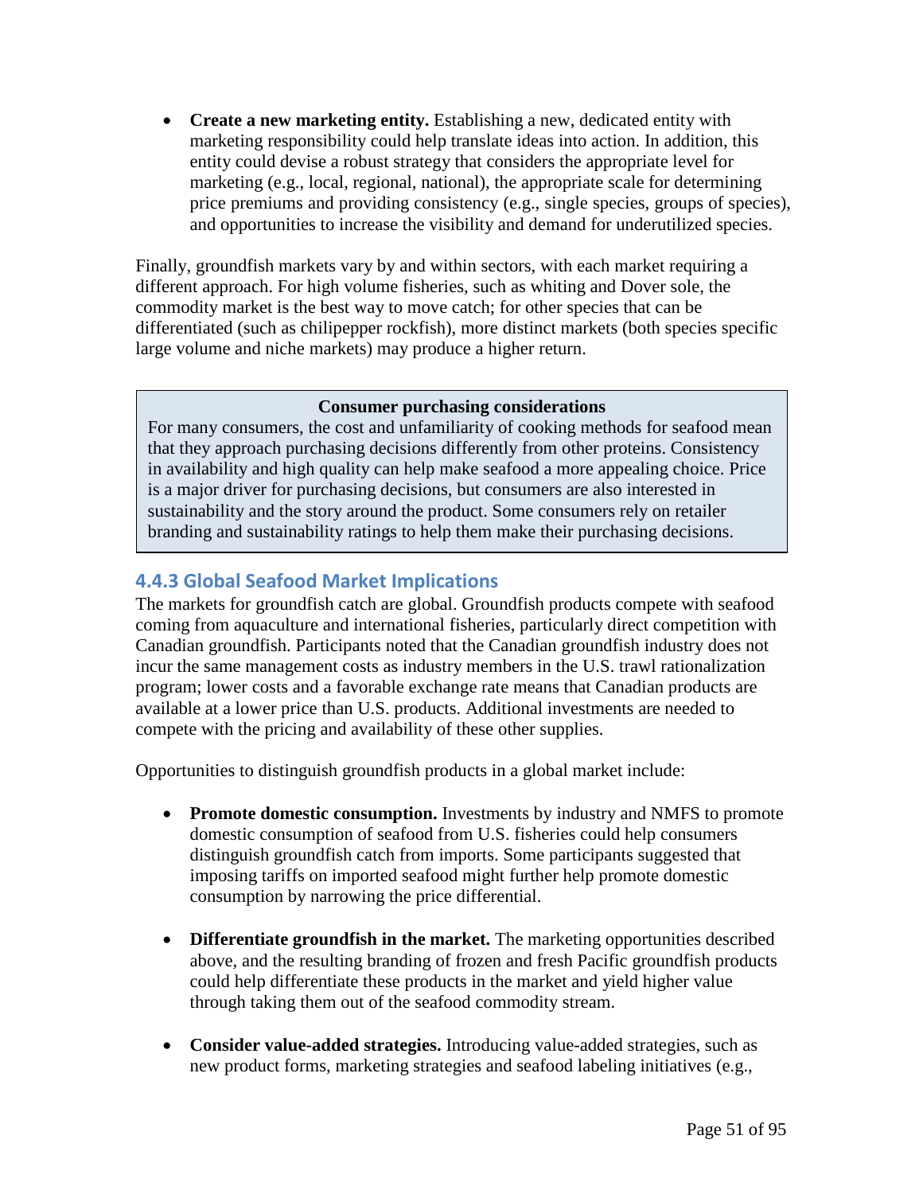- **Create a new marketing entity.** Establishing a new, dedicated entity with marketing responsibility could help translate ideas into action. In addition, this entity could devise a robust strategy that considers the appropriate level for marketing (e.g., local, regional, national), the appropriate scale for determining price premiums and providing consistency (e.g., single species, groups of species), and opportunities to increase the visibility and demand for underutilized species.

Finally, groundfish markets vary by and within sectors, with each market requiring a different approach. For high volume fisheries, such as whiting and Dover sole, the commodity market is the best way to move catch; for other species that can be differentiated (such as chilipepper rockfish), more distinct markets (both species specific large volume and niche markets) may produce a higher return.

> **Consumer purchasing considerations**
>
> For many consumers, the cost and unfamiliarity of cooking methods for seafood mean that they approach purchasing decisions differently from other proteins. Consistency in availability and high quality can help make seafood a more appealing choice. Price is a major driver for purchasing decisions, but consumers are also interested in sustainability and the story around the product. Some consumers rely on retailer branding and sustainability ratings to help them make their purchasing decisions.

### 4.4.3 Global Seafood Market Implications

The markets for groundfish catch are global. Groundfish products compete with seafood coming from aquaculture and international fisheries, particularly direct competition with Canadian groundfish. Participants noted that the Canadian groundfish industry does not incur the same management costs as industry members in the U.S. trawl rationalization program; lower costs and a favorable exchange rate means that Canadian products are available at a lower price than U.S. products. Additional investments are needed to compete with the pricing and availability of these other supplies.

Opportunities to distinguish groundfish products in a global market include:

- **Promote domestic consumption.** Investments by industry and NMFS to promote domestic consumption of seafood from U.S. fisheries could help consumers distinguish groundfish catch from imports. Some participants suggested that imposing tariffs on imported seafood might further help promote domestic consumption by narrowing the price differential.

- **Differentiate groundfish in the market.** The marketing opportunities described above, and the resulting branding of frozen and fresh Pacific groundfish products could help differentiate these products in the market and yield higher value through taking them out of the seafood commodity stream.

- **Consider value-added strategies.** Introducing value-added strategies, such as new product forms, marketing strategies and seafood labeling initiatives (e.g.,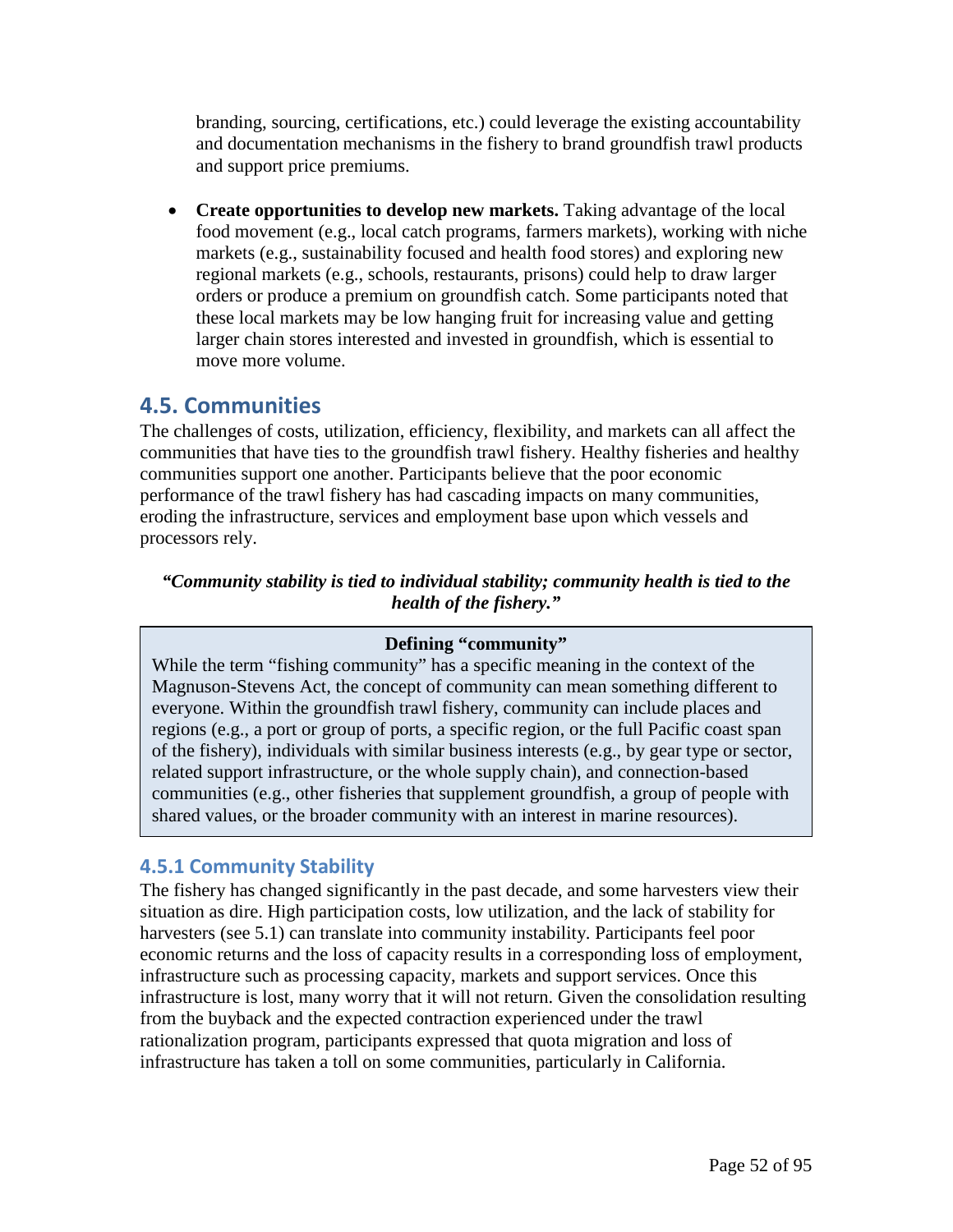branding, sourcing, certifications, etc.) could leverage the existing accountability and documentation mechanisms in the fishery to brand groundfish trawl products and support price premiums.

- **Create opportunities to develop new markets.** Taking advantage of the local food movement (e.g., local catch programs, farmers markets), working with niche markets (e.g., sustainability focused and health food stores) and exploring new regional markets (e.g., schools, restaurants, prisons) could help to draw larger orders or produce a premium on groundfish catch. Some participants noted that these local markets may be low hanging fruit for increasing value and getting larger chain stores interested and invested in groundfish, which is essential to move more volume.

## 4.5. Communities

The challenges of costs, utilization, efficiency, flexibility, and markets can all affect the communities that have ties to the groundfish trawl fishery. Healthy fisheries and healthy communities support one another. Participants believe that the poor economic performance of the trawl fishery has had cascading impacts on many communities, eroding the infrastructure, services and employment base upon which vessels and processors rely.

***"Community stability is tied to individual stability; community health is tied to the health of the fishery."***

> **Defining "community"**
>
> While the term "fishing community" has a specific meaning in the context of the Magnuson-Stevens Act, the concept of community can mean something different to everyone. Within the groundfish trawl fishery, community can include places and regions (e.g., a port or group of ports, a specific region, or the full Pacific coast span of the fishery), individuals with similar business interests (e.g., by gear type or sector, related support infrastructure, or the whole supply chain), and connection-based communities (e.g., other fisheries that supplement groundfish, a group of people with shared values, or the broader community with an interest in marine resources).

### 4.5.1 Community Stability

The fishery has changed significantly in the past decade, and some harvesters view their situation as dire. High participation costs, low utilization, and the lack of stability for harvesters (see 5.1) can translate into community instability. Participants feel poor economic returns and the loss of capacity results in a corresponding loss of employment, infrastructure such as processing capacity, markets and support services. Once this infrastructure is lost, many worry that it will not return. Given the consolidation resulting from the buyback and the expected contraction experienced under the trawl rationalization program, participants expressed that quota migration and loss of infrastructure has taken a toll on some communities, particularly in California.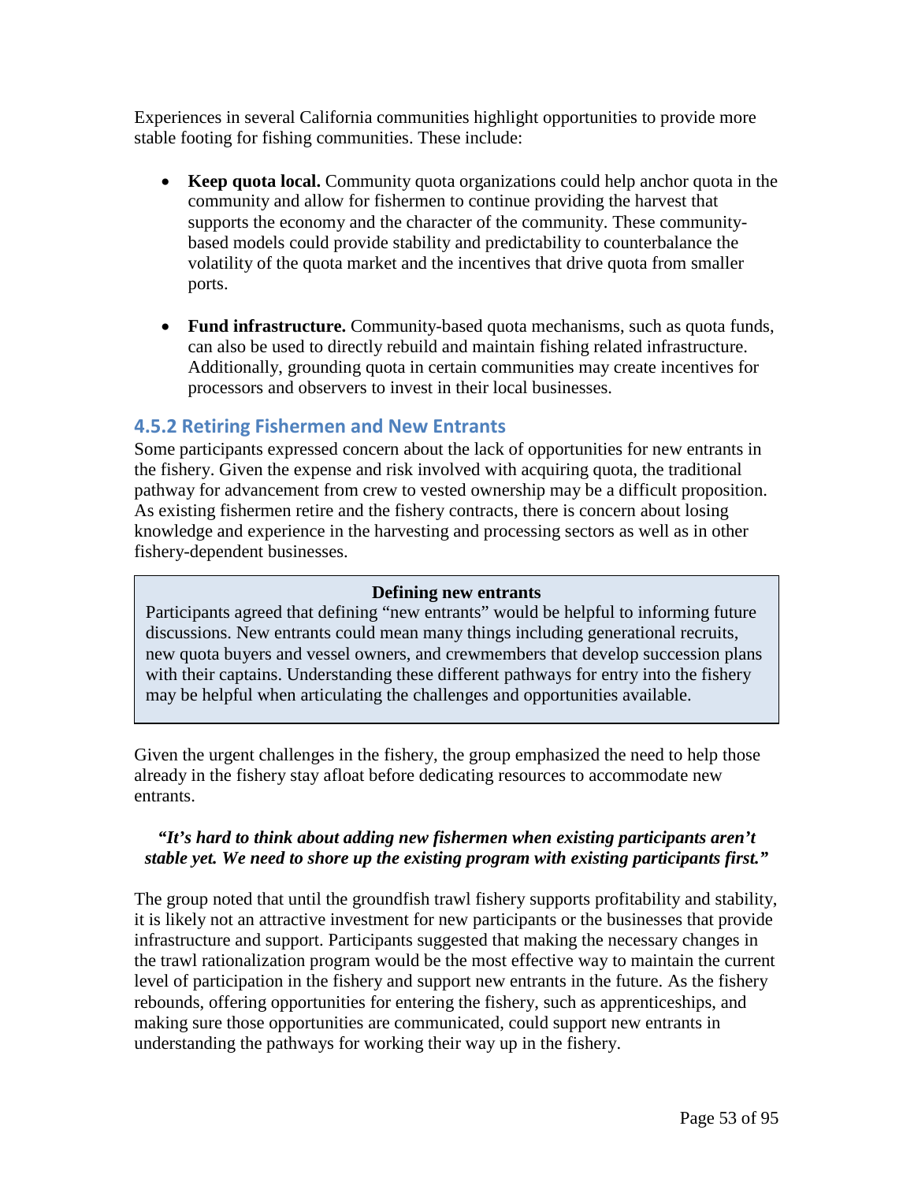Experiences in several California communities highlight opportunities to provide more stable footing for fishing communities. These include:

- **Keep quota local.** Community quota organizations could help anchor quota in the community and allow for fishermen to continue providing the harvest that supports the economy and the character of the community. These community-based models could provide stability and predictability to counterbalance the volatility of the quota market and the incentives that drive quota from smaller ports.
- **Fund infrastructure.** Community-based quota mechanisms, such as quota funds, can also be used to directly rebuild and maintain fishing related infrastructure. Additionally, grounding quota in certain communities may create incentives for processors and observers to invest in their local businesses.

### 4.5.2 Retiring Fishermen and New Entrants

Some participants expressed concern about the lack of opportunities for new entrants in the fishery. Given the expense and risk involved with acquiring quota, the traditional pathway for advancement from crew to vested ownership may be a difficult proposition. As existing fishermen retire and the fishery contracts, there is concern about losing knowledge and experience in the harvesting and processing sectors as well as in other fishery-dependent businesses.

**Defining new entrants**

Participants agreed that defining "new entrants" would be helpful to informing future discussions. New entrants could mean many things including generational recruits, new quota buyers and vessel owners, and crewmembers that develop succession plans with their captains. Understanding these different pathways for entry into the fishery may be helpful when articulating the challenges and opportunities available.

Given the urgent challenges in the fishery, the group emphasized the need to help those already in the fishery stay afloat before dedicating resources to accommodate new entrants.

***"It's hard to think about adding new fishermen when existing participants aren't stable yet. We need to shore up the existing program with existing participants first."***

The group noted that until the groundfish trawl fishery supports profitability and stability, it is likely not an attractive investment for new participants or the businesses that provide infrastructure and support. Participants suggested that making the necessary changes in the trawl rationalization program would be the most effective way to maintain the current level of participation in the fishery and support new entrants in the future. As the fishery rebounds, offering opportunities for entering the fishery, such as apprenticeships, and making sure those opportunities are communicated, could support new entrants in understanding the pathways for working their way up in the fishery.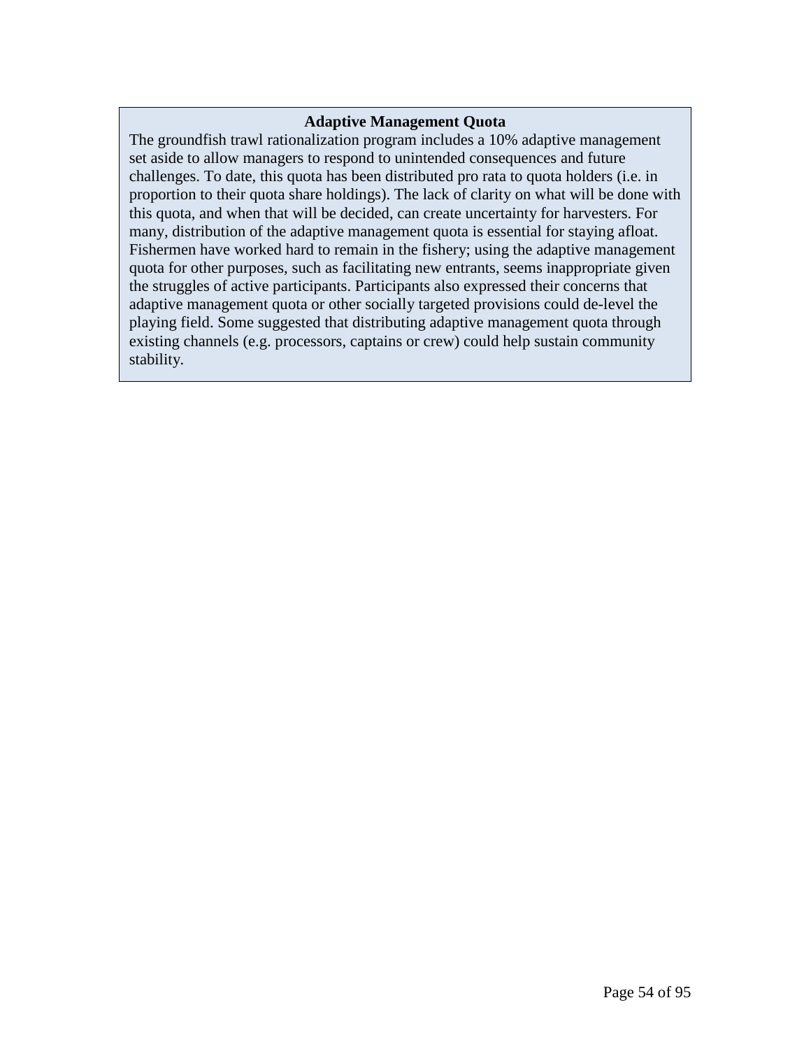**Adaptive Management Quota**

The groundfish trawl rationalization program includes a 10% adaptive management set aside to allow managers to respond to unintended consequences and future challenges. To date, this quota has been distributed pro rata to quota holders (i.e. in proportion to their quota share holdings). The lack of clarity on what will be done with this quota, and when that will be decided, can create uncertainty for harvesters. For many, distribution of the adaptive management quota is essential for staying afloat. Fishermen have worked hard to remain in the fishery; using the adaptive management quota for other purposes, such as facilitating new entrants, seems inappropriate given the struggles of active participants. Participants also expressed their concerns that adaptive management quota or other socially targeted provisions could de-level the playing field. Some suggested that distributing adaptive management quota through existing channels (e.g. processors, captains or crew) could help sustain community stability.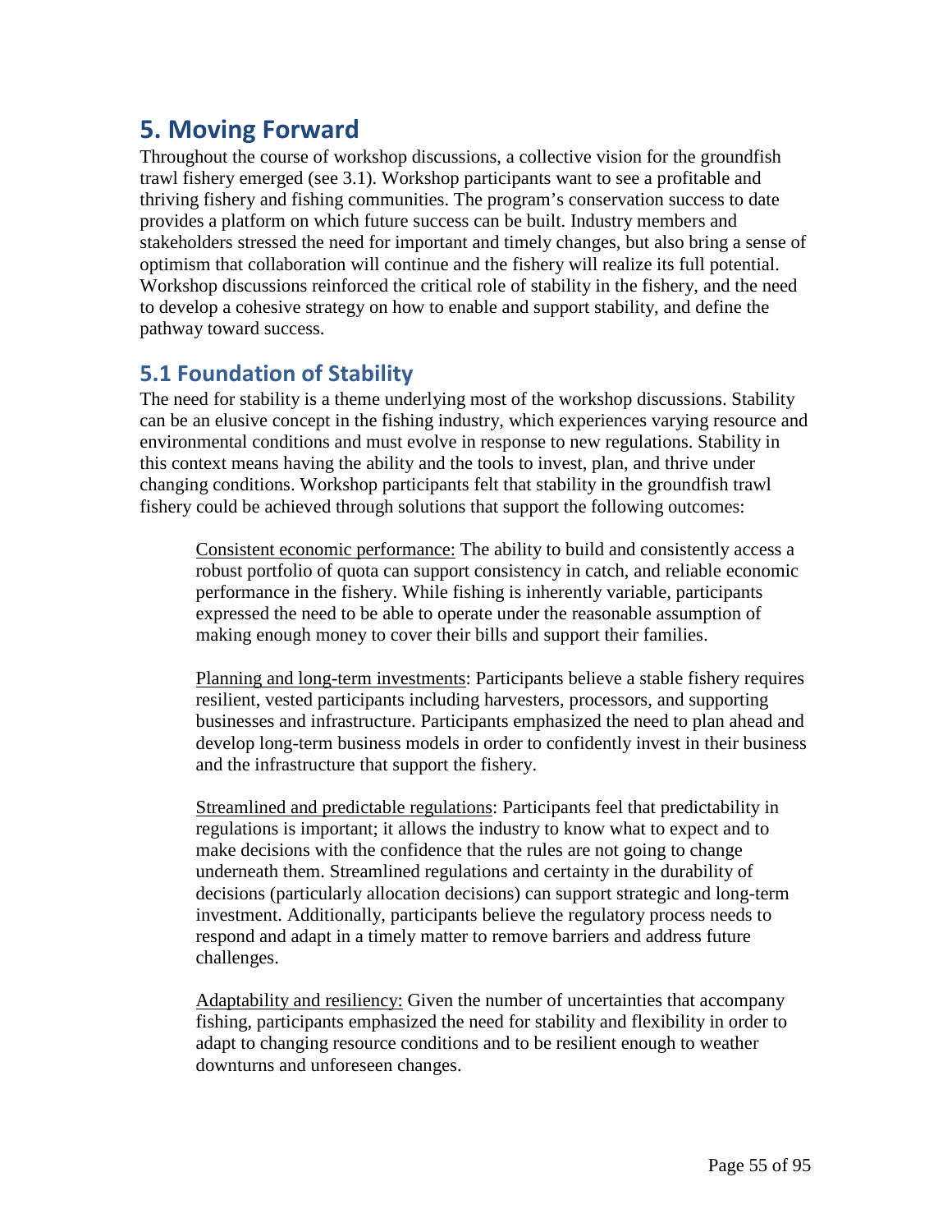# 5. Moving Forward

Throughout the course of workshop discussions, a collective vision for the groundfish trawl fishery emerged (see 3.1). Workshop participants want to see a profitable and thriving fishery and fishing communities. The program's conservation success to date provides a platform on which future success can be built. Industry members and stakeholders stressed the need for important and timely changes, but also bring a sense of optimism that collaboration will continue and the fishery will realize its full potential. Workshop discussions reinforced the critical role of stability in the fishery, and the need to develop a cohesive strategy on how to enable and support stability, and define the pathway toward success.

## 5.1 Foundation of Stability

The need for stability is a theme underlying most of the workshop discussions. Stability can be an elusive concept in the fishing industry, which experiences varying resource and environmental conditions and must evolve in response to new regulations. Stability in this context means having the ability and the tools to invest, plan, and thrive under changing conditions. Workshop participants felt that stability in the groundfish trawl fishery could be achieved through solutions that support the following outcomes:

> <u>Consistent economic performance:</u> The ability to build and consistently access a robust portfolio of quota can support consistency in catch, and reliable economic performance in the fishery. While fishing is inherently variable, participants expressed the need to be able to operate under the reasonable assumption of making enough money to cover their bills and support their families.
>
> <u>Planning and long-term investments</u>: Participants believe a stable fishery requires resilient, vested participants including harvesters, processors, and supporting businesses and infrastructure. Participants emphasized the need to plan ahead and develop long-term business models in order to confidently invest in their business and the infrastructure that support the fishery.
>
> <u>Streamlined and predictable regulations</u>: Participants feel that predictability in regulations is important; it allows the industry to know what to expect and to make decisions with the confidence that the rules are not going to change underneath them. Streamlined regulations and certainty in the durability of decisions (particularly allocation decisions) can support strategic and long-term investment. Additionally, participants believe the regulatory process needs to respond and adapt in a timely matter to remove barriers and address future challenges.
>
> <u>Adaptability and resiliency:</u> Given the number of uncertainties that accompany fishing, participants emphasized the need for stability and flexibility in order to adapt to changing resource conditions and to be resilient enough to weather downturns and unforeseen changes.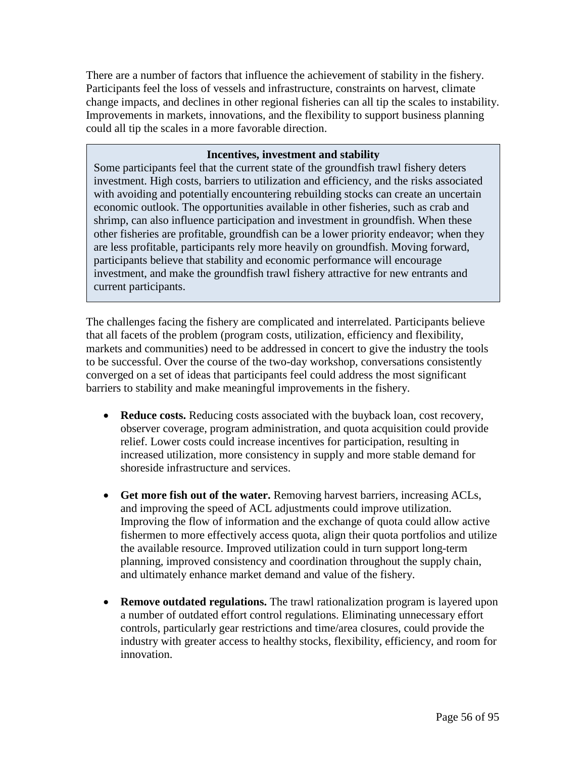There are a number of factors that influence the achievement of stability in the fishery. Participants feel the loss of vessels and infrastructure, constraints on harvest, climate change impacts, and declines in other regional fisheries can all tip the scales to instability. Improvements in markets, innovations, and the flexibility to support business planning could all tip the scales in a more favorable direction.

> **Incentives, investment and stability**
>
> Some participants feel that the current state of the groundfish trawl fishery deters investment. High costs, barriers to utilization and efficiency, and the risks associated with avoiding and potentially encountering rebuilding stocks can create an uncertain economic outlook. The opportunities available in other fisheries, such as crab and shrimp, can also influence participation and investment in groundfish. When these other fisheries are profitable, groundfish can be a lower priority endeavor; when they are less profitable, participants rely more heavily on groundfish. Moving forward, participants believe that stability and economic performance will encourage investment, and make the groundfish trawl fishery attractive for new entrants and current participants.

The challenges facing the fishery are complicated and interrelated. Participants believe that all facets of the problem (program costs, utilization, efficiency and flexibility, markets and communities) need to be addressed in concert to give the industry the tools to be successful. Over the course of the two-day workshop, conversations consistently converged on a set of ideas that participants feel could address the most significant barriers to stability and make meaningful improvements in the fishery.

- **Reduce costs.** Reducing costs associated with the buyback loan, cost recovery, observer coverage, program administration, and quota acquisition could provide relief. Lower costs could increase incentives for participation, resulting in increased utilization, more consistency in supply and more stable demand for shoreside infrastructure and services.

- **Get more fish out of the water.** Removing harvest barriers, increasing ACLs, and improving the speed of ACL adjustments could improve utilization. Improving the flow of information and the exchange of quota could allow active fishermen to more effectively access quota, align their quota portfolios and utilize the available resource. Improved utilization could in turn support long-term planning, improved consistency and coordination throughout the supply chain, and ultimately enhance market demand and value of the fishery.

- **Remove outdated regulations.** The trawl rationalization program is layered upon a number of outdated effort control regulations. Eliminating unnecessary effort controls, particularly gear restrictions and time/area closures, could provide the industry with greater access to healthy stocks, flexibility, efficiency, and room for innovation.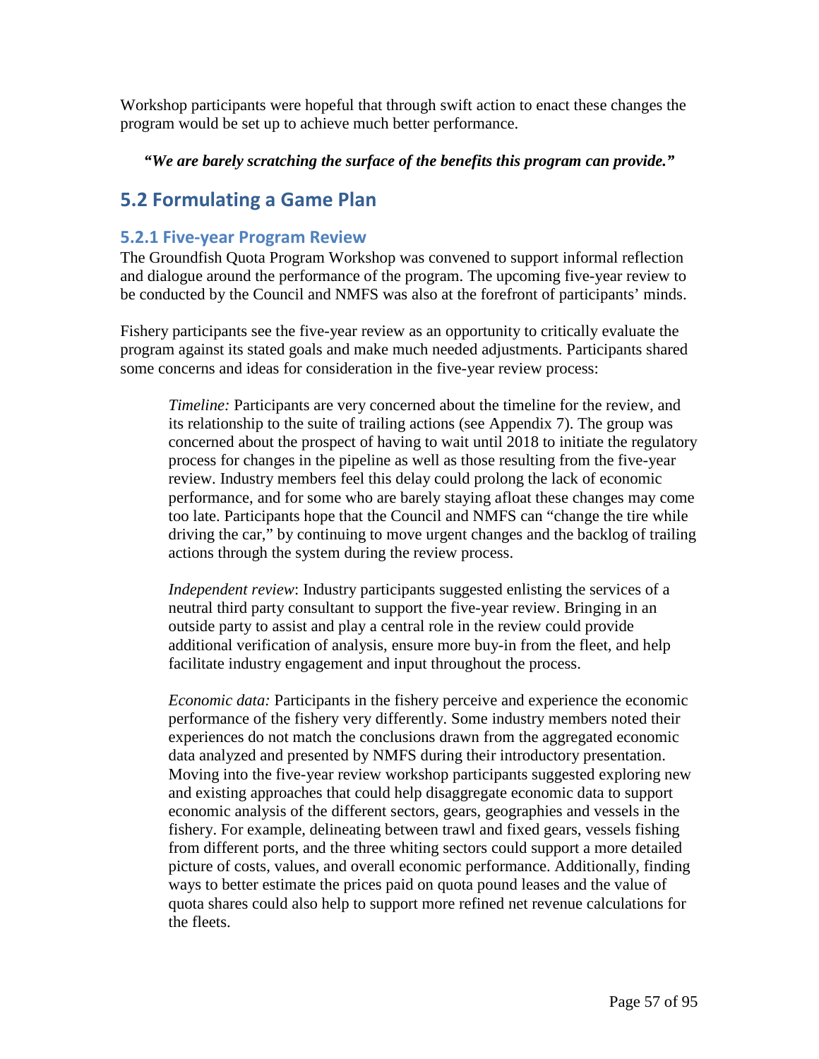Workshop participants were hopeful that through swift action to enact these changes the program would be set up to achieve much better performance.

***"We are barely scratching the surface of the benefits this program can provide."***

## 5.2 Formulating a Game Plan

### 5.2.1 Five-year Program Review

The Groundfish Quota Program Workshop was convened to support informal reflection and dialogue around the performance of the program. The upcoming five-year review to be conducted by the Council and NMFS was also at the forefront of participants' minds.

Fishery participants see the five-year review as an opportunity to critically evaluate the program against its stated goals and make much needed adjustments. Participants shared some concerns and ideas for consideration in the five-year review process:

> *Timeline:* Participants are very concerned about the timeline for the review, and its relationship to the suite of trailing actions (see Appendix 7). The group was concerned about the prospect of having to wait until 2018 to initiate the regulatory process for changes in the pipeline as well as those resulting from the five-year review. Industry members feel this delay could prolong the lack of economic performance, and for some who are barely staying afloat these changes may come too late. Participants hope that the Council and NMFS can "change the tire while driving the car," by continuing to move urgent changes and the backlog of trailing actions through the system during the review process.
>
> *Independent review*: Industry participants suggested enlisting the services of a neutral third party consultant to support the five-year review. Bringing in an outside party to assist and play a central role in the review could provide additional verification of analysis, ensure more buy-in from the fleet, and help facilitate industry engagement and input throughout the process.
>
> *Economic data:* Participants in the fishery perceive and experience the economic performance of the fishery very differently. Some industry members noted their experiences do not match the conclusions drawn from the aggregated economic data analyzed and presented by NMFS during their introductory presentation. Moving into the five-year review workshop participants suggested exploring new and existing approaches that could help disaggregate economic data to support economic analysis of the different sectors, gears, geographies and vessels in the fishery. For example, delineating between trawl and fixed gears, vessels fishing from different ports, and the three whiting sectors could support a more detailed picture of costs, values, and overall economic performance. Additionally, finding ways to better estimate the prices paid on quota pound leases and the value of quota shares could also help to support more refined net revenue calculations for the fleets.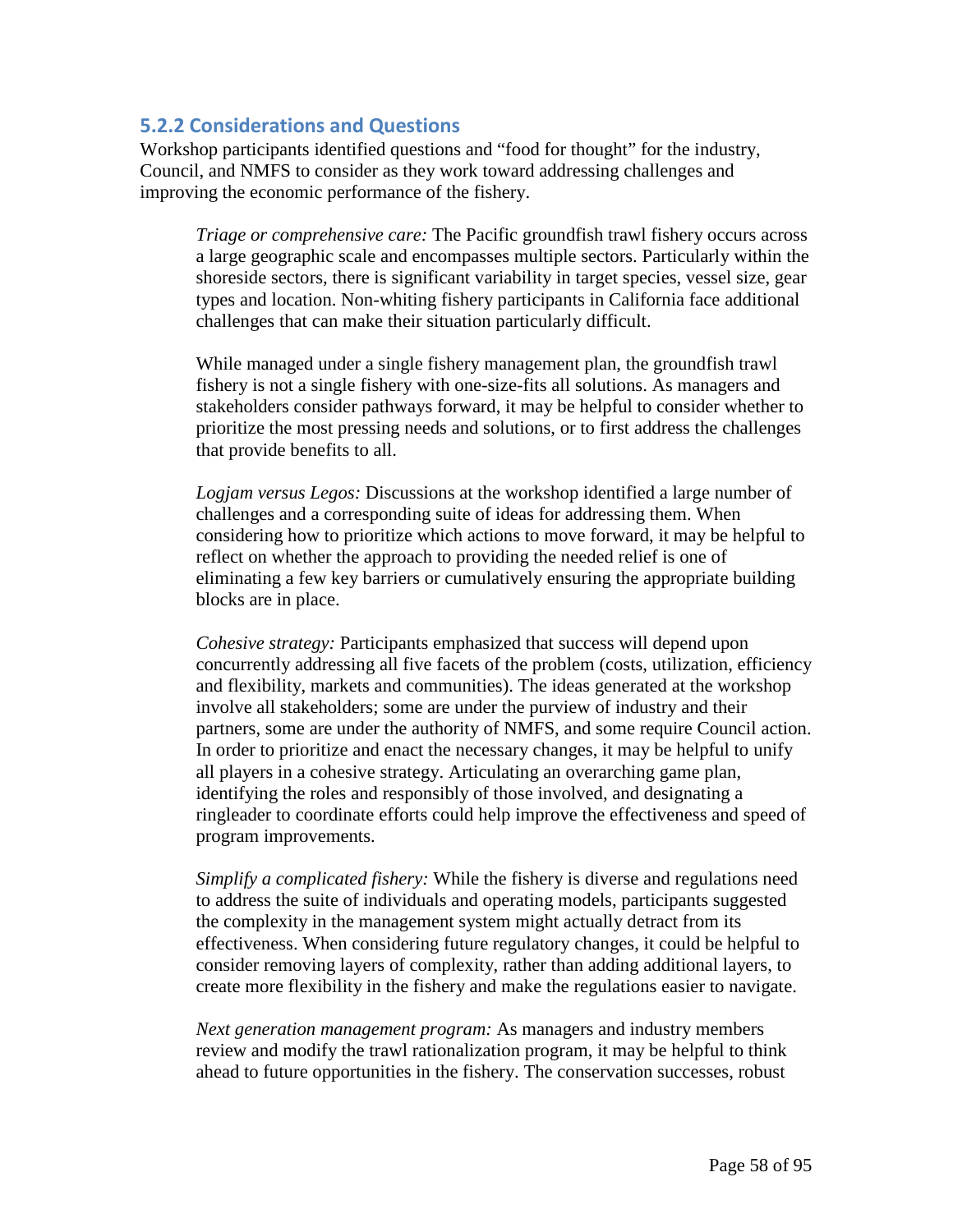### 5.2.2 Considerations and Questions

Workshop participants identified questions and "food for thought" for the industry, Council, and NMFS to consider as they work toward addressing challenges and improving the economic performance of the fishery.

*Triage or comprehensive care:* The Pacific groundfish trawl fishery occurs across a large geographic scale and encompasses multiple sectors. Particularly within the shoreside sectors, there is significant variability in target species, vessel size, gear types and location. Non-whiting fishery participants in California face additional challenges that can make their situation particularly difficult.

While managed under a single fishery management plan, the groundfish trawl fishery is not a single fishery with one-size-fits all solutions. As managers and stakeholders consider pathways forward, it may be helpful to consider whether to prioritize the most pressing needs and solutions, or to first address the challenges that provide benefits to all.

*Logjam versus Legos:* Discussions at the workshop identified a large number of challenges and a corresponding suite of ideas for addressing them. When considering how to prioritize which actions to move forward, it may be helpful to reflect on whether the approach to providing the needed relief is one of eliminating a few key barriers or cumulatively ensuring the appropriate building blocks are in place.

*Cohesive strategy:* Participants emphasized that success will depend upon concurrently addressing all five facets of the problem (costs, utilization, efficiency and flexibility, markets and communities). The ideas generated at the workshop involve all stakeholders; some are under the purview of industry and their partners, some are under the authority of NMFS, and some require Council action. In order to prioritize and enact the necessary changes, it may be helpful to unify all players in a cohesive strategy. Articulating an overarching game plan, identifying the roles and responsibly of those involved, and designating a ringleader to coordinate efforts could help improve the effectiveness and speed of program improvements.

*Simplify a complicated fishery:* While the fishery is diverse and regulations need to address the suite of individuals and operating models, participants suggested the complexity in the management system might actually detract from its effectiveness. When considering future regulatory changes, it could be helpful to consider removing layers of complexity, rather than adding additional layers, to create more flexibility in the fishery and make the regulations easier to navigate.

*Next generation management program:* As managers and industry members review and modify the trawl rationalization program, it may be helpful to think ahead to future opportunities in the fishery. The conservation successes, robust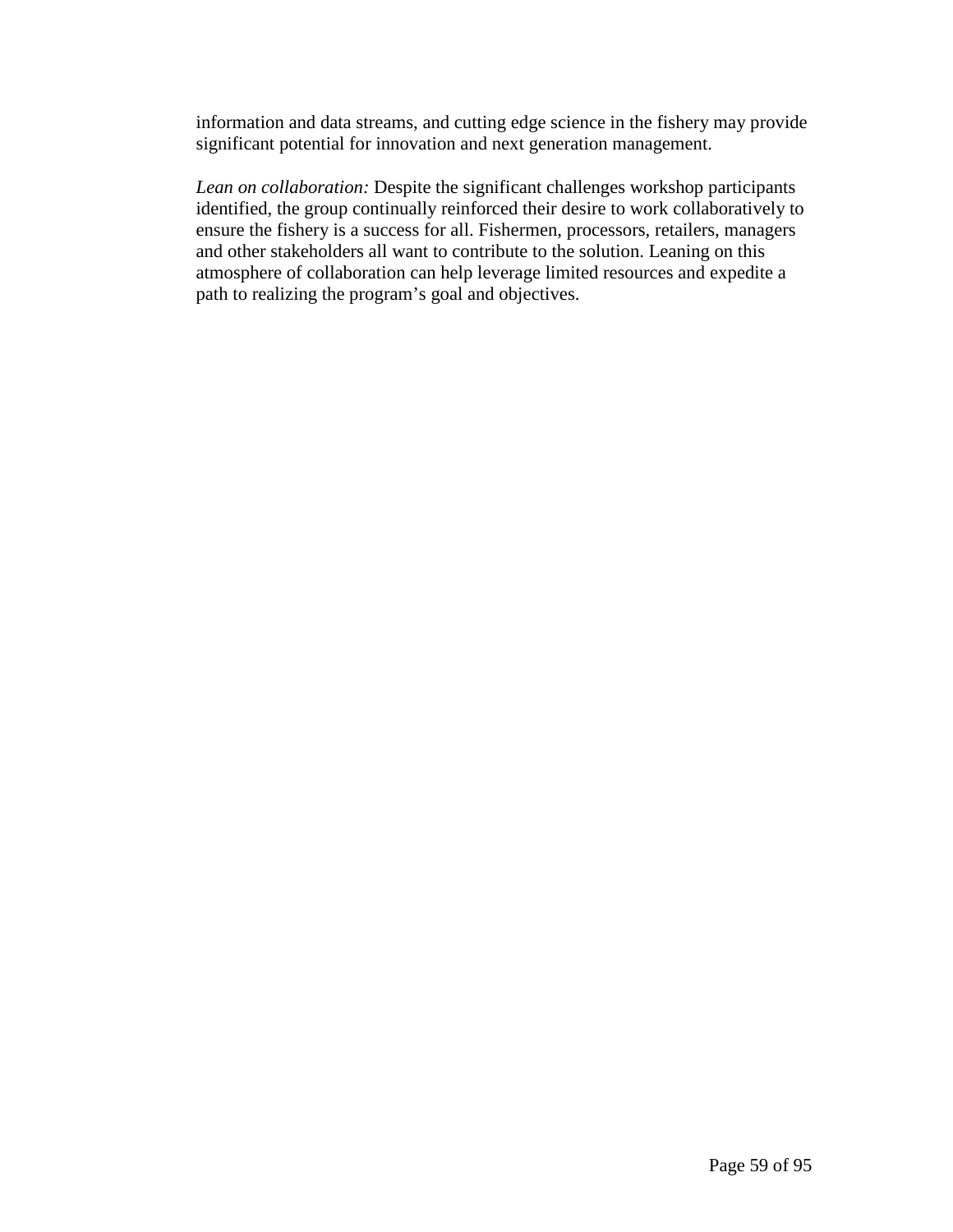information and data streams, and cutting edge science in the fishery may provide significant potential for innovation and next generation management.

*Lean on collaboration:* Despite the significant challenges workshop participants identified, the group continually reinforced their desire to work collaboratively to ensure the fishery is a success for all. Fishermen, processors, retailers, managers and other stakeholders all want to contribute to the solution. Leaning on this atmosphere of collaboration can help leverage limited resources and expedite a path to realizing the program's goal and objectives.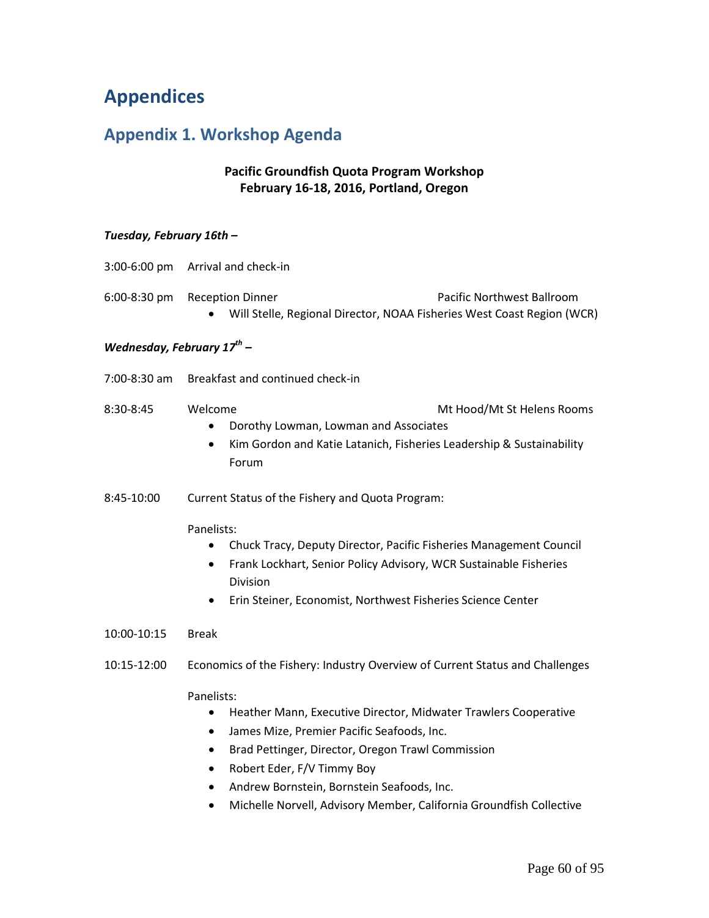# Appendices

## Appendix 1. Workshop Agenda

**Pacific Groundfish Quota Program Workshop**
**February 16-18, 2016, Portland, Oregon**

***Tuesday, February 16th –***

3:00-6:00 pm Arrival and check-in

6:00-8:30 pm Reception Dinner — Pacific Northwest Ballroom

- Will Stelle, Regional Director, NOAA Fisheries West Coast Region (WCR)

***Wednesday, February 17th –***

7:00-8:30 am Breakfast and continued check-in

8:30-8:45 Welcome — Mt Hood/Mt St Helens Rooms

- Dorothy Lowman, Lowman and Associates
- Kim Gordon and Katie Latanich, Fisheries Leadership & Sustainability Forum

8:45-10:00 Current Status of the Fishery and Quota Program:

Panelists:

- Chuck Tracy, Deputy Director, Pacific Fisheries Management Council
- Frank Lockhart, Senior Policy Advisory, WCR Sustainable Fisheries Division
- Erin Steiner, Economist, Northwest Fisheries Science Center

10:00-10:15 Break

10:15-12:00 Economics of the Fishery: Industry Overview of Current Status and Challenges

Panelists:

- Heather Mann, Executive Director, Midwater Trawlers Cooperative
- James Mize, Premier Pacific Seafoods, Inc.
- Brad Pettinger, Director, Oregon Trawl Commission
- Robert Eder, F/V Timmy Boy
- Andrew Bornstein, Bornstein Seafoods, Inc.
- Michelle Norvell, Advisory Member, California Groundfish Collective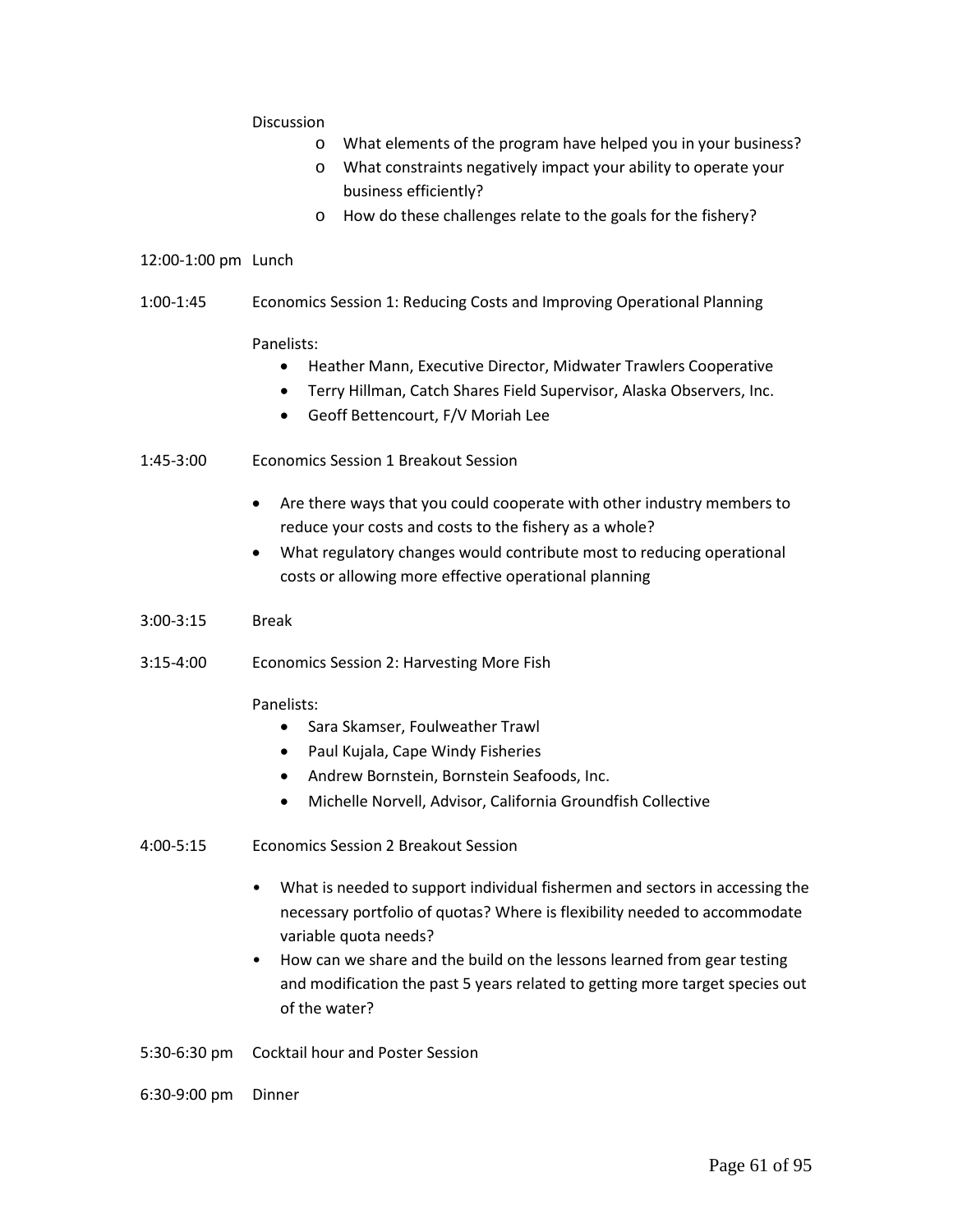Discussion

- What elements of the program have helped you in your business?
- What constraints negatively impact your ability to operate your business efficiently?
- How do these challenges relate to the goals for the fishery?

12:00-1:00 pm Lunch

1:00-1:45 Economics Session 1: Reducing Costs and Improving Operational Planning

Panelists:

- Heather Mann, Executive Director, Midwater Trawlers Cooperative
- Terry Hillman, Catch Shares Field Supervisor, Alaska Observers, Inc.
- Geoff Bettencourt, F/V Moriah Lee

1:45-3:00 Economics Session 1 Breakout Session

- Are there ways that you could cooperate with other industry members to reduce your costs and costs to the fishery as a whole?
- What regulatory changes would contribute most to reducing operational costs or allowing more effective operational planning

3:00-3:15 Break

3:15-4:00 Economics Session 2: Harvesting More Fish

Panelists:

- Sara Skamser, Foulweather Trawl
- Paul Kujala, Cape Windy Fisheries
- Andrew Bornstein, Bornstein Seafoods, Inc.
- Michelle Norvell, Advisor, California Groundfish Collective

4:00-5:15 Economics Session 2 Breakout Session

- What is needed to support individual fishermen and sectors in accessing the necessary portfolio of quotas? Where is flexibility needed to accommodate variable quota needs?
- How can we share and the build on the lessons learned from gear testing and modification the past 5 years related to getting more target species out of the water?

5:30-6:30 pm Cocktail hour and Poster Session

6:30-9:00 pm Dinner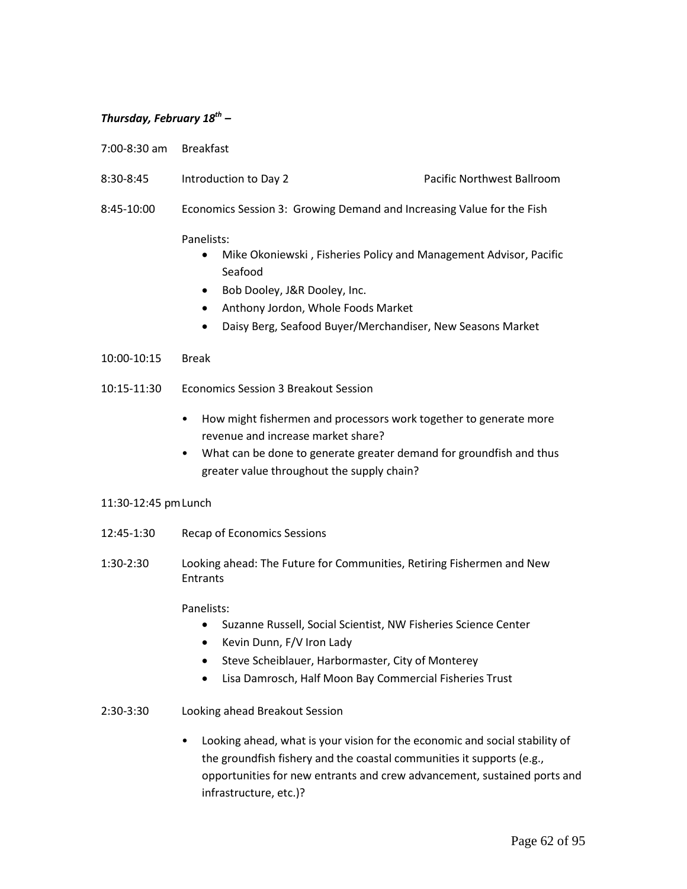***Thursday, February 18th –***

7:00-8:30 am Breakfast

8:30-8:45 Introduction to Day 2 Pacific Northwest Ballroom

8:45-10:00 Economics Session 3: Growing Demand and Increasing Value for the Fish

Panelists:

- Mike Okoniewski , Fisheries Policy and Management Advisor, Pacific Seafood
- Bob Dooley, J&R Dooley, Inc.
- Anthony Jordon, Whole Foods Market
- Daisy Berg, Seafood Buyer/Merchandiser, New Seasons Market

10:00-10:15 Break

10:15-11:30 Economics Session 3 Breakout Session

- How might fishermen and processors work together to generate more revenue and increase market share?
- What can be done to generate greater demand for groundfish and thus greater value throughout the supply chain?

11:30-12:45 pm Lunch

12:45-1:30 Recap of Economics Sessions

1:30-2:30 Looking ahead: The Future for Communities, Retiring Fishermen and New Entrants

Panelists:

- Suzanne Russell, Social Scientist, NW Fisheries Science Center
- Kevin Dunn, F/V Iron Lady
- Steve Scheiblauer, Harbormaster, City of Monterey
- Lisa Damrosch, Half Moon Bay Commercial Fisheries Trust

2:30-3:30 Looking ahead Breakout Session

- Looking ahead, what is your vision for the economic and social stability of the groundfish fishery and the coastal communities it supports (e.g., opportunities for new entrants and crew advancement, sustained ports and infrastructure, etc.)?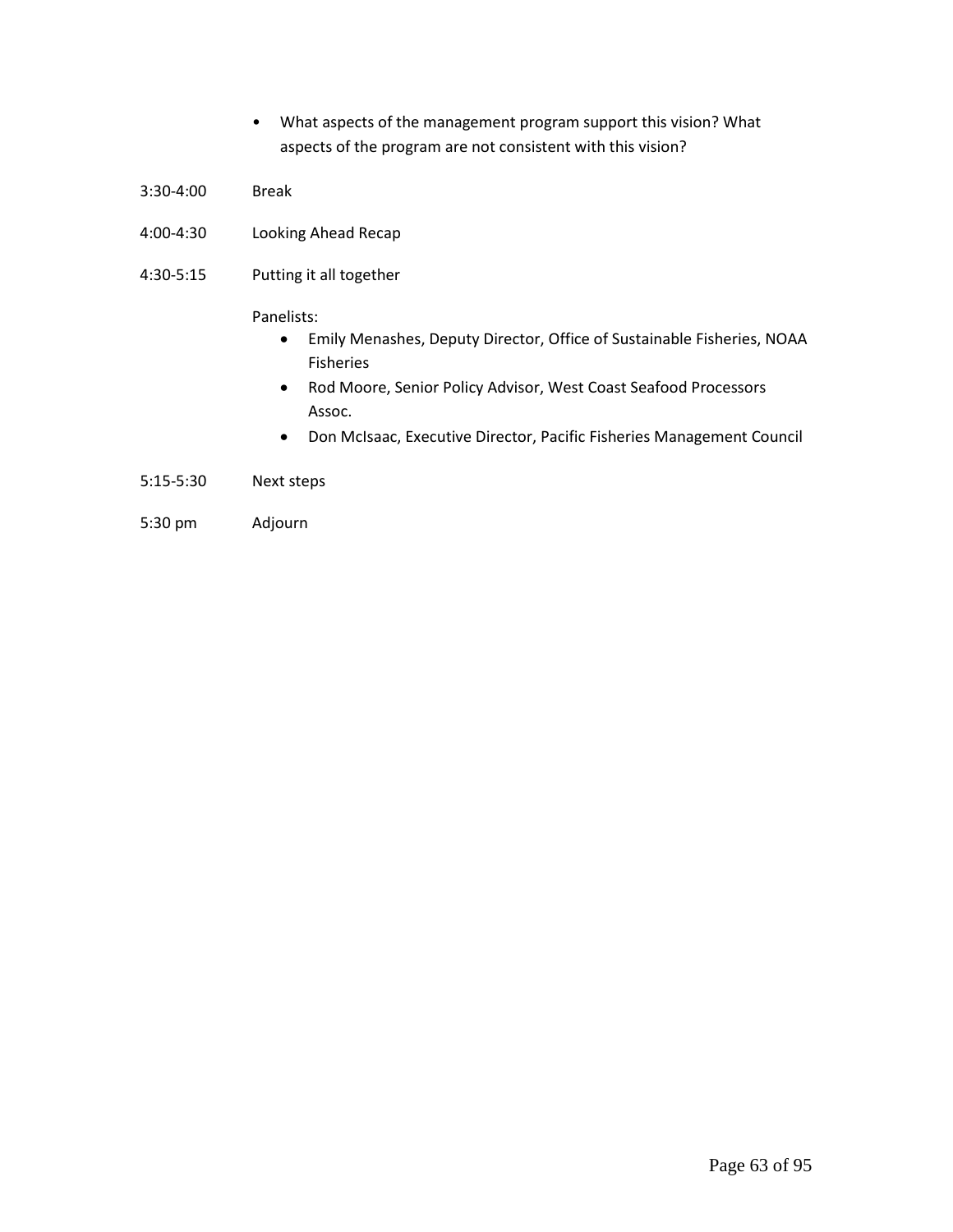- What aspects of the management program support this vision? What aspects of the program are not consistent with this vision?

3:30-4:00 Break

4:00-4:30 Looking Ahead Recap

4:30-5:15 Putting it all together

Panelists:

- Emily Menashes, Deputy Director, Office of Sustainable Fisheries, NOAA Fisheries
- Rod Moore, Senior Policy Advisor, West Coast Seafood Processors Assoc.
- Don McIsaac, Executive Director, Pacific Fisheries Management Council

5:15-5:30 Next steps

5:30 pm Adjourn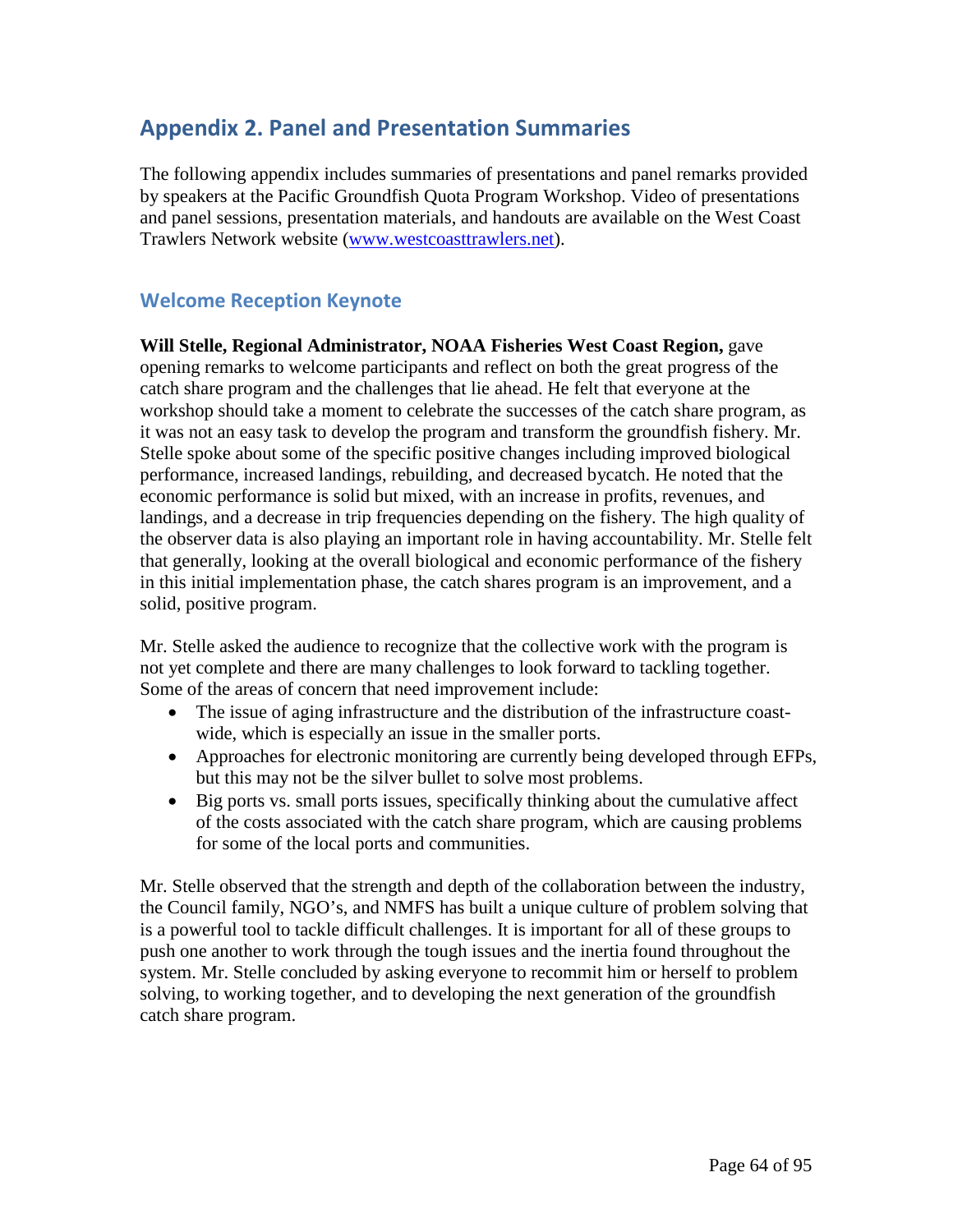## Appendix 2. Panel and Presentation Summaries

The following appendix includes summaries of presentations and panel remarks provided by speakers at the Pacific Groundfish Quota Program Workshop. Video of presentations and panel sessions, presentation materials, and handouts are available on the West Coast Trawlers Network website (www.westcoasttrawlers.net).

### Welcome Reception Keynote

**Will Stelle, Regional Administrator, NOAA Fisheries West Coast Region,** gave opening remarks to welcome participants and reflect on both the great progress of the catch share program and the challenges that lie ahead. He felt that everyone at the workshop should take a moment to celebrate the successes of the catch share program, as it was not an easy task to develop the program and transform the groundfish fishery. Mr. Stelle spoke about some of the specific positive changes including improved biological performance, increased landings, rebuilding, and decreased bycatch. He noted that the economic performance is solid but mixed, with an increase in profits, revenues, and landings, and a decrease in trip frequencies depending on the fishery. The high quality of the observer data is also playing an important role in having accountability. Mr. Stelle felt that generally, looking at the overall biological and economic performance of the fishery in this initial implementation phase, the catch shares program is an improvement, and a solid, positive program.

Mr. Stelle asked the audience to recognize that the collective work with the program is not yet complete and there are many challenges to look forward to tackling together. Some of the areas of concern that need improvement include:

- The issue of aging infrastructure and the distribution of the infrastructure coast-wide, which is especially an issue in the smaller ports.
- Approaches for electronic monitoring are currently being developed through EFPs, but this may not be the silver bullet to solve most problems.
- Big ports vs. small ports issues, specifically thinking about the cumulative affect of the costs associated with the catch share program, which are causing problems for some of the local ports and communities.

Mr. Stelle observed that the strength and depth of the collaboration between the industry, the Council family, NGO's, and NMFS has built a unique culture of problem solving that is a powerful tool to tackle difficult challenges. It is important for all of these groups to push one another to work through the tough issues and the inertia found throughout the system. Mr. Stelle concluded by asking everyone to recommit him or herself to problem solving, to working together, and to developing the next generation of the groundfish catch share program.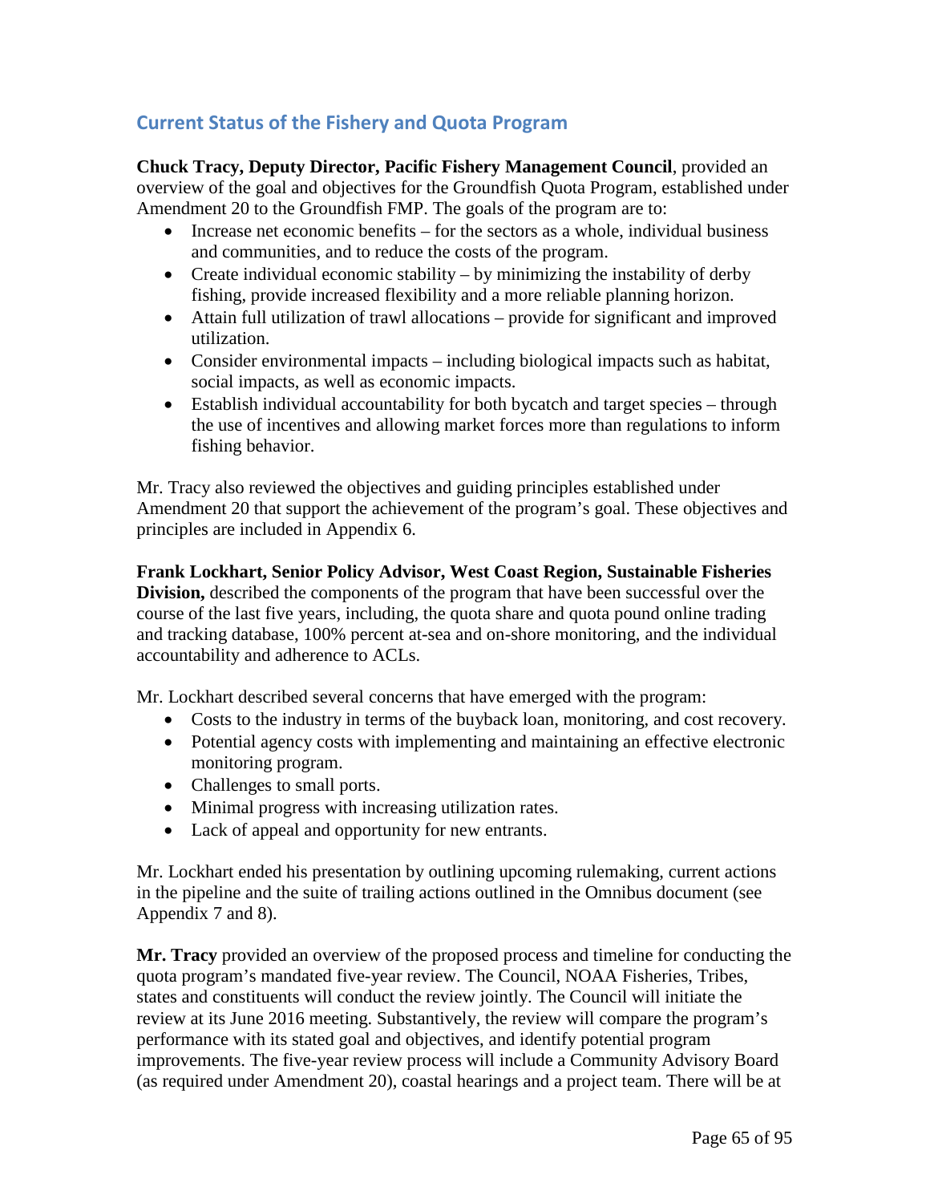## Current Status of the Fishery and Quota Program

**Chuck Tracy, Deputy Director, Pacific Fishery Management Council**, provided an overview of the goal and objectives for the Groundfish Quota Program, established under Amendment 20 to the Groundfish FMP. The goals of the program are to:

- Increase net economic benefits – for the sectors as a whole, individual business and communities, and to reduce the costs of the program.
- Create individual economic stability – by minimizing the instability of derby fishing, provide increased flexibility and a more reliable planning horizon.
- Attain full utilization of trawl allocations – provide for significant and improved utilization.
- Consider environmental impacts – including biological impacts such as habitat, social impacts, as well as economic impacts.
- Establish individual accountability for both bycatch and target species – through the use of incentives and allowing market forces more than regulations to inform fishing behavior.

Mr. Tracy also reviewed the objectives and guiding principles established under Amendment 20 that support the achievement of the program's goal. These objectives and principles are included in Appendix 6.

**Frank Lockhart, Senior Policy Advisor, West Coast Region, Sustainable Fisheries Division,** described the components of the program that have been successful over the course of the last five years, including, the quota share and quota pound online trading and tracking database, 100% percent at-sea and on-shore monitoring, and the individual accountability and adherence to ACLs.

Mr. Lockhart described several concerns that have emerged with the program:

- Costs to the industry in terms of the buyback loan, monitoring, and cost recovery.
- Potential agency costs with implementing and maintaining an effective electronic monitoring program.
- Challenges to small ports.
- Minimal progress with increasing utilization rates.
- Lack of appeal and opportunity for new entrants.

Mr. Lockhart ended his presentation by outlining upcoming rulemaking, current actions in the pipeline and the suite of trailing actions outlined in the Omnibus document (see Appendix 7 and 8).

**Mr. Tracy** provided an overview of the proposed process and timeline for conducting the quota program's mandated five-year review. The Council, NOAA Fisheries, Tribes, states and constituents will conduct the review jointly. The Council will initiate the review at its June 2016 meeting. Substantively, the review will compare the program's performance with its stated goal and objectives, and identify potential program improvements. The five-year review process will include a Community Advisory Board (as required under Amendment 20), coastal hearings and a project team. There will be at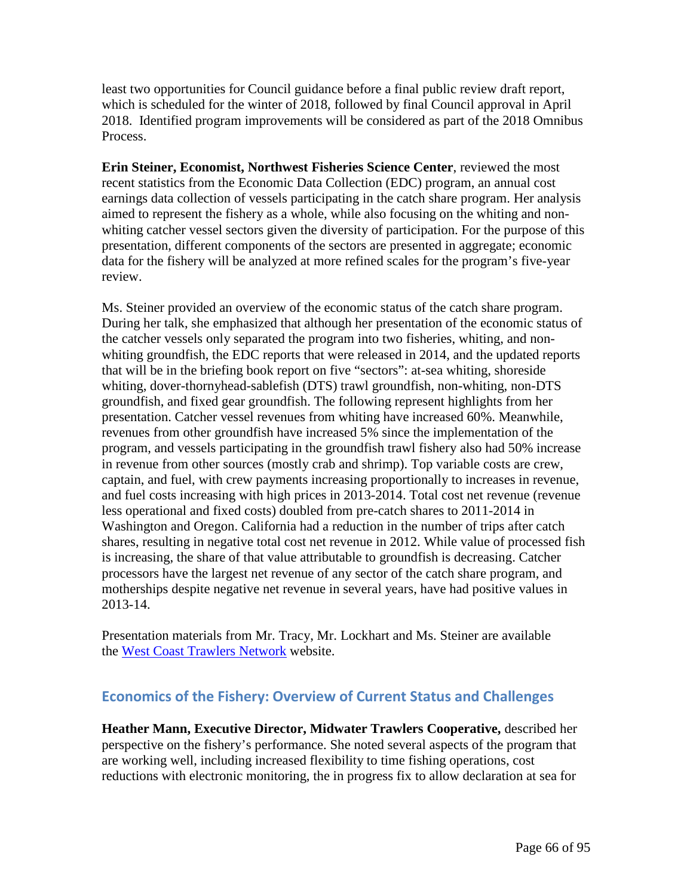least two opportunities for Council guidance before a final public review draft report, which is scheduled for the winter of 2018, followed by final Council approval in April 2018. Identified program improvements will be considered as part of the 2018 Omnibus Process.

**Erin Steiner, Economist, Northwest Fisheries Science Center**, reviewed the most recent statistics from the Economic Data Collection (EDC) program, an annual cost earnings data collection of vessels participating in the catch share program. Her analysis aimed to represent the fishery as a whole, while also focusing on the whiting and non-whiting catcher vessel sectors given the diversity of participation. For the purpose of this presentation, different components of the sectors are presented in aggregate; economic data for the fishery will be analyzed at more refined scales for the program's five-year review.

Ms. Steiner provided an overview of the economic status of the catch share program. During her talk, she emphasized that although her presentation of the economic status of the catcher vessels only separated the program into two fisheries, whiting, and non-whiting groundfish, the EDC reports that were released in 2014, and the updated reports that will be in the briefing book report on five "sectors": at-sea whiting, shoreside whiting, dover-thornyhead-sablefish (DTS) trawl groundfish, non-whiting, non-DTS groundfish, and fixed gear groundfish. The following represent highlights from her presentation. Catcher vessel revenues from whiting have increased 60%. Meanwhile, revenues from other groundfish have increased 5% since the implementation of the program, and vessels participating in the groundfish trawl fishery also had 50% increase in revenue from other sources (mostly crab and shrimp). Top variable costs are crew, captain, and fuel, with crew payments increasing proportionally to increases in revenue, and fuel costs increasing with high prices in 2013-2014. Total cost net revenue (revenue less operational and fixed costs) doubled from pre-catch shares to 2011-2014 in Washington and Oregon. California had a reduction in the number of trips after catch shares, resulting in negative total cost net revenue in 2012. While value of processed fish is increasing, the share of that value attributable to groundfish is decreasing. Catcher processors have the largest net revenue of any sector of the catch share program, and motherships despite negative net revenue in several years, have had positive values in 2013-14.

Presentation materials from Mr. Tracy, Mr. Lockhart and Ms. Steiner are available the West Coast Trawlers Network website.

## Economics of the Fishery: Overview of Current Status and Challenges

**Heather Mann, Executive Director, Midwater Trawlers Cooperative,** described her perspective on the fishery's performance. She noted several aspects of the program that are working well, including increased flexibility to time fishing operations, cost reductions with electronic monitoring, the in progress fix to allow declaration at sea for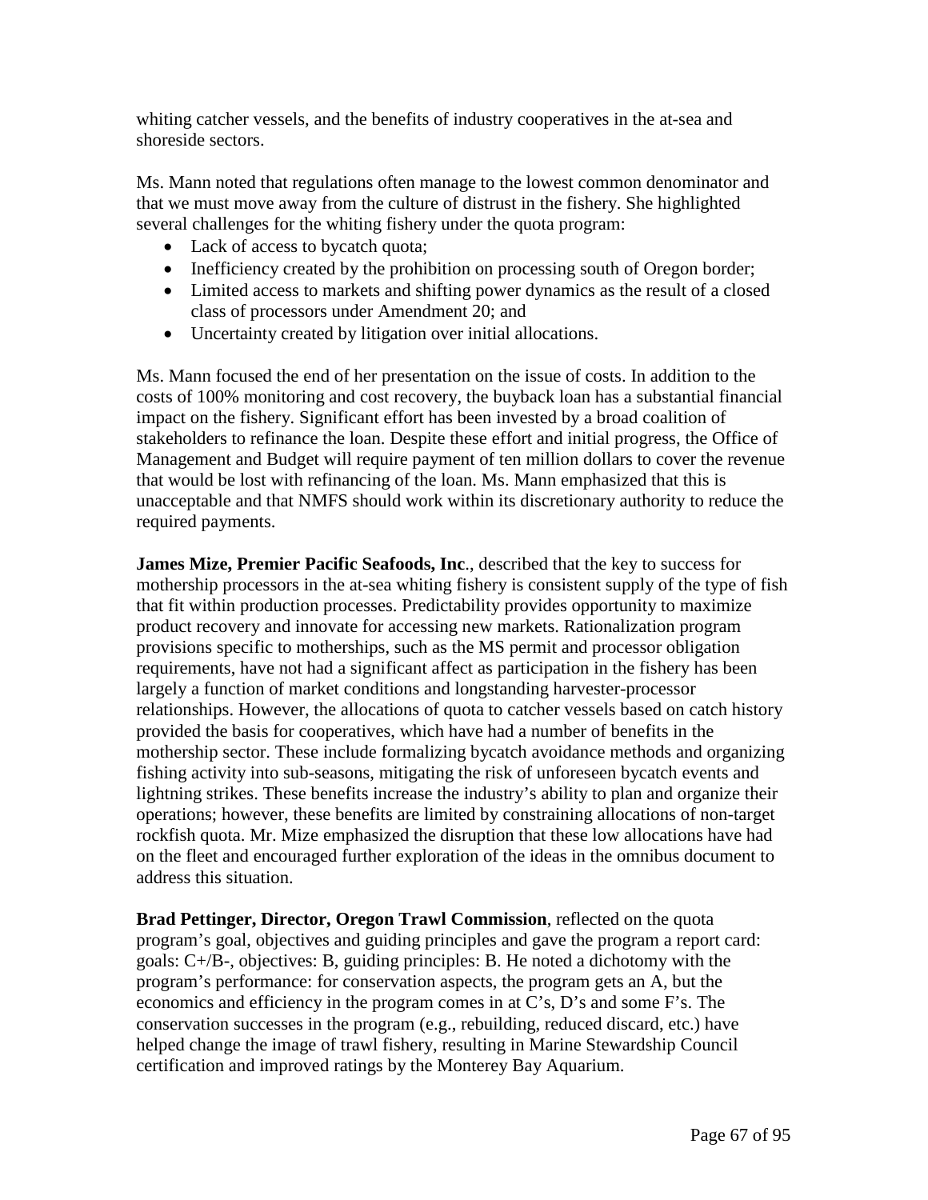whiting catcher vessels, and the benefits of industry cooperatives in the at-sea and shoreside sectors.

Ms. Mann noted that regulations often manage to the lowest common denominator and that we must move away from the culture of distrust in the fishery. She highlighted several challenges for the whiting fishery under the quota program:

- Lack of access to bycatch quota;
- Inefficiency created by the prohibition on processing south of Oregon border;
- Limited access to markets and shifting power dynamics as the result of a closed class of processors under Amendment 20; and
- Uncertainty created by litigation over initial allocations.

Ms. Mann focused the end of her presentation on the issue of costs. In addition to the costs of 100% monitoring and cost recovery, the buyback loan has a substantial financial impact on the fishery. Significant effort has been invested by a broad coalition of stakeholders to refinance the loan. Despite these effort and initial progress, the Office of Management and Budget will require payment of ten million dollars to cover the revenue that would be lost with refinancing of the loan. Ms. Mann emphasized that this is unacceptable and that NMFS should work within its discretionary authority to reduce the required payments.

**James Mize, Premier Pacific Seafoods, Inc**., described that the key to success for mothership processors in the at-sea whiting fishery is consistent supply of the type of fish that fit within production processes. Predictability provides opportunity to maximize product recovery and innovate for accessing new markets. Rationalization program provisions specific to motherships, such as the MS permit and processor obligation requirements, have not had a significant affect as participation in the fishery has been largely a function of market conditions and longstanding harvester-processor relationships. However, the allocations of quota to catcher vessels based on catch history provided the basis for cooperatives, which have had a number of benefits in the mothership sector. These include formalizing bycatch avoidance methods and organizing fishing activity into sub-seasons, mitigating the risk of unforeseen bycatch events and lightning strikes. These benefits increase the industry's ability to plan and organize their operations; however, these benefits are limited by constraining allocations of non-target rockfish quota. Mr. Mize emphasized the disruption that these low allocations have had on the fleet and encouraged further exploration of the ideas in the omnibus document to address this situation.

**Brad Pettinger, Director, Oregon Trawl Commission**, reflected on the quota program's goal, objectives and guiding principles and gave the program a report card: goals: C+/B-, objectives: B, guiding principles: B. He noted a dichotomy with the program's performance: for conservation aspects, the program gets an A, but the economics and efficiency in the program comes in at C's, D's and some F's. The conservation successes in the program (e.g., rebuilding, reduced discard, etc.) have helped change the image of trawl fishery, resulting in Marine Stewardship Council certification and improved ratings by the Monterey Bay Aquarium.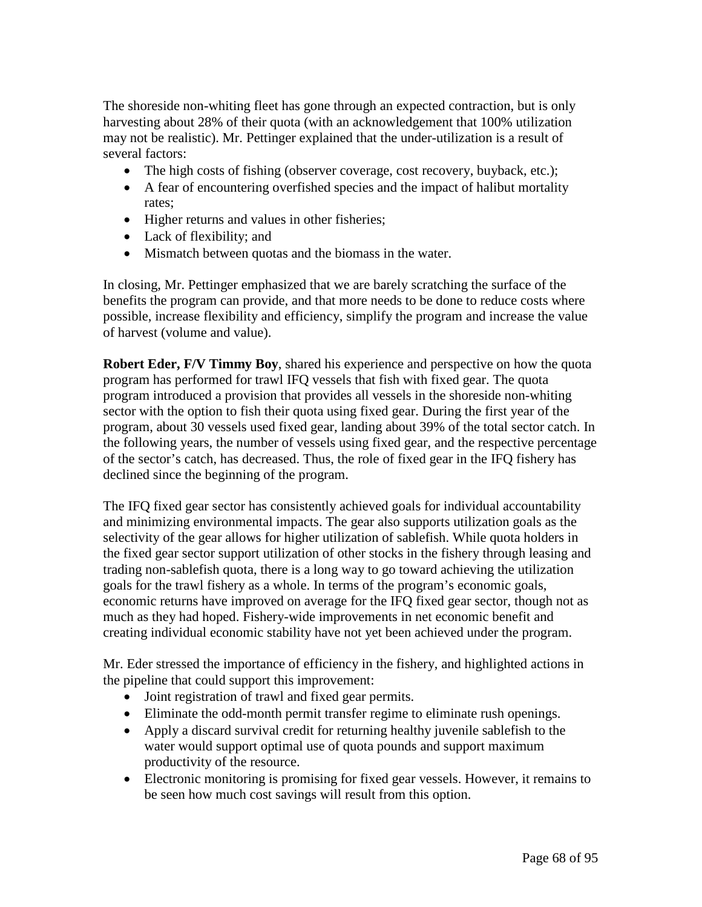The shoreside non-whiting fleet has gone through an expected contraction, but is only harvesting about 28% of their quota (with an acknowledgement that 100% utilization may not be realistic). Mr. Pettinger explained that the under-utilization is a result of several factors:

- The high costs of fishing (observer coverage, cost recovery, buyback, etc.);
- A fear of encountering overfished species and the impact of halibut mortality rates;
- Higher returns and values in other fisheries;
- Lack of flexibility; and
- Mismatch between quotas and the biomass in the water.

In closing, Mr. Pettinger emphasized that we are barely scratching the surface of the benefits the program can provide, and that more needs to be done to reduce costs where possible, increase flexibility and efficiency, simplify the program and increase the value of harvest (volume and value).

**Robert Eder, F/V Timmy Boy**, shared his experience and perspective on how the quota program has performed for trawl IFQ vessels that fish with fixed gear. The quota program introduced a provision that provides all vessels in the shoreside non-whiting sector with the option to fish their quota using fixed gear. During the first year of the program, about 30 vessels used fixed gear, landing about 39% of the total sector catch. In the following years, the number of vessels using fixed gear, and the respective percentage of the sector's catch, has decreased. Thus, the role of fixed gear in the IFQ fishery has declined since the beginning of the program.

The IFQ fixed gear sector has consistently achieved goals for individual accountability and minimizing environmental impacts. The gear also supports utilization goals as the selectivity of the gear allows for higher utilization of sablefish. While quota holders in the fixed gear sector support utilization of other stocks in the fishery through leasing and trading non-sablefish quota, there is a long way to go toward achieving the utilization goals for the trawl fishery as a whole. In terms of the program's economic goals, economic returns have improved on average for the IFQ fixed gear sector, though not as much as they had hoped. Fishery-wide improvements in net economic benefit and creating individual economic stability have not yet been achieved under the program.

Mr. Eder stressed the importance of efficiency in the fishery, and highlighted actions in the pipeline that could support this improvement:

- Joint registration of trawl and fixed gear permits.
- Eliminate the odd-month permit transfer regime to eliminate rush openings.
- Apply a discard survival credit for returning healthy juvenile sablefish to the water would support optimal use of quota pounds and support maximum productivity of the resource.
- Electronic monitoring is promising for fixed gear vessels. However, it remains to be seen how much cost savings will result from this option.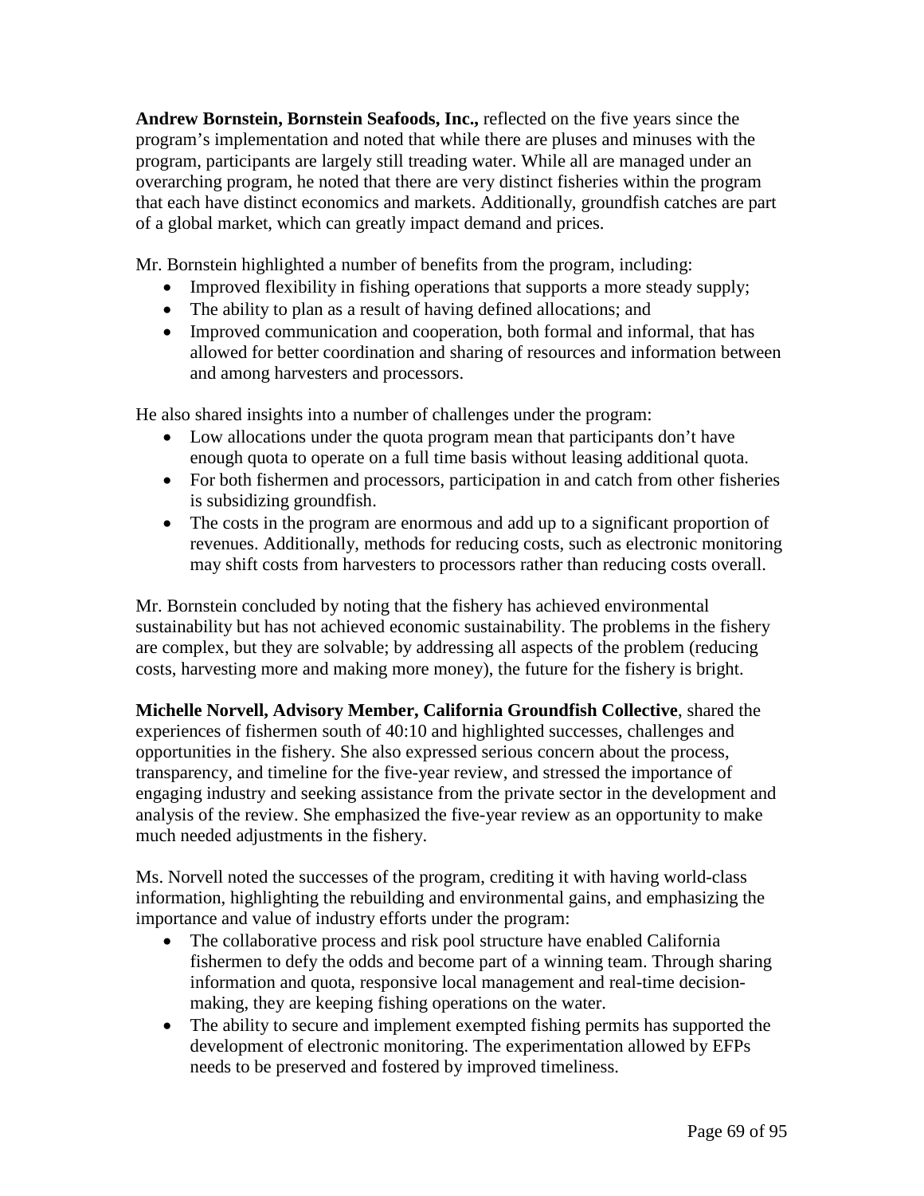**Andrew Bornstein, Bornstein Seafoods, Inc.,** reflected on the five years since the program's implementation and noted that while there are pluses and minuses with the program, participants are largely still treading water. While all are managed under an overarching program, he noted that there are very distinct fisheries within the program that each have distinct economics and markets. Additionally, groundfish catches are part of a global market, which can greatly impact demand and prices.

Mr. Bornstein highlighted a number of benefits from the program, including:

- Improved flexibility in fishing operations that supports a more steady supply;
- The ability to plan as a result of having defined allocations; and
- Improved communication and cooperation, both formal and informal, that has allowed for better coordination and sharing of resources and information between and among harvesters and processors.

He also shared insights into a number of challenges under the program:

- Low allocations under the quota program mean that participants don't have enough quota to operate on a full time basis without leasing additional quota.
- For both fishermen and processors, participation in and catch from other fisheries is subsidizing groundfish.
- The costs in the program are enormous and add up to a significant proportion of revenues. Additionally, methods for reducing costs, such as electronic monitoring may shift costs from harvesters to processors rather than reducing costs overall.

Mr. Bornstein concluded by noting that the fishery has achieved environmental sustainability but has not achieved economic sustainability. The problems in the fishery are complex, but they are solvable; by addressing all aspects of the problem (reducing costs, harvesting more and making more money), the future for the fishery is bright.

**Michelle Norvell, Advisory Member, California Groundfish Collective**, shared the experiences of fishermen south of 40:10 and highlighted successes, challenges and opportunities in the fishery. She also expressed serious concern about the process, transparency, and timeline for the five-year review, and stressed the importance of engaging industry and seeking assistance from the private sector in the development and analysis of the review. She emphasized the five-year review as an opportunity to make much needed adjustments in the fishery.

Ms. Norvell noted the successes of the program, crediting it with having world-class information, highlighting the rebuilding and environmental gains, and emphasizing the importance and value of industry efforts under the program:

- The collaborative process and risk pool structure have enabled California fishermen to defy the odds and become part of a winning team. Through sharing information and quota, responsive local management and real-time decision-making, they are keeping fishing operations on the water.
- The ability to secure and implement exempted fishing permits has supported the development of electronic monitoring. The experimentation allowed by EFPs needs to be preserved and fostered by improved timeliness.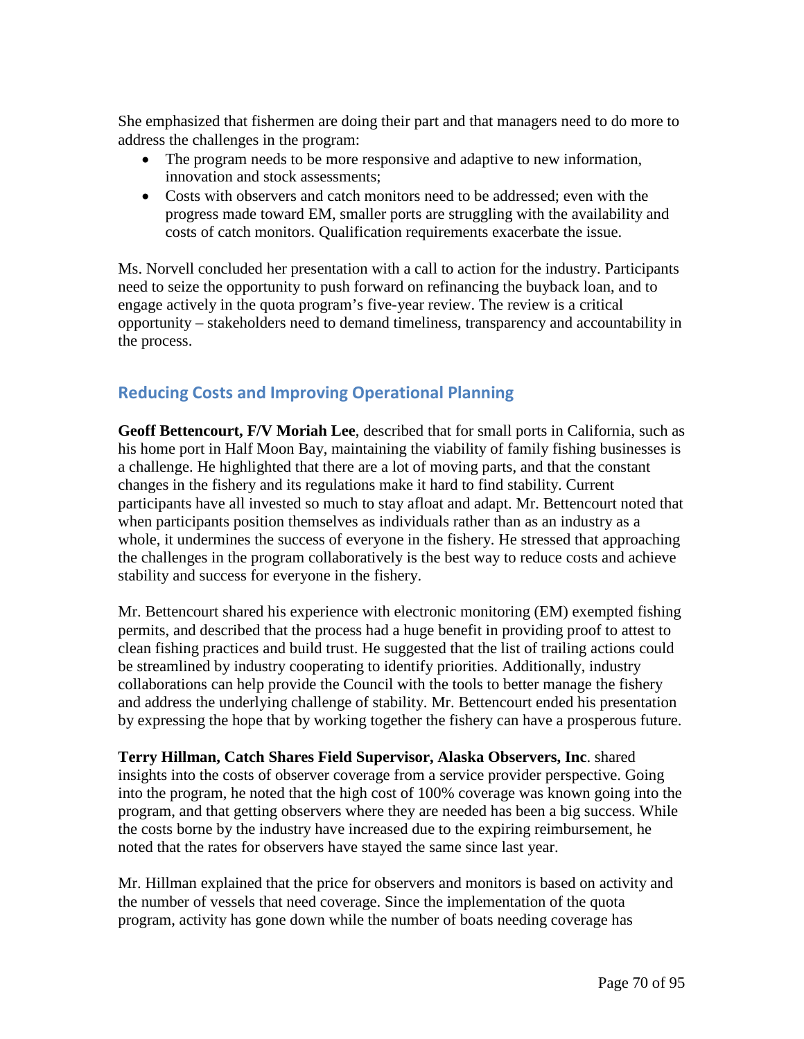She emphasized that fishermen are doing their part and that managers need to do more to address the challenges in the program:

- The program needs to be more responsive and adaptive to new information, innovation and stock assessments;
- Costs with observers and catch monitors need to be addressed; even with the progress made toward EM, smaller ports are struggling with the availability and costs of catch monitors. Qualification requirements exacerbate the issue.

Ms. Norvell concluded her presentation with a call to action for the industry. Participants need to seize the opportunity to push forward on refinancing the buyback loan, and to engage actively in the quota program's five-year review. The review is a critical opportunity – stakeholders need to demand timeliness, transparency and accountability in the process.

## Reducing Costs and Improving Operational Planning

**Geoff Bettencourt, F/V Moriah Lee**, described that for small ports in California, such as his home port in Half Moon Bay, maintaining the viability of family fishing businesses is a challenge. He highlighted that there are a lot of moving parts, and that the constant changes in the fishery and its regulations make it hard to find stability. Current participants have all invested so much to stay afloat and adapt. Mr. Bettencourt noted that when participants position themselves as individuals rather than as an industry as a whole, it undermines the success of everyone in the fishery. He stressed that approaching the challenges in the program collaboratively is the best way to reduce costs and achieve stability and success for everyone in the fishery.

Mr. Bettencourt shared his experience with electronic monitoring (EM) exempted fishing permits, and described that the process had a huge benefit in providing proof to attest to clean fishing practices and build trust. He suggested that the list of trailing actions could be streamlined by industry cooperating to identify priorities. Additionally, industry collaborations can help provide the Council with the tools to better manage the fishery and address the underlying challenge of stability. Mr. Bettencourt ended his presentation by expressing the hope that by working together the fishery can have a prosperous future.

**Terry Hillman, Catch Shares Field Supervisor, Alaska Observers, Inc**. shared insights into the costs of observer coverage from a service provider perspective. Going into the program, he noted that the high cost of 100% coverage was known going into the program, and that getting observers where they are needed has been a big success. While the costs borne by the industry have increased due to the expiring reimbursement, he noted that the rates for observers have stayed the same since last year.

Mr. Hillman explained that the price for observers and monitors is based on activity and the number of vessels that need coverage. Since the implementation of the quota program, activity has gone down while the number of boats needing coverage has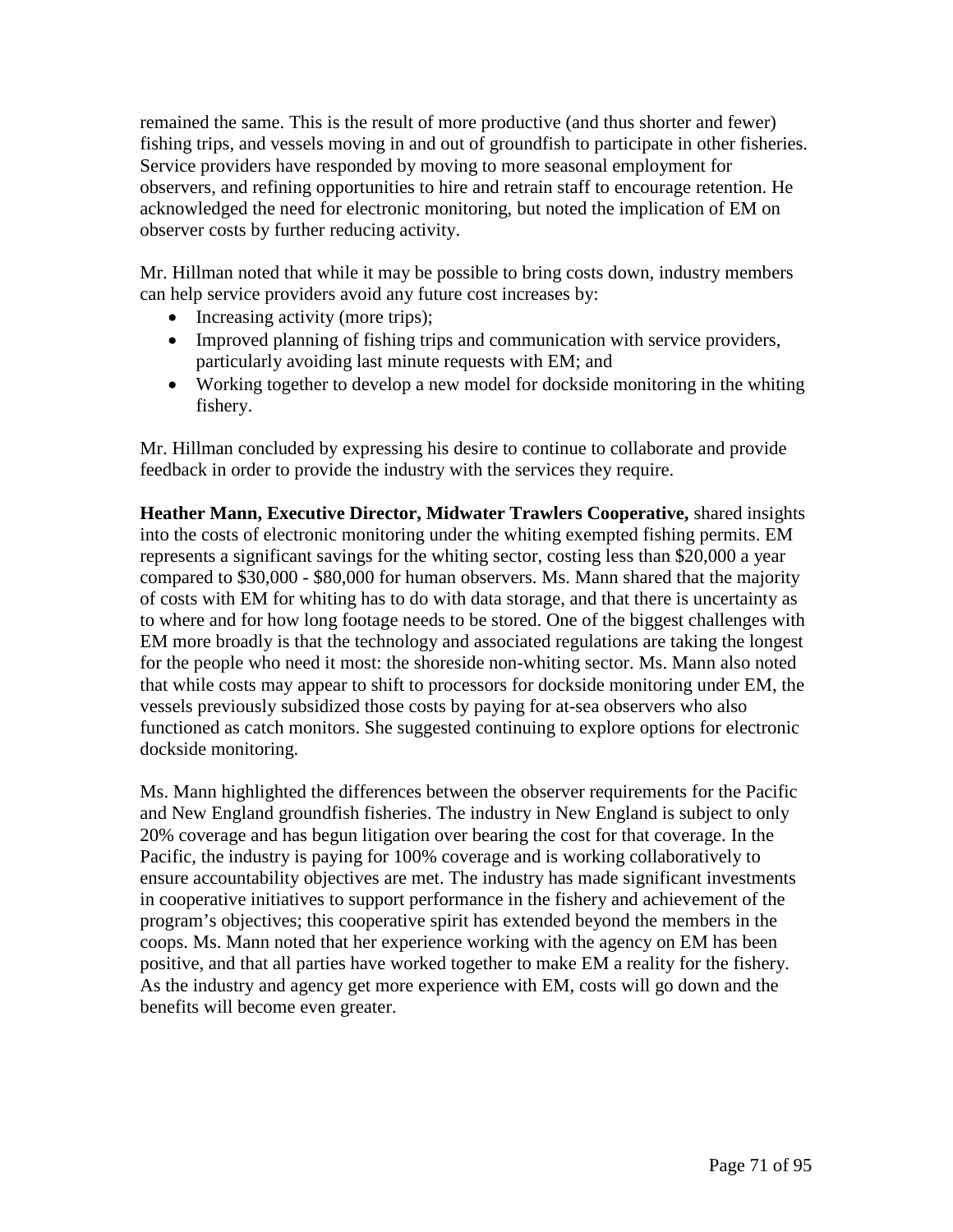remained the same. This is the result of more productive (and thus shorter and fewer) fishing trips, and vessels moving in and out of groundfish to participate in other fisheries. Service providers have responded by moving to more seasonal employment for observers, and refining opportunities to hire and retrain staff to encourage retention. He acknowledged the need for electronic monitoring, but noted the implication of EM on observer costs by further reducing activity.

Mr. Hillman noted that while it may be possible to bring costs down, industry members can help service providers avoid any future cost increases by:

- Increasing activity (more trips);
- Improved planning of fishing trips and communication with service providers, particularly avoiding last minute requests with EM; and
- Working together to develop a new model for dockside monitoring in the whiting fishery.

Mr. Hillman concluded by expressing his desire to continue to collaborate and provide feedback in order to provide the industry with the services they require.

**Heather Mann, Executive Director, Midwater Trawlers Cooperative,** shared insights into the costs of electronic monitoring under the whiting exempted fishing permits. EM represents a significant savings for the whiting sector, costing less than $20,000 a year compared to $30,000 - $80,000 for human observers. Ms. Mann shared that the majority of costs with EM for whiting has to do with data storage, and that there is uncertainty as to where and for how long footage needs to be stored. One of the biggest challenges with EM more broadly is that the technology and associated regulations are taking the longest for the people who need it most: the shoreside non-whiting sector. Ms. Mann also noted that while costs may appear to shift to processors for dockside monitoring under EM, the vessels previously subsidized those costs by paying for at-sea observers who also functioned as catch monitors. She suggested continuing to explore options for electronic dockside monitoring.

Ms. Mann highlighted the differences between the observer requirements for the Pacific and New England groundfish fisheries. The industry in New England is subject to only 20% coverage and has begun litigation over bearing the cost for that coverage. In the Pacific, the industry is paying for 100% coverage and is working collaboratively to ensure accountability objectives are met. The industry has made significant investments in cooperative initiatives to support performance in the fishery and achievement of the program's objectives; this cooperative spirit has extended beyond the members in the coops. Ms. Mann noted that her experience working with the agency on EM has been positive, and that all parties have worked together to make EM a reality for the fishery. As the industry and agency get more experience with EM, costs will go down and the benefits will become even greater.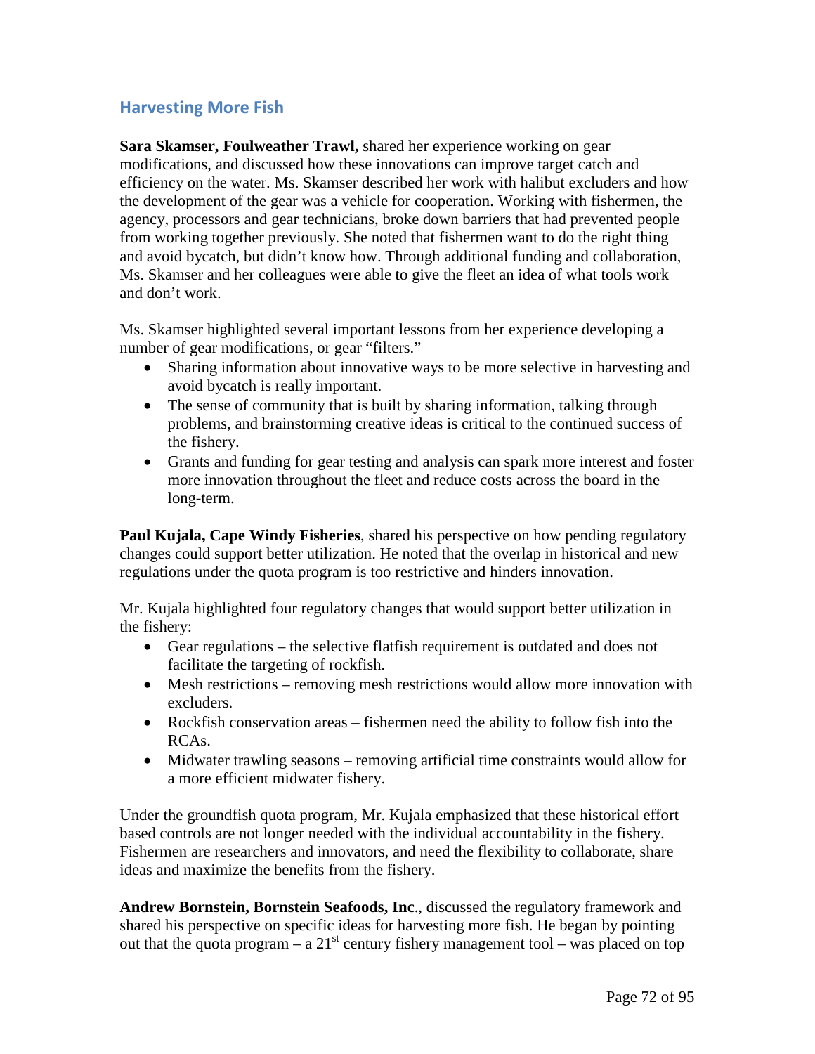## Harvesting More Fish

**Sara Skamser, Foulweather Trawl,** shared her experience working on gear modifications, and discussed how these innovations can improve target catch and efficiency on the water. Ms. Skamser described her work with halibut excluders and how the development of the gear was a vehicle for cooperation. Working with fishermen, the agency, processors and gear technicians, broke down barriers that had prevented people from working together previously. She noted that fishermen want to do the right thing and avoid bycatch, but didn't know how. Through additional funding and collaboration, Ms. Skamser and her colleagues were able to give the fleet an idea of what tools work and don't work.

Ms. Skamser highlighted several important lessons from her experience developing a number of gear modifications, or gear "filters."

- Sharing information about innovative ways to be more selective in harvesting and avoid bycatch is really important.
- The sense of community that is built by sharing information, talking through problems, and brainstorming creative ideas is critical to the continued success of the fishery.
- Grants and funding for gear testing and analysis can spark more interest and foster more innovation throughout the fleet and reduce costs across the board in the long-term.

**Paul Kujala, Cape Windy Fisheries**, shared his perspective on how pending regulatory changes could support better utilization. He noted that the overlap in historical and new regulations under the quota program is too restrictive and hinders innovation.

Mr. Kujala highlighted four regulatory changes that would support better utilization in the fishery:

- Gear regulations – the selective flatfish requirement is outdated and does not facilitate the targeting of rockfish.
- Mesh restrictions – removing mesh restrictions would allow more innovation with excluders.
- Rockfish conservation areas – fishermen need the ability to follow fish into the RCAs.
- Midwater trawling seasons – removing artificial time constraints would allow for a more efficient midwater fishery.

Under the groundfish quota program, Mr. Kujala emphasized that these historical effort based controls are not longer needed with the individual accountability in the fishery. Fishermen are researchers and innovators, and need the flexibility to collaborate, share ideas and maximize the benefits from the fishery.

**Andrew Bornstein, Bornstein Seafoods, Inc**., discussed the regulatory framework and shared his perspective on specific ideas for harvesting more fish. He began by pointing out that the quota program – a 21st century fishery management tool – was placed on top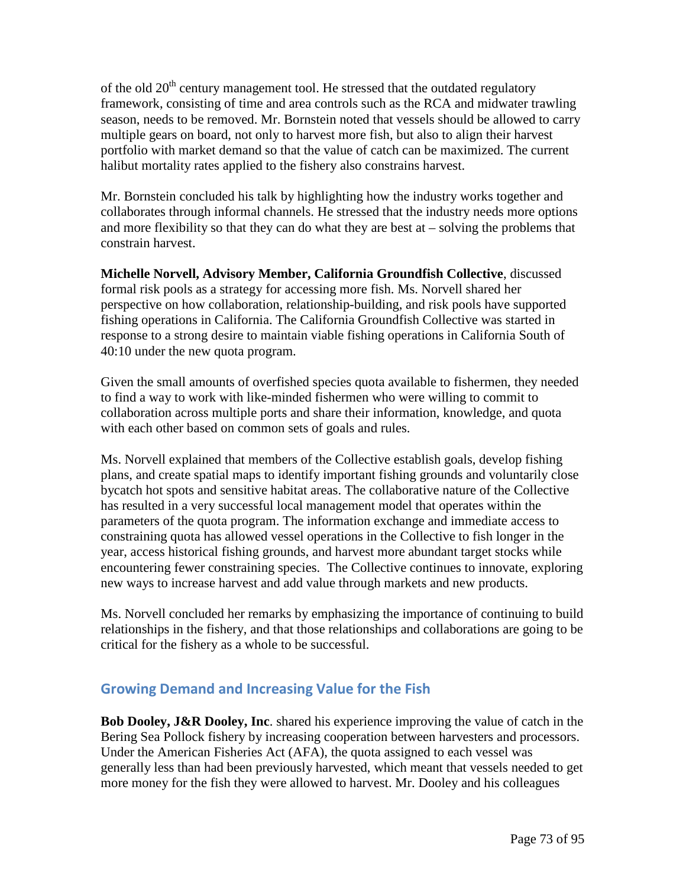of the old 20th century management tool. He stressed that the outdated regulatory framework, consisting of time and area controls such as the RCA and midwater trawling season, needs to be removed. Mr. Bornstein noted that vessels should be allowed to carry multiple gears on board, not only to harvest more fish, but also to align their harvest portfolio with market demand so that the value of catch can be maximized. The current halibut mortality rates applied to the fishery also constrains harvest.

Mr. Bornstein concluded his talk by highlighting how the industry works together and collaborates through informal channels. He stressed that the industry needs more options and more flexibility so that they can do what they are best at – solving the problems that constrain harvest.

**Michelle Norvell, Advisory Member, California Groundfish Collective**, discussed formal risk pools as a strategy for accessing more fish. Ms. Norvell shared her perspective on how collaboration, relationship-building, and risk pools have supported fishing operations in California. The California Groundfish Collective was started in response to a strong desire to maintain viable fishing operations in California South of 40:10 under the new quota program.

Given the small amounts of overfished species quota available to fishermen, they needed to find a way to work with like-minded fishermen who were willing to commit to collaboration across multiple ports and share their information, knowledge, and quota with each other based on common sets of goals and rules.

Ms. Norvell explained that members of the Collective establish goals, develop fishing plans, and create spatial maps to identify important fishing grounds and voluntarily close bycatch hot spots and sensitive habitat areas. The collaborative nature of the Collective has resulted in a very successful local management model that operates within the parameters of the quota program. The information exchange and immediate access to constraining quota has allowed vessel operations in the Collective to fish longer in the year, access historical fishing grounds, and harvest more abundant target stocks while encountering fewer constraining species. The Collective continues to innovate, exploring new ways to increase harvest and add value through markets and new products.

Ms. Norvell concluded her remarks by emphasizing the importance of continuing to build relationships in the fishery, and that those relationships and collaborations are going to be critical for the fishery as a whole to be successful.

## Growing Demand and Increasing Value for the Fish

**Bob Dooley, J&R Dooley, Inc**. shared his experience improving the value of catch in the Bering Sea Pollock fishery by increasing cooperation between harvesters and processors. Under the American Fisheries Act (AFA), the quota assigned to each vessel was generally less than had been previously harvested, which meant that vessels needed to get more money for the fish they were allowed to harvest. Mr. Dooley and his colleagues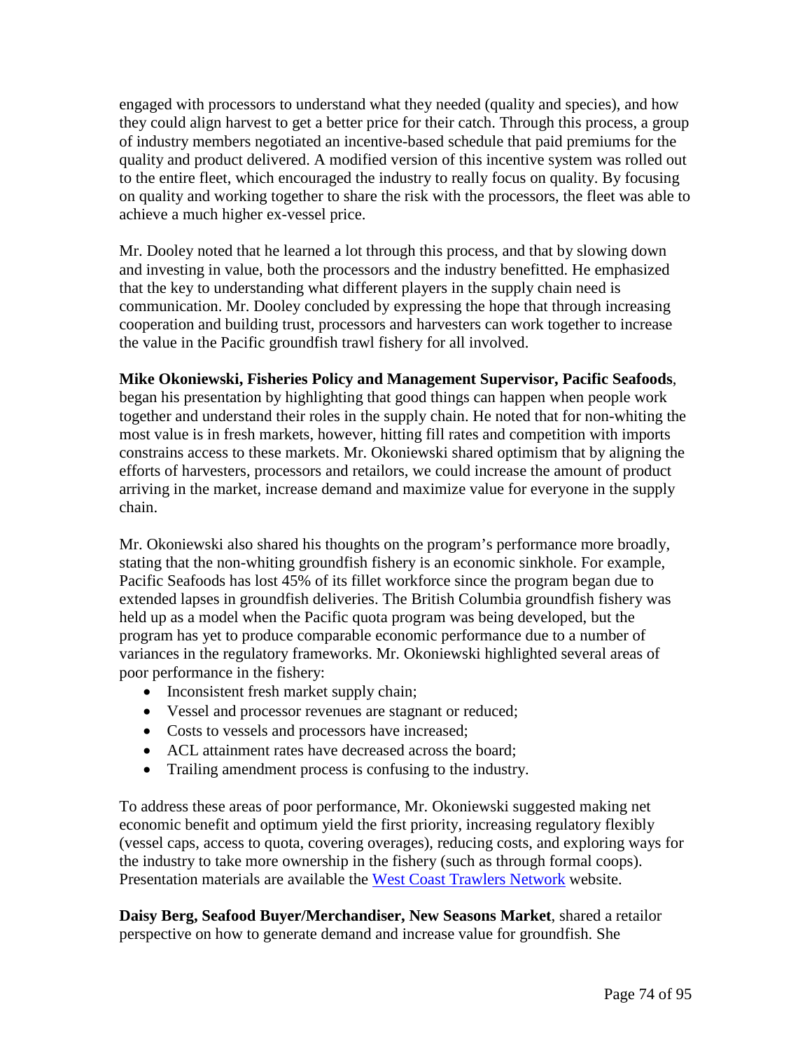engaged with processors to understand what they needed (quality and species), and how they could align harvest to get a better price for their catch. Through this process, a group of industry members negotiated an incentive-based schedule that paid premiums for the quality and product delivered. A modified version of this incentive system was rolled out to the entire fleet, which encouraged the industry to really focus on quality. By focusing on quality and working together to share the risk with the processors, the fleet was able to achieve a much higher ex-vessel price.

Mr. Dooley noted that he learned a lot through this process, and that by slowing down and investing in value, both the processors and the industry benefitted. He emphasized that the key to understanding what different players in the supply chain need is communication. Mr. Dooley concluded by expressing the hope that through increasing cooperation and building trust, processors and harvesters can work together to increase the value in the Pacific groundfish trawl fishery for all involved.

**Mike Okoniewski, Fisheries Policy and Management Supervisor, Pacific Seafoods**, began his presentation by highlighting that good things can happen when people work together and understand their roles in the supply chain. He noted that for non-whiting the most value is in fresh markets, however, hitting fill rates and competition with imports constrains access to these markets. Mr. Okoniewski shared optimism that by aligning the efforts of harvesters, processors and retailors, we could increase the amount of product arriving in the market, increase demand and maximize value for everyone in the supply chain.

Mr. Okoniewski also shared his thoughts on the program's performance more broadly, stating that the non-whiting groundfish fishery is an economic sinkhole. For example, Pacific Seafoods has lost 45% of its fillet workforce since the program began due to extended lapses in groundfish deliveries. The British Columbia groundfish fishery was held up as a model when the Pacific quota program was being developed, but the program has yet to produce comparable economic performance due to a number of variances in the regulatory frameworks. Mr. Okoniewski highlighted several areas of poor performance in the fishery:

- Inconsistent fresh market supply chain;
- Vessel and processor revenues are stagnant or reduced;
- Costs to vessels and processors have increased;
- ACL attainment rates have decreased across the board;
- Trailing amendment process is confusing to the industry.

To address these areas of poor performance, Mr. Okoniewski suggested making net economic benefit and optimum yield the first priority, increasing regulatory flexibly (vessel caps, access to quota, covering overages), reducing costs, and exploring ways for the industry to take more ownership in the fishery (such as through formal coops). Presentation materials are available the [West Coast Trawlers Network](#) website.

**Daisy Berg, Seafood Buyer/Merchandiser, New Seasons Market**, shared a retailor perspective on how to generate demand and increase value for groundfish. She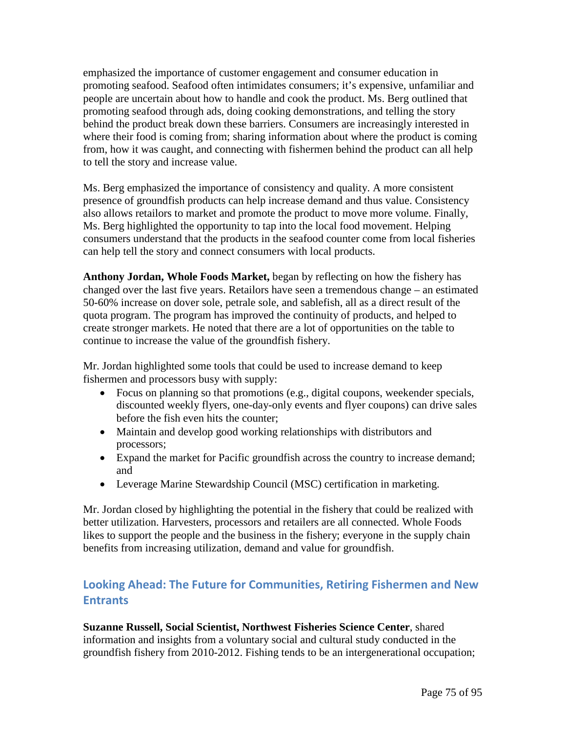emphasized the importance of customer engagement and consumer education in promoting seafood. Seafood often intimidates consumers; it's expensive, unfamiliar and people are uncertain about how to handle and cook the product. Ms. Berg outlined that promoting seafood through ads, doing cooking demonstrations, and telling the story behind the product break down these barriers. Consumers are increasingly interested in where their food is coming from; sharing information about where the product is coming from, how it was caught, and connecting with fishermen behind the product can all help to tell the story and increase value.

Ms. Berg emphasized the importance of consistency and quality. A more consistent presence of groundfish products can help increase demand and thus value. Consistency also allows retailers to market and promote the product to move more volume. Finally, Ms. Berg highlighted the opportunity to tap into the local food movement. Helping consumers understand that the products in the seafood counter come from local fisheries can help tell the story and connect consumers with local products.

**Anthony Jordan, Whole Foods Market,** began by reflecting on how the fishery has changed over the last five years. Retailers have seen a tremendous change – an estimated 50-60% increase on dover sole, petrale sole, and sablefish, all as a direct result of the quota program. The program has improved the continuity of products, and helped to create stronger markets. He noted that there are a lot of opportunities on the table to continue to increase the value of the groundfish fishery.

Mr. Jordan highlighted some tools that could be used to increase demand to keep fishermen and processors busy with supply:

- Focus on planning so that promotions (e.g., digital coupons, weekender specials, discounted weekly flyers, one-day-only events and flyer coupons) can drive sales before the fish even hits the counter;
- Maintain and develop good working relationships with distributors and processors;
- Expand the market for Pacific groundfish across the country to increase demand; and
- Leverage Marine Stewardship Council (MSC) certification in marketing.

Mr. Jordan closed by highlighting the potential in the fishery that could be realized with better utilization. Harvesters, processors and retailers are all connected. Whole Foods likes to support the people and the business in the fishery; everyone in the supply chain benefits from increasing utilization, demand and value for groundfish.

## Looking Ahead: The Future for Communities, Retiring Fishermen and New Entrants

**Suzanne Russell, Social Scientist, Northwest Fisheries Science Center**, shared information and insights from a voluntary social and cultural study conducted in the groundfish fishery from 2010-2012. Fishing tends to be an intergenerational occupation;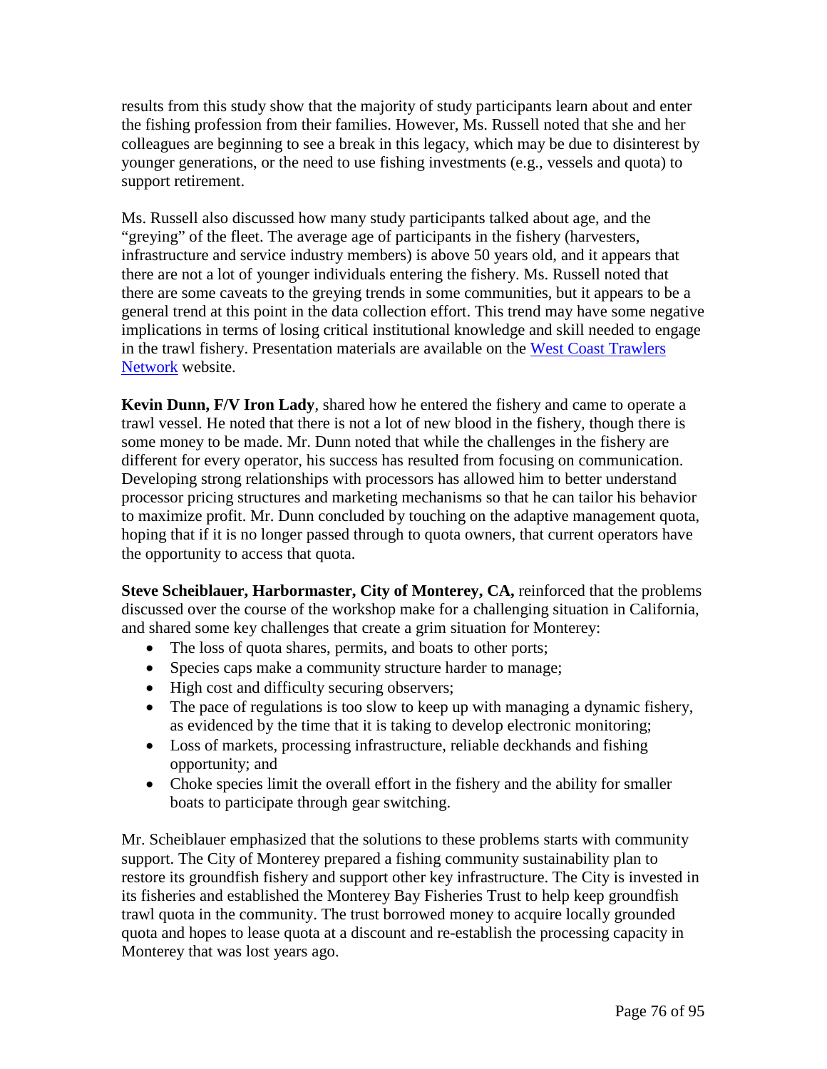results from this study show that the majority of study participants learn about and enter the fishing profession from their families. However, Ms. Russell noted that she and her colleagues are beginning to see a break in this legacy, which may be due to disinterest by younger generations, or the need to use fishing investments (e.g., vessels and quota) to support retirement.

Ms. Russell also discussed how many study participants talked about age, and the "greying" of the fleet. The average age of participants in the fishery (harvesters, infrastructure and service industry members) is above 50 years old, and it appears that there are not a lot of younger individuals entering the fishery. Ms. Russell noted that there are some caveats to the greying trends in some communities, but it appears to be a general trend at this point in the data collection effort. This trend may have some negative implications in terms of losing critical institutional knowledge and skill needed to engage in the trawl fishery. Presentation materials are available on the West Coast Trawlers Network website.

**Kevin Dunn, F/V Iron Lady**, shared how he entered the fishery and came to operate a trawl vessel. He noted that there is not a lot of new blood in the fishery, though there is some money to be made. Mr. Dunn noted that while the challenges in the fishery are different for every operator, his success has resulted from focusing on communication. Developing strong relationships with processors has allowed him to better understand processor pricing structures and marketing mechanisms so that he can tailor his behavior to maximize profit. Mr. Dunn concluded by touching on the adaptive management quota, hoping that if it is no longer passed through to quota owners, that current operators have the opportunity to access that quota.

**Steve Scheiblauer, Harbormaster, City of Monterey, CA,** reinforced that the problems discussed over the course of the workshop make for a challenging situation in California, and shared some key challenges that create a grim situation for Monterey:

- The loss of quota shares, permits, and boats to other ports;
- Species caps make a community structure harder to manage;
- High cost and difficulty securing observers;
- The pace of regulations is too slow to keep up with managing a dynamic fishery, as evidenced by the time that it is taking to develop electronic monitoring;
- Loss of markets, processing infrastructure, reliable deckhands and fishing opportunity; and
- Choke species limit the overall effort in the fishery and the ability for smaller boats to participate through gear switching.

Mr. Scheiblauer emphasized that the solutions to these problems starts with community support. The City of Monterey prepared a fishing community sustainability plan to restore its groundfish fishery and support other key infrastructure. The City is invested in its fisheries and established the Monterey Bay Fisheries Trust to help keep groundfish trawl quota in the community. The trust borrowed money to acquire locally grounded quota and hopes to lease quota at a discount and re-establish the processing capacity in Monterey that was lost years ago.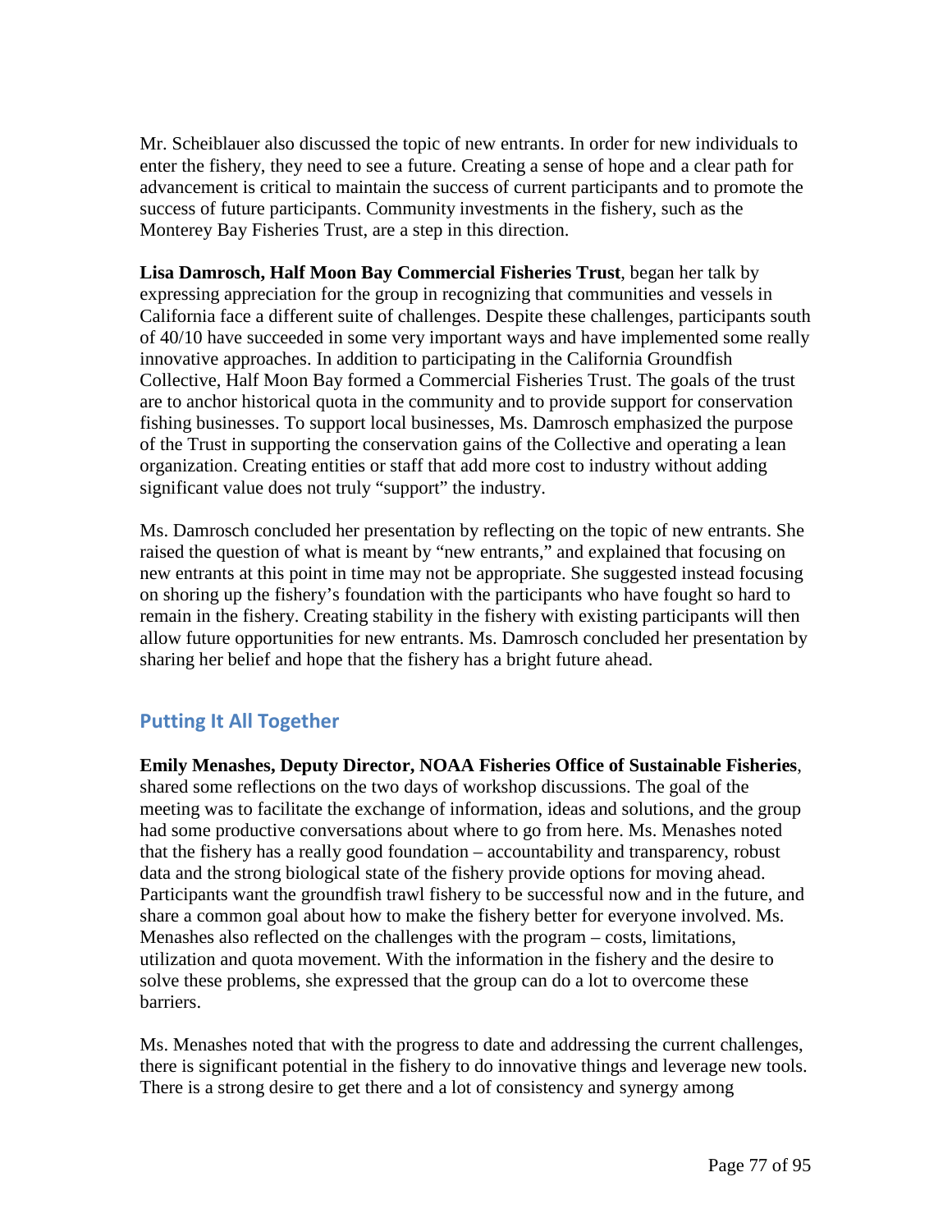Mr. Scheiblauer also discussed the topic of new entrants. In order for new individuals to enter the fishery, they need to see a future. Creating a sense of hope and a clear path for advancement is critical to maintain the success of current participants and to promote the success of future participants. Community investments in the fishery, such as the Monterey Bay Fisheries Trust, are a step in this direction.

**Lisa Damrosch, Half Moon Bay Commercial Fisheries Trust**, began her talk by expressing appreciation for the group in recognizing that communities and vessels in California face a different suite of challenges. Despite these challenges, participants south of 40/10 have succeeded in some very important ways and have implemented some really innovative approaches. In addition to participating in the California Groundfish Collective, Half Moon Bay formed a Commercial Fisheries Trust. The goals of the trust are to anchor historical quota in the community and to provide support for conservation fishing businesses. To support local businesses, Ms. Damrosch emphasized the purpose of the Trust in supporting the conservation gains of the Collective and operating a lean organization. Creating entities or staff that add more cost to industry without adding significant value does not truly "support" the industry.

Ms. Damrosch concluded her presentation by reflecting on the topic of new entrants. She raised the question of what is meant by "new entrants," and explained that focusing on new entrants at this point in time may not be appropriate. She suggested instead focusing on shoring up the fishery's foundation with the participants who have fought so hard to remain in the fishery. Creating stability in the fishery with existing participants will then allow future opportunities for new entrants. Ms. Damrosch concluded her presentation by sharing her belief and hope that the fishery has a bright future ahead.

## Putting It All Together

**Emily Menashes, Deputy Director, NOAA Fisheries Office of Sustainable Fisheries**, shared some reflections on the two days of workshop discussions. The goal of the meeting was to facilitate the exchange of information, ideas and solutions, and the group had some productive conversations about where to go from here. Ms. Menashes noted that the fishery has a really good foundation – accountability and transparency, robust data and the strong biological state of the fishery provide options for moving ahead. Participants want the groundfish trawl fishery to be successful now and in the future, and share a common goal about how to make the fishery better for everyone involved. Ms. Menashes also reflected on the challenges with the program – costs, limitations, utilization and quota movement. With the information in the fishery and the desire to solve these problems, she expressed that the group can do a lot to overcome these barriers.

Ms. Menashes noted that with the progress to date and addressing the current challenges, there is significant potential in the fishery to do innovative things and leverage new tools. There is a strong desire to get there and a lot of consistency and synergy among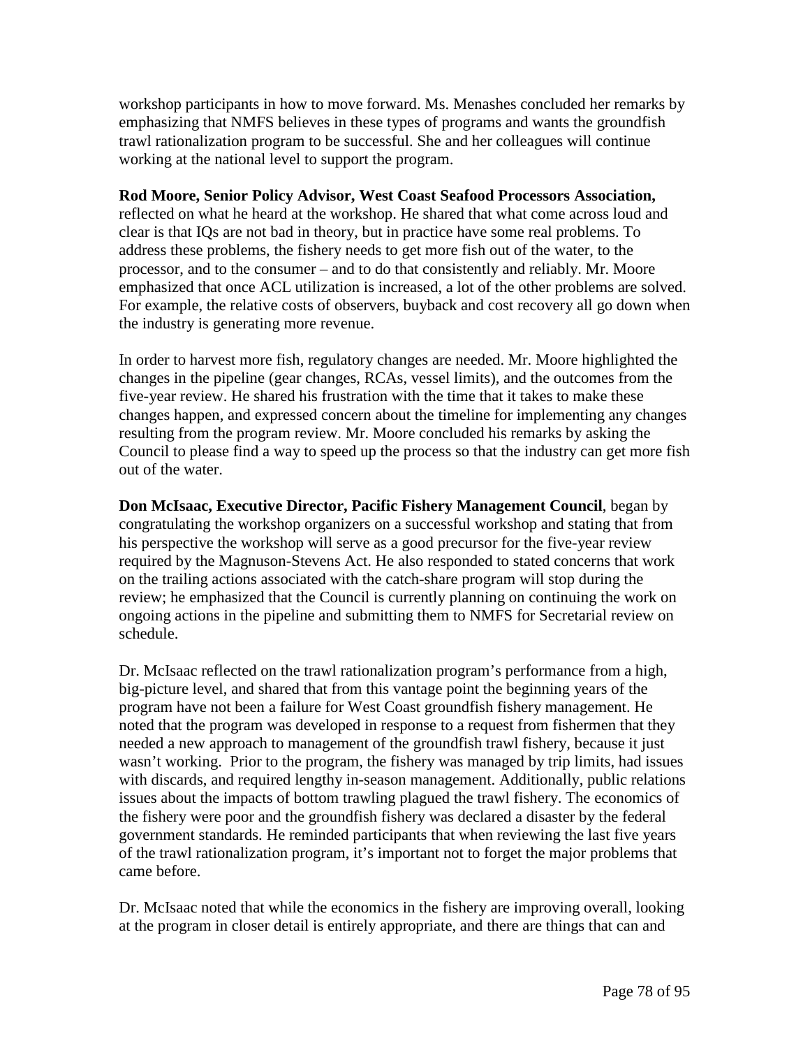workshop participants in how to move forward. Ms. Menashes concluded her remarks by emphasizing that NMFS believes in these types of programs and wants the groundfish trawl rationalization program to be successful. She and her colleagues will continue working at the national level to support the program.

**Rod Moore, Senior Policy Advisor, West Coast Seafood Processors Association,** reflected on what he heard at the workshop. He shared that what come across loud and clear is that IQs are not bad in theory, but in practice have some real problems. To address these problems, the fishery needs to get more fish out of the water, to the processor, and to the consumer – and to do that consistently and reliably. Mr. Moore emphasized that once ACL utilization is increased, a lot of the other problems are solved. For example, the relative costs of observers, buyback and cost recovery all go down when the industry is generating more revenue.

In order to harvest more fish, regulatory changes are needed. Mr. Moore highlighted the changes in the pipeline (gear changes, RCAs, vessel limits), and the outcomes from the five-year review. He shared his frustration with the time that it takes to make these changes happen, and expressed concern about the timeline for implementing any changes resulting from the program review. Mr. Moore concluded his remarks by asking the Council to please find a way to speed up the process so that the industry can get more fish out of the water.

**Don McIsaac, Executive Director, Pacific Fishery Management Council**, began by congratulating the workshop organizers on a successful workshop and stating that from his perspective the workshop will serve as a good precursor for the five-year review required by the Magnuson-Stevens Act. He also responded to stated concerns that work on the trailing actions associated with the catch-share program will stop during the review; he emphasized that the Council is currently planning on continuing the work on ongoing actions in the pipeline and submitting them to NMFS for Secretarial review on schedule.

Dr. McIsaac reflected on the trawl rationalization program's performance from a high, big-picture level, and shared that from this vantage point the beginning years of the program have not been a failure for West Coast groundfish fishery management. He noted that the program was developed in response to a request from fishermen that they needed a new approach to management of the groundfish trawl fishery, because it just wasn't working. Prior to the program, the fishery was managed by trip limits, had issues with discards, and required lengthy in-season management. Additionally, public relations issues about the impacts of bottom trawling plagued the trawl fishery. The economics of the fishery were poor and the groundfish fishery was declared a disaster by the federal government standards. He reminded participants that when reviewing the last five years of the trawl rationalization program, it's important not to forget the major problems that came before.

Dr. McIsaac noted that while the economics in the fishery are improving overall, looking at the program in closer detail is entirely appropriate, and there are things that can and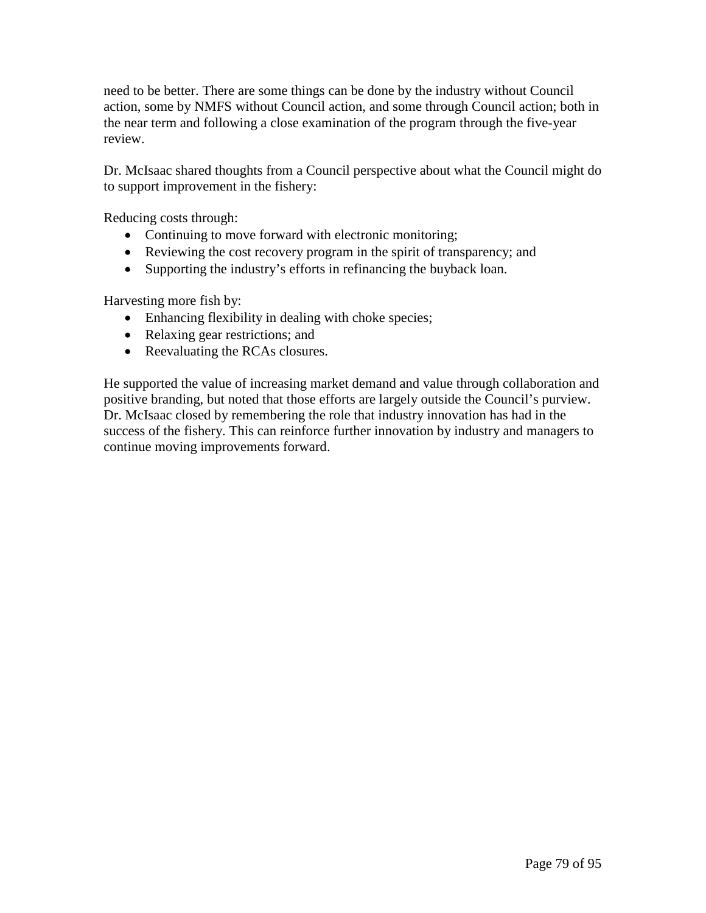need to be better. There are some things can be done by the industry without Council action, some by NMFS without Council action, and some through Council action; both in the near term and following a close examination of the program through the five-year review.

Dr. McIsaac shared thoughts from a Council perspective about what the Council might do to support improvement in the fishery:

Reducing costs through:

- Continuing to move forward with electronic monitoring;
- Reviewing the cost recovery program in the spirit of transparency; and
- Supporting the industry's efforts in refinancing the buyback loan.

Harvesting more fish by:

- Enhancing flexibility in dealing with choke species;
- Relaxing gear restrictions; and
- Reevaluating the RCAs closures.

He supported the value of increasing market demand and value through collaboration and positive branding, but noted that those efforts are largely outside the Council's purview. Dr. McIsaac closed by remembering the role that industry innovation has had in the success of the fishery. This can reinforce further innovation by industry and managers to continue moving improvements forward.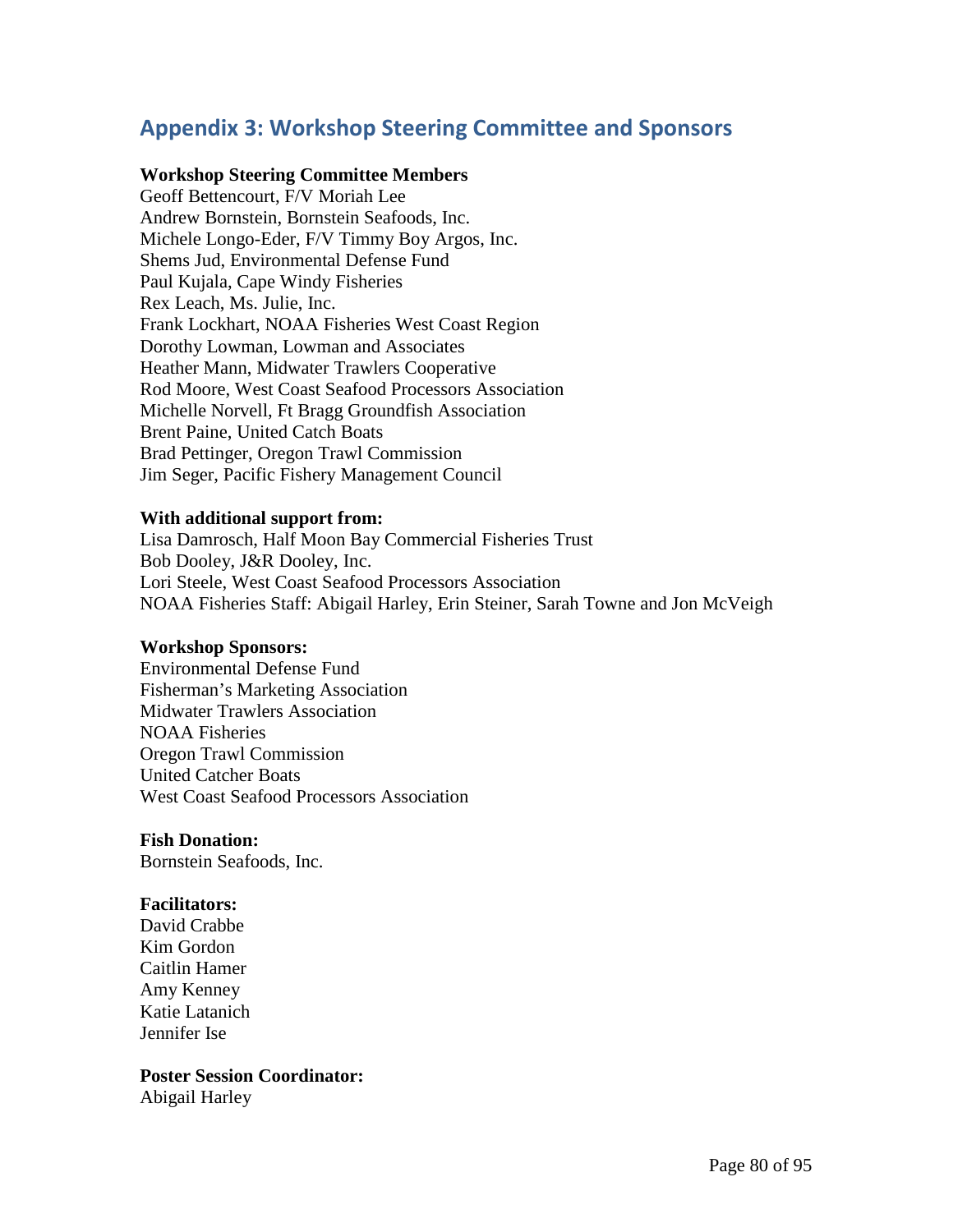## Appendix 3: Workshop Steering Committee and Sponsors

**Workshop Steering Committee Members**

Geoff Bettencourt, F/V Moriah Lee
Andrew Bornstein, Bornstein Seafoods, Inc.
Michele Longo-Eder, F/V Timmy Boy Argos, Inc.
Shems Jud, Environmental Defense Fund
Paul Kujala, Cape Windy Fisheries
Rex Leach, Ms. Julie, Inc.
Frank Lockhart, NOAA Fisheries West Coast Region
Dorothy Lowman, Lowman and Associates
Heather Mann, Midwater Trawlers Cooperative
Rod Moore, West Coast Seafood Processors Association
Michelle Norvell, Ft Bragg Groundfish Association
Brent Paine, United Catch Boats
Brad Pettinger, Oregon Trawl Commission
Jim Seger, Pacific Fishery Management Council

**With additional support from:**

Lisa Damrosch, Half Moon Bay Commercial Fisheries Trust
Bob Dooley, J&R Dooley, Inc.
Lori Steele, West Coast Seafood Processors Association
NOAA Fisheries Staff: Abigail Harley, Erin Steiner, Sarah Towne and Jon McVeigh

**Workshop Sponsors:**

Environmental Defense Fund
Fisherman's Marketing Association
Midwater Trawlers Association
NOAA Fisheries
Oregon Trawl Commission
United Catcher Boats
West Coast Seafood Processors Association

**Fish Donation:**

Bornstein Seafoods, Inc.

**Facilitators:**

David Crabbe
Kim Gordon
Caitlin Hamer
Amy Kenney
Katie Latanich
Jennifer Ise

**Poster Session Coordinator:**

Abigail Harley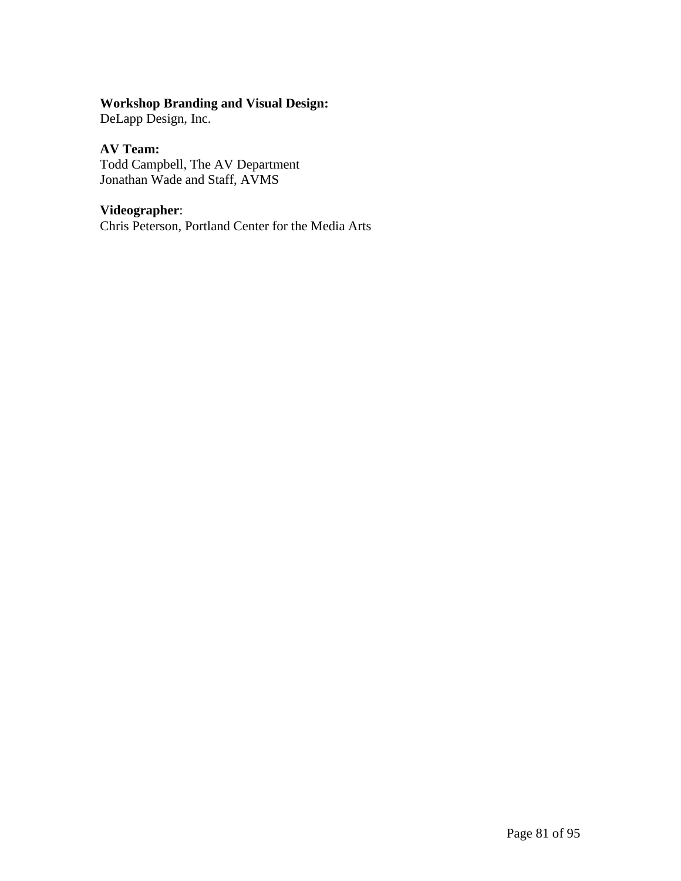**Workshop Branding and Visual Design:**
DeLapp Design, Inc.

**AV Team:**
Todd Campbell, The AV Department
Jonathan Wade and Staff, AVMS

**Videographer**:
Chris Peterson, Portland Center for the Media Arts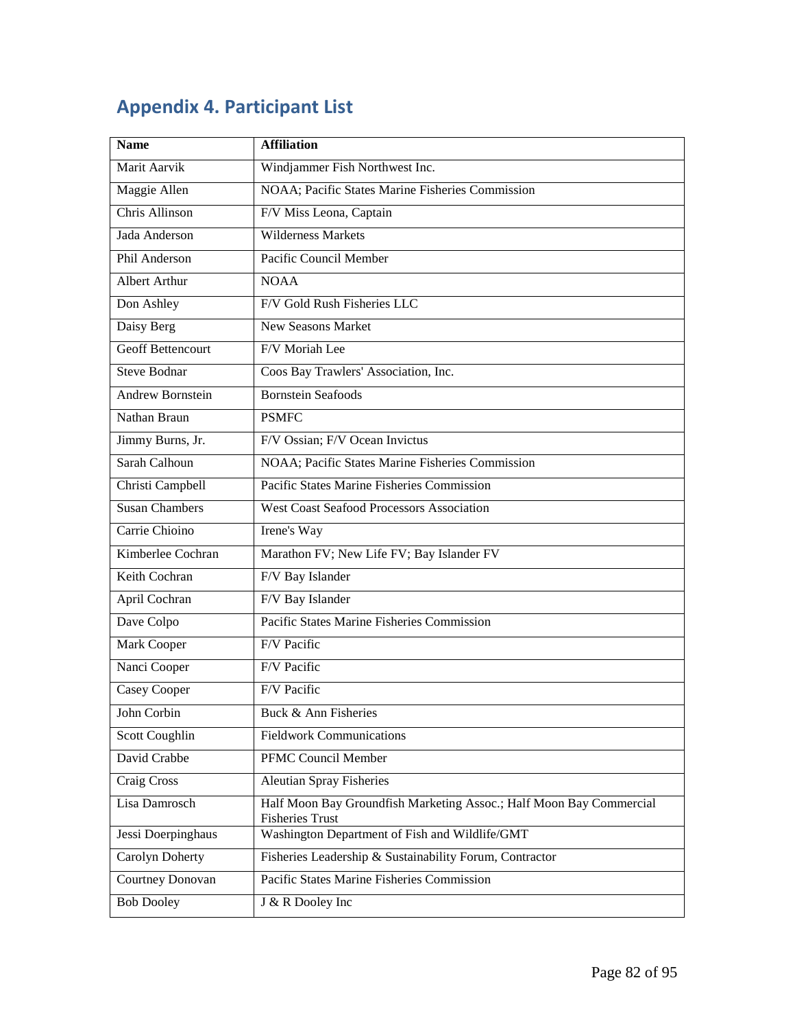## Appendix 4. Participant List

| Name | Affiliation |
|---|---|
| Marit Aarvik | Windjammer Fish Northwest Inc. |
| Maggie Allen | NOAA; Pacific States Marine Fisheries Commission |
| Chris Allinson | F/V Miss Leona, Captain |
| Jada Anderson | Wilderness Markets |
| Phil Anderson | Pacific Council Member |
| Albert Arthur | NOAA |
| Don Ashley | F/V Gold Rush Fisheries LLC |
| Daisy Berg | New Seasons Market |
| Geoff Bettencourt | F/V Moriah Lee |
| Steve Bodnar | Coos Bay Trawlers' Association, Inc. |
| Andrew Bornstein | Bornstein Seafoods |
| Nathan Braun | PSMFC |
| Jimmy Burns, Jr. | F/V Ossian; F/V Ocean Invictus |
| Sarah Calhoun | NOAA; Pacific States Marine Fisheries Commission |
| Christi Campbell | Pacific States Marine Fisheries Commission |
| Susan Chambers | West Coast Seafood Processors Association |
| Carrie Chioino | Irene's Way |
| Kimberlee Cochran | Marathon FV; New Life FV; Bay Islander FV |
| Keith Cochran | F/V Bay Islander |
| April Cochran | F/V Bay Islander |
| Dave Colpo | Pacific States Marine Fisheries Commission |
| Mark Cooper | F/V Pacific |
| Nanci Cooper | F/V Pacific |
| Casey Cooper | F/V Pacific |
| John Corbin | Buck & Ann Fisheries |
| Scott Coughlin | Fieldwork Communications |
| David Crabbe | PFMC Council Member |
| Craig Cross | Aleutian Spray Fisheries |
| Lisa Damrosch | Half Moon Bay Groundfish Marketing Assoc.; Half Moon Bay Commercial Fisheries Trust |
| Jessi Doerpinghaus | Washington Department of Fish and Wildlife/GMT |
| Carolyn Doherty | Fisheries Leadership & Sustainability Forum, Contractor |
| Courtney Donovan | Pacific States Marine Fisheries Commission |
| Bob Dooley | J & R Dooley Inc |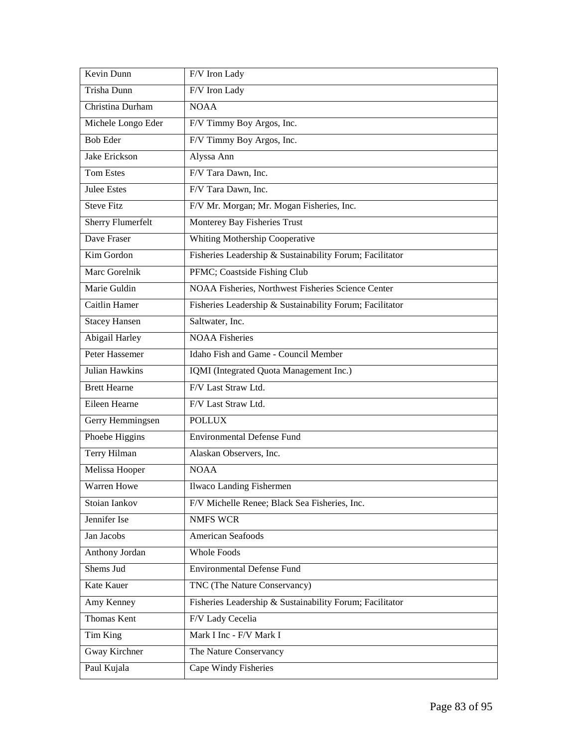| Kevin Dunn | F/V Iron Lady |
| --- | --- |
| Trisha Dunn | F/V Iron Lady |
| Christina Durham | NOAA |
| Michele Longo Eder | F/V Timmy Boy Argos, Inc. |
| Bob Eder | F/V Timmy Boy Argos, Inc. |
| Jake Erickson | Alyssa Ann |
| Tom Estes | F/V Tara Dawn, Inc. |
| Julee Estes | F/V Tara Dawn, Inc. |
| Steve Fitz | F/V Mr. Morgan; Mr. Mogan Fisheries, Inc. |
| Sherry Flumerfelt | Monterey Bay Fisheries Trust |
| Dave Fraser | Whiting Mothership Cooperative |
| Kim Gordon | Fisheries Leadership & Sustainability Forum; Facilitator |
| Marc Gorelnik | PFMC; Coastside Fishing Club |
| Marie Guldin | NOAA Fisheries, Northwest Fisheries Science Center |
| Caitlin Hamer | Fisheries Leadership & Sustainability Forum; Facilitator |
| Stacey Hansen | Saltwater, Inc. |
| Abigail Harley | NOAA Fisheries |
| Peter Hassemer | Idaho Fish and Game - Council Member |
| Julian Hawkins | IQMI (Integrated Quota Management Inc.) |
| Brett Hearne | F/V Last Straw Ltd. |
| Eileen Hearne | F/V Last Straw Ltd. |
| Gerry Hemmingsen | POLLUX |
| Phoebe Higgins | Environmental Defense Fund |
| Terry Hilman | Alaskan Observers, Inc. |
| Melissa Hooper | NOAA |
| Warren Howe | Ilwaco Landing Fishermen |
| Stoian Iankov | F/V Michelle Renee; Black Sea Fisheries, Inc. |
| Jennifer Ise | NMFS WCR |
| Jan Jacobs | American Seafoods |
| Anthony Jordan | Whole Foods |
| Shems Jud | Environmental Defense Fund |
| Kate Kauer | TNC (The Nature Conservancy) |
| Amy Kenney | Fisheries Leadership & Sustainability Forum; Facilitator |
| Thomas Kent | F/V Lady Cecelia |
| Tim King | Mark I Inc - F/V Mark I |
| Gway Kirchner | The Nature Conservancy |
| Paul Kujala | Cape Windy Fisheries |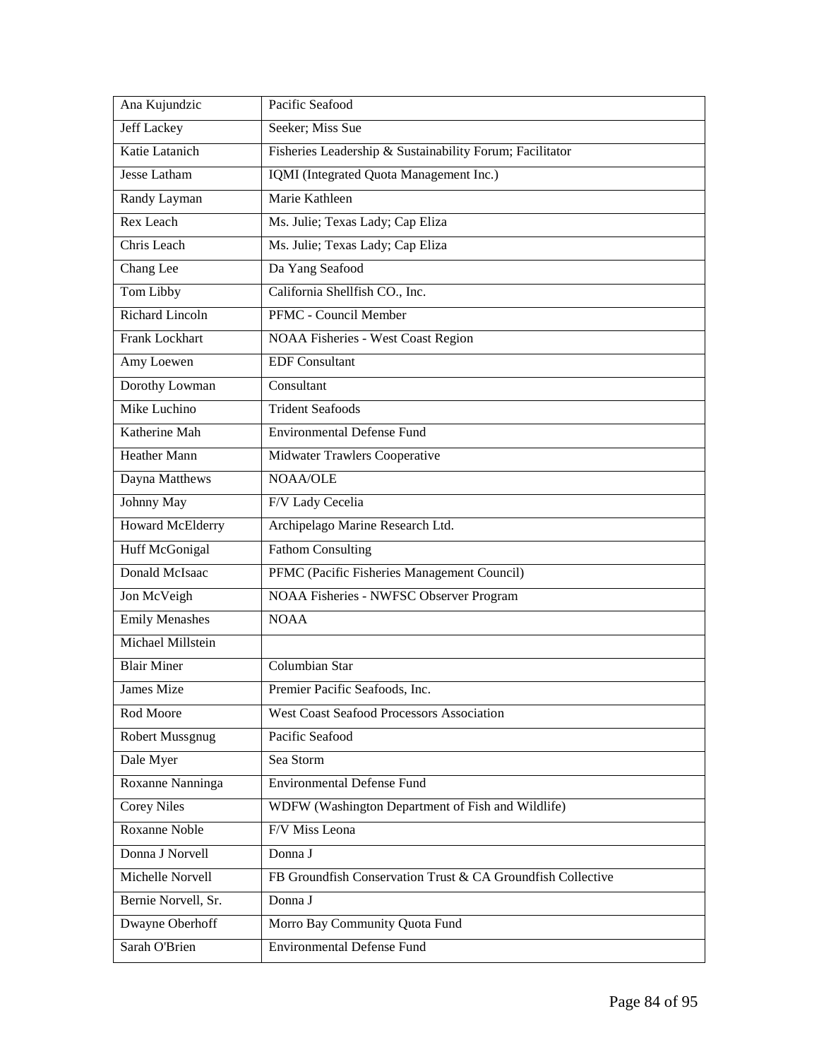| Ana Kujundzic | Pacific Seafood |
|---|---|
| Jeff Lackey | Seeker; Miss Sue |
| Katie Latanich | Fisheries Leadership & Sustainability Forum; Facilitator |
| Jesse Latham | IQMI (Integrated Quota Management Inc.) |
| Randy Layman | Marie Kathleen |
| Rex Leach | Ms. Julie; Texas Lady; Cap Eliza |
| Chris Leach | Ms. Julie; Texas Lady; Cap Eliza |
| Chang Lee | Da Yang Seafood |
| Tom Libby | California Shellfish CO., Inc. |
| Richard Lincoln | PFMC - Council Member |
| Frank Lockhart | NOAA Fisheries - West Coast Region |
| Amy Loewen | EDF Consultant |
| Dorothy Lowman | Consultant |
| Mike Luchino | Trident Seafoods |
| Katherine Mah | Environmental Defense Fund |
| Heather Mann | Midwater Trawlers Cooperative |
| Dayna Matthews | NOAA/OLE |
| Johnny May | F/V Lady Cecelia |
| Howard McElderry | Archipelago Marine Research Ltd. |
| Huff McGonigal | Fathom Consulting |
| Donald McIsaac | PFMC (Pacific Fisheries Management Council) |
| Jon McVeigh | NOAA Fisheries - NWFSC Observer Program |
| Emily Menashes | NOAA |
| Michael Millstein | |
| Blair Miner | Columbian Star |
| James Mize | Premier Pacific Seafoods, Inc. |
| Rod Moore | West Coast Seafood Processors Association |
| Robert Mussgnug | Pacific Seafood |
| Dale Myer | Sea Storm |
| Roxanne Nanninga | Environmental Defense Fund |
| Corey Niles | WDFW (Washington Department of Fish and Wildlife) |
| Roxanne Noble | F/V Miss Leona |
| Donna J Norvell | Donna J |
| Michelle Norvell | FB Groundfish Conservation Trust & CA Groundfish Collective |
| Bernie Norvell, Sr. | Donna J |
| Dwayne Oberhoff | Morro Bay Community Quota Fund |
| Sarah O'Brien | Environmental Defense Fund |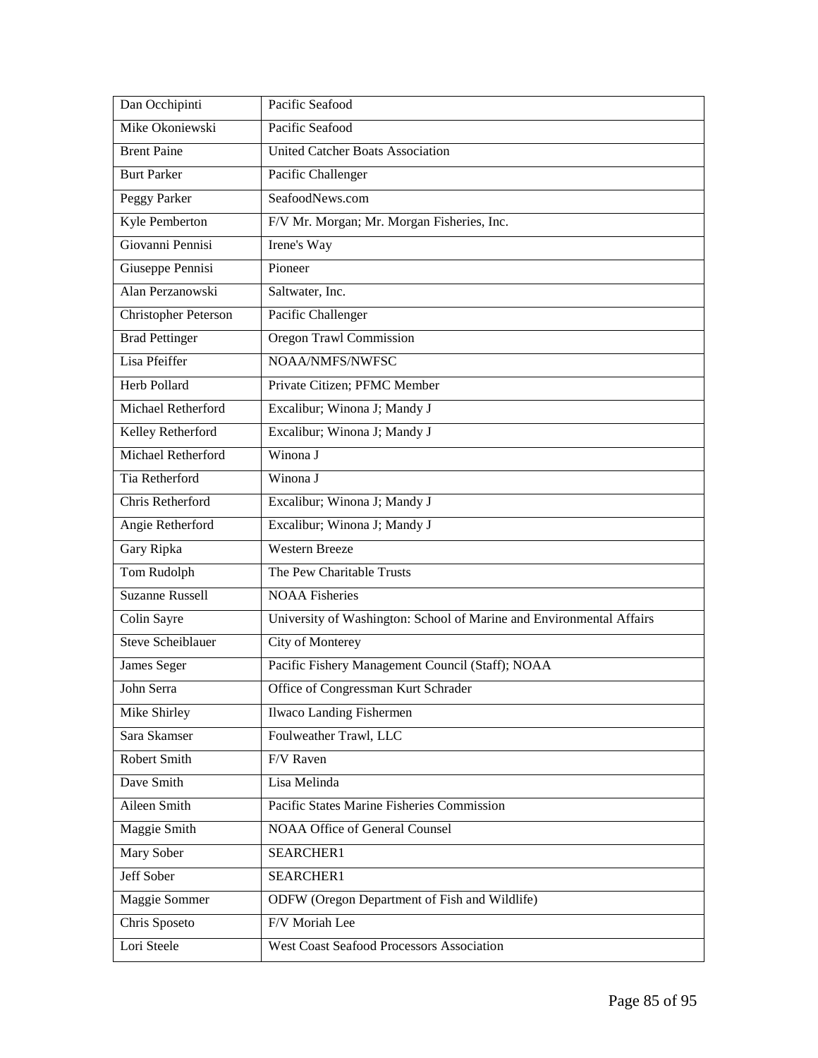| Dan Occhipinti | Pacific Seafood |
|---|---|
| Mike Okoniewski | Pacific Seafood |
| Brent Paine | United Catcher Boats Association |
| Burt Parker | Pacific Challenger |
| Peggy Parker | SeafoodNews.com |
| Kyle Pemberton | F/V Mr. Morgan; Mr. Morgan Fisheries, Inc. |
| Giovanni Pennisi | Irene's Way |
| Giuseppe Pennisi | Pioneer |
| Alan Perzanowski | Saltwater, Inc. |
| Christopher Peterson | Pacific Challenger |
| Brad Pettinger | Oregon Trawl Commission |
| Lisa Pfeiffer | NOAA/NMFS/NWFSC |
| Herb Pollard | Private Citizen; PFMC Member |
| Michael Retherford | Excalibur; Winona J; Mandy J |
| Kelley Retherford | Excalibur; Winona J; Mandy J |
| Michael Retherford | Winona J |
| Tia Retherford | Winona J |
| Chris Retherford | Excalibur; Winona J; Mandy J |
| Angie Retherford | Excalibur; Winona J; Mandy J |
| Gary Ripka | Western Breeze |
| Tom Rudolph | The Pew Charitable Trusts |
| Suzanne Russell | NOAA Fisheries |
| Colin Sayre | University of Washington: School of Marine and Environmental Affairs |
| Steve Scheiblauer | City of Monterey |
| James Seger | Pacific Fishery Management Council (Staff); NOAA |
| John Serra | Office of Congressman Kurt Schrader |
| Mike Shirley | Ilwaco Landing Fishermen |
| Sara Skamser | Foulweather Trawl, LLC |
| Robert Smith | F/V Raven |
| Dave Smith | Lisa Melinda |
| Aileen Smith | Pacific States Marine Fisheries Commission |
| Maggie Smith | NOAA Office of General Counsel |
| Mary Sober | SEARCHER1 |
| Jeff Sober | SEARCHER1 |
| Maggie Sommer | ODFW (Oregon Department of Fish and Wildlife) |
| Chris Sposeto | F/V Moriah Lee |
| Lori Steele | West Coast Seafood Processors Association |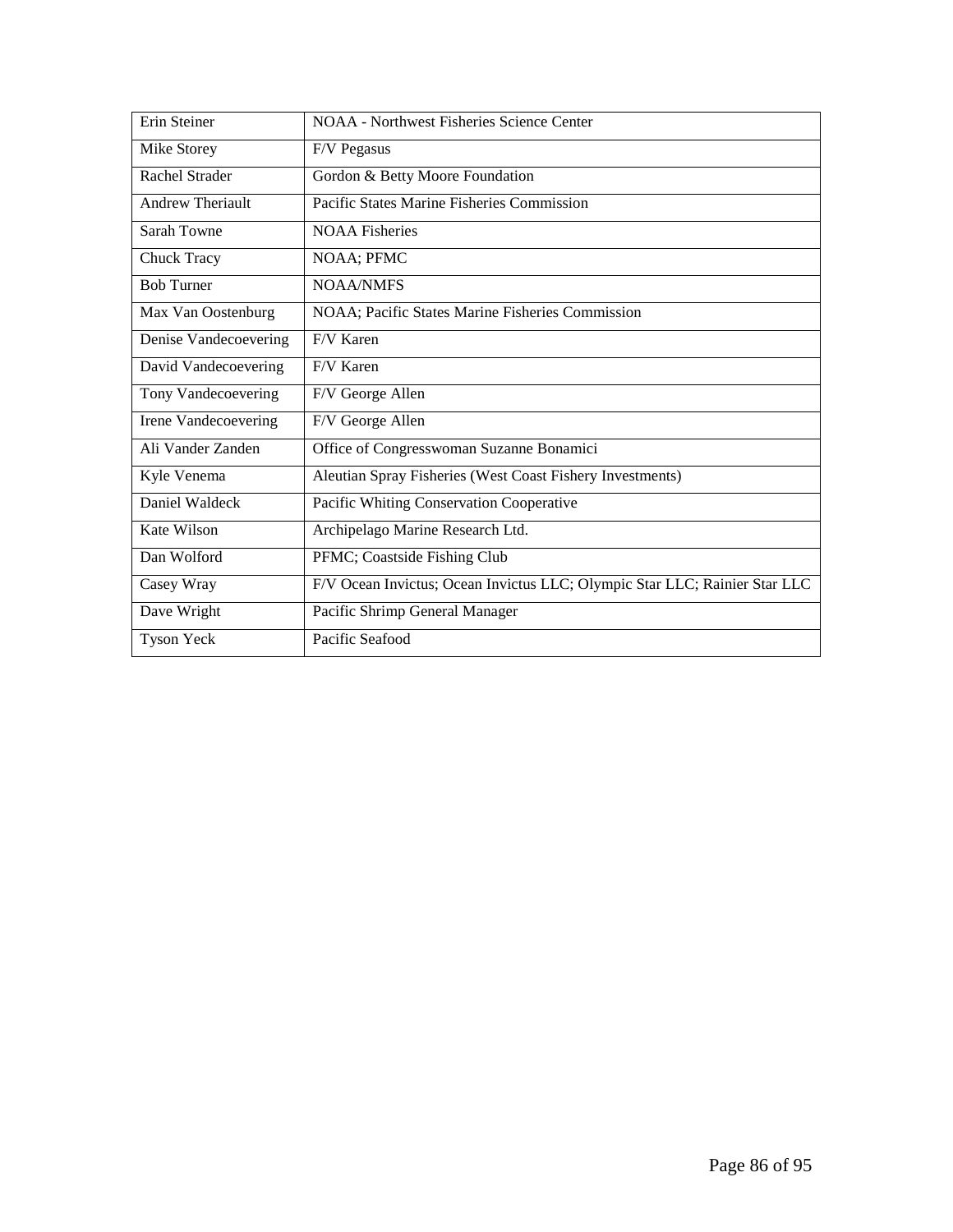| Erin Steiner | NOAA - Northwest Fisheries Science Center |
|---|---|
| Mike Storey | F/V Pegasus |
| Rachel Strader | Gordon & Betty Moore Foundation |
| Andrew Theriault | Pacific States Marine Fisheries Commission |
| Sarah Towne | NOAA Fisheries |
| Chuck Tracy | NOAA; PFMC |
| Bob Turner | NOAA/NMFS |
| Max Van Oostenburg | NOAA; Pacific States Marine Fisheries Commission |
| Denise Vandecoevering | F/V Karen |
| David Vandecoevering | F/V Karen |
| Tony Vandecoevering | F/V George Allen |
| Irene Vandecoevering | F/V George Allen |
| Ali Vander Zanden | Office of Congresswoman Suzanne Bonamici |
| Kyle Venema | Aleutian Spray Fisheries (West Coast Fishery Investments) |
| Daniel Waldeck | Pacific Whiting Conservation Cooperative |
| Kate Wilson | Archipelago Marine Research Ltd. |
| Dan Wolford | PFMC; Coastside Fishing Club |
| Casey Wray | F/V Ocean Invictus; Ocean Invictus LLC; Olympic Star LLC; Rainier Star LLC |
| Dave Wright | Pacific Shrimp General Manager |
| Tyson Yeck | Pacific Seafood |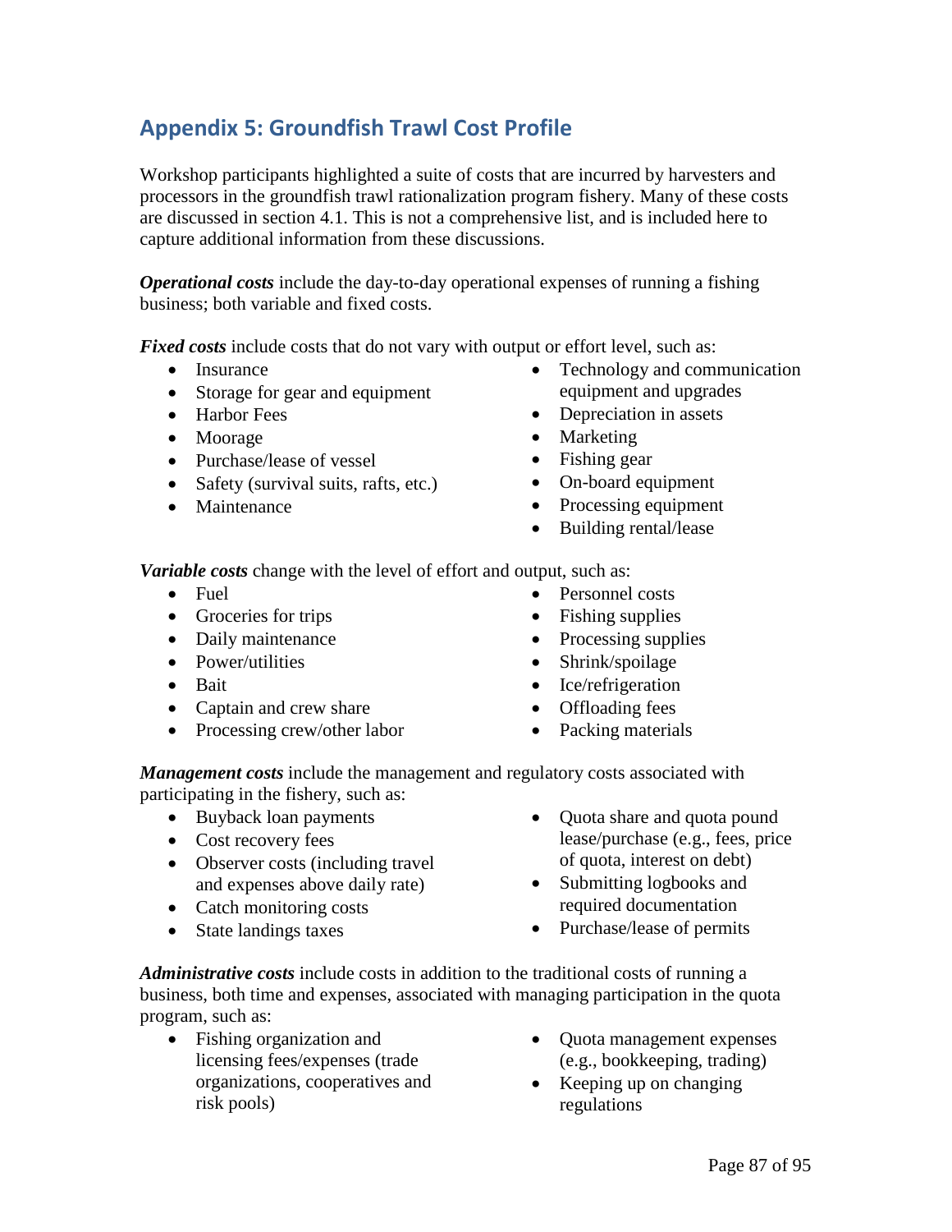## Appendix 5: Groundfish Trawl Cost Profile

Workshop participants highlighted a suite of costs that are incurred by harvesters and processors in the groundfish trawl rationalization program fishery. Many of these costs are discussed in section 4.1. This is not a comprehensive list, and is included here to capture additional information from these discussions.

***Operational costs*** include the day-to-day operational expenses of running a fishing business; both variable and fixed costs.

***Fixed costs*** include costs that do not vary with output or effort level, such as:

- Insurance
- Storage for gear and equipment
- Harbor Fees
- Moorage
- Purchase/lease of vessel
- Safety (survival suits, rafts, etc.)
- Maintenance
- Technology and communication equipment and upgrades
- Depreciation in assets
- Marketing
- Fishing gear
- On-board equipment
- Processing equipment
- Building rental/lease

***Variable costs*** change with the level of effort and output, such as:

- Fuel
- Groceries for trips
- Daily maintenance
- Power/utilities
- Bait
- Captain and crew share
- Processing crew/other labor
- Personnel costs
- Fishing supplies
- Processing supplies
- Shrink/spoilage
- Ice/refrigeration
- Offloading fees
- Packing materials

***Management costs*** include the management and regulatory costs associated with participating in the fishery, such as:

- Buyback loan payments
- Cost recovery fees
- Observer costs (including travel and expenses above daily rate)
- Catch monitoring costs
- State landings taxes
- Quota share and quota pound lease/purchase (e.g., fees, price of quota, interest on debt)
- Submitting logbooks and required documentation
- Purchase/lease of permits

***Administrative costs*** include costs in addition to the traditional costs of running a business, both time and expenses, associated with managing participation in the quota program, such as:

- Fishing organization and licensing fees/expenses (trade organizations, cooperatives and risk pools)
- Quota management expenses (e.g., bookkeeping, trading)
- Keeping up on changing regulations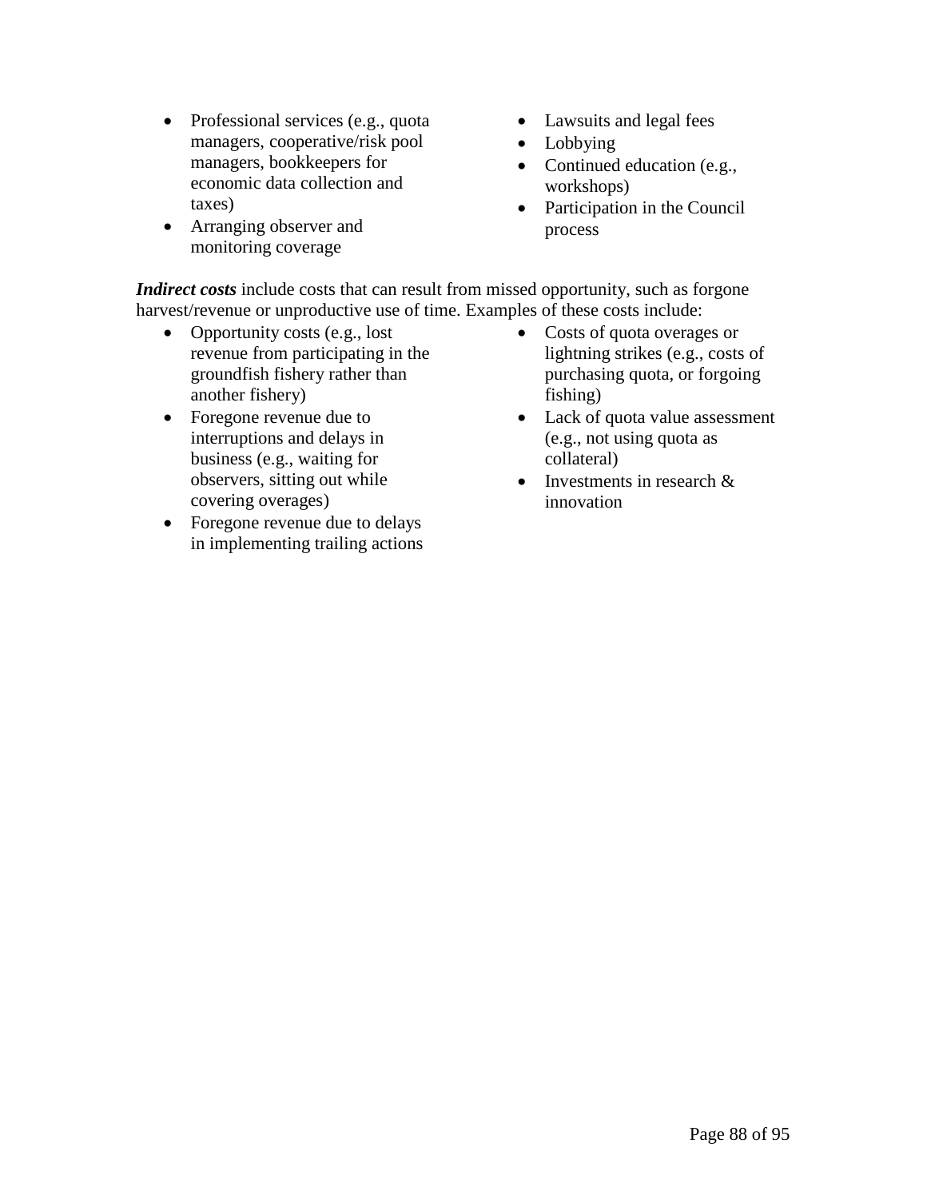- Professional services (e.g., quota managers, cooperative/risk pool managers, bookkeepers for economic data collection and taxes)
- Arranging observer and monitoring coverage
- Lawsuits and legal fees
- Lobbying
- Continued education (e.g., workshops)
- Participation in the Council process

***Indirect costs*** include costs that can result from missed opportunity, such as forgone harvest/revenue or unproductive use of time. Examples of these costs include:

- Opportunity costs (e.g., lost revenue from participating in the groundfish fishery rather than another fishery)
- Foregone revenue due to interruptions and delays in business (e.g., waiting for observers, sitting out while covering overages)
- Foregone revenue due to delays in implementing trailing actions
- Costs of quota overages or lightning strikes (e.g., costs of purchasing quota, or forgoing fishing)
- Lack of quota value assessment (e.g., not using quota as collateral)
- Investments in research & innovation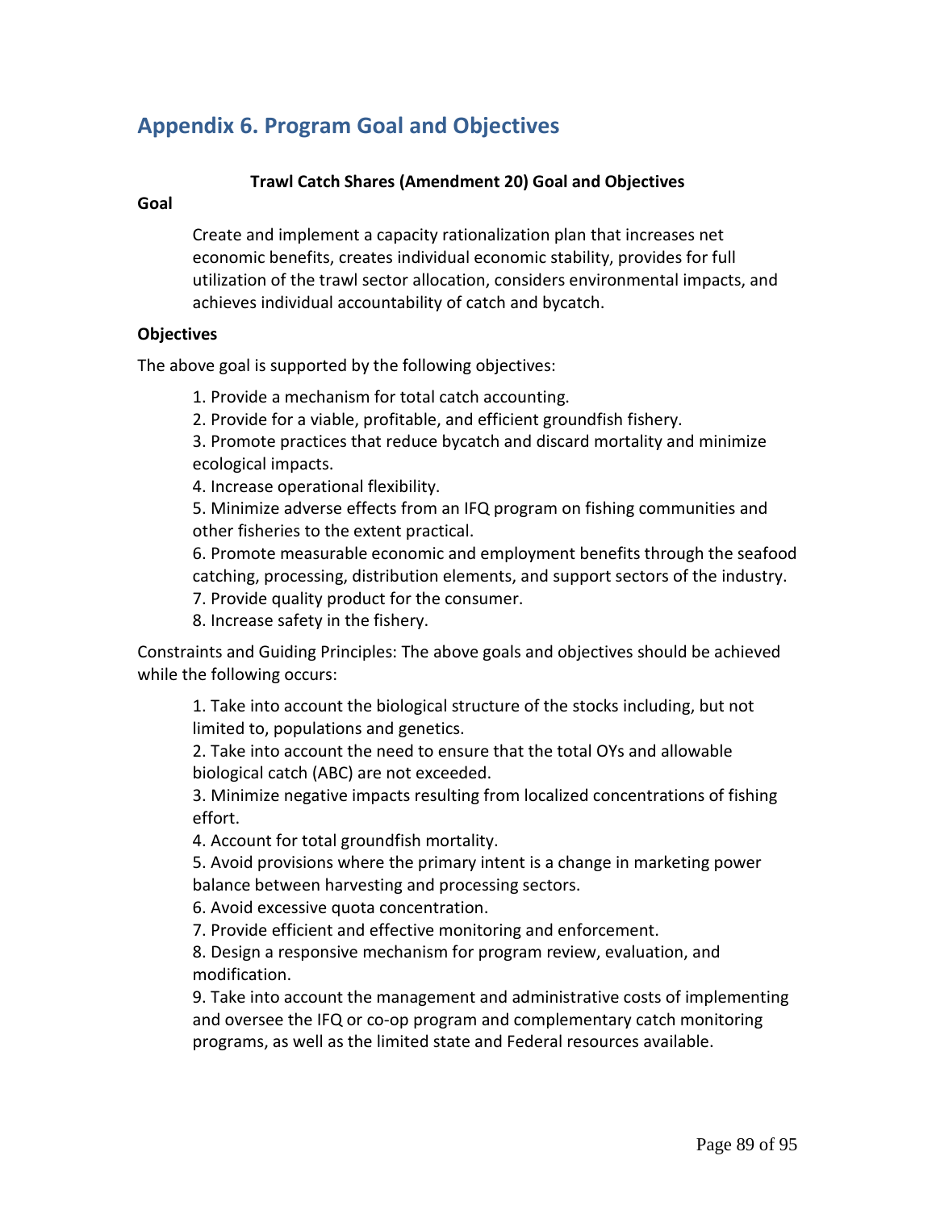## Appendix 6. Program Goal and Objectives

**Trawl Catch Shares (Amendment 20) Goal and Objectives**

**Goal**

Create and implement a capacity rationalization plan that increases net economic benefits, creates individual economic stability, provides for full utilization of the trawl sector allocation, considers environmental impacts, and achieves individual accountability of catch and bycatch.

**Objectives**

The above goal is supported by the following objectives:

1. Provide a mechanism for total catch accounting.
2. Provide for a viable, profitable, and efficient groundfish fishery.
3. Promote practices that reduce bycatch and discard mortality and minimize ecological impacts.
4. Increase operational flexibility.
5. Minimize adverse effects from an IFQ program on fishing communities and other fisheries to the extent practical.
6. Promote measurable economic and employment benefits through the seafood catching, processing, distribution elements, and support sectors of the industry.
7. Provide quality product for the consumer.
8. Increase safety in the fishery.

Constraints and Guiding Principles: The above goals and objectives should be achieved while the following occurs:

1. Take into account the biological structure of the stocks including, but not limited to, populations and genetics.
2. Take into account the need to ensure that the total OYs and allowable biological catch (ABC) are not exceeded.
3. Minimize negative impacts resulting from localized concentrations of fishing effort.
4. Account for total groundfish mortality.
5. Avoid provisions where the primary intent is a change in marketing power balance between harvesting and processing sectors.
6. Avoid excessive quota concentration.
7. Provide efficient and effective monitoring and enforcement.
8. Design a responsive mechanism for program review, evaluation, and modification.
9. Take into account the management and administrative costs of implementing and oversee the IFQ or co-op program and complementary catch monitoring programs, as well as the limited state and Federal resources available.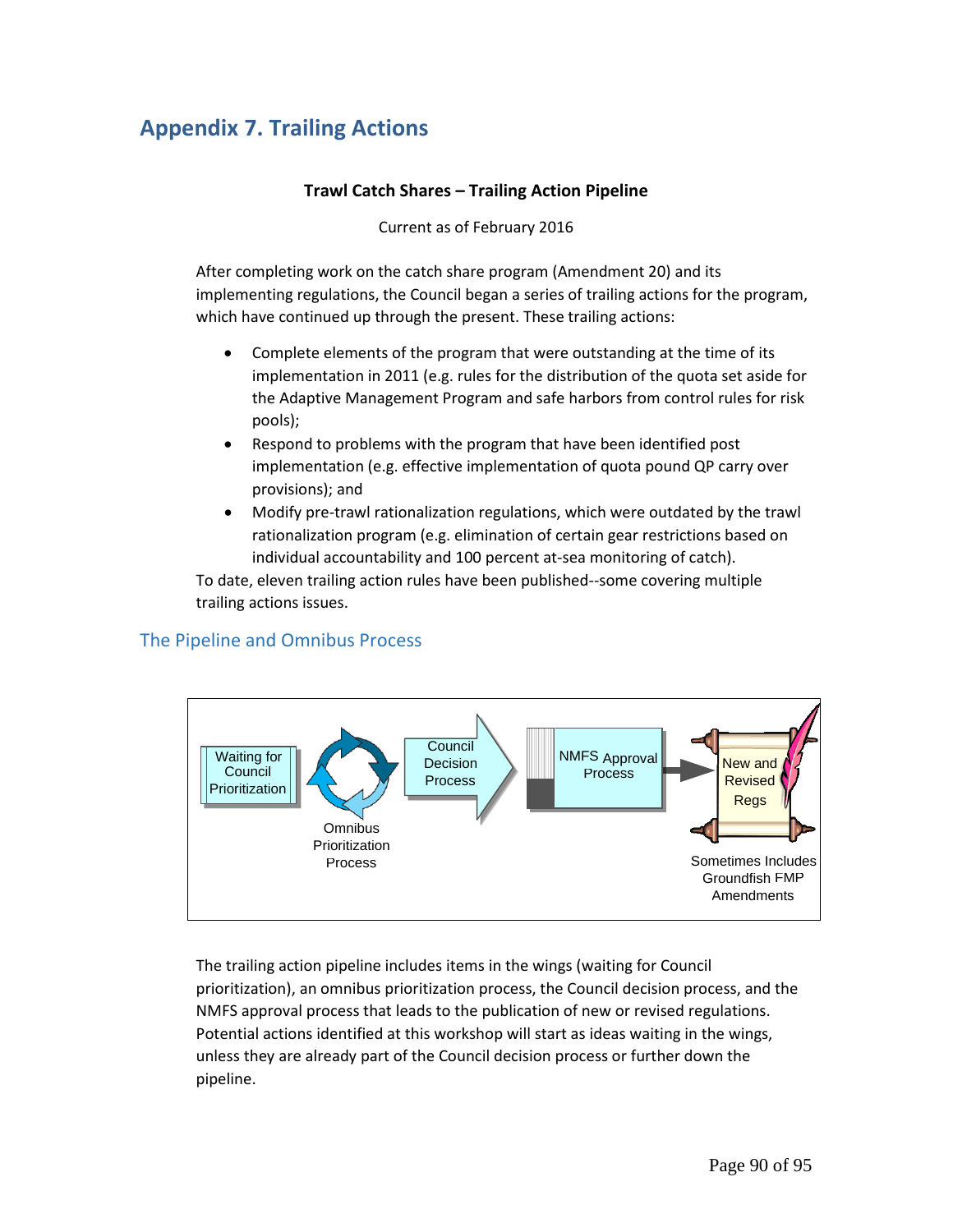# Appendix 7. Trailing Actions

**Trawl Catch Shares – Trailing Action Pipeline**

Current as of February 2016

After completing work on the catch share program (Amendment 20) and its implementing regulations, the Council began a series of trailing actions for the program, which have continued up through the present. These trailing actions:

- Complete elements of the program that were outstanding at the time of its implementation in 2011 (e.g. rules for the distribution of the quota set aside for the Adaptive Management Program and safe harbors from control rules for risk pools);
- Respond to problems with the program that have been identified post implementation (e.g. effective implementation of quota pound QP carry over provisions); and
- Modify pre-trawl rationalization regulations, which were outdated by the trawl rationalization program (e.g. elimination of certain gear restrictions based on individual accountability and 100 percent at-sea monitoring of catch).

To date, eleven trailing action rules have been published--some covering multiple trailing actions issues.

## The Pipeline and Omnibus Process

Waiting for Council Prioritization → Omnibus Prioritization Process → Council Decision Process → NMFS Approval Process → New and Revised Regs

Sometimes Includes Groundfish FMP Amendments

The trailing action pipeline includes items in the wings (waiting for Council prioritization), an omnibus prioritization process, the Council decision process, and the NMFS approval process that leads to the publication of new or revised regulations. Potential actions identified at this workshop will start as ideas waiting in the wings, unless they are already part of the Council decision process or further down the pipeline.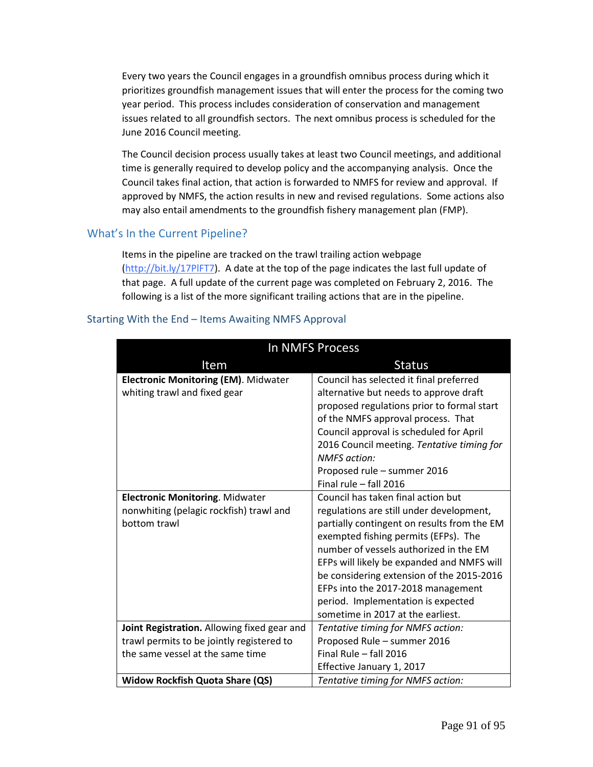Every two years the Council engages in a groundfish omnibus process during which it prioritizes groundfish management issues that will enter the process for the coming two year period. This process includes consideration of conservation and management issues related to all groundfish sectors. The next omnibus process is scheduled for the June 2016 Council meeting.

The Council decision process usually takes at least two Council meetings, and additional time is generally required to develop policy and the accompanying analysis. Once the Council takes final action, that action is forwarded to NMFS for review and approval. If approved by NMFS, the action results in new and revised regulations. Some actions also may also entail amendments to the groundfish fishery management plan (FMP).

## What's In the Current Pipeline?

Items in the pipeline are tracked on the trawl trailing action webpage (http://bit.ly/17PlFT7). A date at the top of the page indicates the last full update of that page. A full update of the current page was completed on February 2, 2016. The following is a list of the more significant trailing actions that are in the pipeline.

### Starting With the End – Items Awaiting NMFS Approval

| In NMFS Process | |
|---|---|
| **Item** | **Status** |
| **Electronic Monitoring (EM)**. Midwater whiting trawl and fixed gear | Council has selected it final preferred alternative but needs to approve draft proposed regulations prior to formal start of the NMFS approval process. That Council approval is scheduled for April 2016 Council meeting. *Tentative timing for NMFS action:*<br>Proposed rule – summer 2016<br>Final rule – fall 2016 |
| **Electronic Monitoring**. Midwater nonwhiting (pelagic rockfish) trawl and bottom trawl | Council has taken final action but regulations are still under development, partially contingent on results from the EM exempted fishing permits (EFPs). The number of vessels authorized in the EM EFPs will likely be expanded and NMFS will be considering extension of the 2015-2016 EFPs into the 2017-2018 management period. Implementation is expected sometime in 2017 at the earliest. |
| **Joint Registration.** Allowing fixed gear and trawl permits to be jointly registered to the same vessel at the same time | *Tentative timing for NMFS action:*<br>Proposed Rule – summer 2016<br>Final Rule – fall 2016<br>Effective January 1, 2017 |
| **Widow Rockfish Quota Share (QS)** | *Tentative timing for NMFS action:* |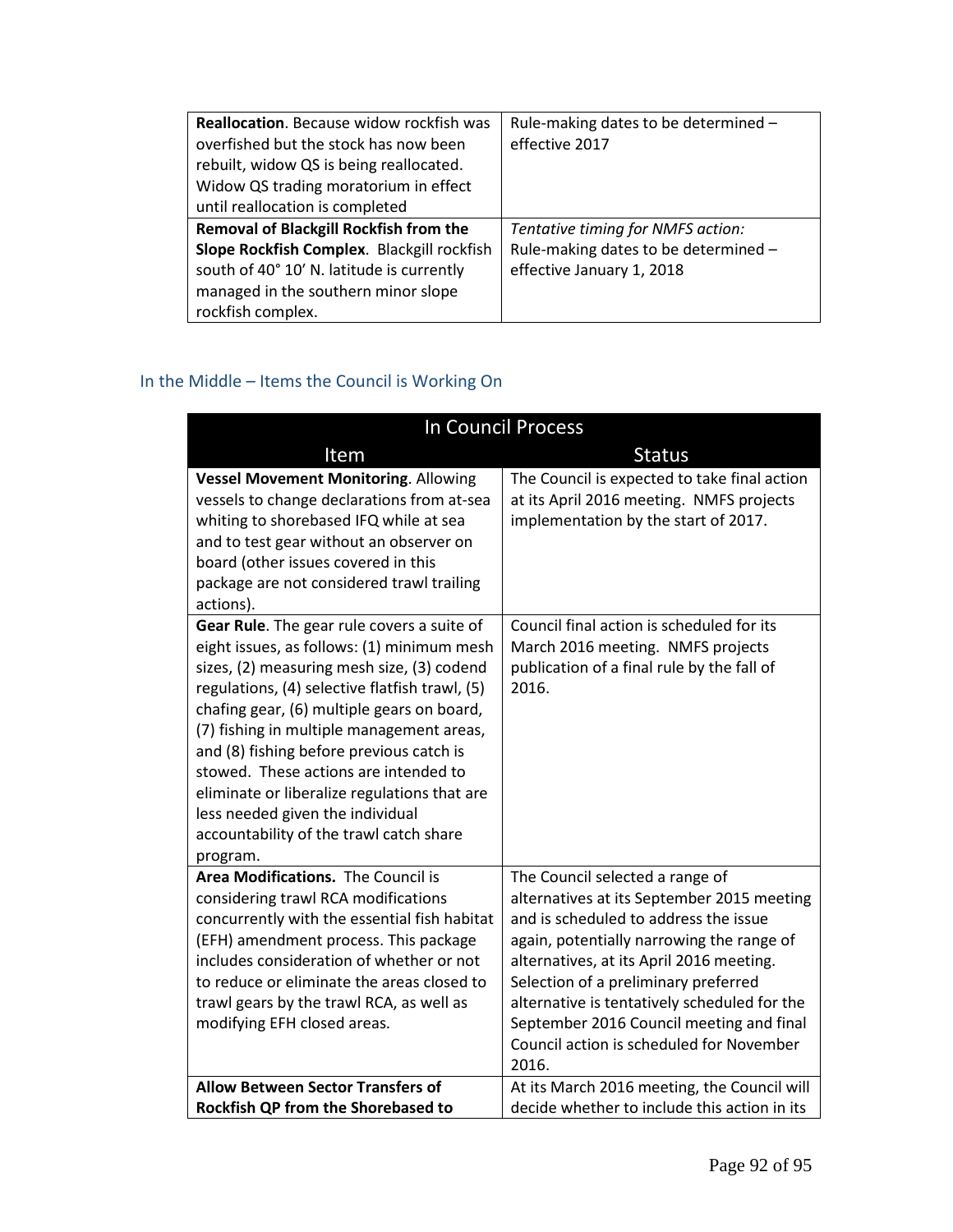| | |
|---|---|
| **Reallocation**. Because widow rockfish was overfished but the stock has now been rebuilt, widow QS is being reallocated. Widow QS trading moratorium in effect until reallocation is completed | Rule-making dates to be determined – effective 2017 |
| **Removal of Blackgill Rockfish from the Slope Rockfish Complex**. Blackgill rockfish south of 40° 10′ N. latitude is currently managed in the southern minor slope rockfish complex. | *Tentative timing for NMFS action:* Rule-making dates to be determined – effective January 1, 2018 |

## In the Middle – Items the Council is Working On

| In Council Process | |
|---|---|
| **Item** | **Status** |
| **Vessel Movement Monitoring**. Allowing vessels to change declarations from at-sea whiting to shorebased IFQ while at sea and to test gear without an observer on board (other issues covered in this package are not considered trawl trailing actions). | The Council is expected to take final action at its April 2016 meeting. NMFS projects implementation by the start of 2017. |
| **Gear Rule**. The gear rule covers a suite of eight issues, as follows: (1) minimum mesh sizes, (2) measuring mesh size, (3) codend regulations, (4) selective flatfish trawl, (5) chafing gear, (6) multiple gears on board, (7) fishing in multiple management areas, and (8) fishing before previous catch is stowed. These actions are intended to eliminate or liberalize regulations that are less needed given the individual accountability of the trawl catch share program. | Council final action is scheduled for its March 2016 meeting. NMFS projects publication of a final rule by the fall of 2016. |
| **Area Modifications.** The Council is considering trawl RCA modifications concurrently with the essential fish habitat (EFH) amendment process. This package includes consideration of whether or not to reduce or eliminate the areas closed to trawl gears by the trawl RCA, as well as modifying EFH closed areas. | The Council selected a range of alternatives at its September 2015 meeting and is scheduled to address the issue again, potentially narrowing the range of alternatives, at its April 2016 meeting. Selection of a preliminary preferred alternative is tentatively scheduled for the September 2016 Council meeting and final Council action is scheduled for November 2016. |
| **Allow Between Sector Transfers of Rockfish QP from the Shorebased to** | At its March 2016 meeting, the Council will decide whether to include this action in its |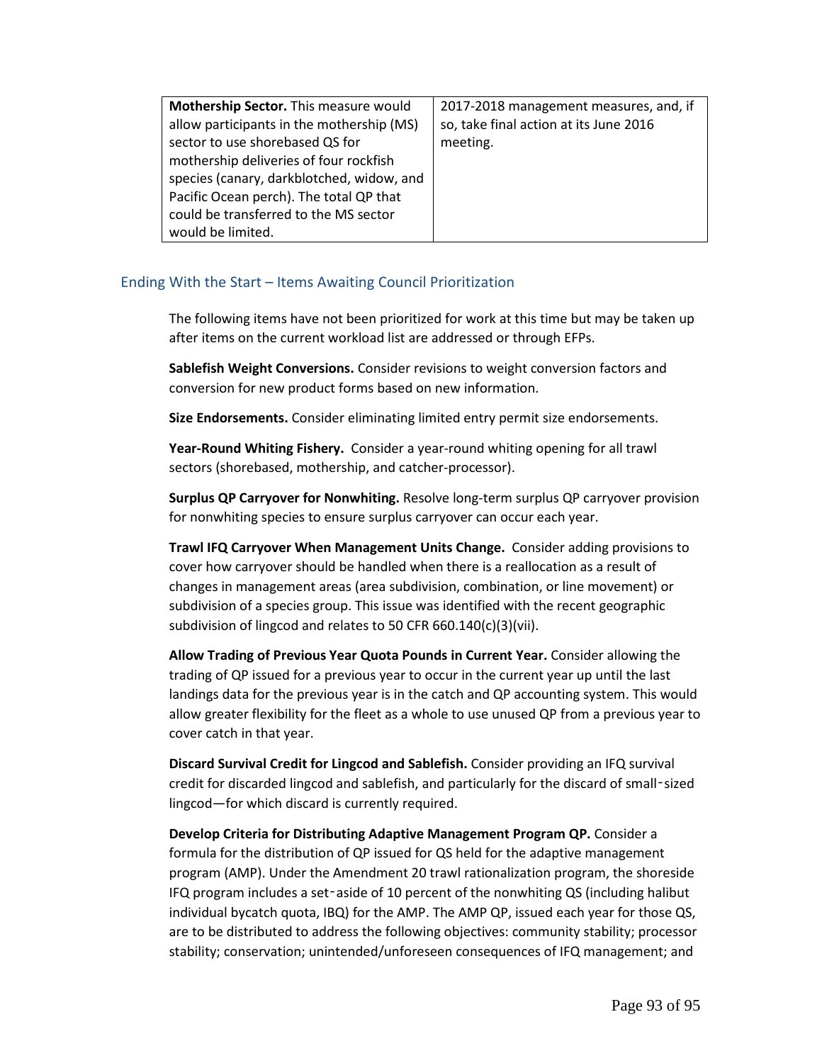| | |
|---|---|
| **Mothership Sector.** This measure would allow participants in the mothership (MS) sector to use shorebased QS for mothership deliveries of four rockfish species (canary, darkblotched, widow, and Pacific Ocean perch). The total QP that could be transferred to the MS sector would be limited. | 2017-2018 management measures, and, if so, take final action at its June 2016 meeting. |

## Ending With the Start – Items Awaiting Council Prioritization

The following items have not been prioritized for work at this time but may be taken up after items on the current workload list are addressed or through EFPs.

**Sablefish Weight Conversions.** Consider revisions to weight conversion factors and conversion for new product forms based on new information.

**Size Endorsements.** Consider eliminating limited entry permit size endorsements.

**Year-Round Whiting Fishery.** Consider a year-round whiting opening for all trawl sectors (shorebased, mothership, and catcher-processor).

**Surplus QP Carryover for Nonwhiting.** Resolve long-term surplus QP carryover provision for nonwhiting species to ensure surplus carryover can occur each year.

**Trawl IFQ Carryover When Management Units Change.** Consider adding provisions to cover how carryover should be handled when there is a reallocation as a result of changes in management areas (area subdivision, combination, or line movement) or subdivision of a species group. This issue was identified with the recent geographic subdivision of lingcod and relates to 50 CFR 660.140(c)(3)(vii).

**Allow Trading of Previous Year Quota Pounds in Current Year.** Consider allowing the trading of QP issued for a previous year to occur in the current year up until the last landings data for the previous year is in the catch and QP accounting system. This would allow greater flexibility for the fleet as a whole to use unused QP from a previous year to cover catch in that year.

**Discard Survival Credit for Lingcod and Sablefish.** Consider providing an IFQ survival credit for discarded lingcod and sablefish, and particularly for the discard of small‑sized lingcod—for which discard is currently required.

**Develop Criteria for Distributing Adaptive Management Program QP.** Consider a formula for the distribution of QP issued for QS held for the adaptive management program (AMP). Under the Amendment 20 trawl rationalization program, the shoreside IFQ program includes a set‑aside of 10 percent of the nonwhiting QS (including halibut individual bycatch quota, IBQ) for the AMP. The AMP QP, issued each year for those QS, are to be distributed to address the following objectives: community stability; processor stability; conservation; unintended/unforeseen consequences of IFQ management; and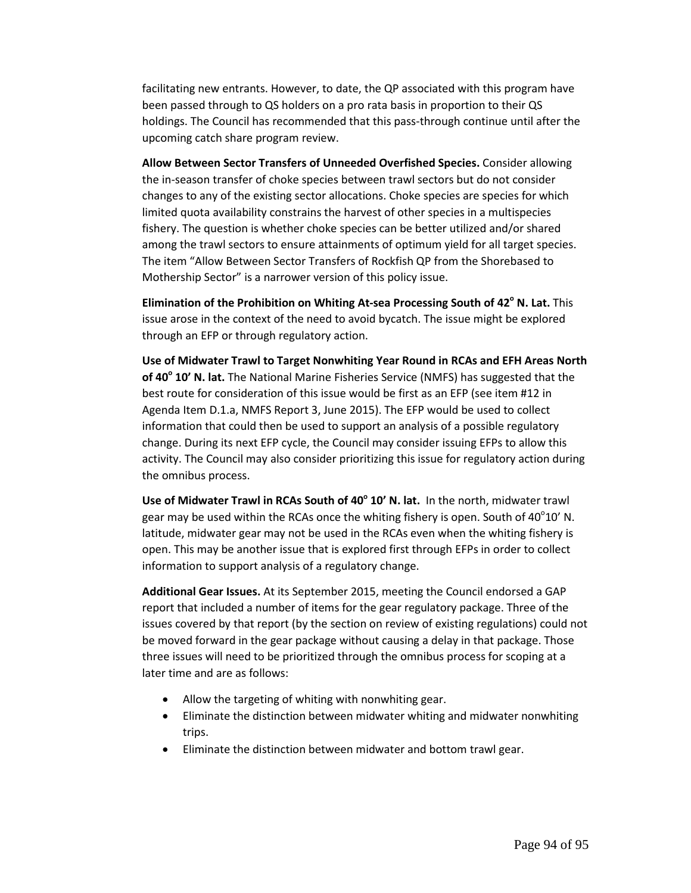facilitating new entrants. However, to date, the QP associated with this program have been passed through to QS holders on a pro rata basis in proportion to their QS holdings. The Council has recommended that this pass-through continue until after the upcoming catch share program review.

**Allow Between Sector Transfers of Unneeded Overfished Species.** Consider allowing the in-season transfer of choke species between trawl sectors but do not consider changes to any of the existing sector allocations. Choke species are species for which limited quota availability constrains the harvest of other species in a multispecies fishery. The question is whether choke species can be better utilized and/or shared among the trawl sectors to ensure attainments of optimum yield for all target species. The item "Allow Between Sector Transfers of Rockfish QP from the Shorebased to Mothership Sector" is a narrower version of this policy issue.

**Elimination of the Prohibition on Whiting At-sea Processing South of 42° N. Lat.** This issue arose in the context of the need to avoid bycatch. The issue might be explored through an EFP or through regulatory action.

**Use of Midwater Trawl to Target Nonwhiting Year Round in RCAs and EFH Areas North of 40° 10' N. lat.** The National Marine Fisheries Service (NMFS) has suggested that the best route for consideration of this issue would be first as an EFP (see item #12 in Agenda Item D.1.a, NMFS Report 3, June 2015). The EFP would be used to collect information that could then be used to support an analysis of a possible regulatory change. During its next EFP cycle, the Council may consider issuing EFPs to allow this activity. The Council may also consider prioritizing this issue for regulatory action during the omnibus process.

**Use of Midwater Trawl in RCAs South of 40° 10' N. lat.** In the north, midwater trawl gear may be used within the RCAs once the whiting fishery is open. South of 40°10' N. latitude, midwater gear may not be used in the RCAs even when the whiting fishery is open. This may be another issue that is explored first through EFPs in order to collect information to support analysis of a regulatory change.

**Additional Gear Issues.** At its September 2015, meeting the Council endorsed a GAP report that included a number of items for the gear regulatory package. Three of the issues covered by that report (by the section on review of existing regulations) could not be moved forward in the gear package without causing a delay in that package. Those three issues will need to be prioritized through the omnibus process for scoping at a later time and are as follows:

- Allow the targeting of whiting with nonwhiting gear.
- Eliminate the distinction between midwater whiting and midwater nonwhiting trips.
- Eliminate the distinction between midwater and bottom trawl gear.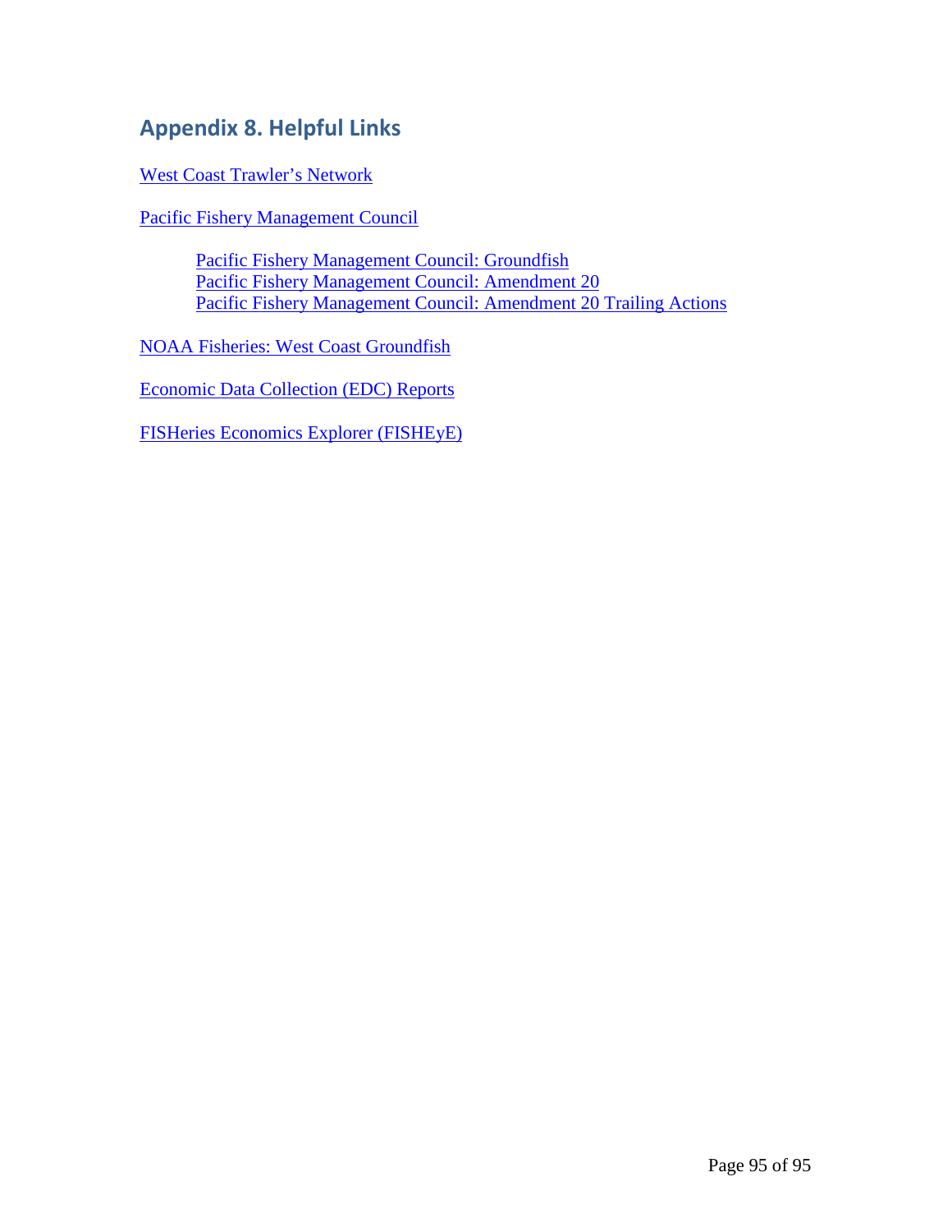## Appendix 8. Helpful Links

West Coast Trawler's Network

Pacific Fishery Management Council

- Pacific Fishery Management Council: Groundfish
- Pacific Fishery Management Council: Amendment 20
- Pacific Fishery Management Council: Amendment 20 Trailing Actions

NOAA Fisheries: West Coast Groundfish

Economic Data Collection (EDC) Reports

FISHeries Economics Explorer (FISHEyE)